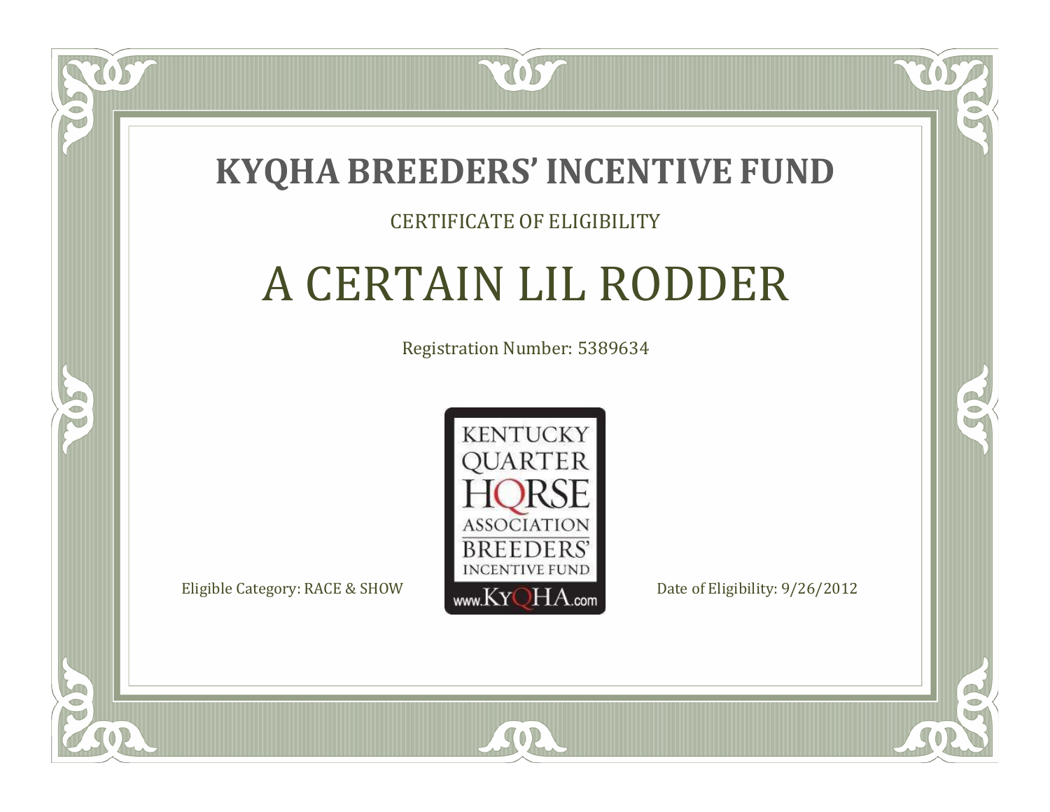# KYQHA BREEDERS' INCENTIVE FUND

CERTIFICATE OF ELIGIBILITY

## A CERTAIN LIL RODDER

Registration Number: 5389634

KENTUCKY QUARTER HORSE ASSOCIATION BREEDERS' INCENTIVE FUND www.KyQHA.com

Eligible Category: RACE & SHOW

Date of Eligibility: 9/26/2012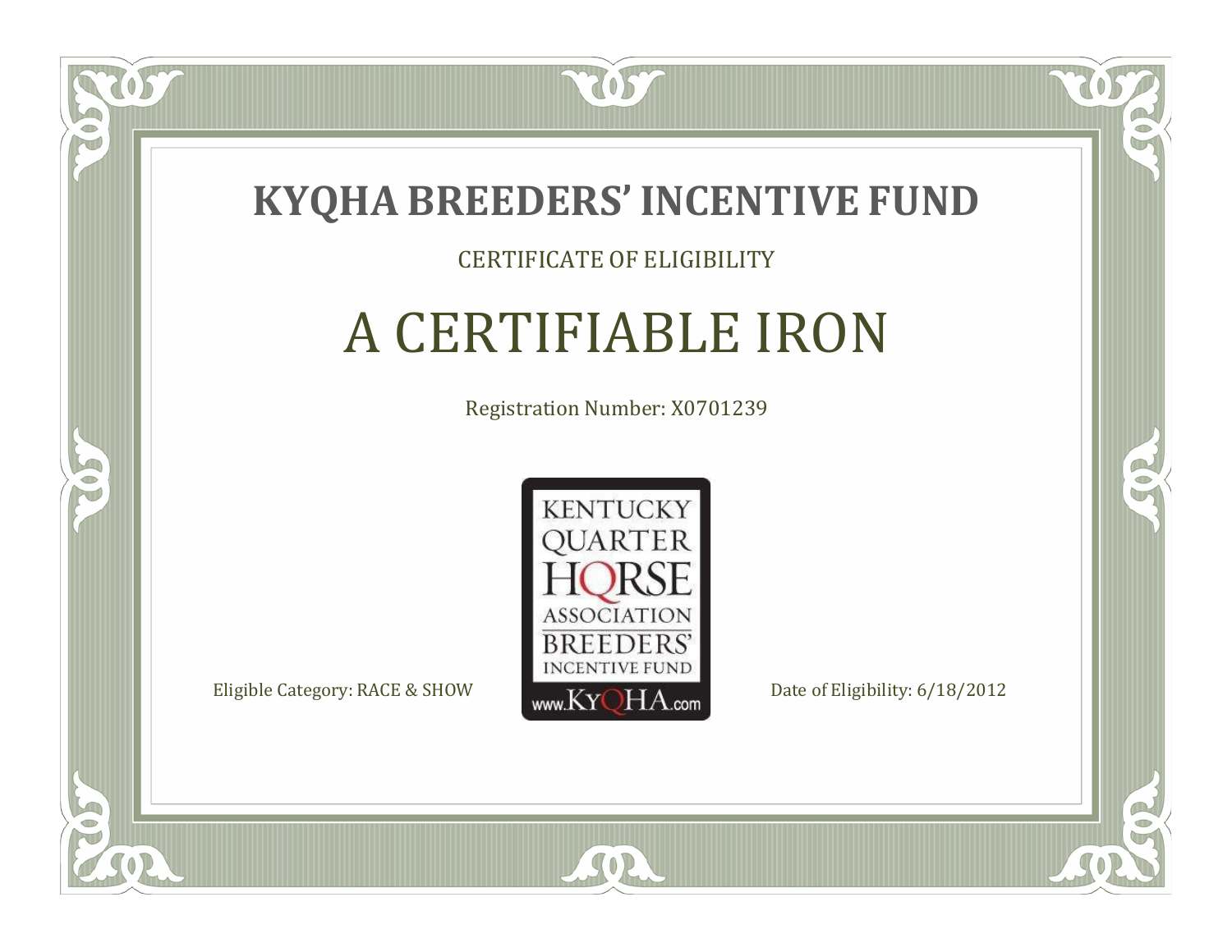# KYQHA BREEDERS' INCENTIVE FUND

CERTIFICATE OF ELIGIBILITY

## A CERTIFIABLE IRON

Registration Number: X0701239

KENTUCKY QUARTER HORSE ASSOCIATION BREEDERS' INCENTIVE FUND www.KyQHA.com

Eligible Category: RACE & SHOW

Date of Eligibility: 6/18/2012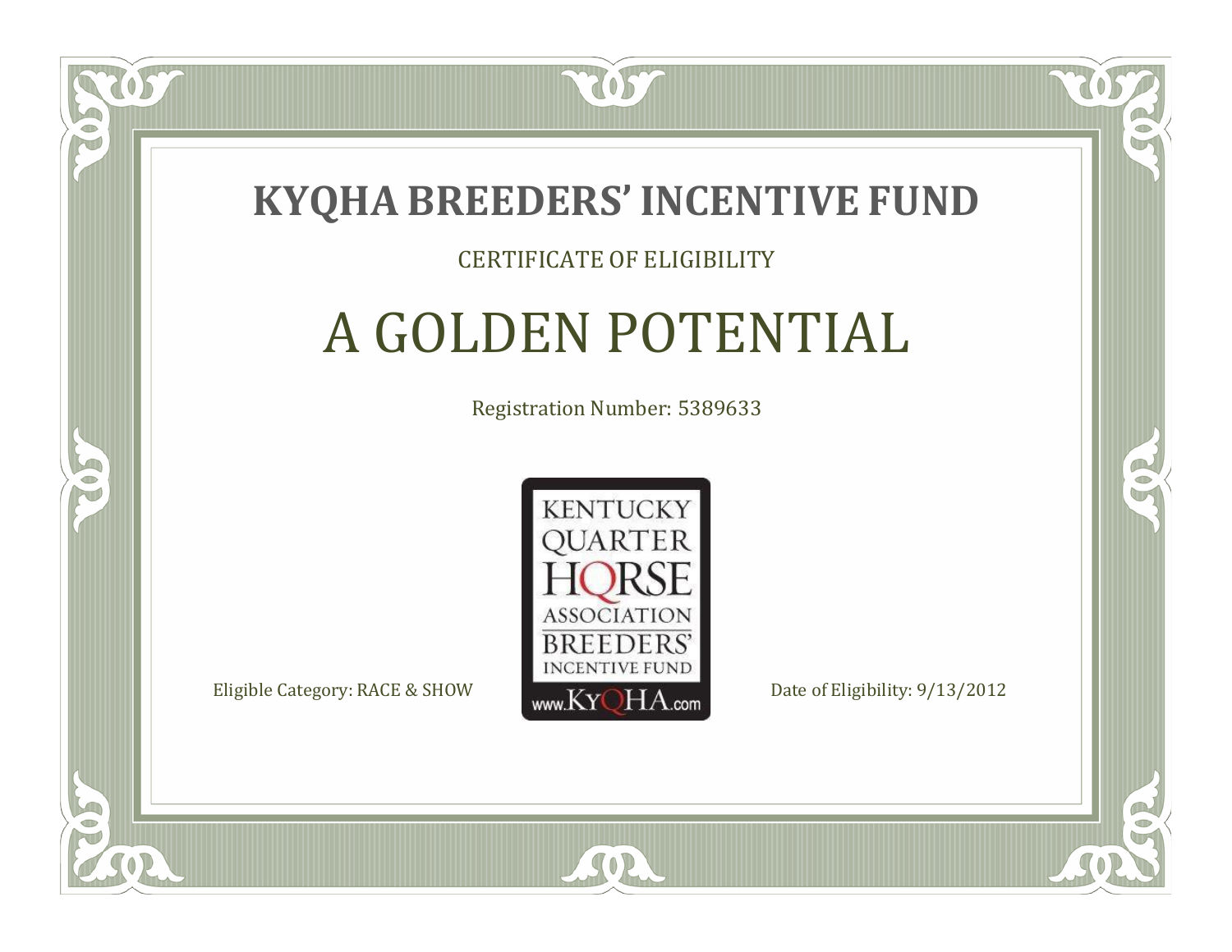# KYQHA BREEDERS' INCENTIVE FUND

CERTIFICATE OF ELIGIBILITY

## A GOLDEN POTENTIAL

Registration Number: 5389633

KENTUCKY QUARTER HORSE ASSOCIATION BREEDERS' INCENTIVE FUND
www.KyQHA.com

Eligible Category: RACE & SHOW

Date of Eligibility: 9/13/2012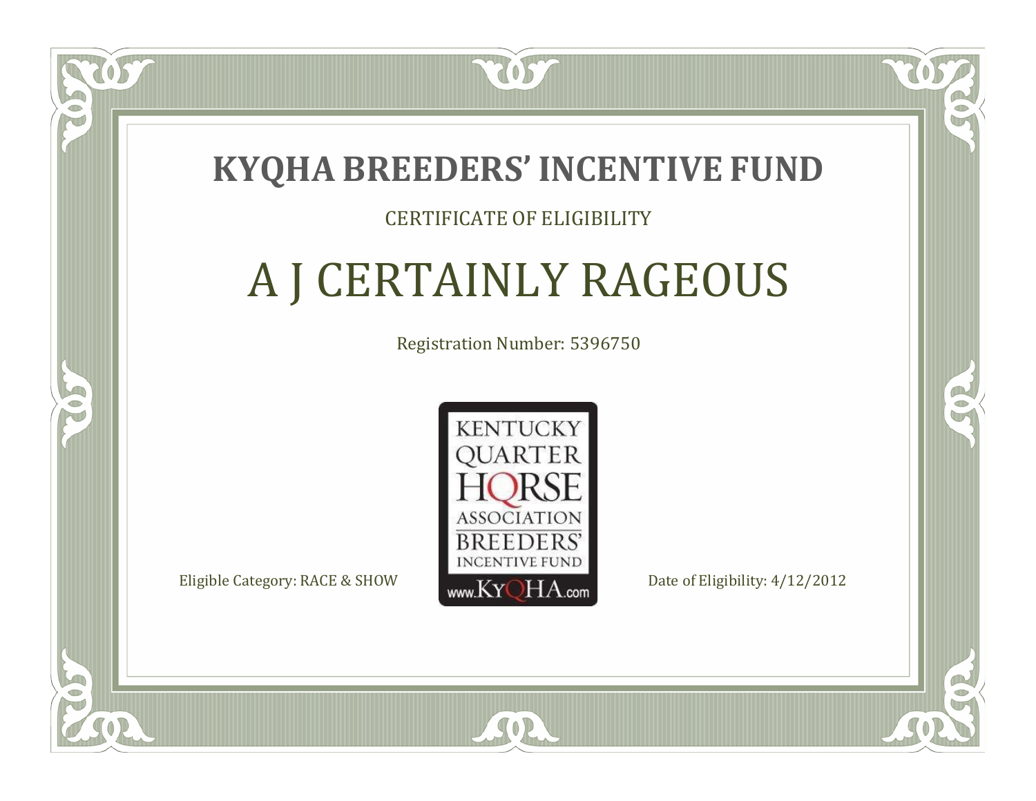# KYQHA BREEDERS' INCENTIVE FUND

CERTIFICATE OF ELIGIBILITY

## A J CERTAINLY RAGEOUS

Registration Number: 5396750

KENTUCKY QUARTER HORSE ASSOCIATION BREEDERS' INCENTIVE FUND www.KyQHA.com

Eligible Category: RACE & SHOW

Date of Eligibility: 4/12/2012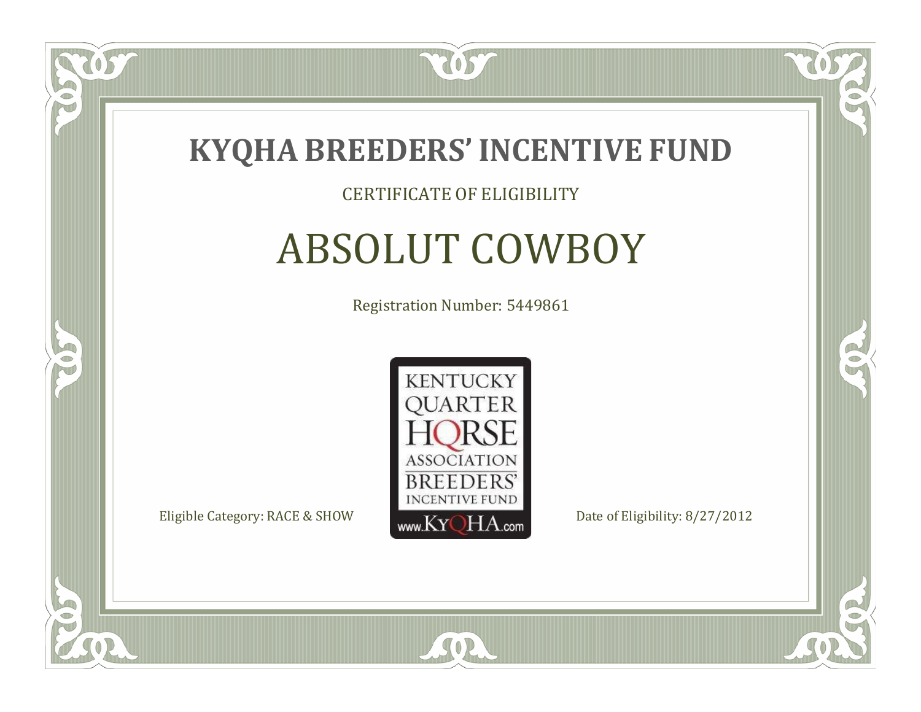# KYQHA BREEDERS' INCENTIVE FUND

CERTIFICATE OF ELIGIBILITY

## ABSOLUT COWBOY

Registration Number: 5449861

KENTUCKY QUARTER HORSE ASSOCIATION BREEDERS' INCENTIVE FUND www.KyQHA.com

Eligible Category: RACE & SHOW

Date of Eligibility: 8/27/2012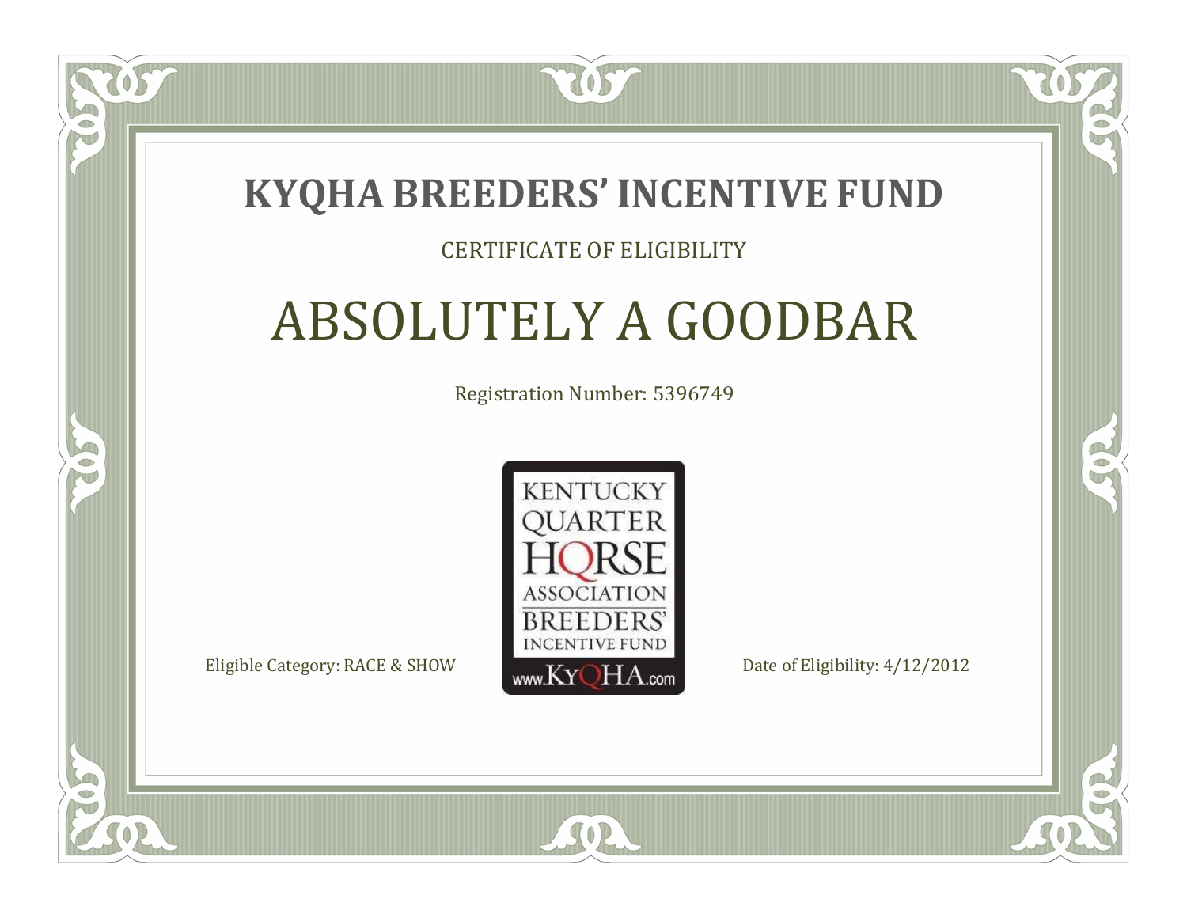# KYQHA BREEDERS' INCENTIVE FUND

CERTIFICATE OF ELIGIBILITY

## ABSOLUTELY A GOODBAR

Registration Number: 5396749

KENTUCKY QUARTER HORSE ASSOCIATION BREEDERS' INCENTIVE FUND www.KyQHA.com

Eligible Category: RACE & SHOW

Date of Eligibility: 4/12/2012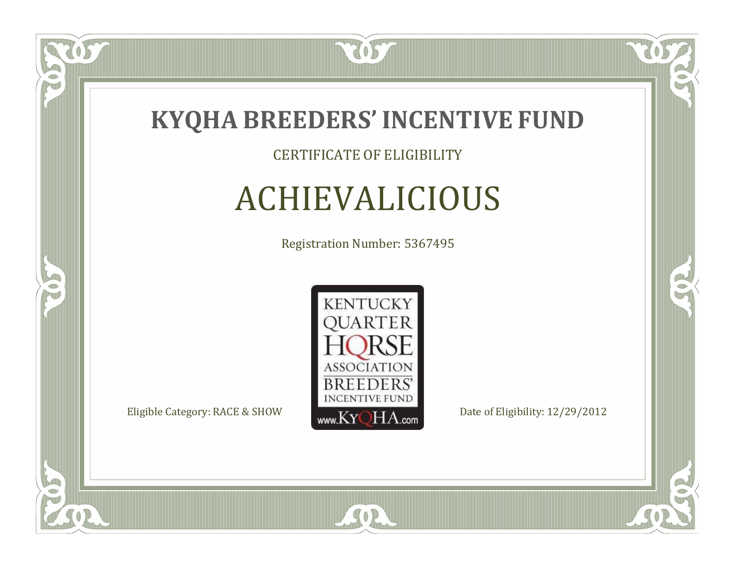# KYQHA BREEDERS' INCENTIVE FUND

CERTIFICATE OF ELIGIBILITY

## ACHIEVALICIOUS

Registration Number: 5367495

KENTUCKY QUARTER HORSE ASSOCIATION BREEDERS' INCENTIVE FUND
www.KYQHA.com

Eligible Category: RACE & SHOW

Date of Eligibility: 12/29/2012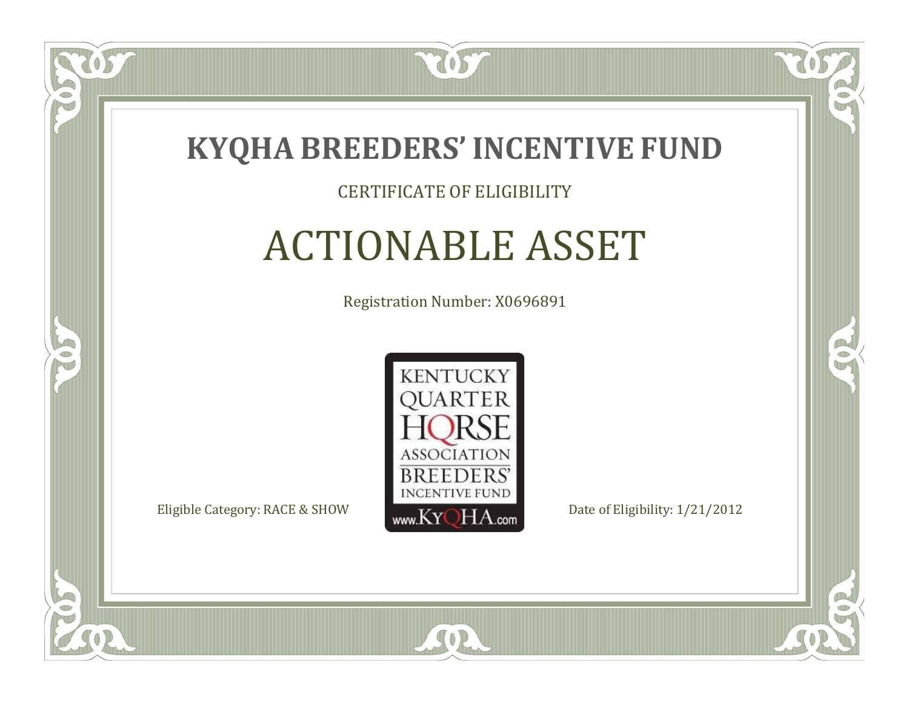# KYQHA BREEDERS' INCENTIVE FUND

CERTIFICATE OF ELIGIBILITY

## ACTIONABLE ASSET

Registration Number: X0696891

KENTUCKY QUARTER HORSE ASSOCIATION BREEDERS' INCENTIVE FUND www.KyQHA.com

Eligible Category: RACE & SHOW

Date of Eligibility: 1/21/2012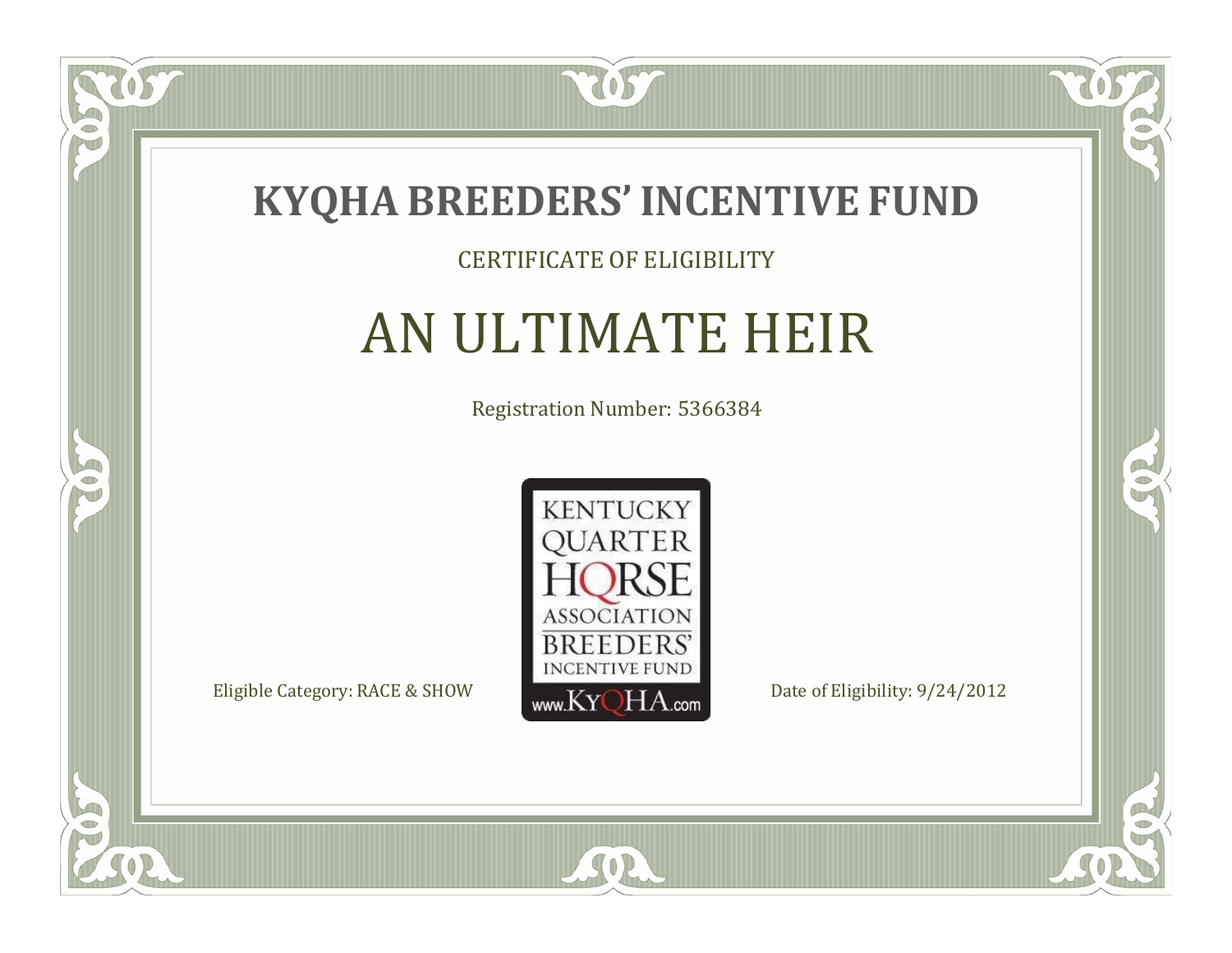# KYQHA BREEDERS' INCENTIVE FUND

CERTIFICATE OF ELIGIBILITY

## AN ULTIMATE HEIR

Registration Number: 5366384

KENTUCKY QUARTER HORSE ASSOCIATION BREEDERS' INCENTIVE FUND www.KyQHA.com

Eligible Category: RACE & SHOW

Date of Eligibility: 9/24/2012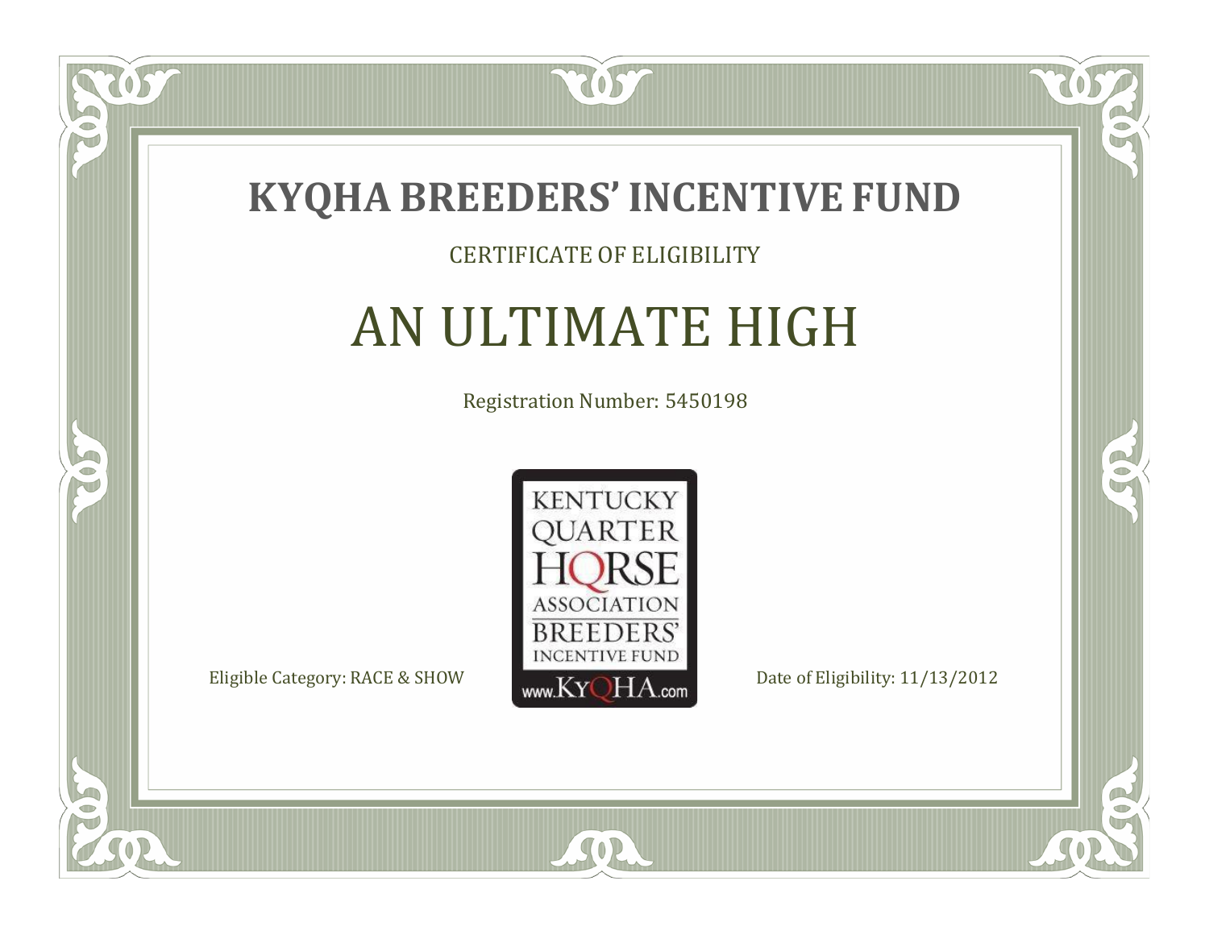# KYQHA BREEDERS' INCENTIVE FUND

CERTIFICATE OF ELIGIBILITY

## AN ULTIMATE HIGH

Registration Number: 5450198

KENTUCKY QUARTER HORSE ASSOCIATION BREEDERS' INCENTIVE FUND www.KyQHA.com

Eligible Category: RACE & SHOW

Date of Eligibility: 11/13/2012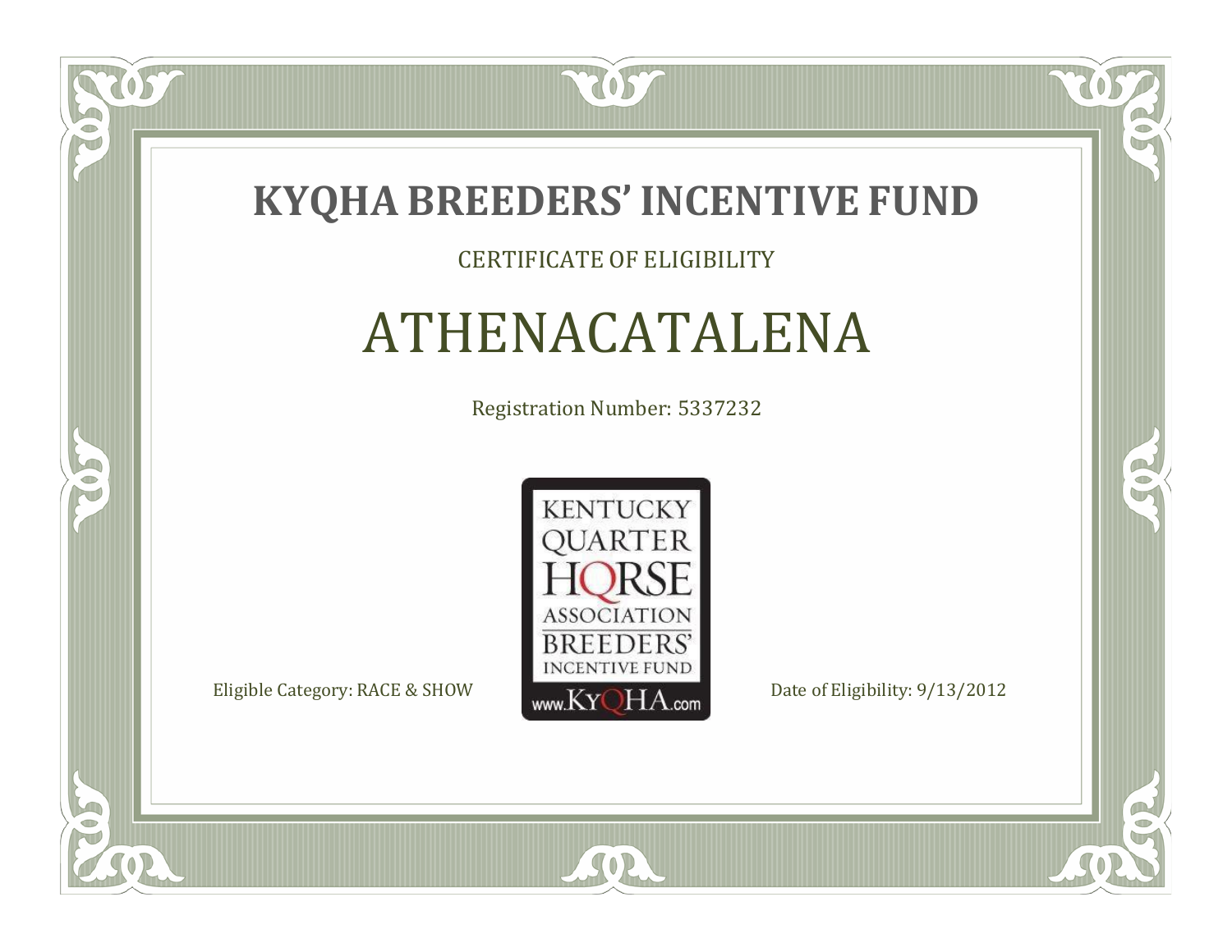# KYQHA BREEDERS' INCENTIVE FUND

CERTIFICATE OF ELIGIBILITY

## ATHENACATALENA

Registration Number: 5337232

KENTUCKY QUARTER HORSE ASSOCIATION BREEDERS' INCENTIVE FUND www.KyQHA.com

Eligible Category: RACE & SHOW

Date of Eligibility: 9/13/2012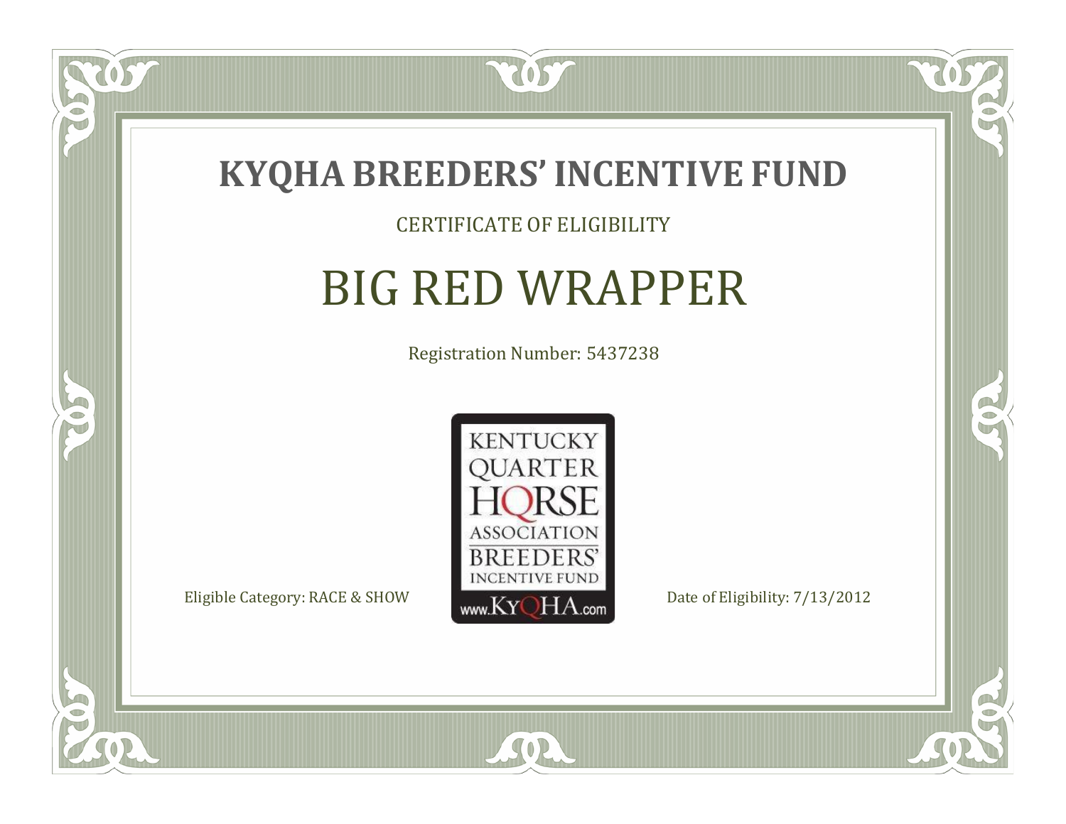# KYQHA BREEDERS' INCENTIVE FUND

CERTIFICATE OF ELIGIBILITY

## BIG RED WRAPPER

Registration Number: 5437238

KENTUCKY QUARTER HORSE ASSOCIATION BREEDERS' INCENTIVE FUND www.KyQHA.com

Eligible Category: RACE & SHOW

Date of Eligibility: 7/13/2012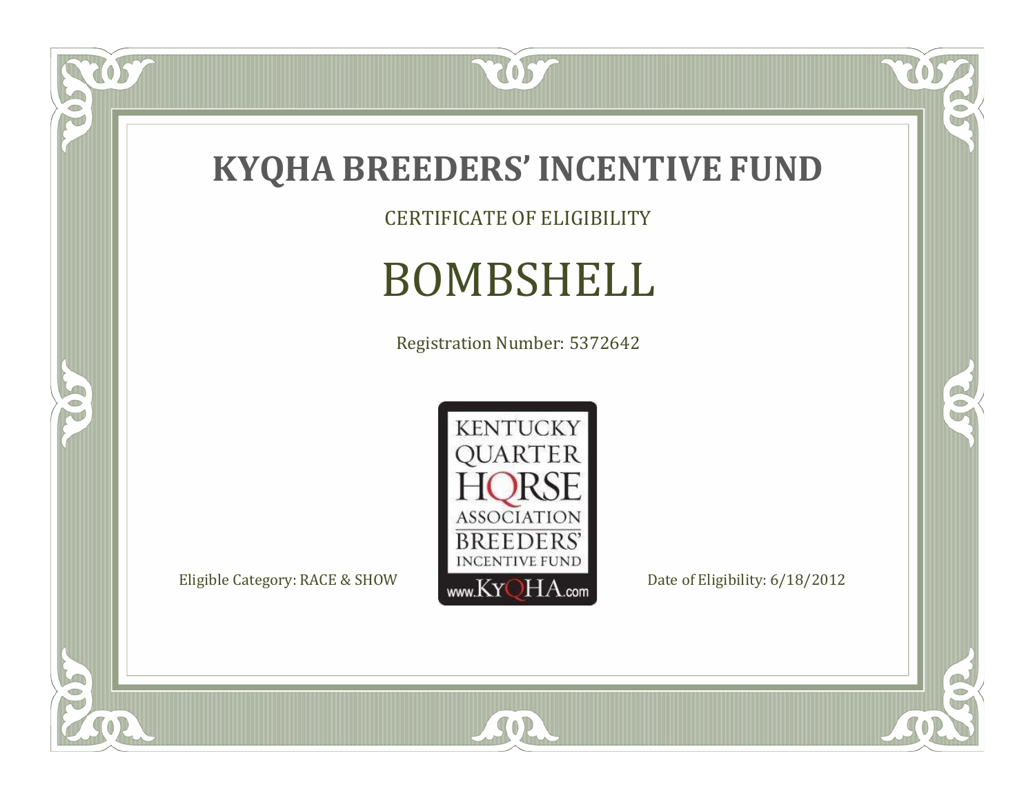# KYQHA BREEDERS' INCENTIVE FUND

CERTIFICATE OF ELIGIBILITY

## BOMBSHELL

Registration Number: 5372642

KENTUCKY QUARTER HORSE ASSOCIATION BREEDERS' INCENTIVE FUND www.KyQHA.com

Eligible Category: RACE & SHOW

Date of Eligibility: 6/18/2012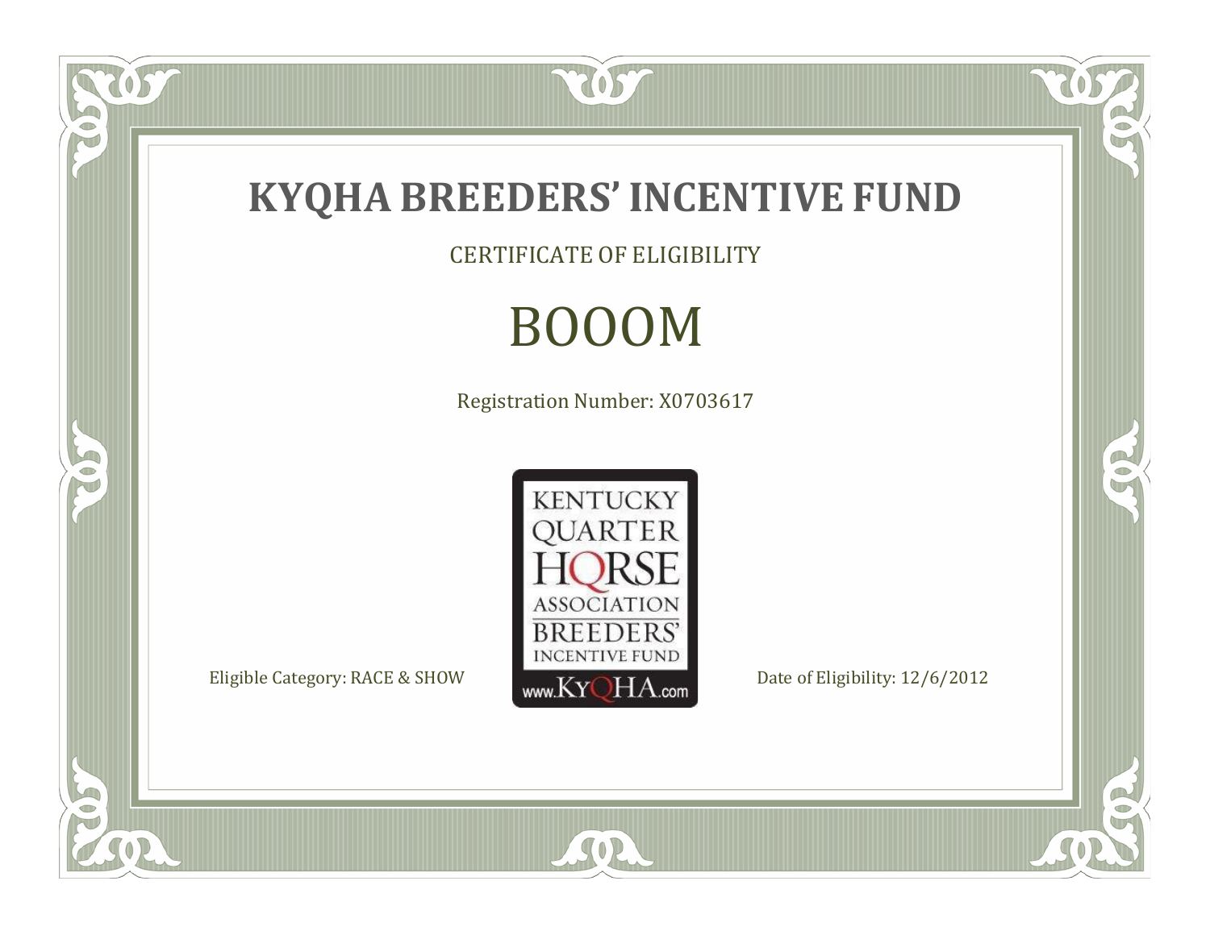# KYQHA BREEDERS' INCENTIVE FUND

CERTIFICATE OF ELIGIBILITY

## BOOOM

Registration Number: X0703617

KENTUCKY QUARTER HORSE ASSOCIATION BREEDERS' INCENTIVE FUND www.KyQHA.com

Eligible Category: RACE & SHOW

Date of Eligibility: 12/6/2012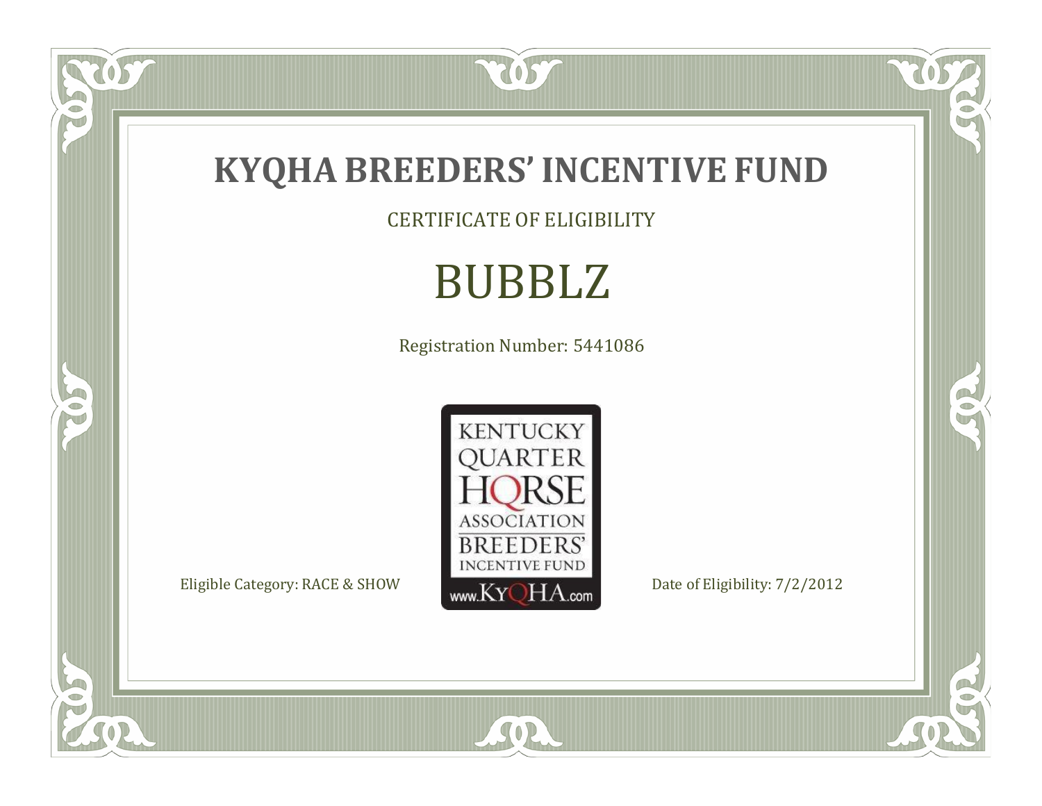# KYQHA BREEDERS' INCENTIVE FUND

CERTIFICATE OF ELIGIBILITY

## BUBBLZ

Registration Number: 5441086

KENTUCKY QUARTER HORSE ASSOCIATION BREEDERS' INCENTIVE FUND www.KyQHA.com

Eligible Category: RACE & SHOW

Date of Eligibility: 7/2/2012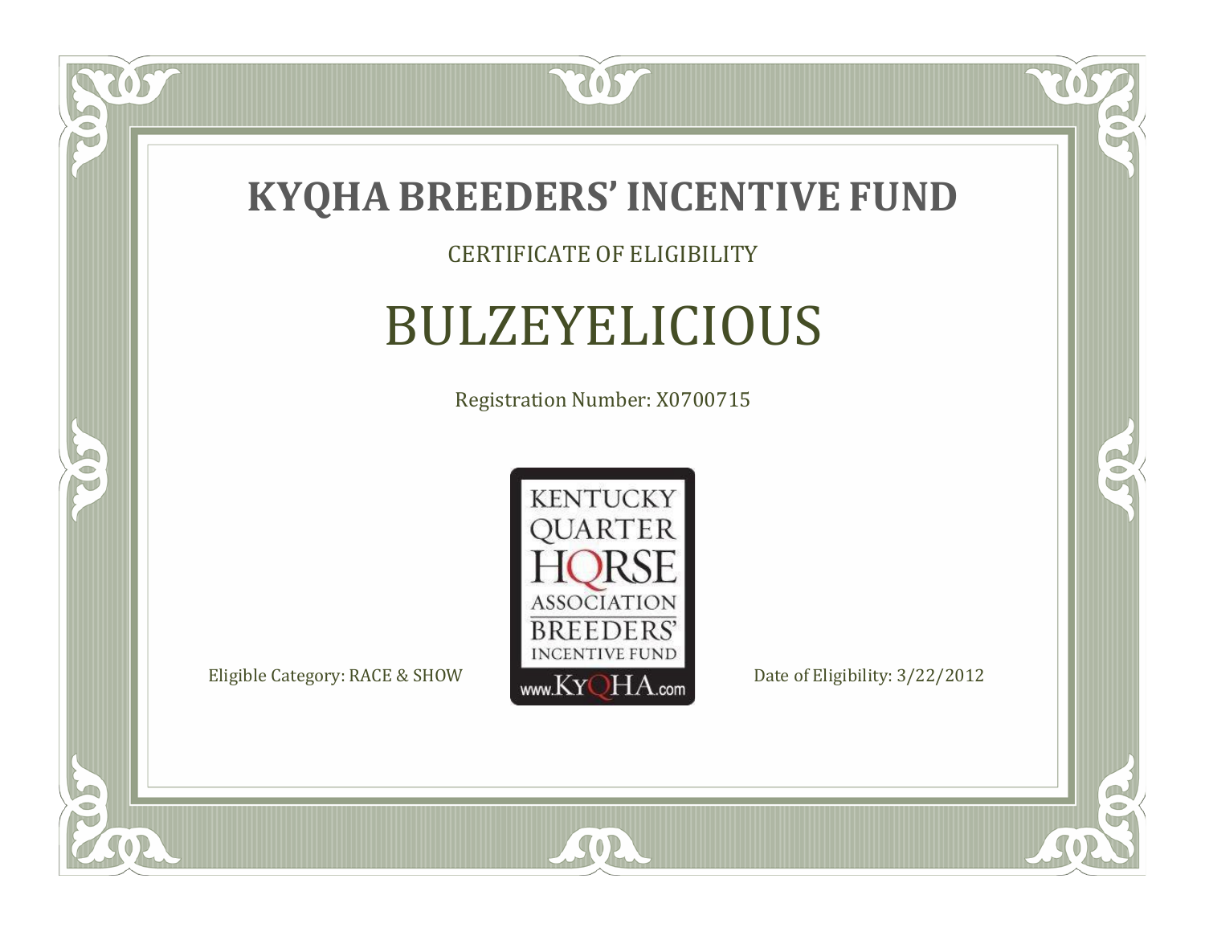# KYQHA BREEDERS' INCENTIVE FUND

CERTIFICATE OF ELIGIBILITY

## BULZEYELICIOUS

Registration Number: X0700715

KENTUCKY QUARTER HORSE ASSOCIATION BREEDERS' INCENTIVE FUND www.KyQHA.com

Eligible Category: RACE & SHOW

Date of Eligibility: 3/22/2012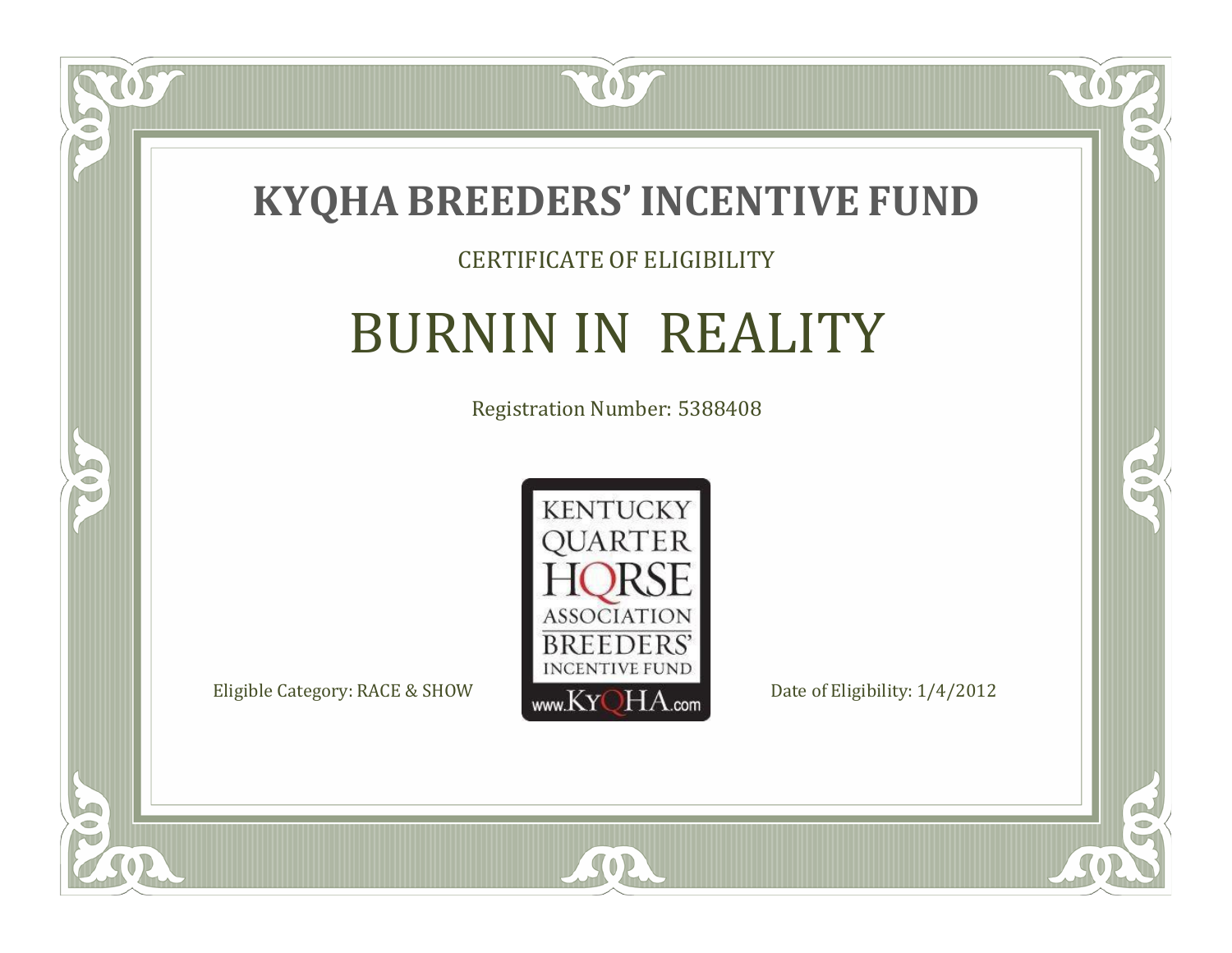# KYQHA BREEDERS' INCENTIVE FUND

CERTIFICATE OF ELIGIBILITY

## BURNIN IN  REALITY

Registration Number: 5388408

KENTUCKY QUARTER HORSE ASSOCIATION BREEDERS' INCENTIVE FUND www.KyQHA.com

Eligible Category: RACE & SHOW

Date of Eligibility: 1/4/2012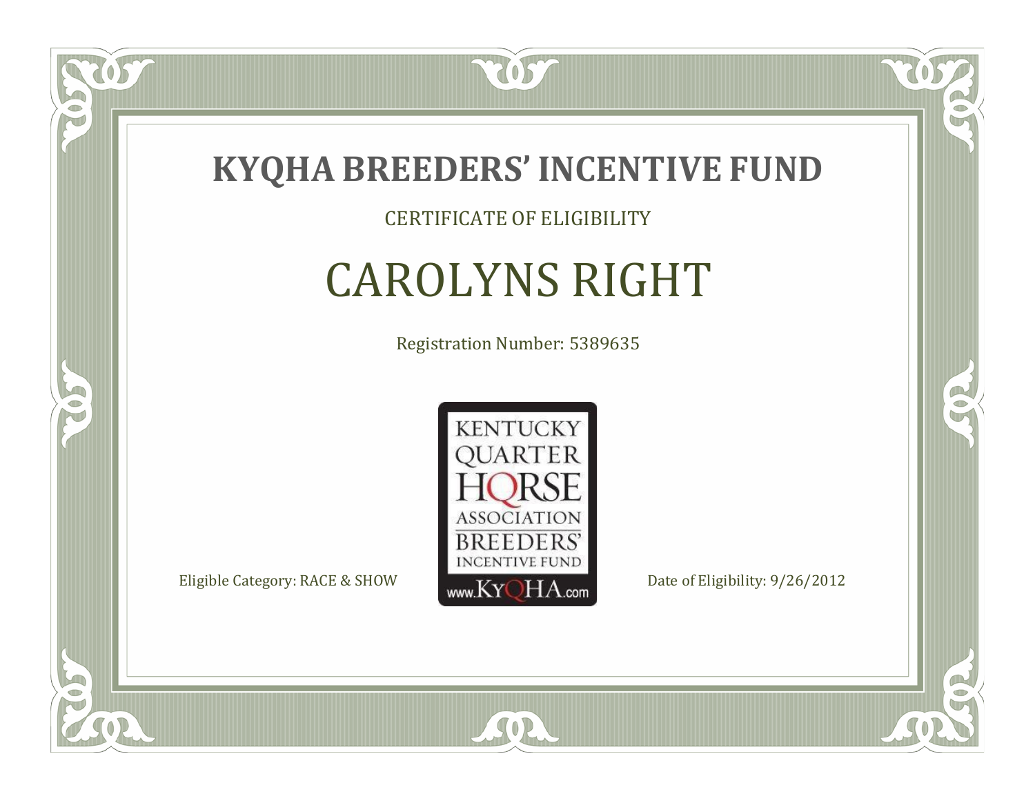# KYQHA BREEDERS' INCENTIVE FUND

CERTIFICATE OF ELIGIBILITY

## CAROLYNS RIGHT

Registration Number: 5389635

KENTUCKY QUARTER HORSE ASSOCIATION BREEDERS' INCENTIVE FUND www.KyQHA.com

Eligible Category: RACE & SHOW

Date of Eligibility: 9/26/2012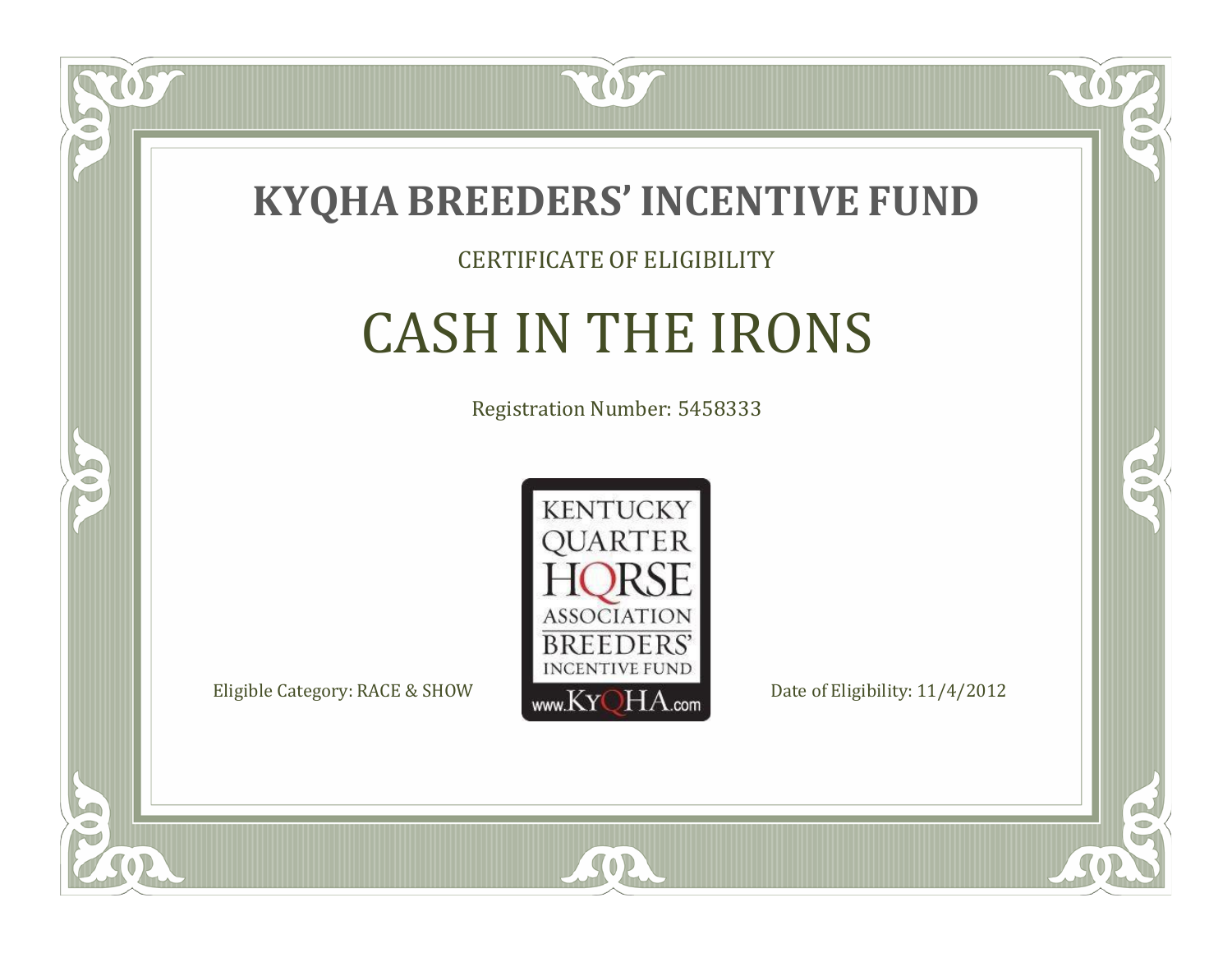# KYQHA BREEDERS' INCENTIVE FUND

CERTIFICATE OF ELIGIBILITY

## CASH IN THE IRONS

Registration Number: 5458333

KENTUCKY QUARTER HORSE ASSOCIATION BREEDERS' INCENTIVE FUND www.KyQHA.com

Eligible Category: RACE & SHOW

Date of Eligibility: 11/4/2012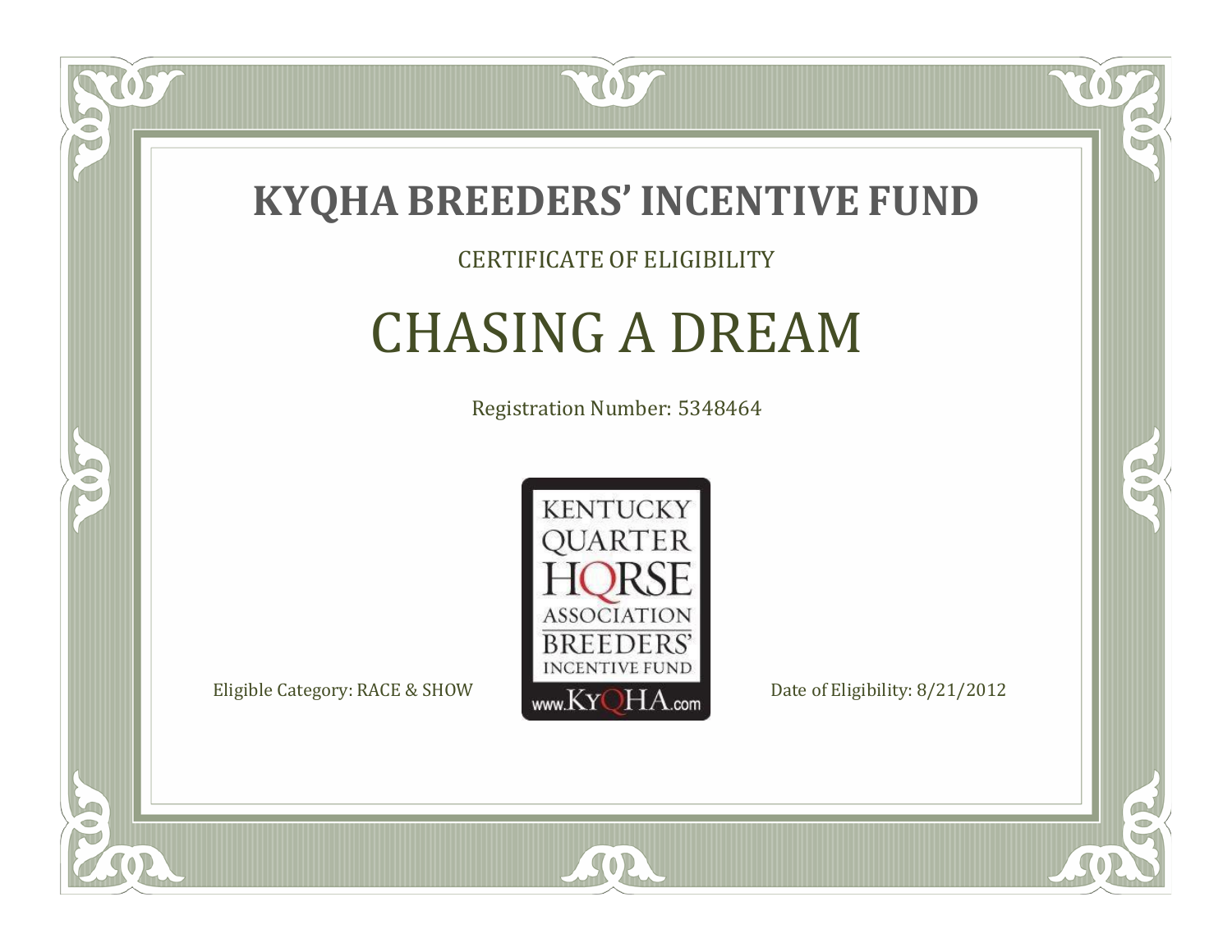# KYQHA BREEDERS' INCENTIVE FUND

CERTIFICATE OF ELIGIBILITY

## CHASING A DREAM

Registration Number: 5348464

KENTUCKY QUARTER HORSE ASSOCIATION BREEDERS' INCENTIVE FUND www.KyQHA.com

Eligible Category: RACE & SHOW

Date of Eligibility: 8/21/2012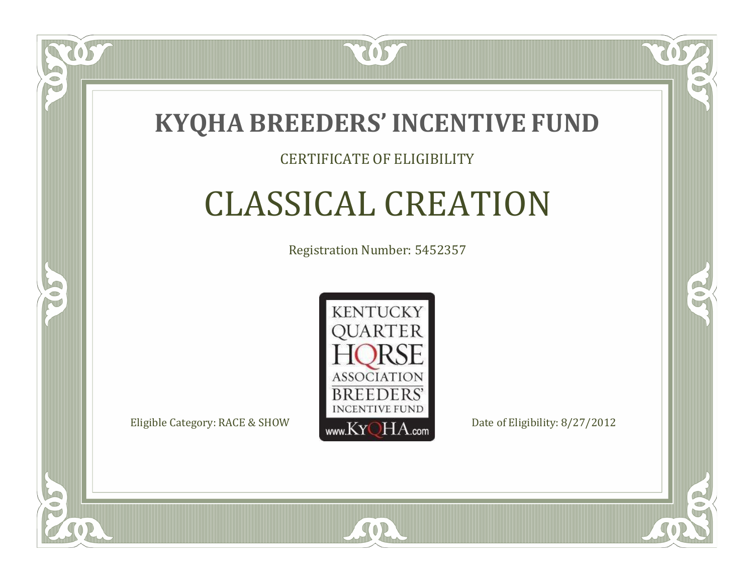# KYQHA BREEDERS' INCENTIVE FUND

CERTIFICATE OF ELIGIBILITY

## CLASSICAL CREATION

Registration Number: 5452357

KENTUCKY QUARTER HORSE ASSOCIATION BREEDERS' INCENTIVE FUND www.KyQHA.com

Eligible Category: RACE & SHOW

Date of Eligibility: 8/27/2012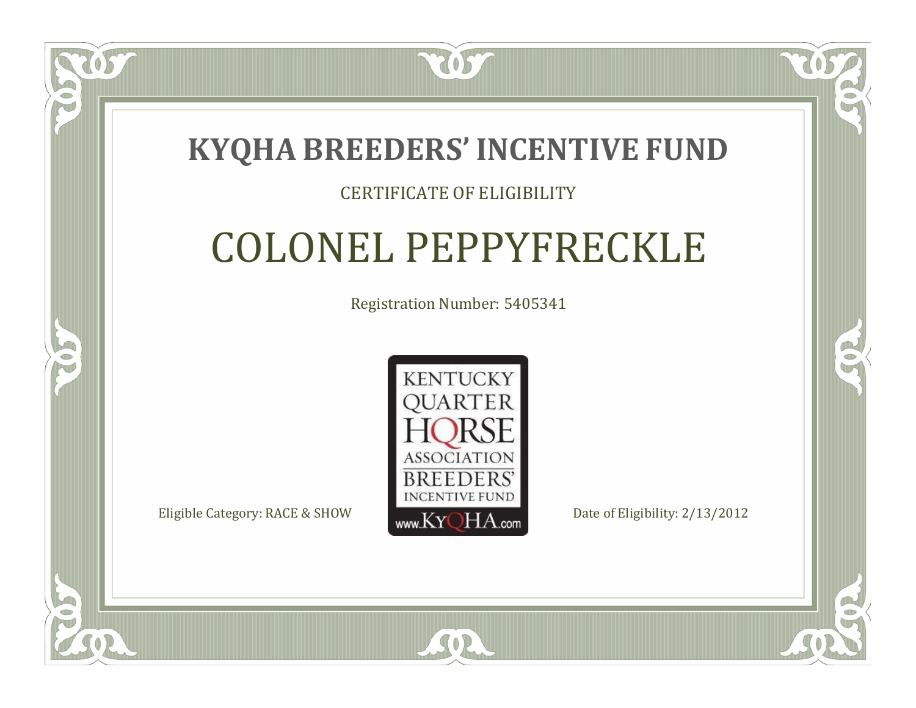# KYQHA BREEDERS' INCENTIVE FUND

CERTIFICATE OF ELIGIBILITY

## COLONEL PEPPYFRECKLE

Registration Number: 5405341

KENTUCKY QUARTER HORSE ASSOCIATION BREEDERS' INCENTIVE FUND www.KyQHA.com

Eligible Category: RACE & SHOW

Date of Eligibility: 2/13/2012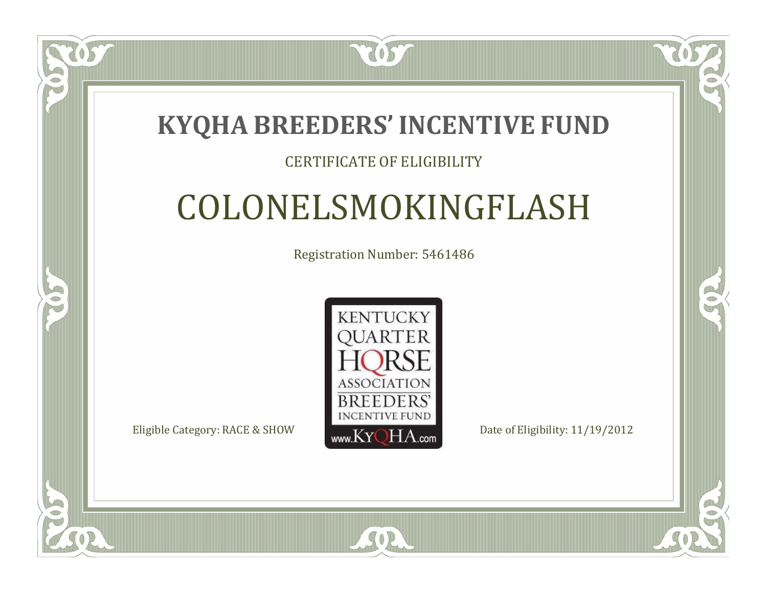# KYQHA BREEDERS' INCENTIVE FUND

CERTIFICATE OF ELIGIBILITY

## COLONELSMOKINGFLASH

Registration Number: 5461486

KENTUCKY QUARTER HORSE ASSOCIATION BREEDERS' INCENTIVE FUND
www.KyQHA.com

Eligible Category: RACE & SHOW

Date of Eligibility: 11/19/2012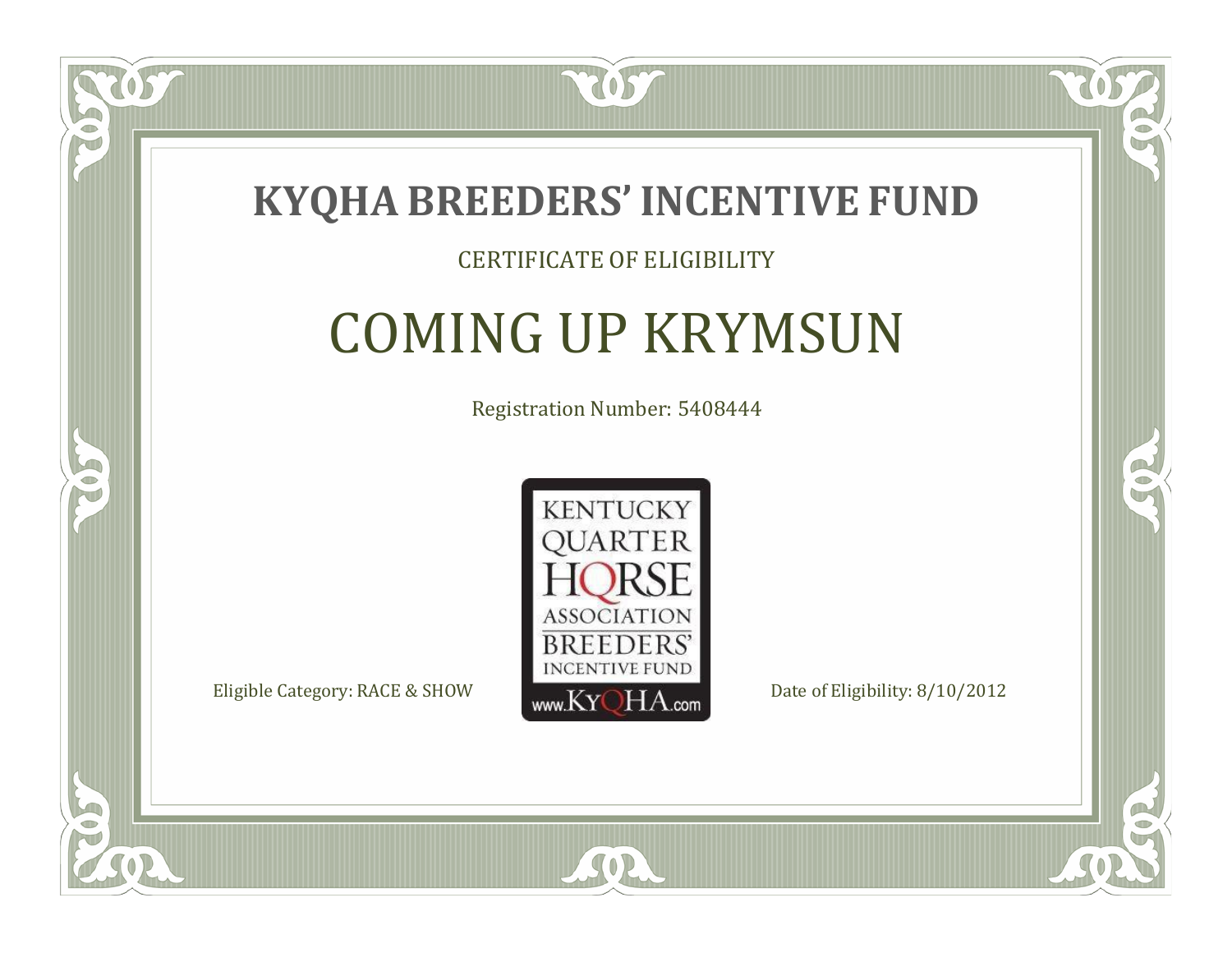# KYQHA BREEDERS' INCENTIVE FUND

CERTIFICATE OF ELIGIBILITY

## COMING UP KRYMSUN

Registration Number: 5408444

KENTUCKY QUARTER HORSE ASSOCIATION BREEDERS' INCENTIVE FUND
www.KyQHA.com

Eligible Category: RACE & SHOW

Date of Eligibility: 8/10/2012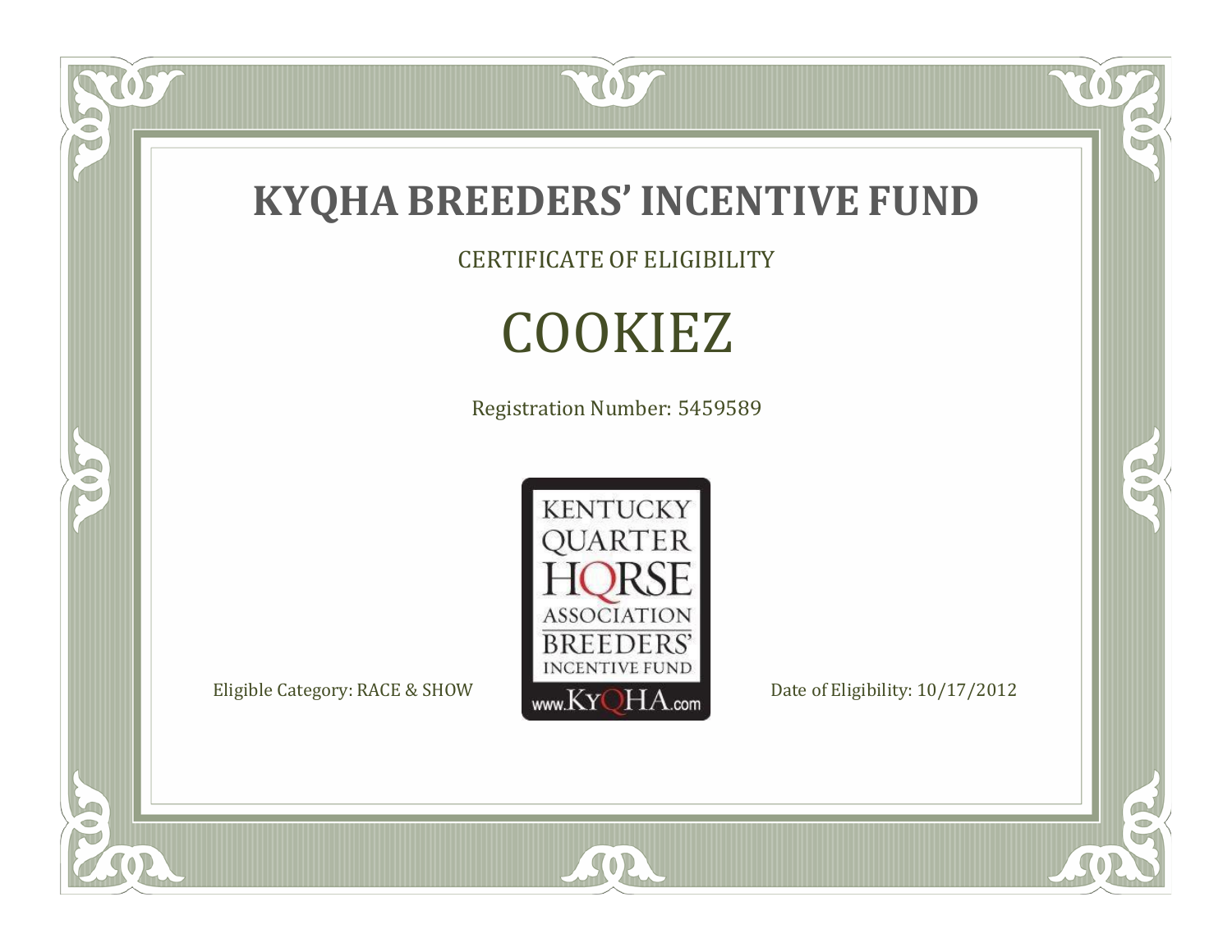# KYQHA BREEDERS' INCENTIVE FUND

CERTIFICATE OF ELIGIBILITY

## COOKIEZ

Registration Number: 5459589

KENTUCKY QUARTER HORSE ASSOCIATION BREEDERS' INCENTIVE FUND www.KyQHA.com

Eligible Category: RACE & SHOW

Date of Eligibility: 10/17/2012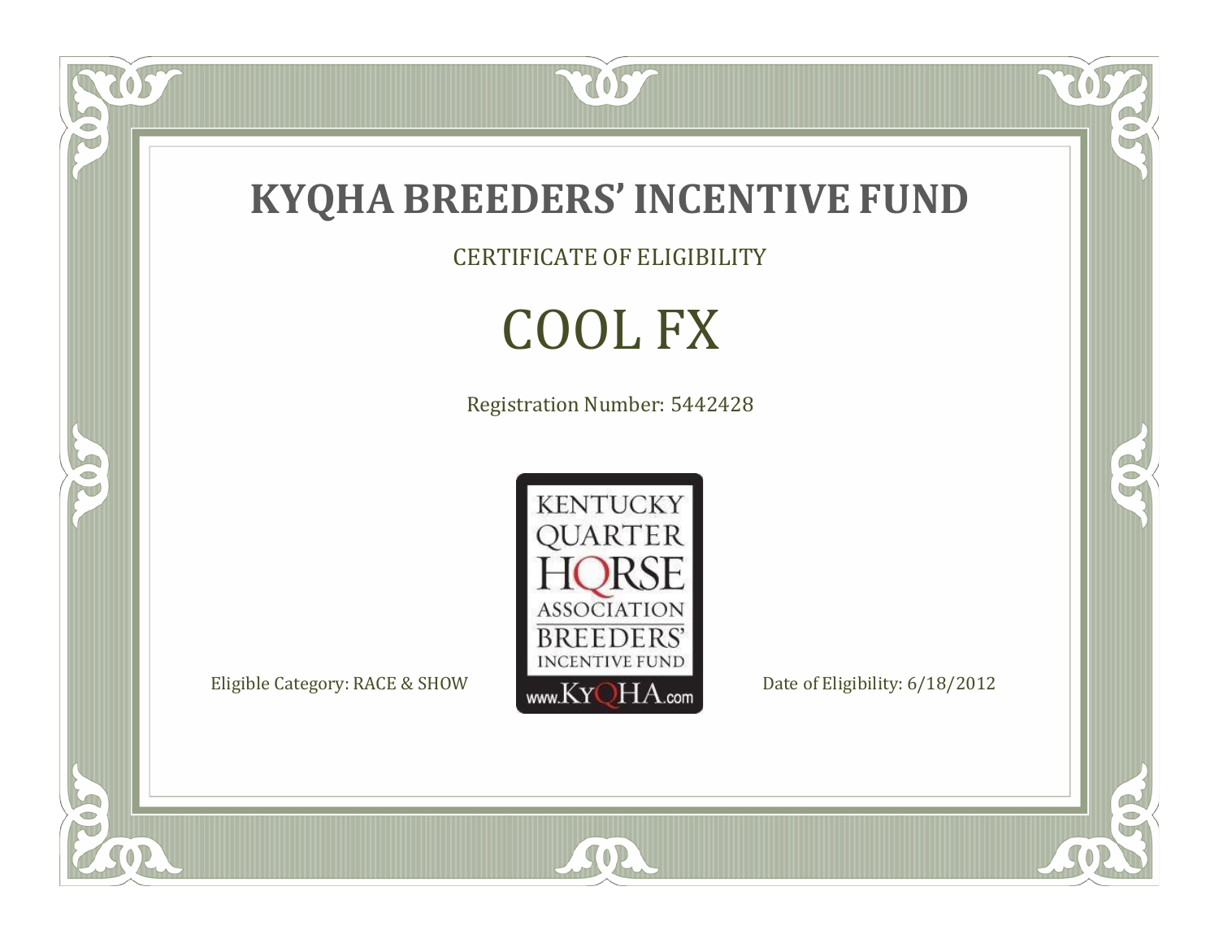# KYQHA BREEDERS' INCENTIVE FUND

CERTIFICATE OF ELIGIBILITY

## COOL FX

Registration Number: 5442428

KENTUCKY QUARTER HORSE ASSOCIATION BREEDERS' INCENTIVE FUND www.KyQHA.com

Eligible Category: RACE & SHOW

Date of Eligibility: 6/18/2012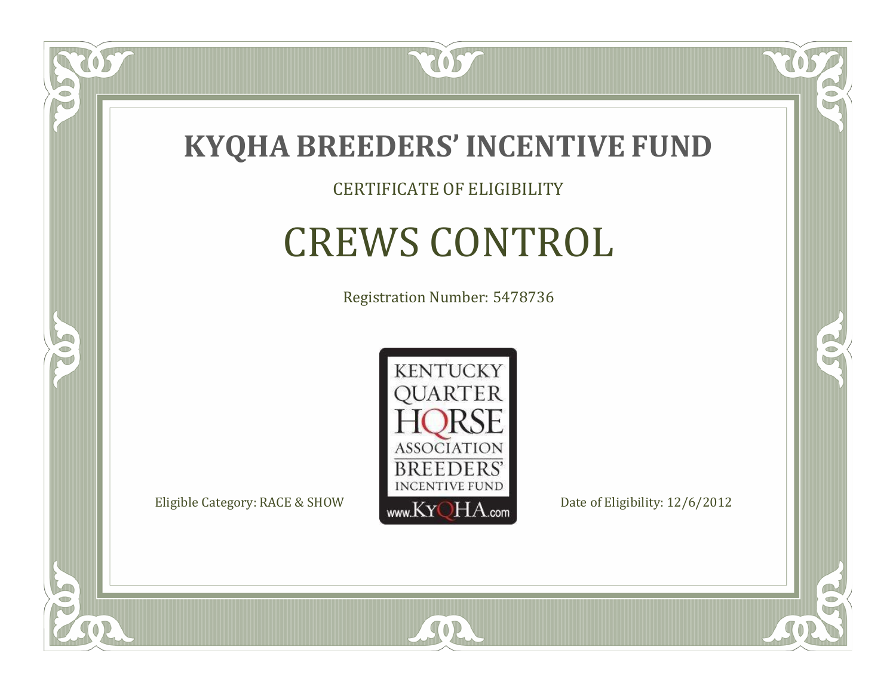# KYQHA BREEDERS' INCENTIVE FUND

CERTIFICATE OF ELIGIBILITY

## CREWS CONTROL

Registration Number: 5478736

KENTUCKY QUARTER HORSE ASSOCIATION BREEDERS' INCENTIVE FUND www.KyQHA.com

Eligible Category: RACE & SHOW

Date of Eligibility: 12/6/2012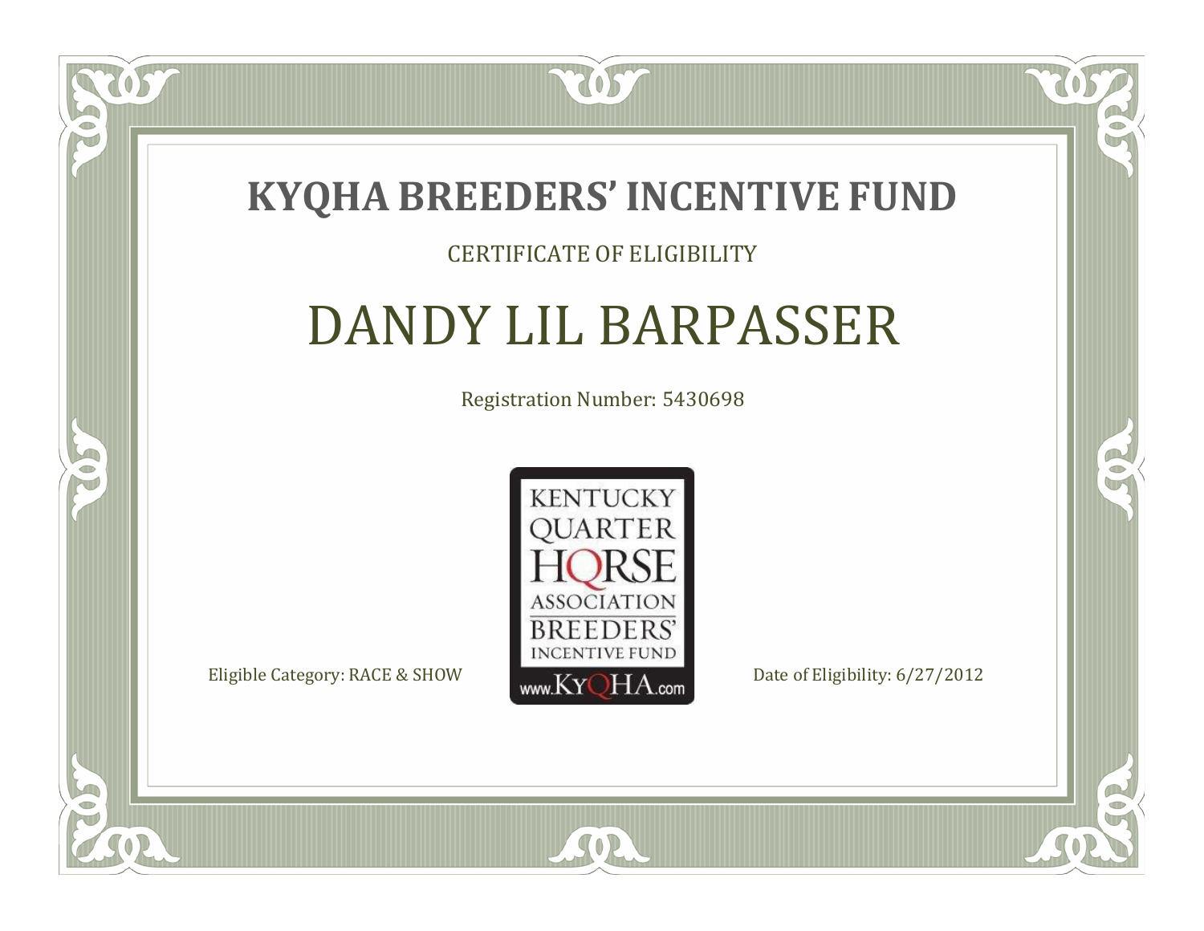# KYQHA BREEDERS' INCENTIVE FUND

CERTIFICATE OF ELIGIBILITY

## DANDY LIL BARPASSER

Registration Number: 5430698

KENTUCKY QUARTER HORSE ASSOCIATION BREEDERS' INCENTIVE FUND www.KyQHA.com

Eligible Category: RACE & SHOW

Date of Eligibility: 6/27/2012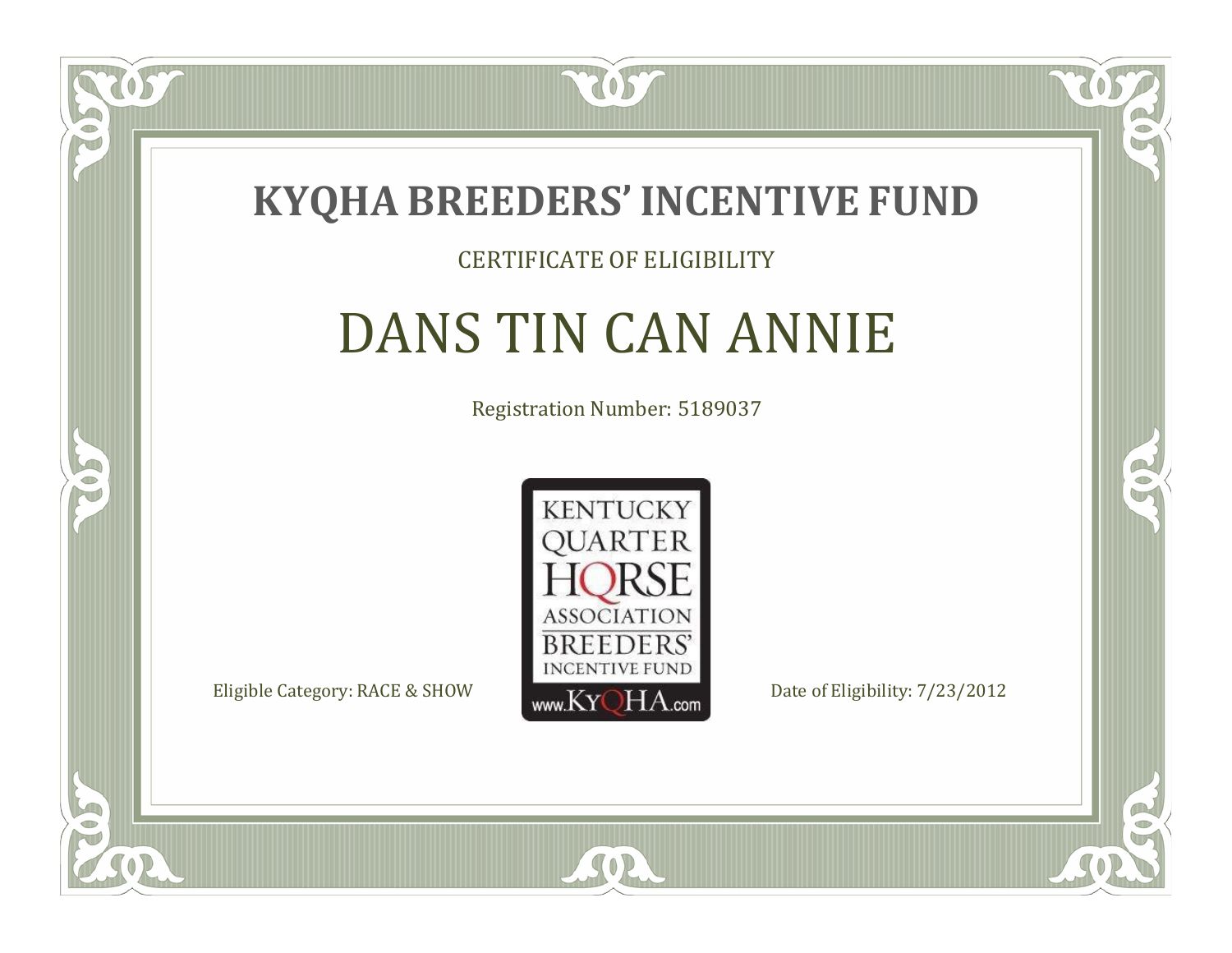# KYQHA BREEDERS' INCENTIVE FUND

CERTIFICATE OF ELIGIBILITY

## DANS TIN CAN ANNIE

Registration Number: 5189037

KENTUCKY QUARTER HORSE ASSOCIATION BREEDERS' INCENTIVE FUND www.KyQHA.com

Eligible Category: RACE & SHOW

Date of Eligibility: 7/23/2012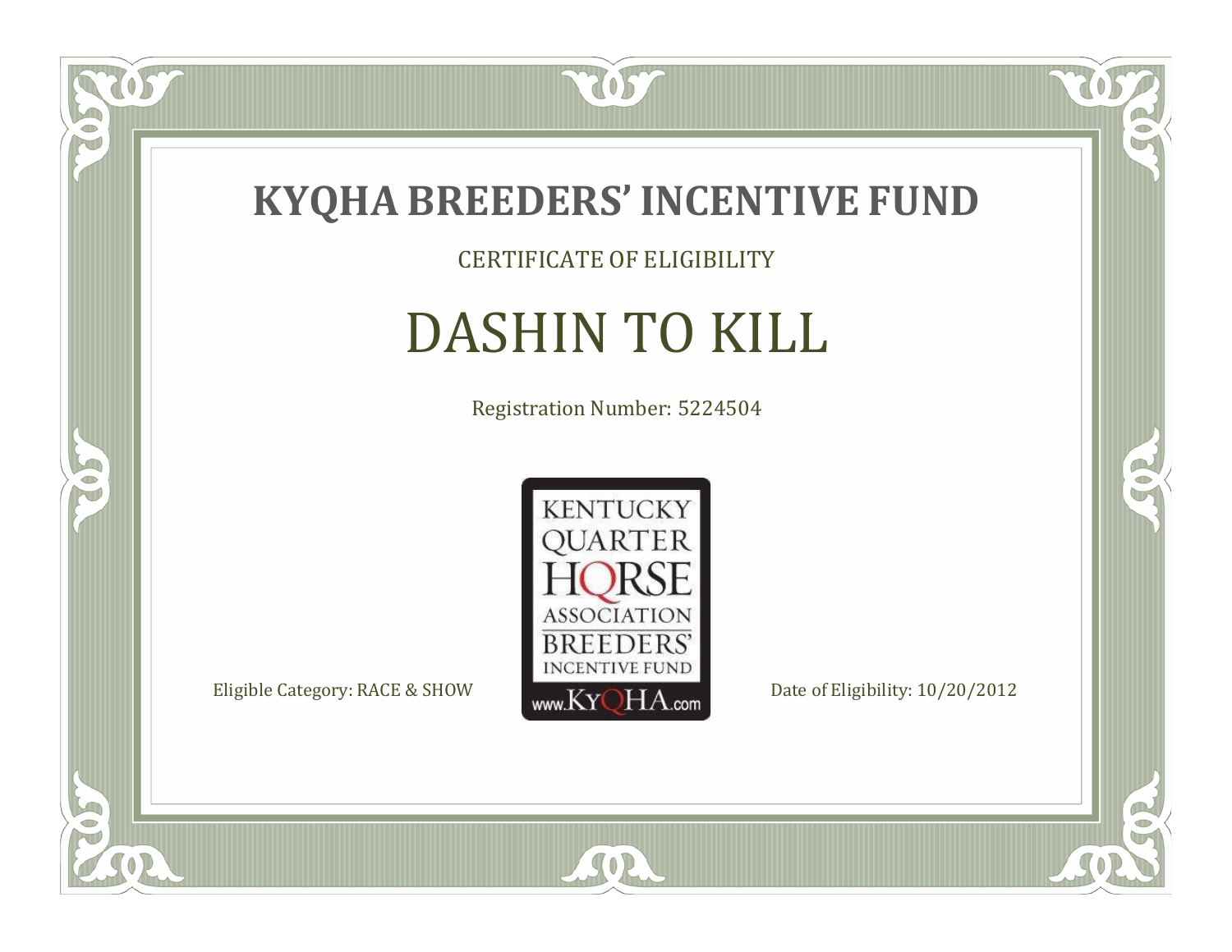# KYQHA BREEDERS' INCENTIVE FUND

CERTIFICATE OF ELIGIBILITY

## DASHIN TO KILL

Registration Number: 5224504

KENTUCKY QUARTER HORSE ASSOCIATION BREEDERS' INCENTIVE FUND www.KyQHA.com

Eligible Category: RACE & SHOW

Date of Eligibility: 10/20/2012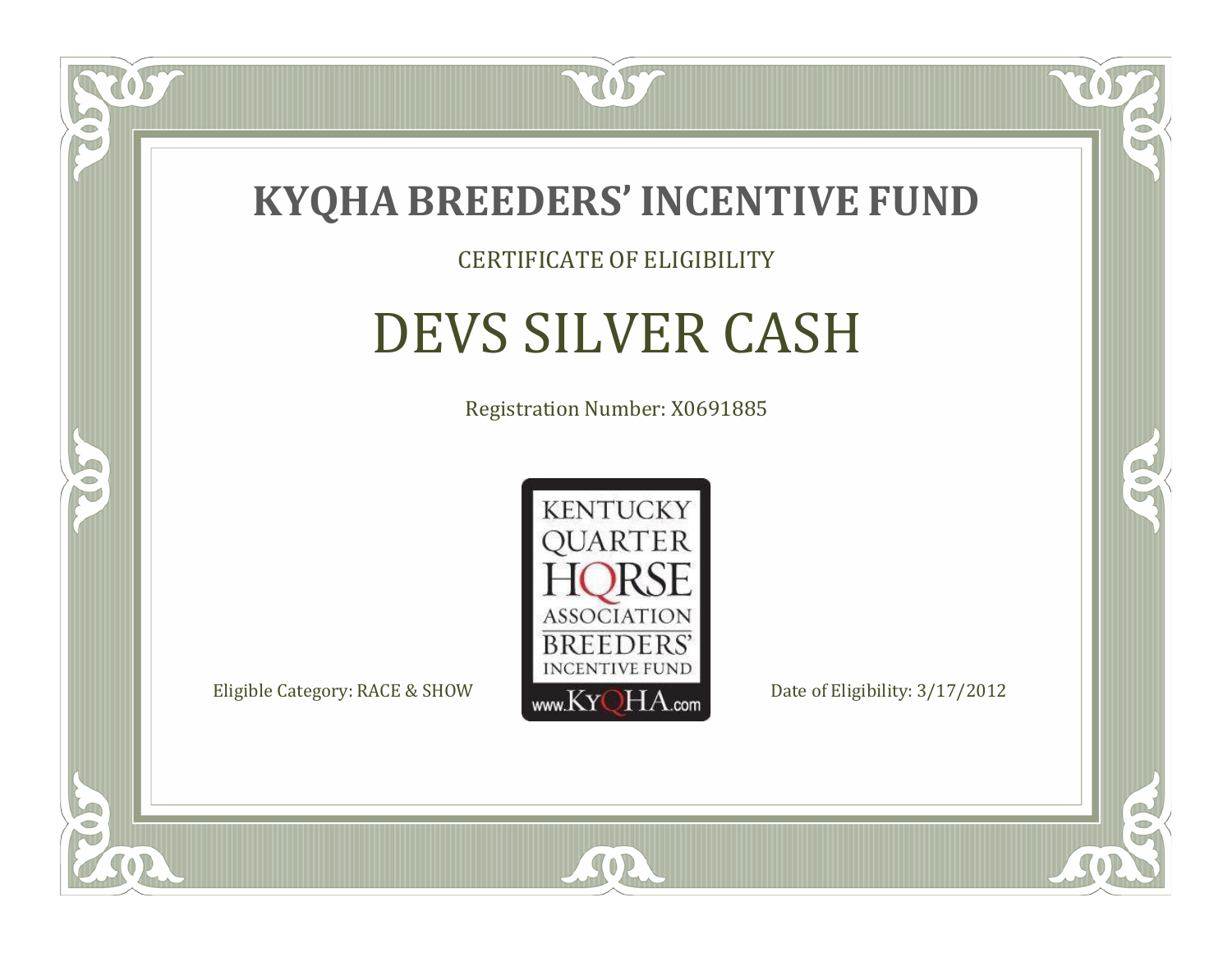# KYQHA BREEDERS' INCENTIVE FUND

CERTIFICATE OF ELIGIBILITY

## DEVS SILVER CASH

Registration Number: X0691885

KENTUCKY QUARTER HORSE ASSOCIATION BREEDERS' INCENTIVE FUND www.KyQHA.com

Eligible Category: RACE & SHOW

Date of Eligibility: 3/17/2012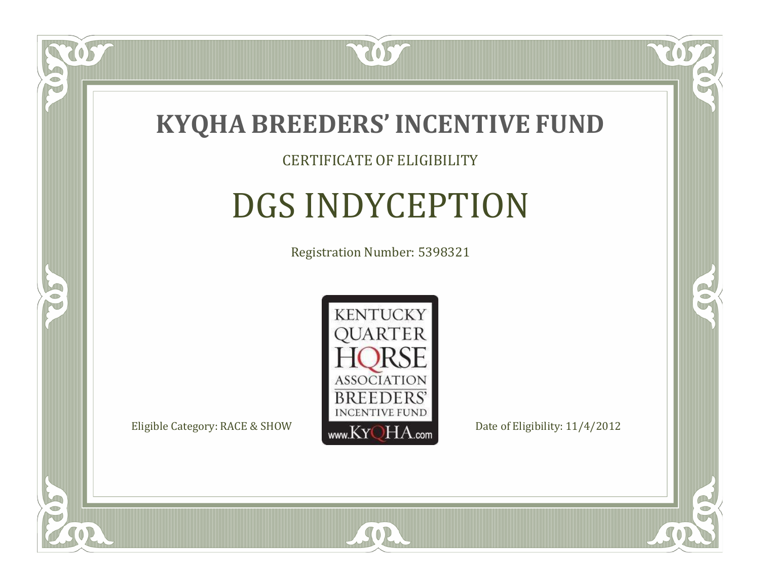# KYQHA BREEDERS' INCENTIVE FUND

CERTIFICATE OF ELIGIBILITY

## DGS INDYCEPTION

Registration Number: 5398321

KENTUCKY QUARTER HORSE ASSOCIATION BREEDERS' INCENTIVE FUND www.KyQHA.com

Eligible Category: RACE & SHOW

Date of Eligibility: 11/4/2012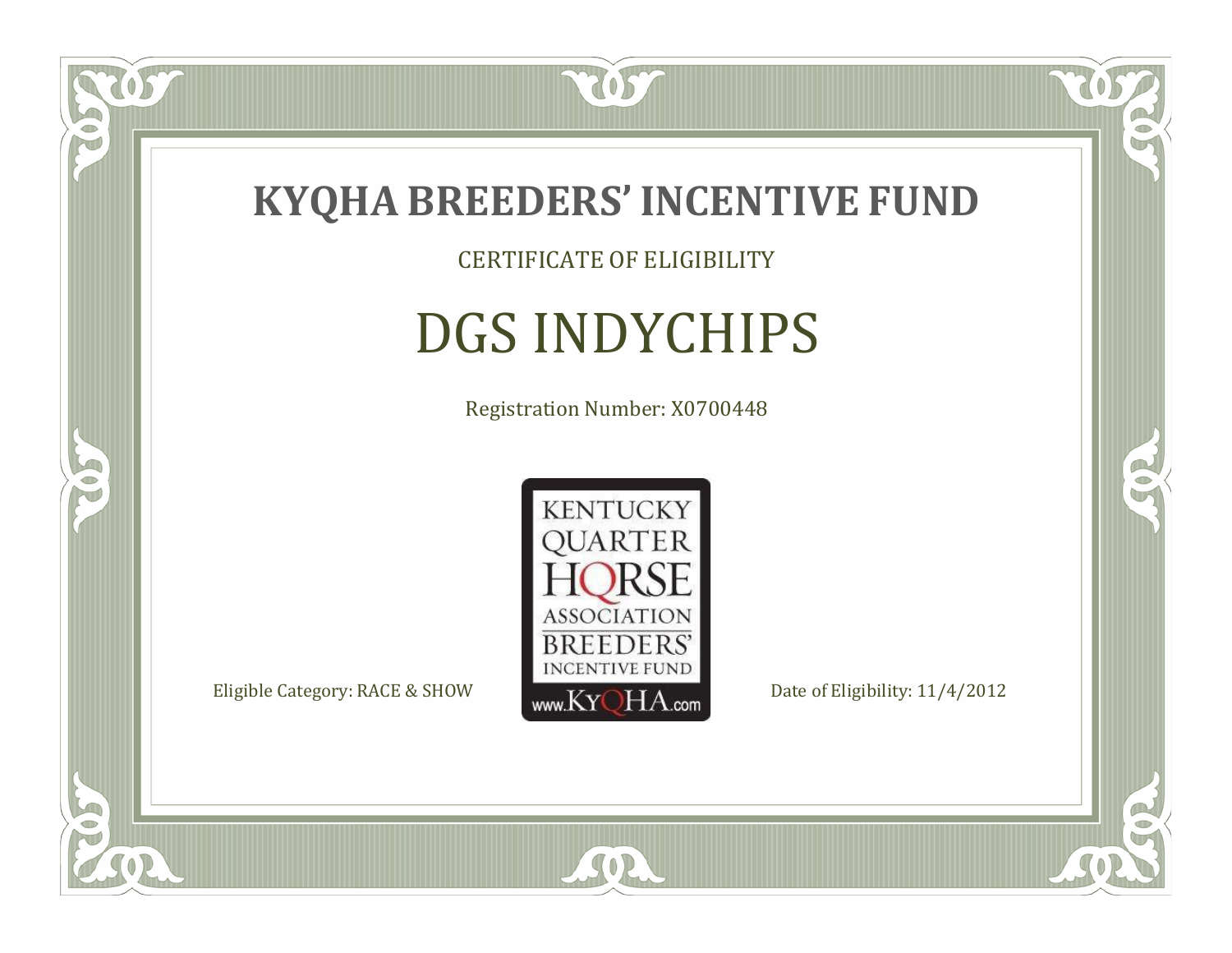# KYQHA BREEDERS' INCENTIVE FUND

CERTIFICATE OF ELIGIBILITY

## DGS INDYCHIPS

Registration Number: X0700448

KENTUCKY QUARTER HORSE ASSOCIATION BREEDERS' INCENTIVE FUND www.KyQHA.com

Eligible Category: RACE & SHOW

Date of Eligibility: 11/4/2012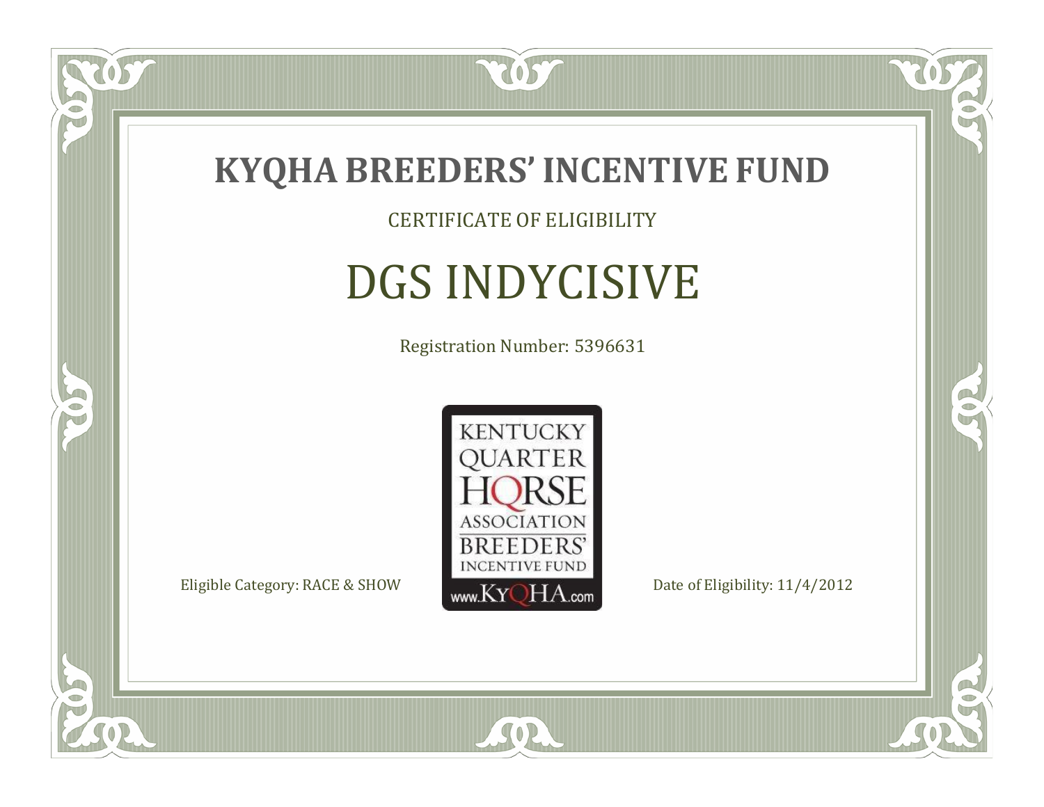# KYQHA BREEDERS' INCENTIVE FUND

CERTIFICATE OF ELIGIBILITY

## DGS INDYCISIVE

Registration Number: 5396631

KENTUCKY QUARTER HORSE ASSOCIATION BREEDERS' INCENTIVE FUND www.KyQHA.com

Eligible Category: RACE & SHOW

Date of Eligibility: 11/4/2012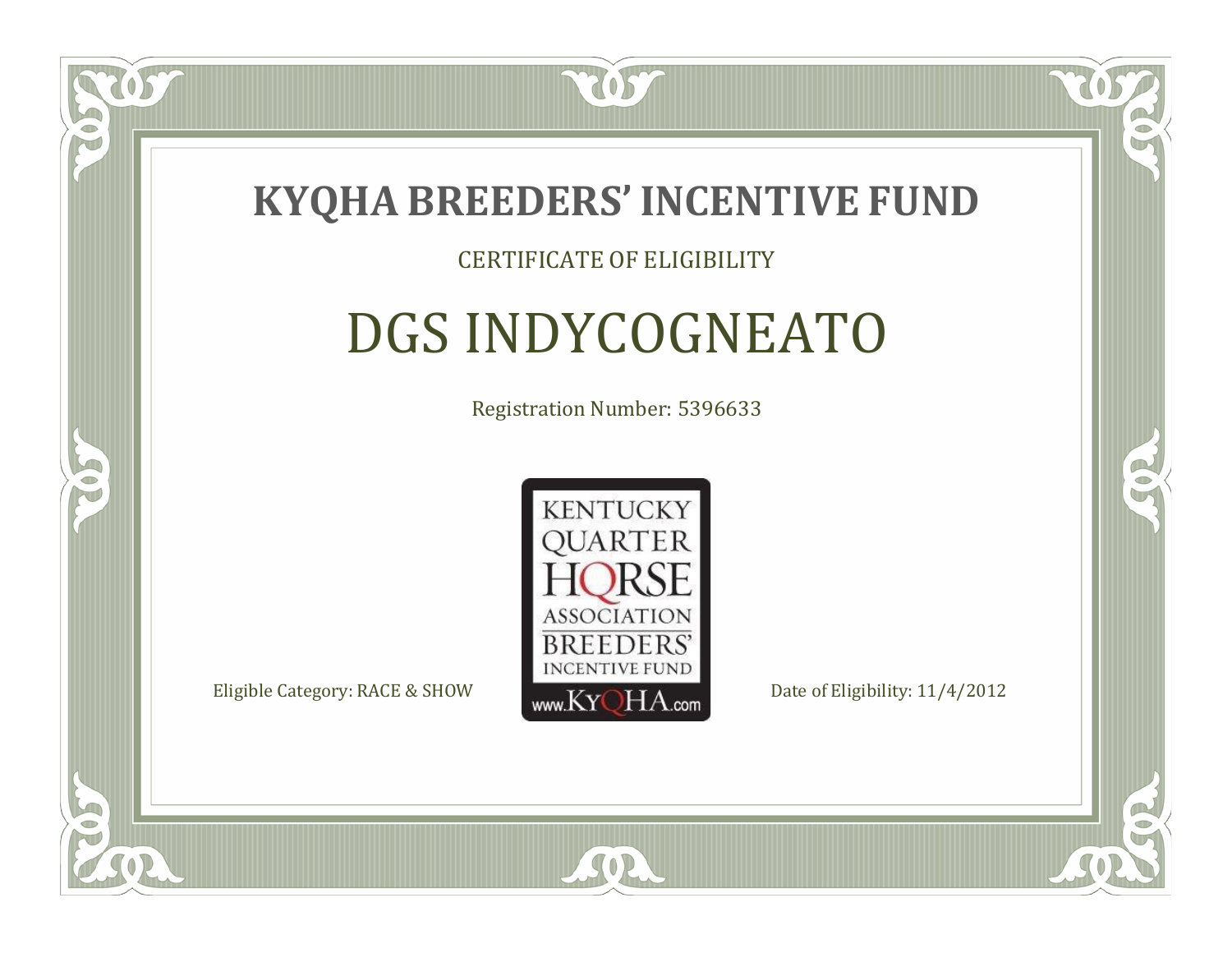# KYQHA BREEDERS' INCENTIVE FUND

CERTIFICATE OF ELIGIBILITY

## DGS INDYCOGNEATO

Registration Number: 5396633

KENTUCKY QUARTER HORSE ASSOCIATION BREEDERS' INCENTIVE FUND www.KyQHA.com

Eligible Category: RACE & SHOW

Date of Eligibility: 11/4/2012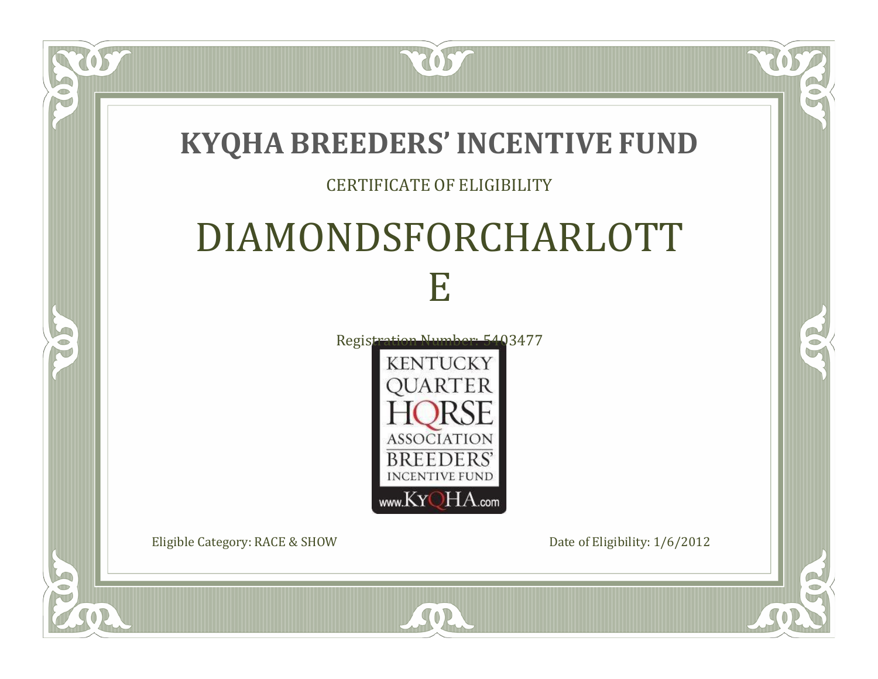# KYQHA BREEDERS' INCENTIVE FUND

CERTIFICATE OF ELIGIBILITY

## DIAMONDSFORCHARLOTT E

Registration Number: 5403477

KENTUCKY QUARTER HORSE ASSOCIATION BREEDERS' INCENTIVE FUND
www.KyQHA.com

Eligible Category: RACE & SHOW

Date of Eligibility: 1/6/2012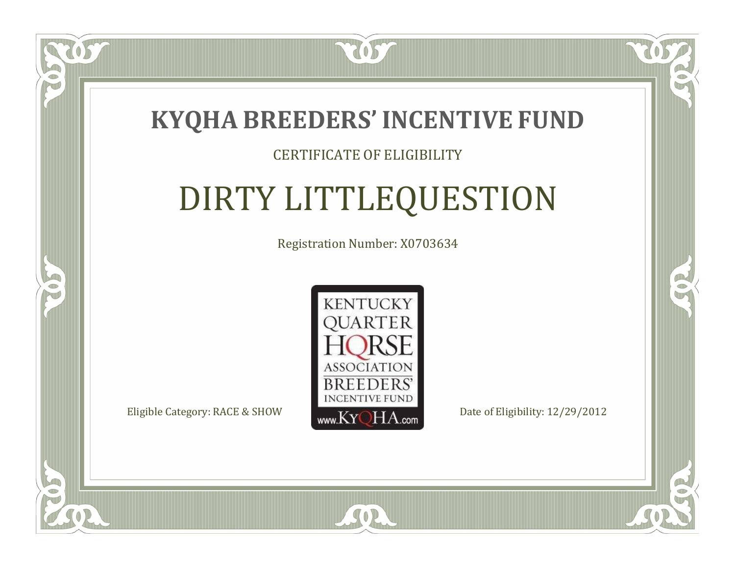# KYQHA BREEDERS' INCENTIVE FUND

CERTIFICATE OF ELIGIBILITY

## DIRTY LITTLEQUESTION

Registration Number: X0703634

KENTUCKY QUARTER HORSE ASSOCIATION BREEDERS' INCENTIVE FUND www.KyQHA.com

Eligible Category: RACE & SHOW

Date of Eligibility: 12/29/2012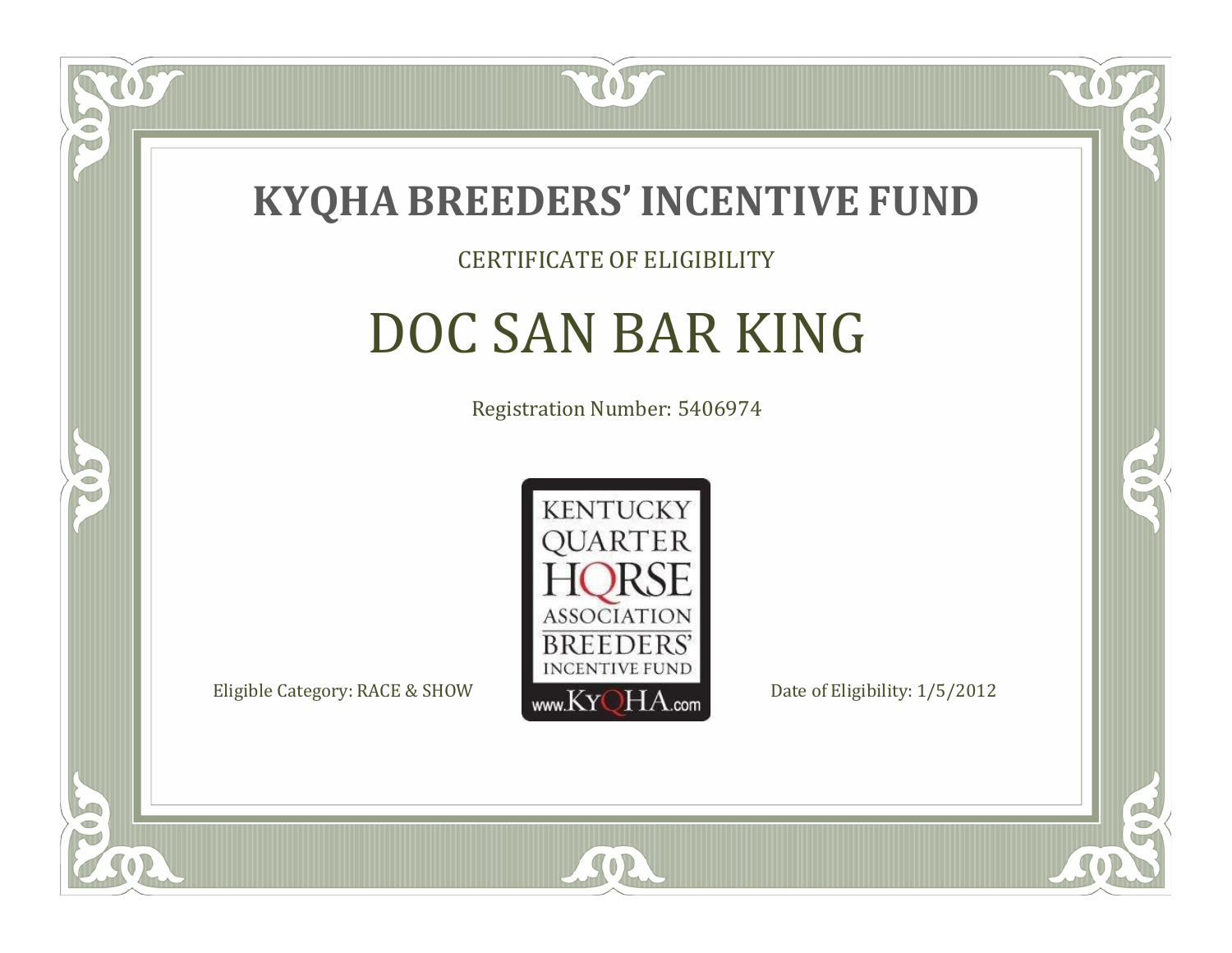# KYQHA BREEDERS' INCENTIVE FUND

CERTIFICATE OF ELIGIBILITY

## DOC SAN BAR KING

Registration Number: 5406974

KENTUCKY QUARTER HORSE ASSOCIATION BREEDERS' INCENTIVE FUND www.KyQHA.com

Eligible Category: RACE & SHOW

Date of Eligibility: 1/5/2012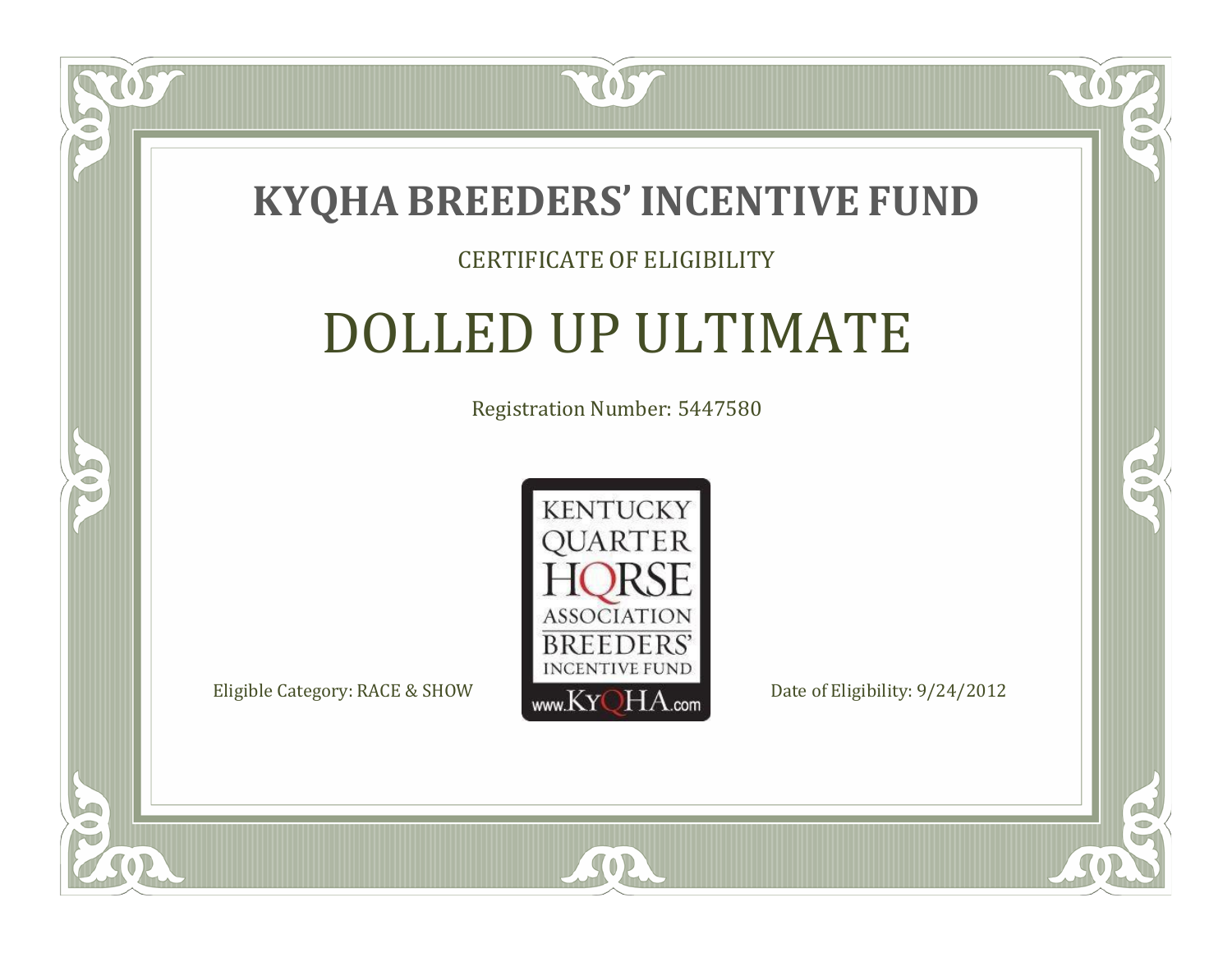# KYQHA BREEDERS' INCENTIVE FUND

CERTIFICATE OF ELIGIBILITY

## DOLLED UP ULTIMATE

Registration Number: 5447580

KENTUCKY QUARTER HORSE ASSOCIATION BREEDERS' INCENTIVE FUND www.KyQHA.com

Eligible Category: RACE & SHOW

Date of Eligibility: 9/24/2012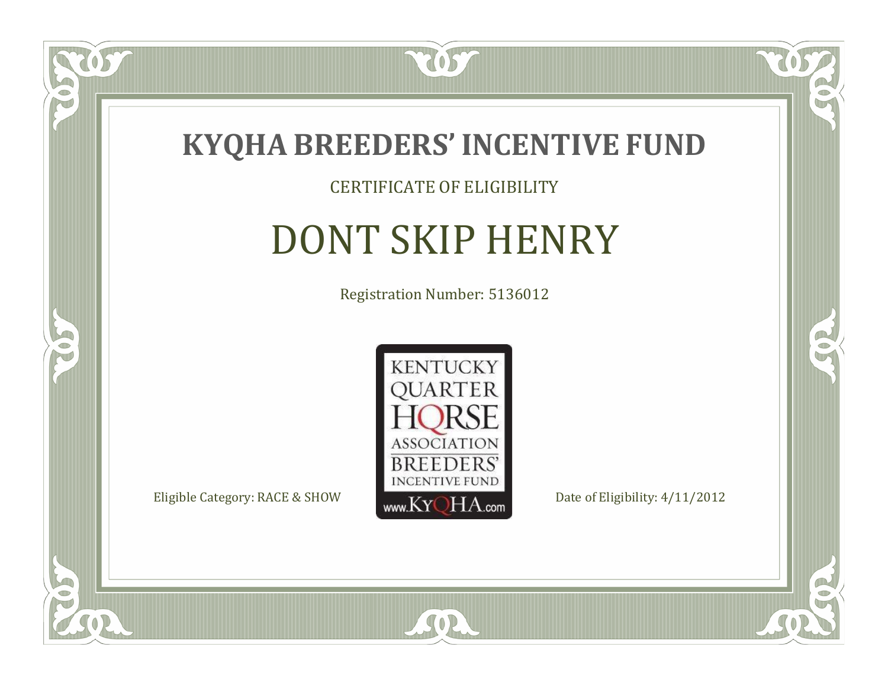# KYQHA BREEDERS' INCENTIVE FUND

CERTIFICATE OF ELIGIBILITY

## DONT SKIP HENRY

Registration Number: 5136012

KENTUCKY QUARTER HORSE ASSOCIATION BREEDERS' INCENTIVE FUND www.KyQHA.com

Eligible Category: RACE & SHOW

Date of Eligibility: 4/11/2012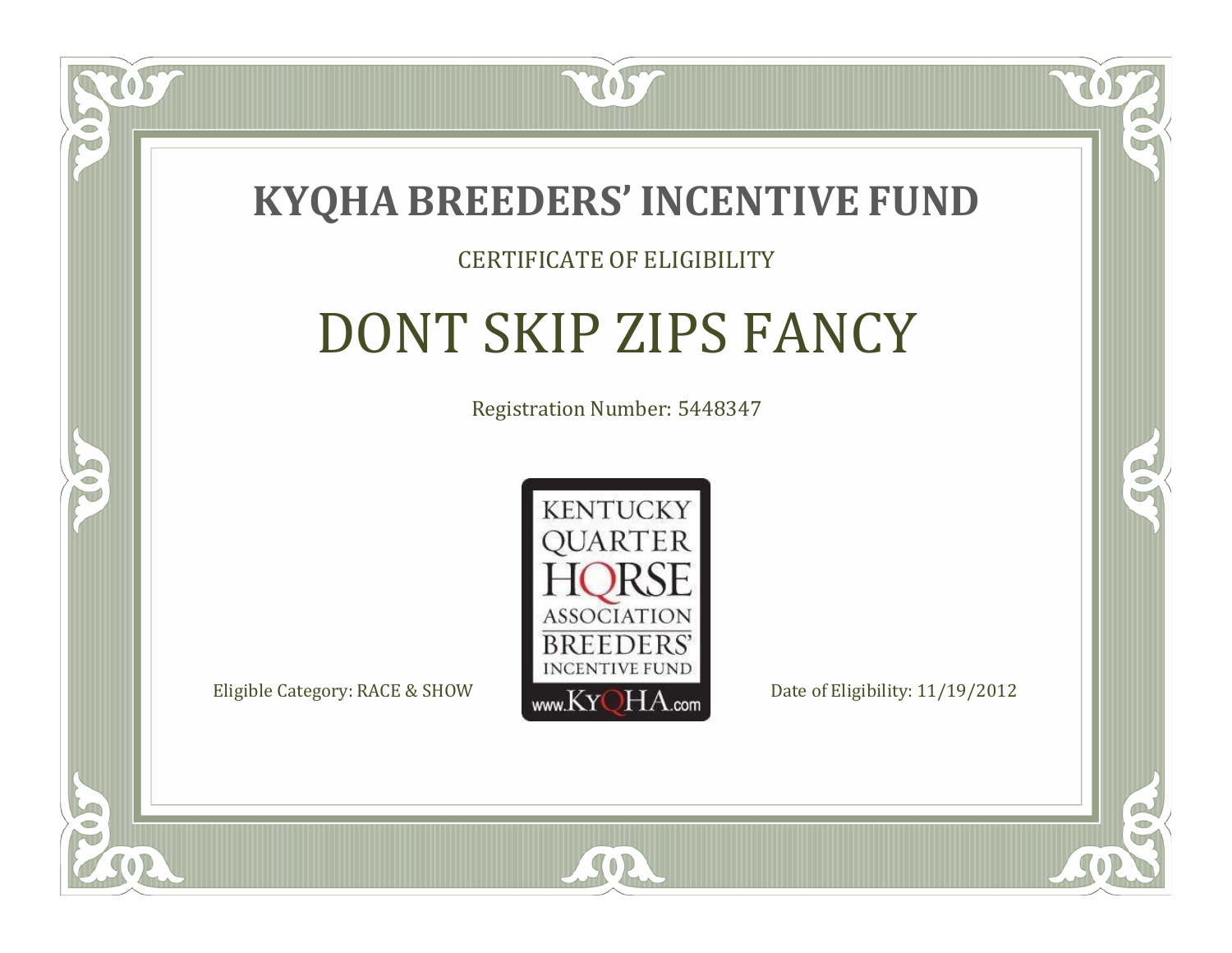# KYQHA BREEDERS' INCENTIVE FUND

CERTIFICATE OF ELIGIBILITY

## DONT SKIP ZIPS FANCY

Registration Number: 5448347

KENTUCKY QUARTER HORSE ASSOCIATION BREEDERS' INCENTIVE FUND www.KyQHA.com

Eligible Category: RACE & SHOW

Date of Eligibility: 11/19/2012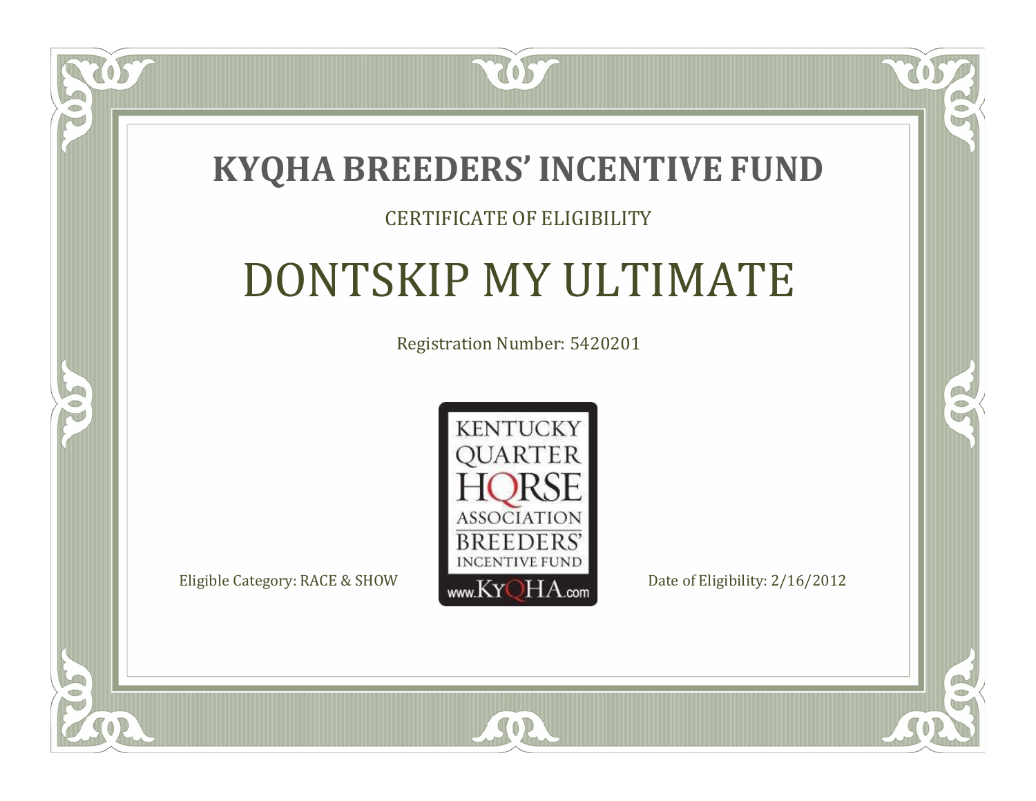# KYQHA BREEDERS' INCENTIVE FUND

CERTIFICATE OF ELIGIBILITY

## DONTSKIP MY ULTIMATE

Registration Number: 5420201

KENTUCKY QUARTER HORSE ASSOCIATION BREEDERS' INCENTIVE FUND www.KyQHA.com

Eligible Category: RACE & SHOW

Date of Eligibility: 2/16/2012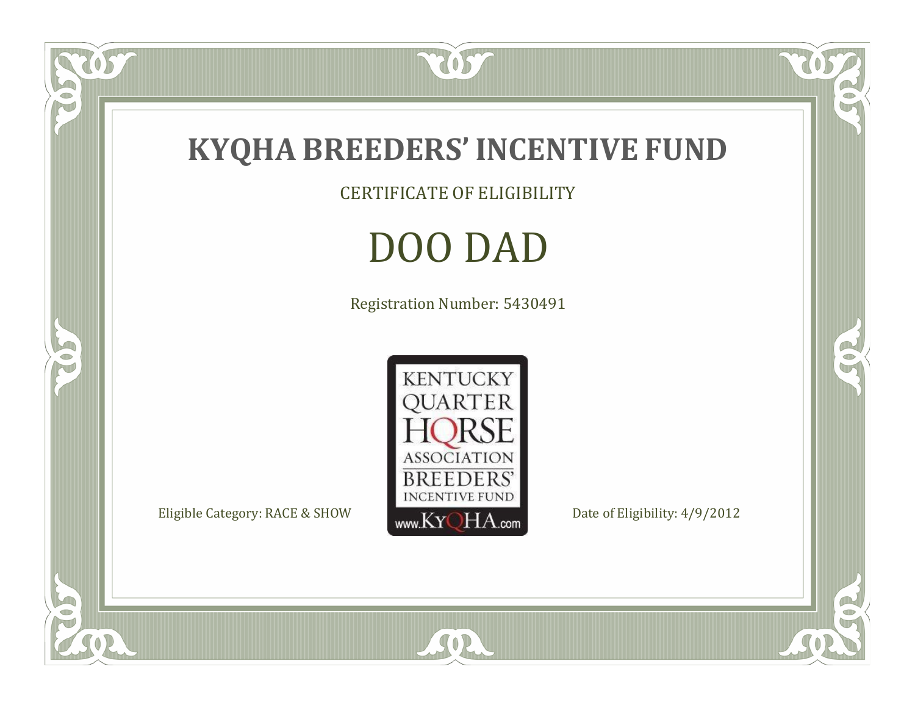# KYQHA BREEDERS' INCENTIVE FUND

CERTIFICATE OF ELIGIBILITY

## DOO DAD

Registration Number: 5430491

KENTUCKY QUARTER HORSE ASSOCIATION BREEDERS' INCENTIVE FUND www.KyQHA.com

Eligible Category: RACE & SHOW

Date of Eligibility: 4/9/2012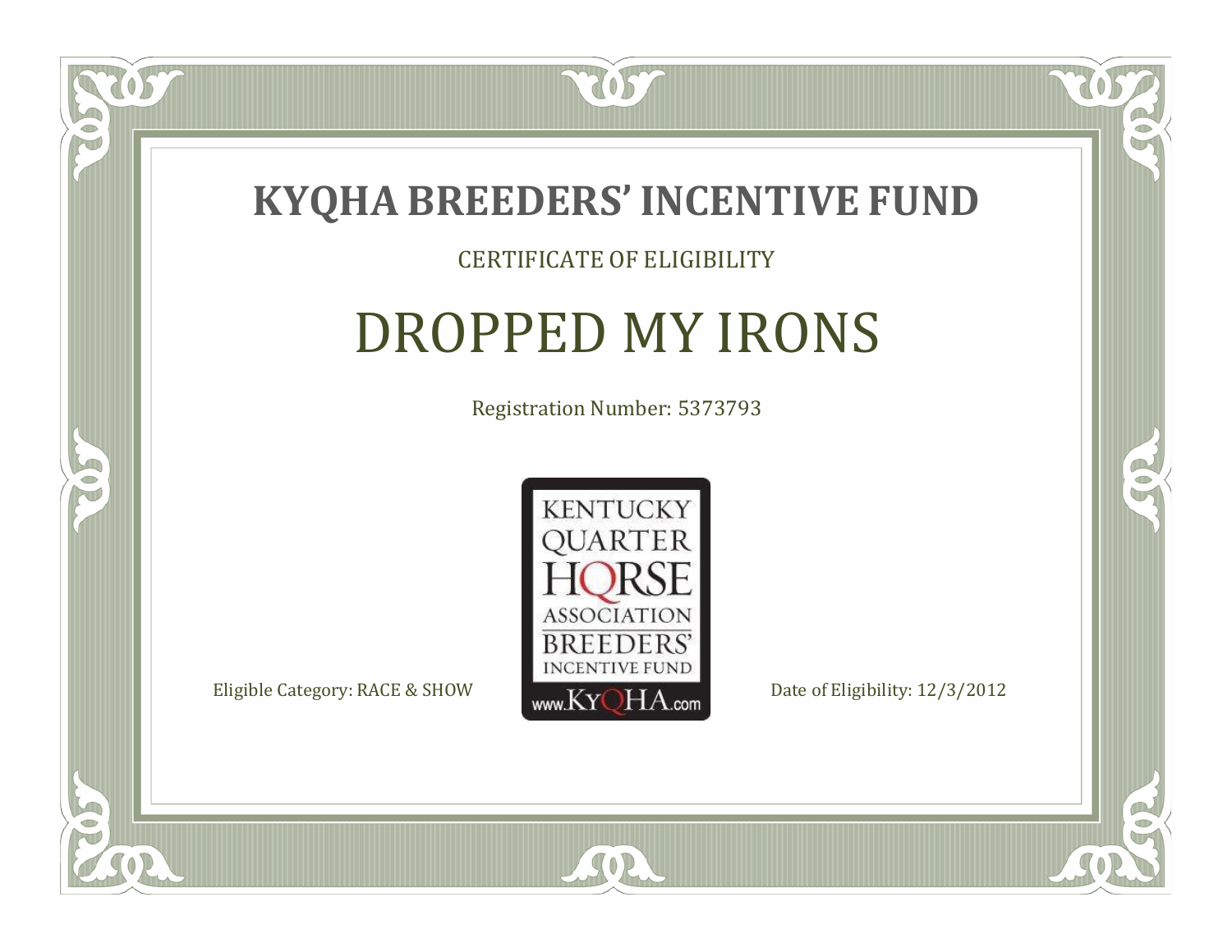# KYQHA BREEDERS' INCENTIVE FUND

CERTIFICATE OF ELIGIBILITY

## DROPPED MY IRONS

Registration Number: 5373793

KENTUCKY QUARTER HORSE ASSOCIATION BREEDERS' INCENTIVE FUND www.KyQHA.com

Eligible Category: RACE & SHOW

Date of Eligibility: 12/3/2012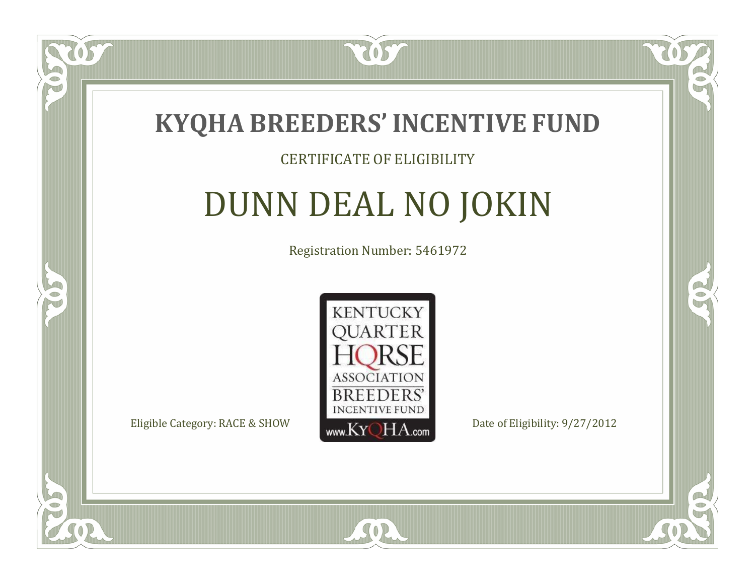# KYQHA BREEDERS' INCENTIVE FUND

CERTIFICATE OF ELIGIBILITY

## DUNN DEAL NO JOKIN

Registration Number: 5461972

KENTUCKY QUARTER HORSE ASSOCIATION BREEDERS' INCENTIVE FUND www.KyQHA.com

Eligible Category: RACE & SHOW

Date of Eligibility: 9/27/2012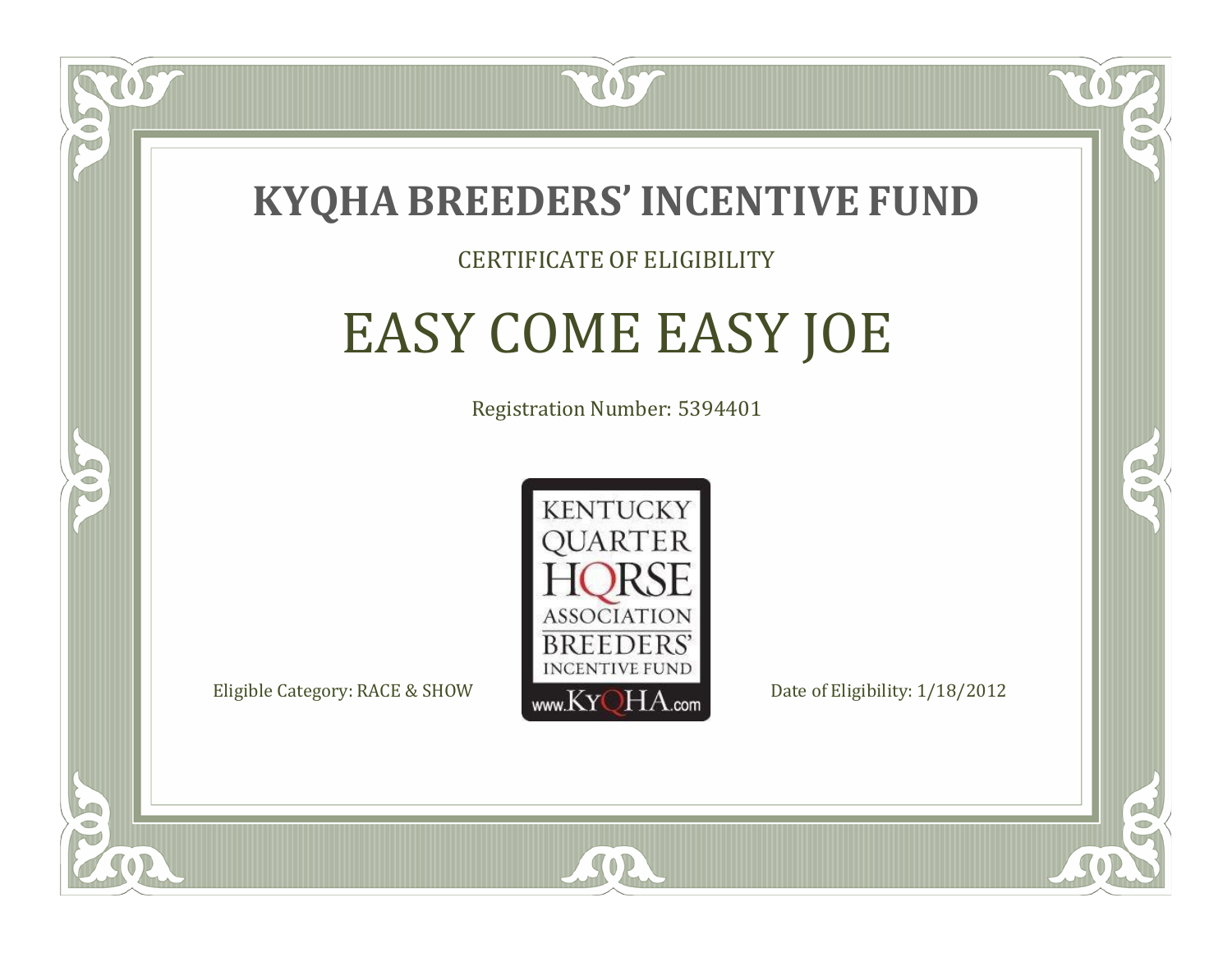# KYQHA BREEDERS' INCENTIVE FUND

CERTIFICATE OF ELIGIBILITY

## EASY COME EASY JOE

Registration Number: 5394401

KENTUCKY QUARTER HORSE ASSOCIATION BREEDERS' INCENTIVE FUND www.KyQHA.com

Eligible Category: RACE & SHOW

Date of Eligibility: 1/18/2012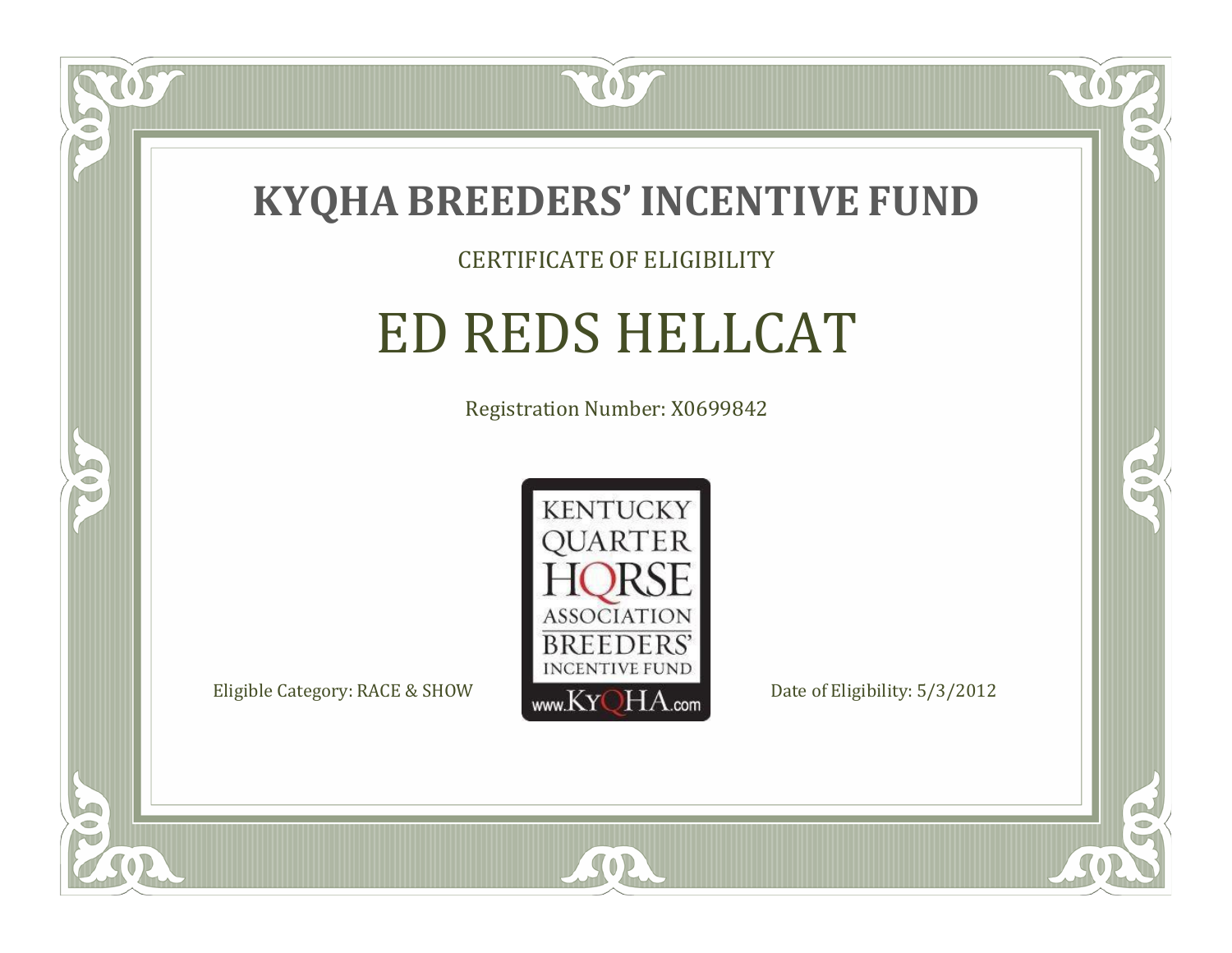# KYQHA BREEDERS' INCENTIVE FUND

CERTIFICATE OF ELIGIBILITY

## ED REDS HELLCAT

Registration Number: X0699842

KENTUCKY QUARTER HORSE ASSOCIATION BREEDERS' INCENTIVE FUND www.KyQHA.com

Eligible Category: RACE & SHOW

Date of Eligibility: 5/3/2012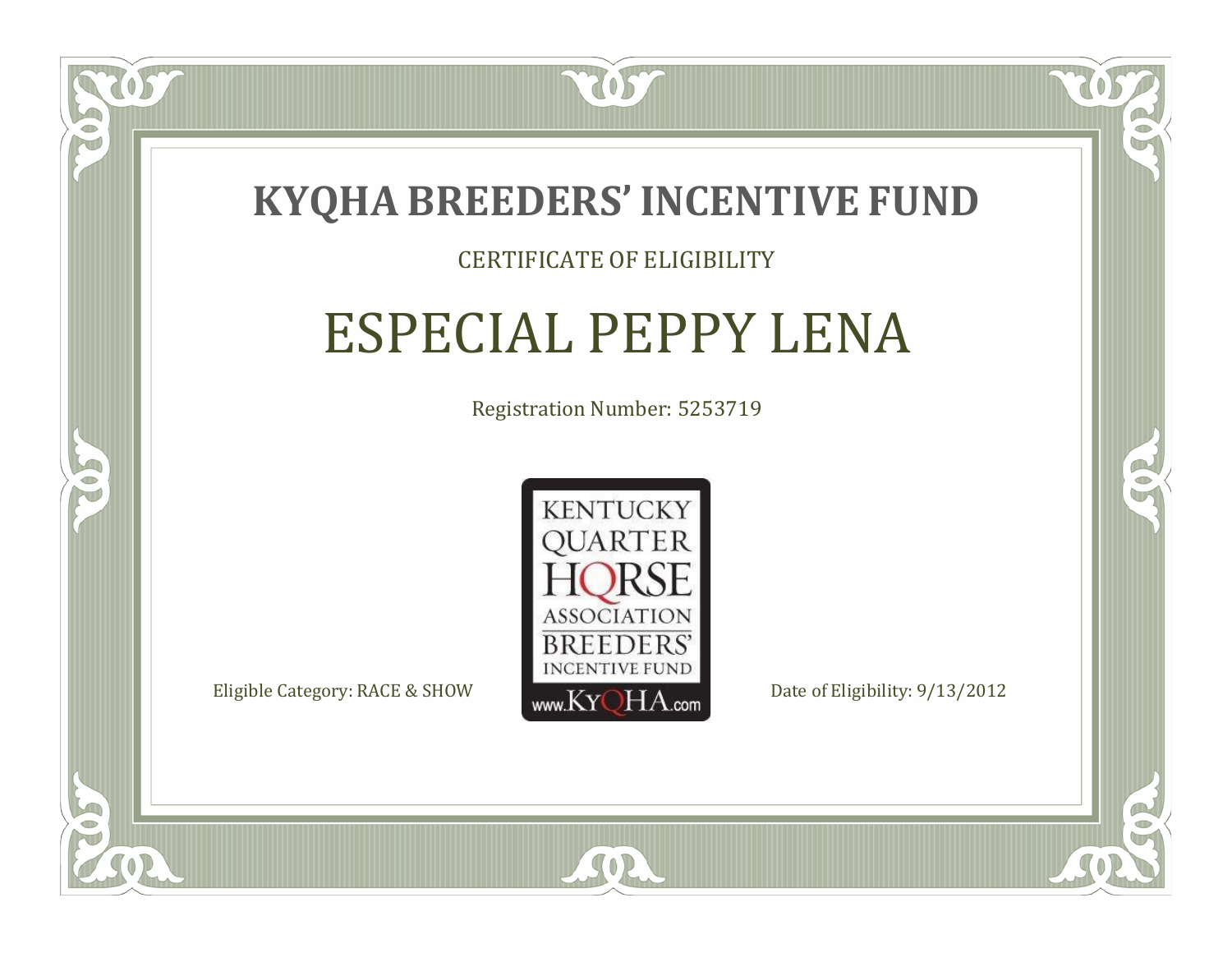# KYQHA BREEDERS' INCENTIVE FUND

CERTIFICATE OF ELIGIBILITY

## ESPECIAL PEPPY LENA

Registration Number: 5253719

KENTUCKY QUARTER HORSE ASSOCIATION BREEDERS' INCENTIVE FUND www.KyQHA.com

Eligible Category: RACE & SHOW

Date of Eligibility: 9/13/2012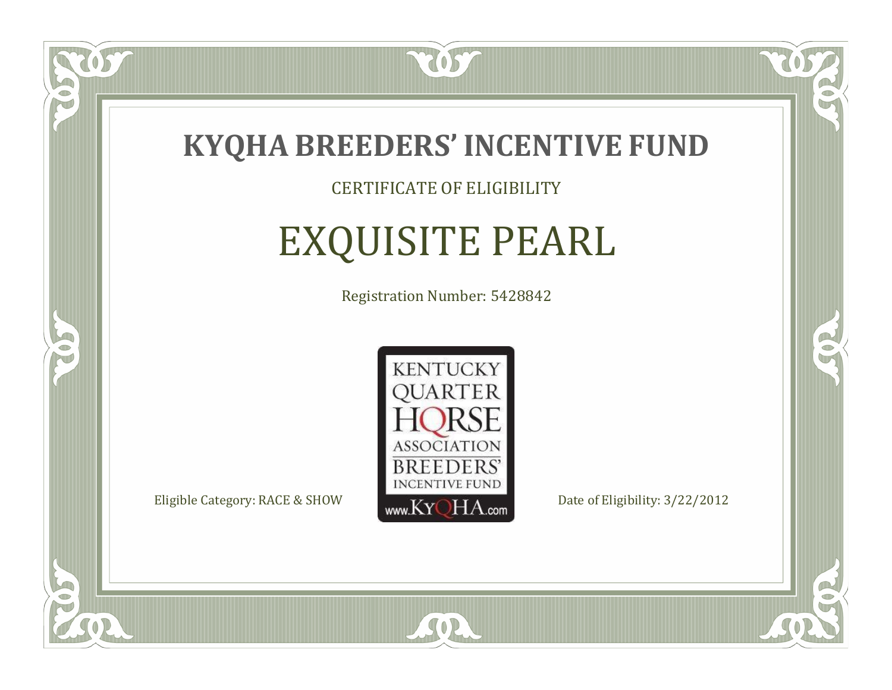# KYQHA BREEDERS' INCENTIVE FUND

CERTIFICATE OF ELIGIBILITY

## EXQUISITE PEARL

Registration Number: 5428842

KENTUCKY QUARTER HORSE ASSOCIATION BREEDERS' INCENTIVE FUND www.KyQHA.com

Eligible Category: RACE & SHOW

Date of Eligibility: 3/22/2012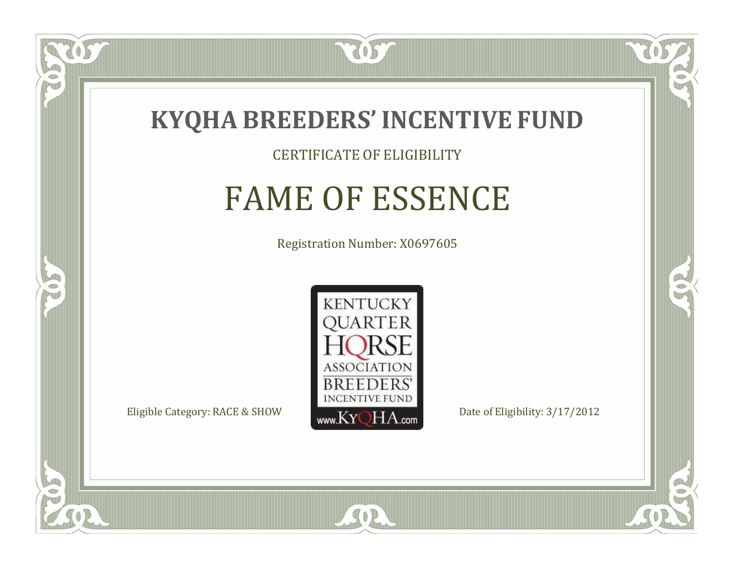# KYQHA BREEDERS' INCENTIVE FUND

CERTIFICATE OF ELIGIBILITY

## FAME OF ESSENCE

Registration Number: X0697605

KENTUCKY QUARTER HORSE ASSOCIATION BREEDERS' INCENTIVE FUND www.KyQHA.com

Eligible Category: RACE & SHOW

Date of Eligibility: 3/17/2012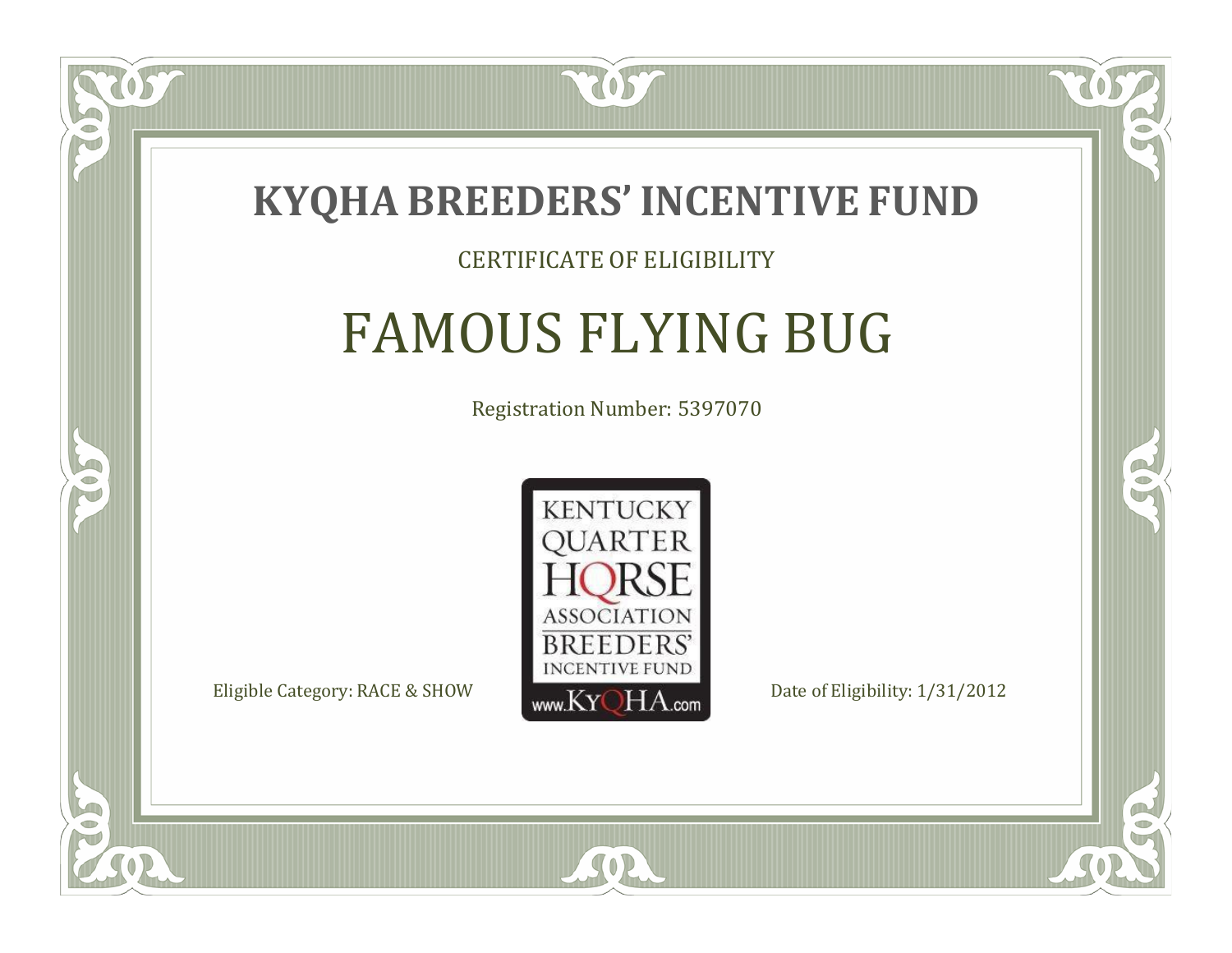# KYQHA BREEDERS' INCENTIVE FUND

CERTIFICATE OF ELIGIBILITY

## FAMOUS FLYING BUG

Registration Number: 5397070

KENTUCKY QUARTER HORSE ASSOCIATION BREEDERS' INCENTIVE FUND www.KyQHA.com

Eligible Category: RACE & SHOW

Date of Eligibility: 1/31/2012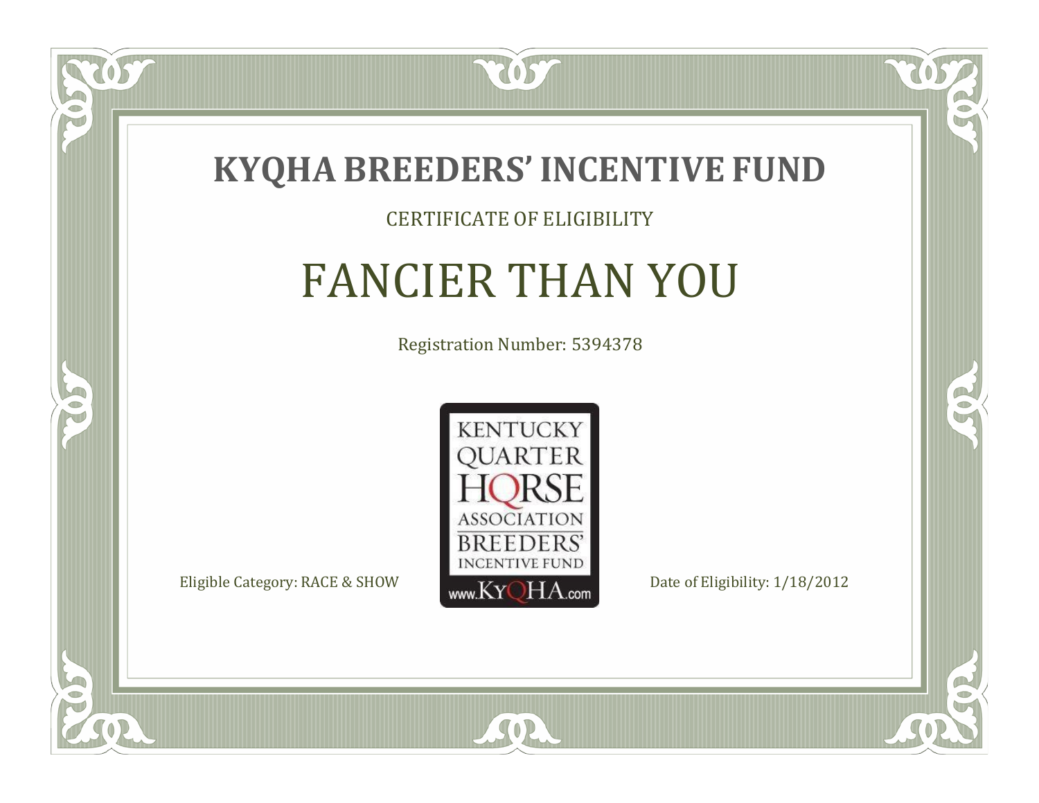# KYQHA BREEDERS' INCENTIVE FUND

CERTIFICATE OF ELIGIBILITY

## FANCIER THAN YOU

Registration Number: 5394378

KENTUCKY QUARTER HORSE ASSOCIATION BREEDERS' INCENTIVE FUND www.KyQHA.com

Eligible Category: RACE & SHOW

Date of Eligibility: 1/18/2012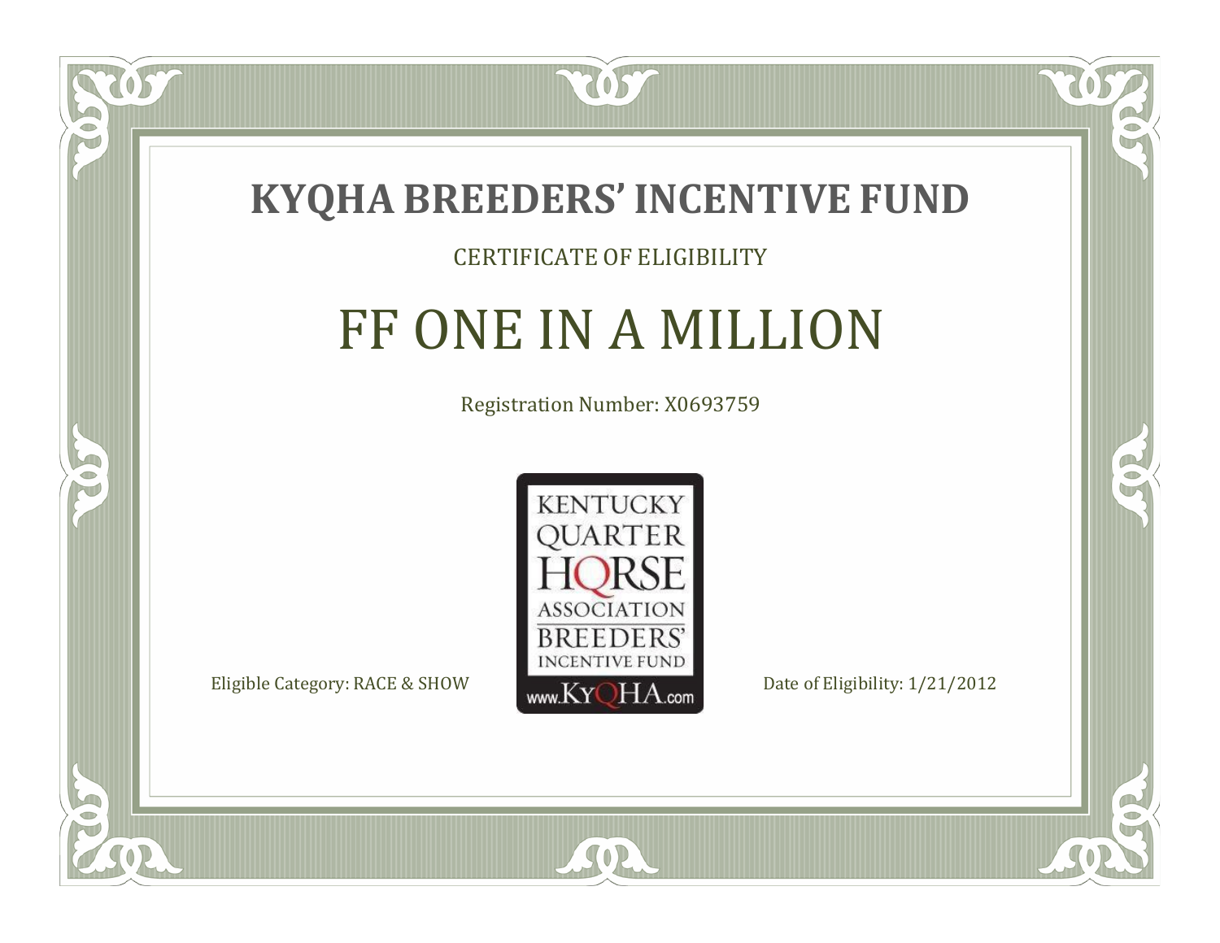# KYQHA BREEDERS' INCENTIVE FUND

CERTIFICATE OF ELIGIBILITY

## FF ONE IN A MILLION

Registration Number: X0693759

KENTUCKY QUARTER HORSE ASSOCIATION BREEDERS' INCENTIVE FUND www.KyQHA.com

Eligible Category: RACE & SHOW

Date of Eligibility: 1/21/2012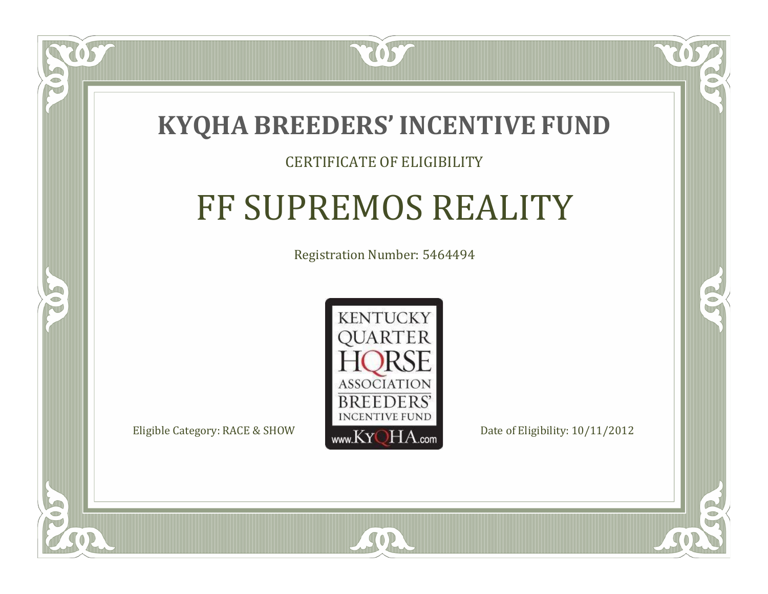# KYQHA BREEDERS' INCENTIVE FUND

CERTIFICATE OF ELIGIBILITY

## FF SUPREMOS REALITY

Registration Number: 5464494

KENTUCKY QUARTER HORSE ASSOCIATION BREEDERS' INCENTIVE FUND www.KyQHA.com

Eligible Category: RACE & SHOW

Date of Eligibility: 10/11/2012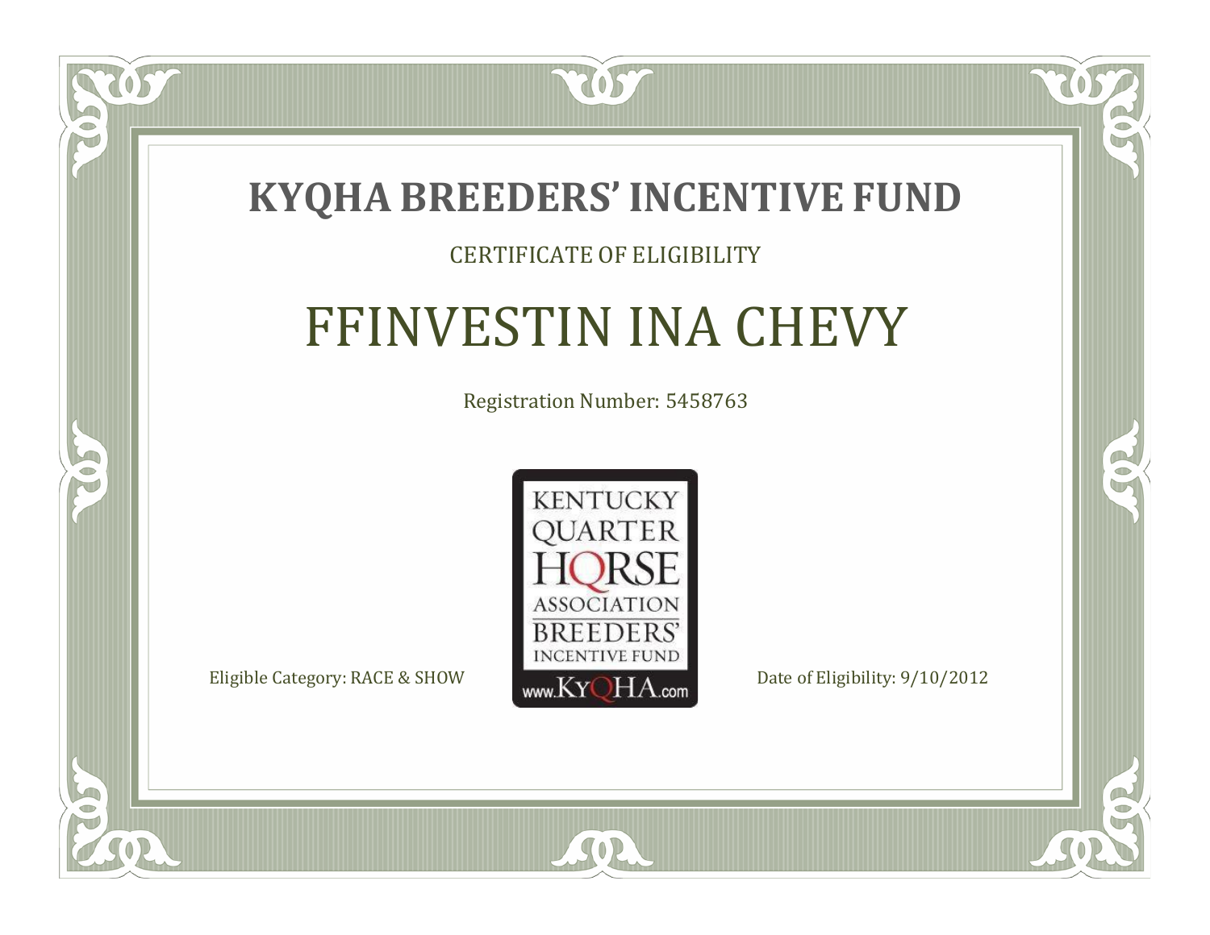# KYQHA BREEDERS' INCENTIVE FUND

CERTIFICATE OF ELIGIBILITY

## FFINVESTIN INA CHEVY

Registration Number: 5458763

KENTUCKY QUARTER HORSE ASSOCIATION BREEDERS' INCENTIVE FUND
www.KyQHA.com

Eligible Category: RACE & SHOW

Date of Eligibility: 9/10/2012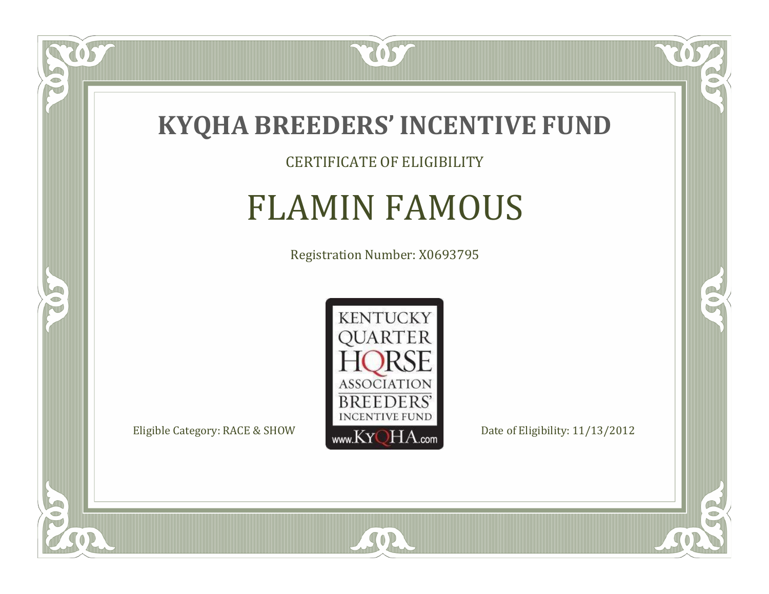# KYQHA BREEDERS' INCENTIVE FUND

CERTIFICATE OF ELIGIBILITY

## FLAMIN FAMOUS

Registration Number: X0693795

KENTUCKY QUARTER HORSE ASSOCIATION BREEDERS' INCENTIVE FUND www.KyQHA.com

Eligible Category: RACE & SHOW

Date of Eligibility: 11/13/2012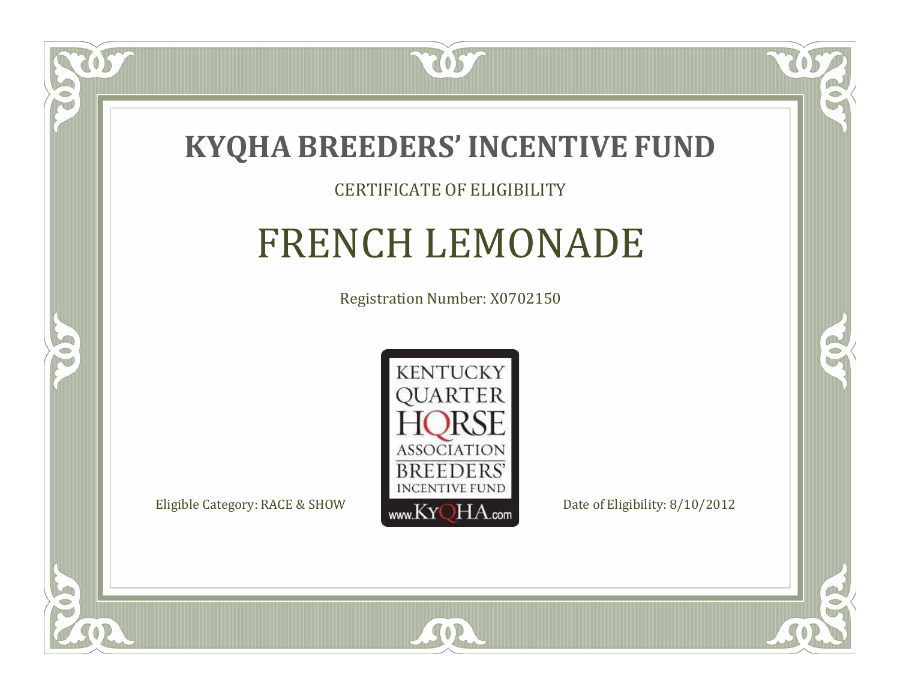# KYQHA BREEDERS' INCENTIVE FUND

CERTIFICATE OF ELIGIBILITY

## FRENCH LEMONADE

Registration Number: X0702150

KENTUCKY QUARTER HORSE ASSOCIATION BREEDERS' INCENTIVE FUND www.KyQHA.com

Eligible Category: RACE & SHOW

Date of Eligibility: 8/10/2012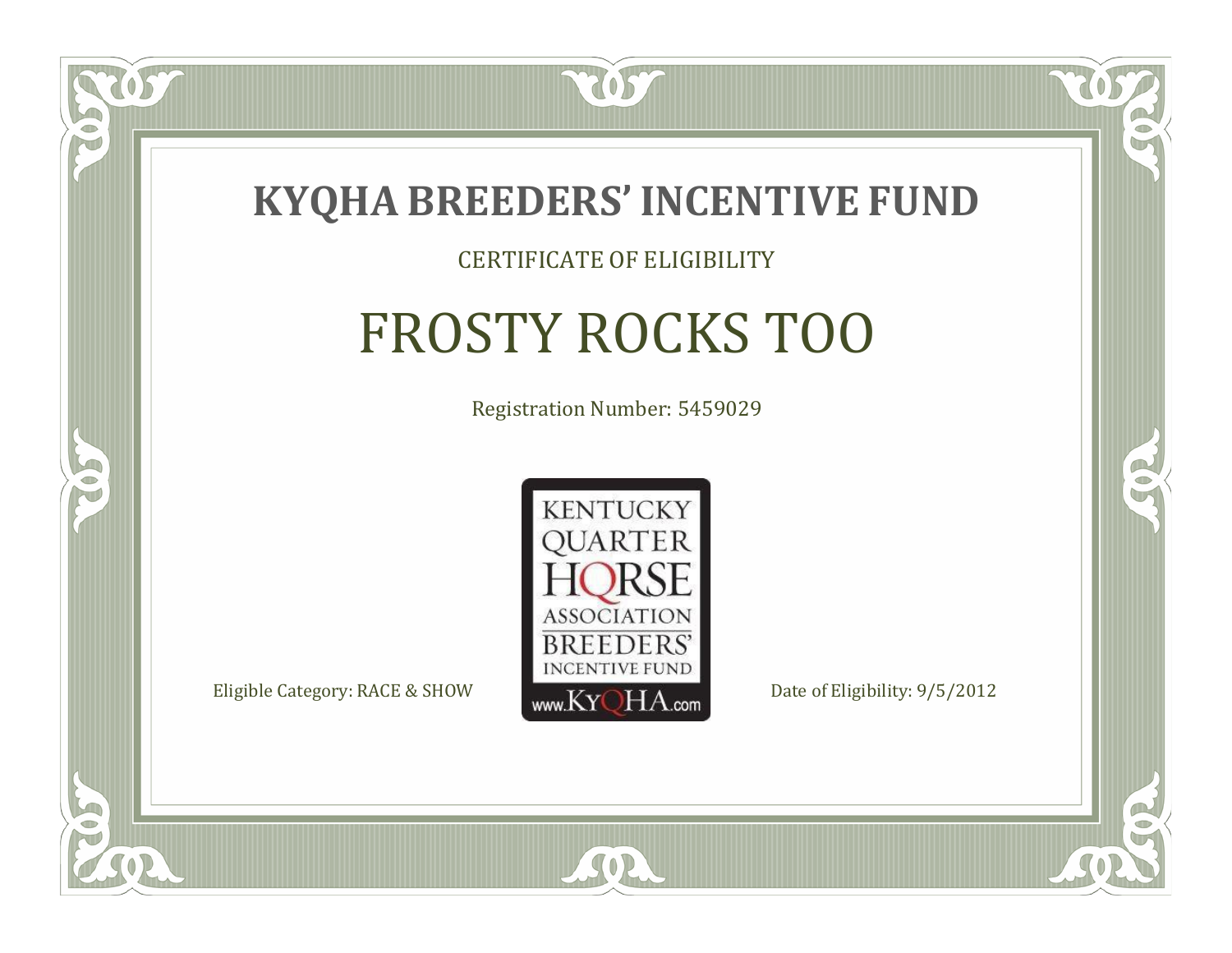# KYQHA BREEDERS' INCENTIVE FUND

CERTIFICATE OF ELIGIBILITY

## FROSTY ROCKS TOO

Registration Number: 5459029

KENTUCKY QUARTER HORSE ASSOCIATION BREEDERS' INCENTIVE FUND www.KyQHA.com

Eligible Category: RACE & SHOW

Date of Eligibility: 9/5/2012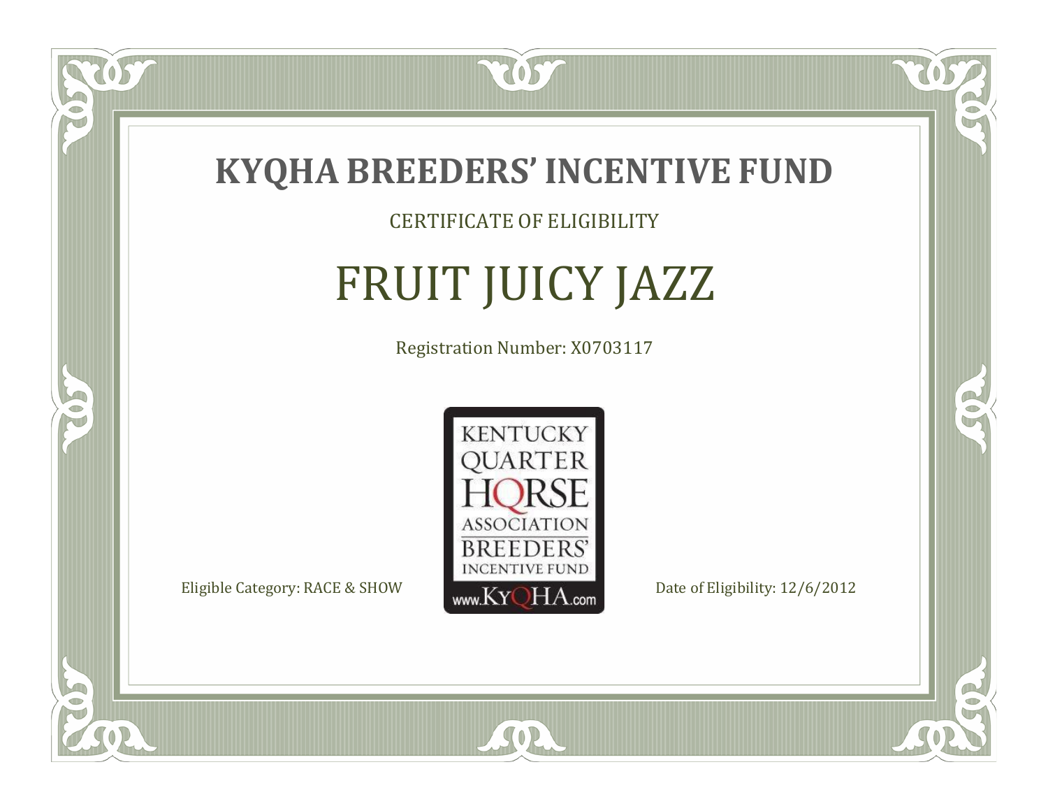# KYQHA BREEDERS' INCENTIVE FUND

CERTIFICATE OF ELIGIBILITY

## FRUIT JUICY JAZZ

Registration Number: X0703117

KENTUCKY QUARTER HORSE ASSOCIATION BREEDERS' INCENTIVE FUND www.KyQHA.com

Eligible Category: RACE & SHOW

Date of Eligibility: 12/6/2012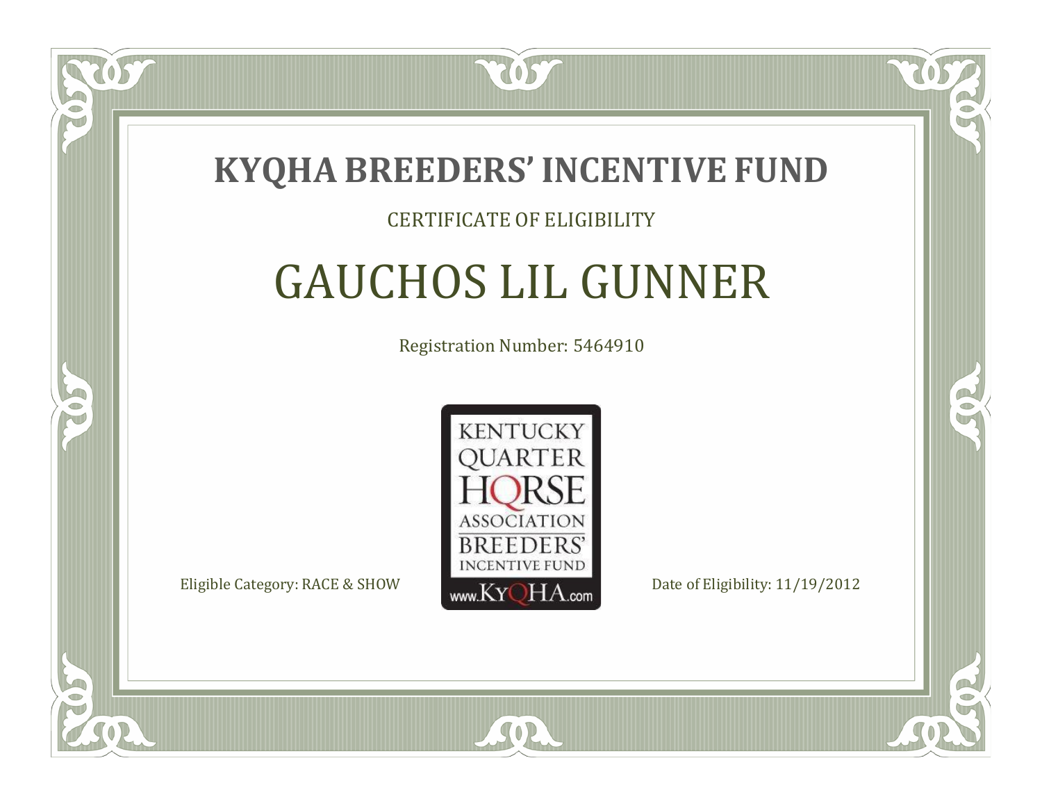# KYQHA BREEDERS' INCENTIVE FUND

CERTIFICATE OF ELIGIBILITY

## GAUCHOS LIL GUNNER

Registration Number: 5464910

KENTUCKY QUARTER HORSE ASSOCIATION BREEDERS' INCENTIVE FUND www.KyQHA.com

Eligible Category: RACE & SHOW

Date of Eligibility: 11/19/2012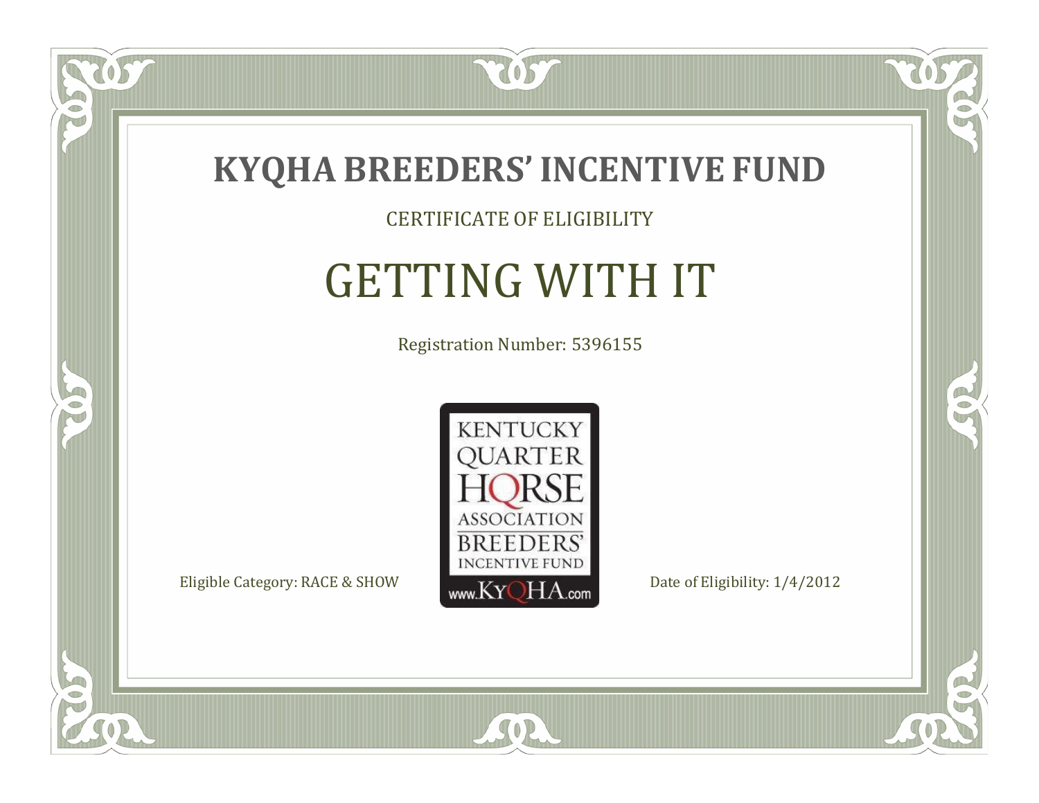# KYQHA BREEDERS' INCENTIVE FUND

CERTIFICATE OF ELIGIBILITY

## GETTING WITH IT

Registration Number: 5396155

KENTUCKY QUARTER HORSE ASSOCIATION BREEDERS' INCENTIVE FUND www.KyQHA.com

Eligible Category: RACE & SHOW

Date of Eligibility: 1/4/2012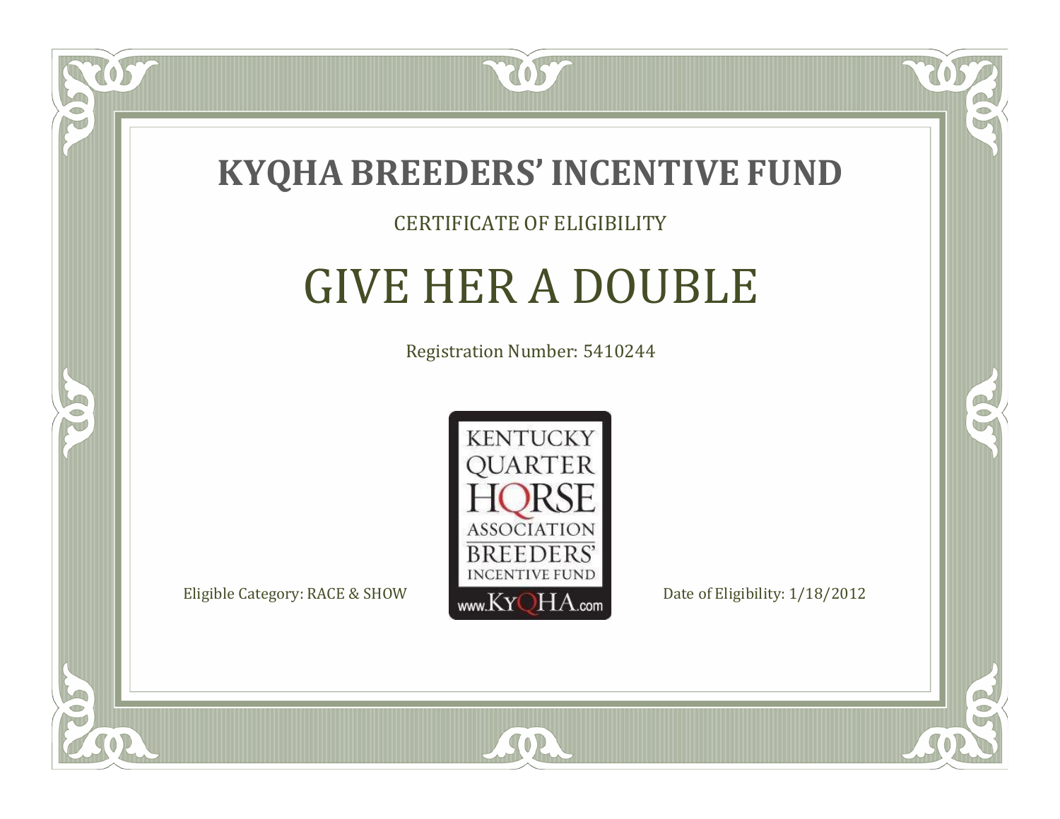# KYQHA BREEDERS' INCENTIVE FUND

CERTIFICATE OF ELIGIBILITY

## GIVE HER A DOUBLE

Registration Number: 5410244

KENTUCKY QUARTER HORSE ASSOCIATION BREEDERS' INCENTIVE FUND www.KyQHA.com

Eligible Category: RACE & SHOW

Date of Eligibility: 1/18/2012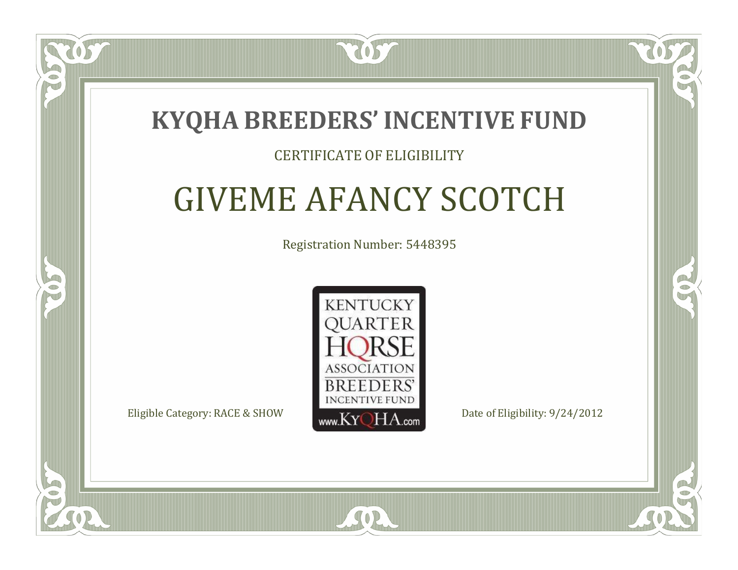# KYQHA BREEDERS' INCENTIVE FUND

CERTIFICATE OF ELIGIBILITY

## GIVEME AFANCY SCOTCH

Registration Number: 5448395

KENTUCKY QUARTER HORSE ASSOCIATION BREEDERS' INCENTIVE FUND www.KyQHA.com

Eligible Category: RACE & SHOW

Date of Eligibility: 9/24/2012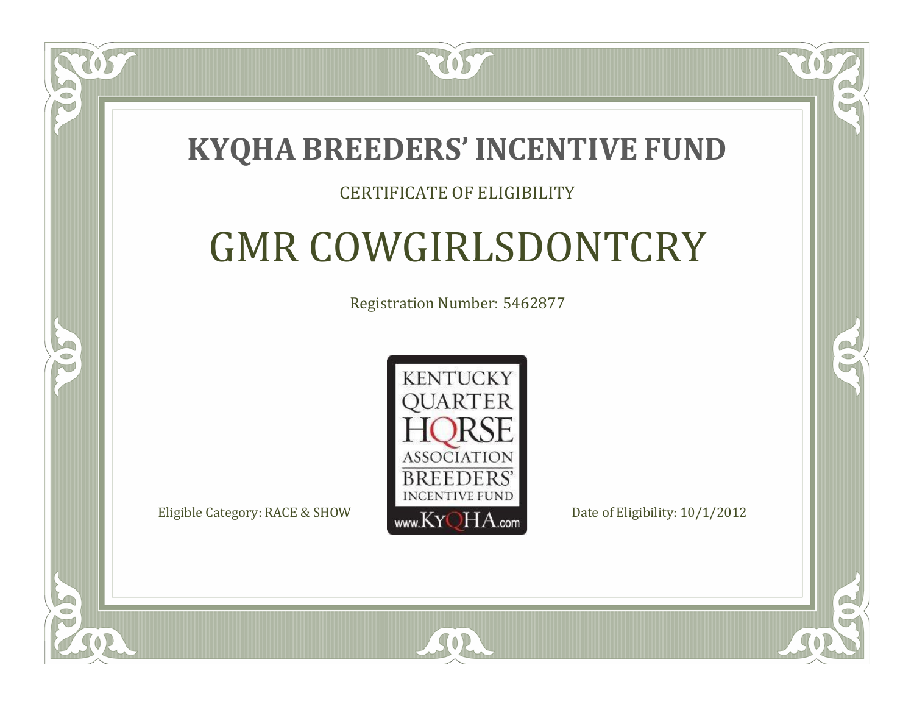# KYQHA BREEDERS' INCENTIVE FUND

CERTIFICATE OF ELIGIBILITY

## GMR COWGIRLSDONTCRY

Registration Number: 5462877

KENTUCKY QUARTER HORSE ASSOCIATION BREEDERS' INCENTIVE FUND www.KyQHA.com

Eligible Category: RACE & SHOW

Date of Eligibility: 10/1/2012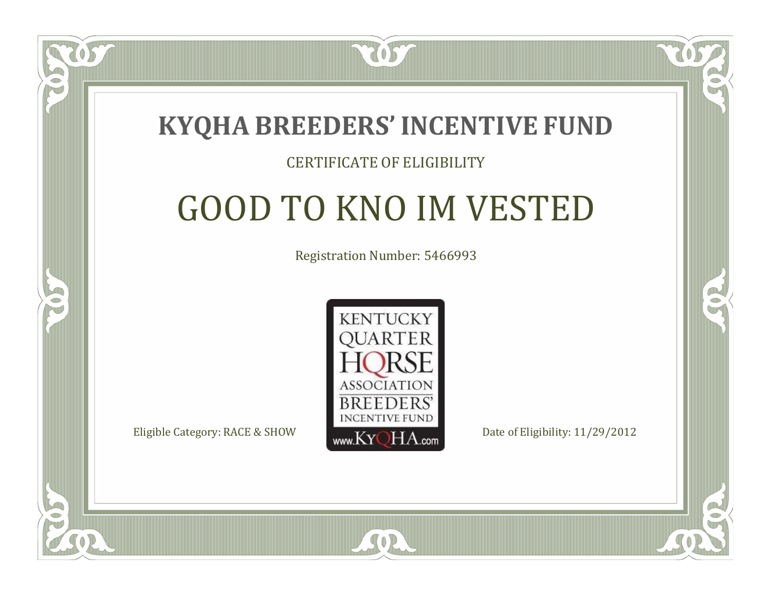# KYQHA BREEDERS' INCENTIVE FUND

CERTIFICATE OF ELIGIBILITY

## GOOD TO KNO IM VESTED

Registration Number: 5466993

KENTUCKY QUARTER HORSE ASSOCIATION BREEDERS' INCENTIVE FUND www.KyQHA.com

Eligible Category: RACE & SHOW

Date of Eligibility: 11/29/2012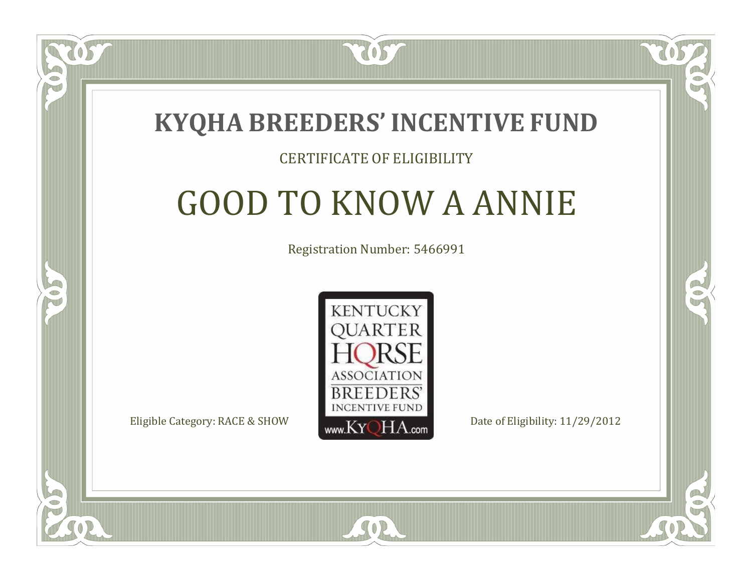# KYQHA BREEDERS' INCENTIVE FUND

CERTIFICATE OF ELIGIBILITY

## GOOD TO KNOW A ANNIE

Registration Number: 5466991

KENTUCKY QUARTER HORSE ASSOCIATION BREEDERS' INCENTIVE FUND www.KyQHA.com

Eligible Category: RACE & SHOW

Date of Eligibility: 11/29/2012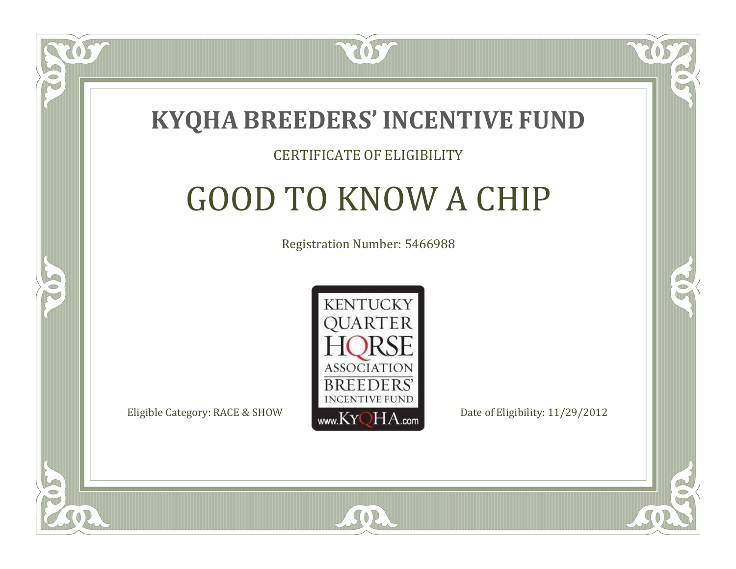# KYQHA BREEDERS' INCENTIVE FUND

CERTIFICATE OF ELIGIBILITY

## GOOD TO KNOW A CHIP

Registration Number: 5466988

KENTUCKY QUARTER HORSE ASSOCIATION BREEDERS' INCENTIVE FUND www.KyQHA.com

Eligible Category: RACE & SHOW

Date of Eligibility: 11/29/2012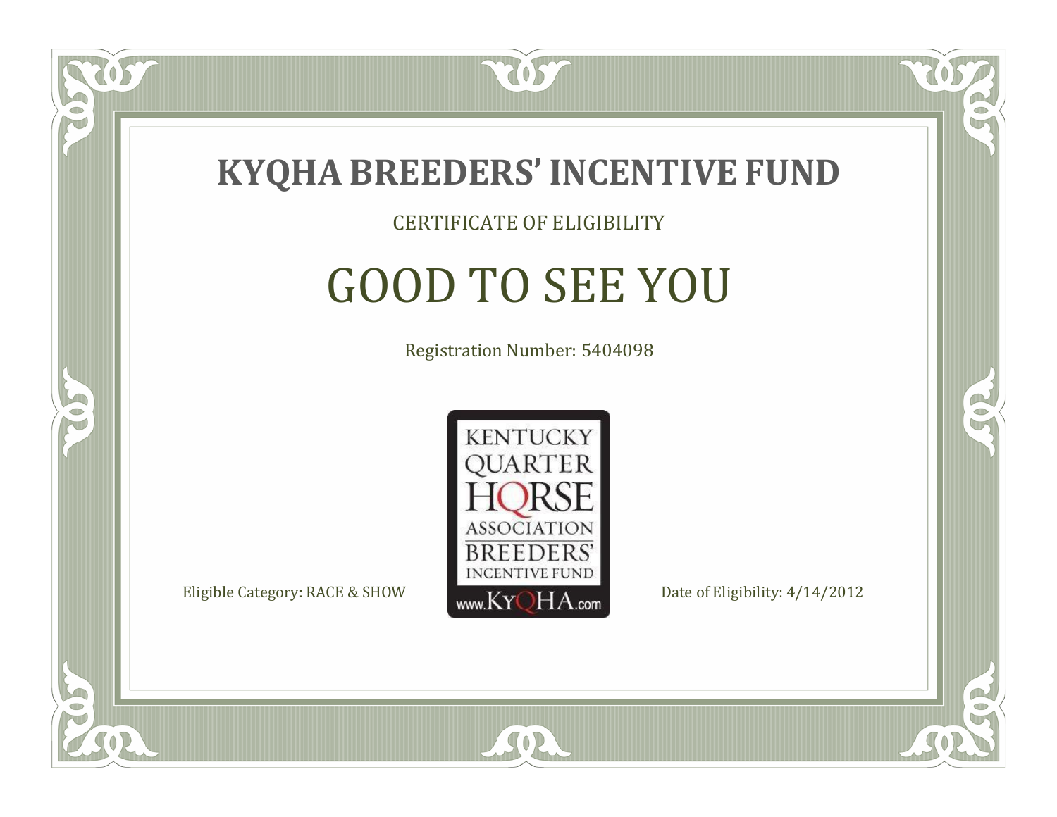# KYQHA BREEDERS' INCENTIVE FUND

CERTIFICATE OF ELIGIBILITY

## GOOD TO SEE YOU

Registration Number: 5404098

KENTUCKY QUARTER HORSE ASSOCIATION BREEDERS' INCENTIVE FUND www.KyQHA.com

Eligible Category: RACE & SHOW

Date of Eligibility: 4/14/2012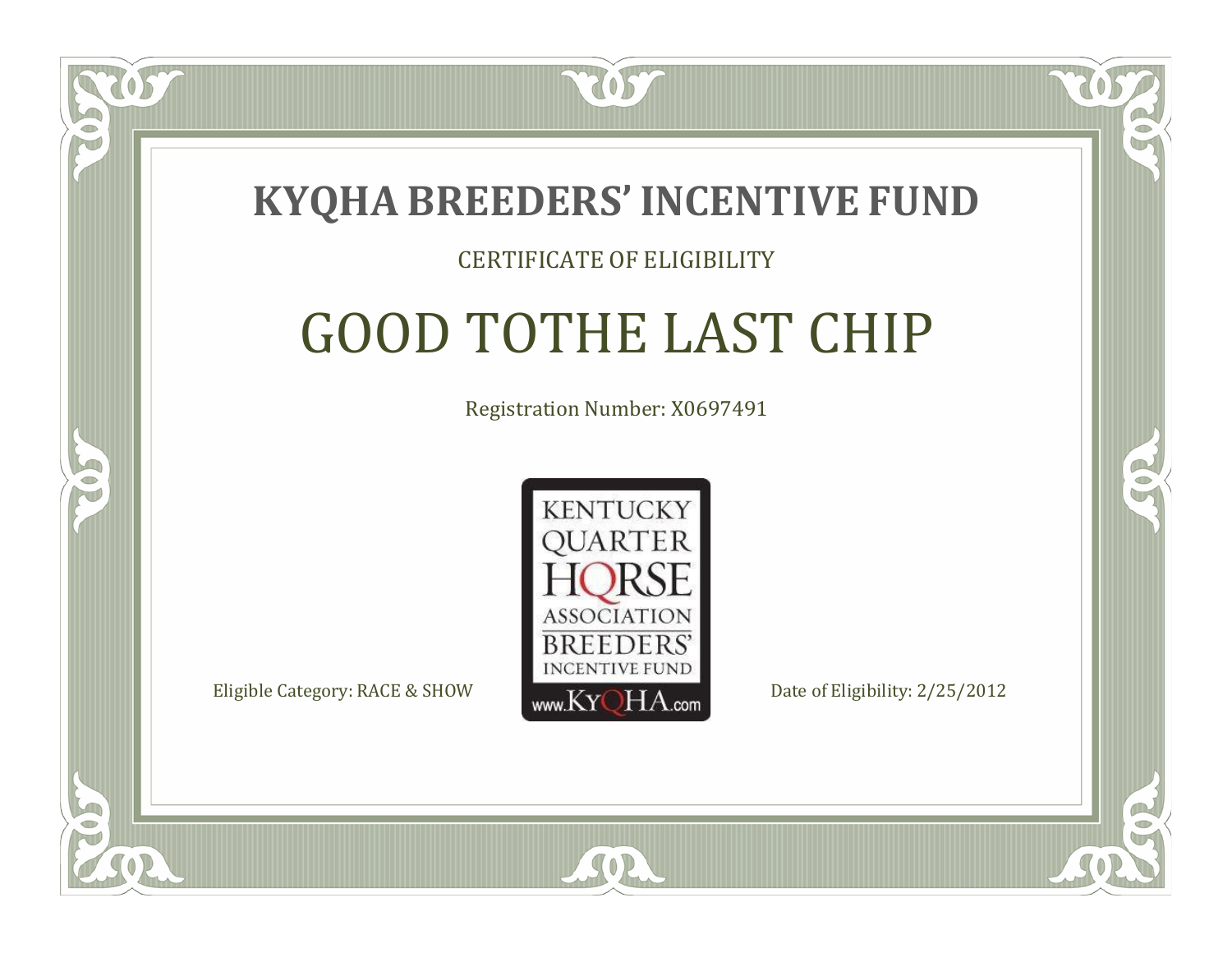# KYQHA BREEDERS' INCENTIVE FUND

CERTIFICATE OF ELIGIBILITY

## GOOD TOTHE LAST CHIP

Registration Number: X0697491

KENTUCKY QUARTER HORSE ASSOCIATION BREEDERS' INCENTIVE FUND www.KyQHA.com

Eligible Category: RACE & SHOW

Date of Eligibility: 2/25/2012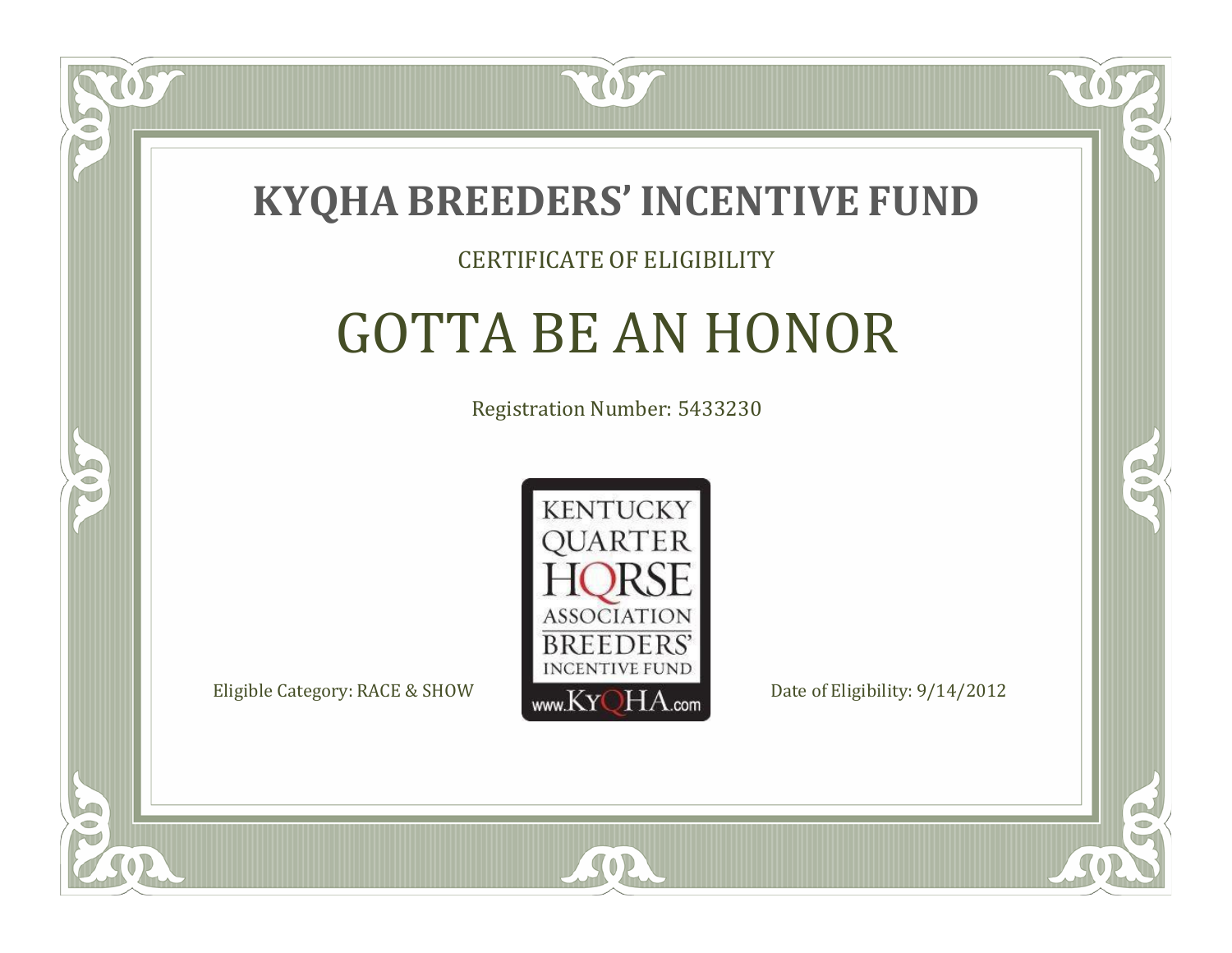# KYQHA BREEDERS' INCENTIVE FUND

CERTIFICATE OF ELIGIBILITY

## GOTTA BE AN HONOR

Registration Number: 5433230

KENTUCKY QUARTER HORSE ASSOCIATION BREEDERS' INCENTIVE FUND www.KyQHA.com

Eligible Category: RACE & SHOW

Date of Eligibility: 9/14/2012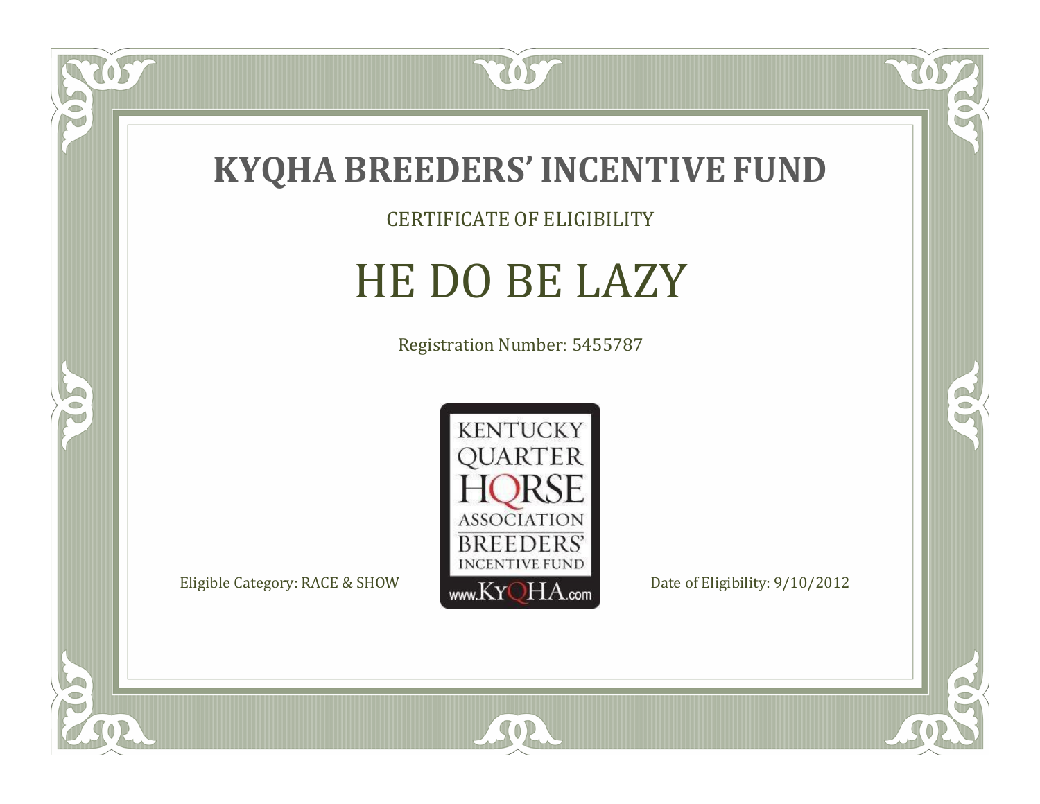# KYQHA BREEDERS' INCENTIVE FUND

CERTIFICATE OF ELIGIBILITY

## HE DO BE LAZY

Registration Number: 5455787

KENTUCKY QUARTER HORSE ASSOCIATION BREEDERS' INCENTIVE FUND www.KyQHA.com

Eligible Category: RACE & SHOW

Date of Eligibility: 9/10/2012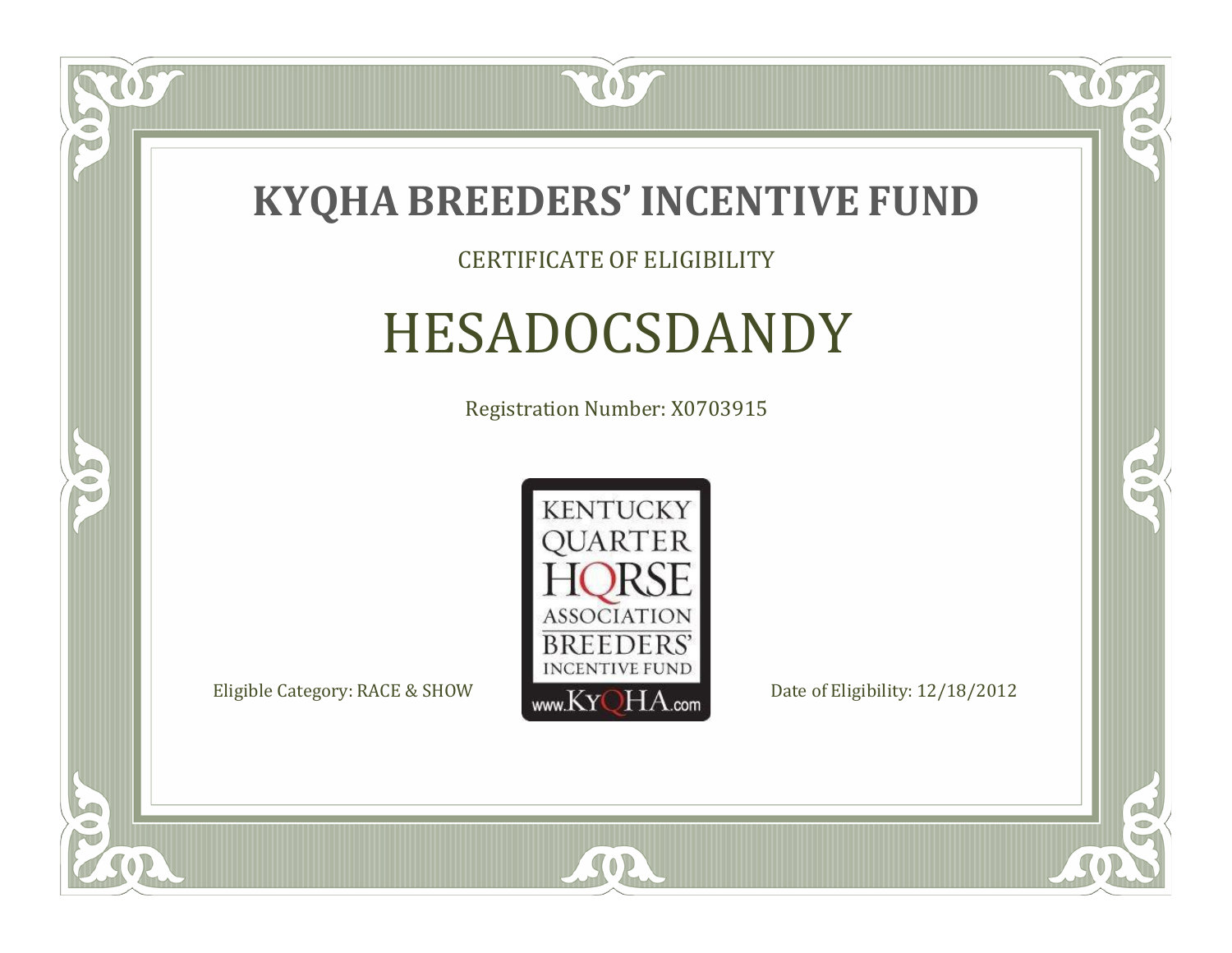# KYQHA BREEDERS' INCENTIVE FUND

CERTIFICATE OF ELIGIBILITY

## HESADOCSDANDY

Registration Number: X0703915

KENTUCKY QUARTER HORSE ASSOCIATION BREEDERS' INCENTIVE FUND www.KyQHA.com

Eligible Category: RACE & SHOW

Date of Eligibility: 12/18/2012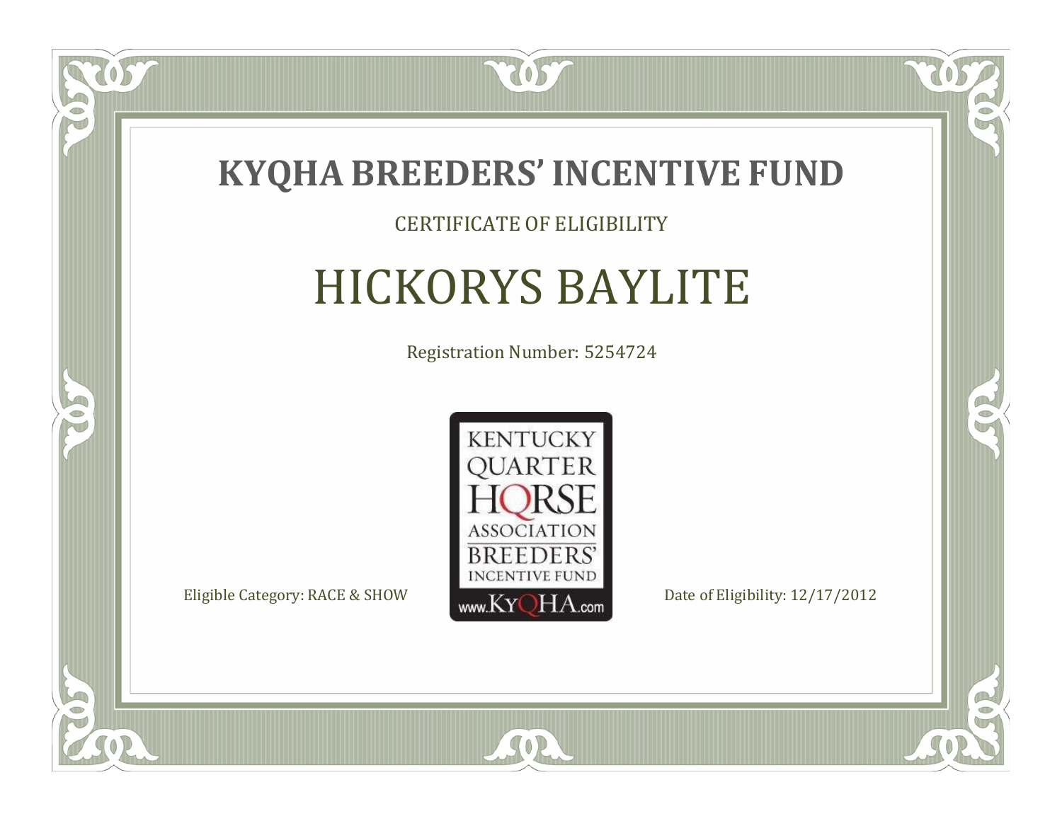# KYQHA BREEDERS' INCENTIVE FUND

CERTIFICATE OF ELIGIBILITY

## HICKORYS BAYLITE

Registration Number: 5254724

KENTUCKY QUARTER HORSE ASSOCIATION BREEDERS' INCENTIVE FUND www.KyQHA.com

Eligible Category: RACE & SHOW

Date of Eligibility: 12/17/2012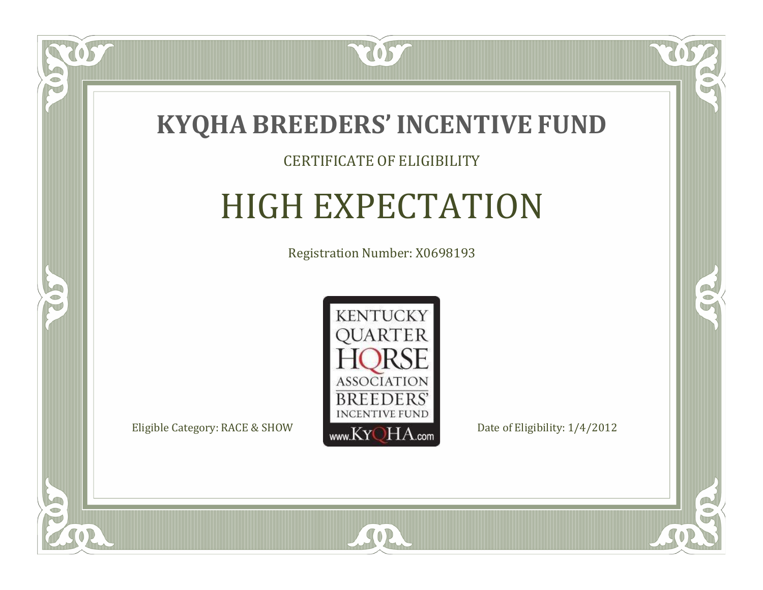# KYQHA BREEDERS' INCENTIVE FUND

CERTIFICATE OF ELIGIBILITY

## HIGH EXPECTATION

Registration Number: X0698193

KENTUCKY QUARTER HORSE ASSOCIATION BREEDERS' INCENTIVE FUND www.KyQHA.com

Eligible Category: RACE & SHOW

Date of Eligibility: 1/4/2012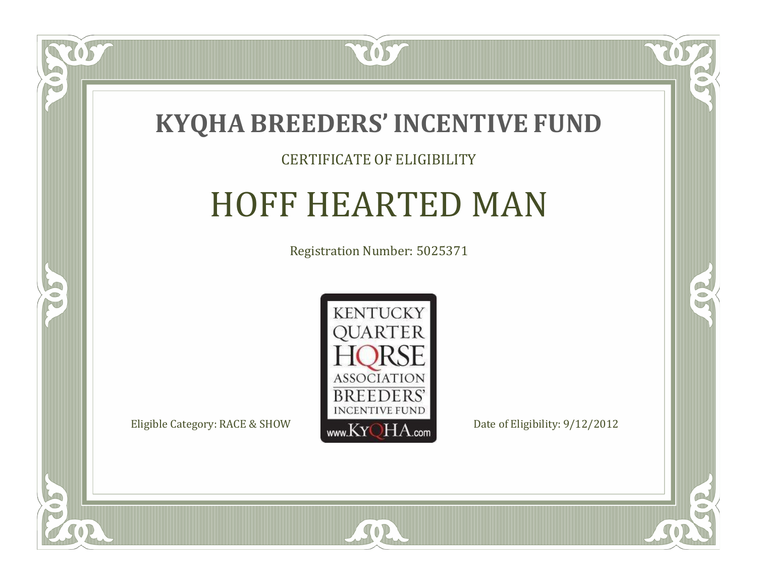# KYQHA BREEDERS' INCENTIVE FUND

CERTIFICATE OF ELIGIBILITY

## HOFF HEARTED MAN

Registration Number: 5025371

KENTUCKY QUARTER HORSE ASSOCIATION BREEDERS' INCENTIVE FUND www.KyQHA.com

Eligible Category: RACE & SHOW

Date of Eligibility: 9/12/2012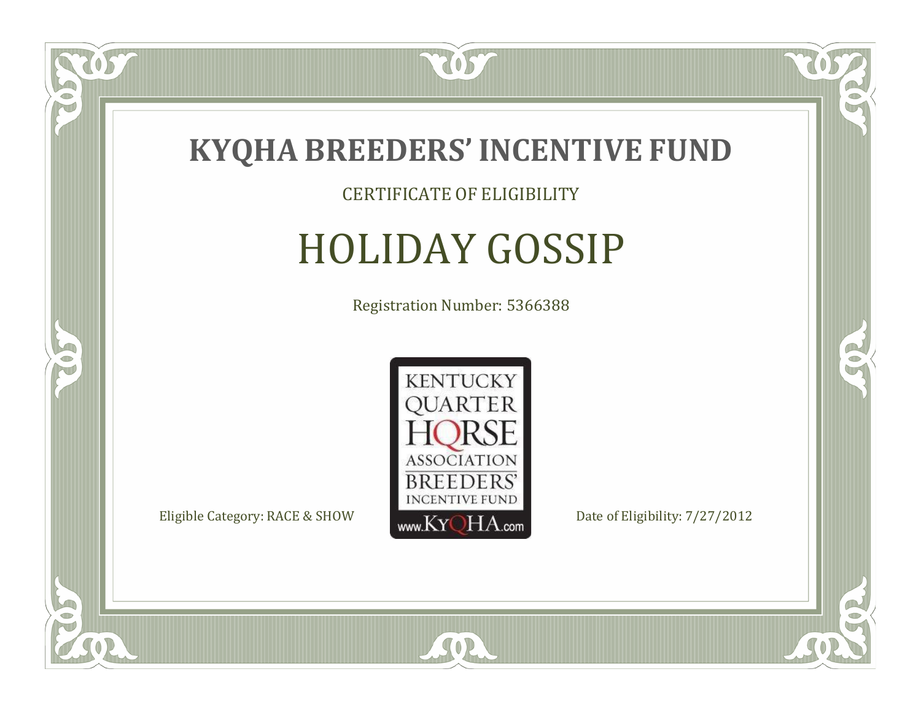# KYQHA BREEDERS' INCENTIVE FUND

CERTIFICATE OF ELIGIBILITY

## HOLIDAY GOSSIP

Registration Number: 5366388

KENTUCKY QUARTER HORSE ASSOCIATION BREEDERS' INCENTIVE FUND www.KyQHA.com

Eligible Category: RACE & SHOW

Date of Eligibility: 7/27/2012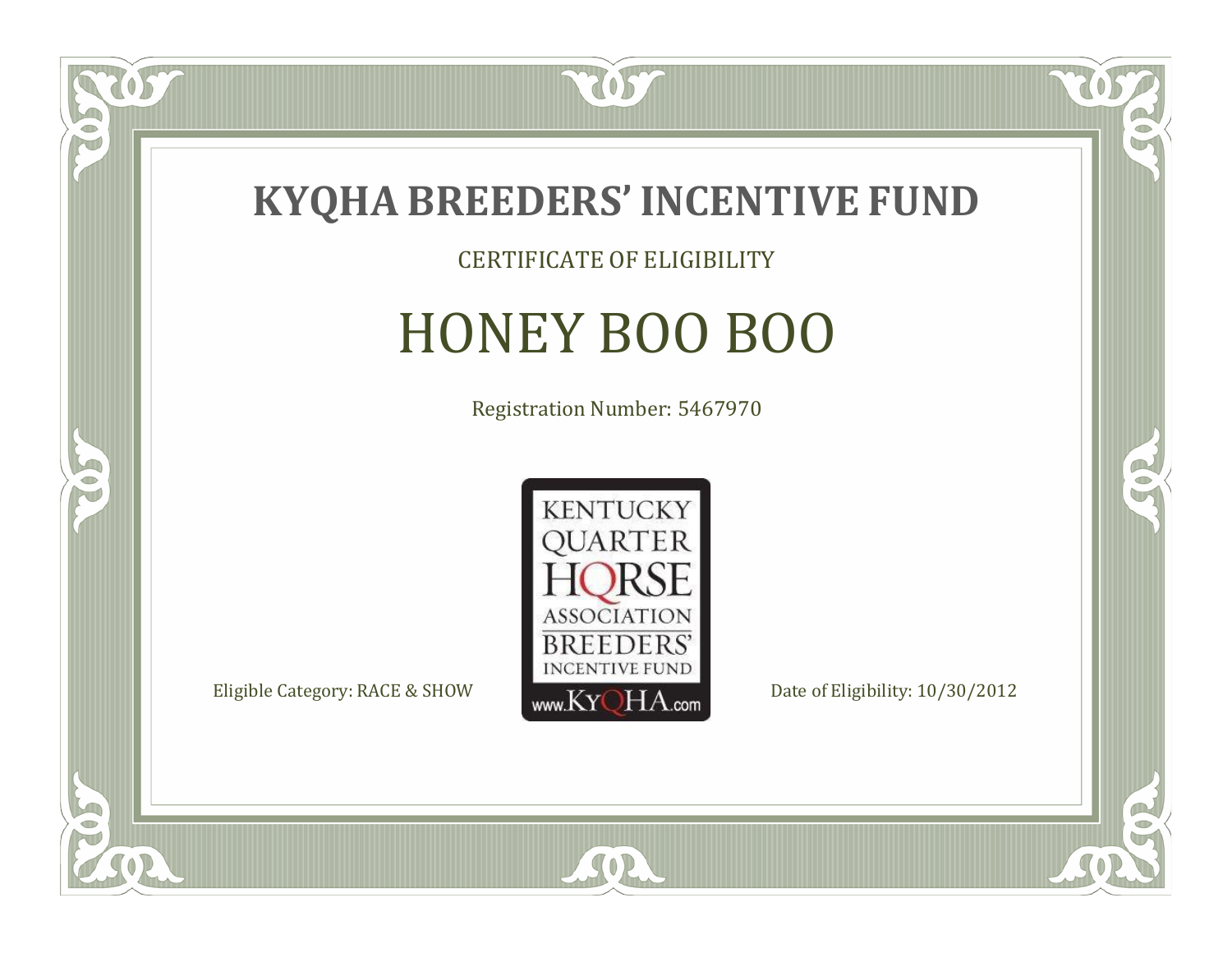# KYQHA BREEDERS' INCENTIVE FUND

CERTIFICATE OF ELIGIBILITY

## HONEY BOO BOO

Registration Number: 5467970

KENTUCKY QUARTER HORSE ASSOCIATION BREEDERS' INCENTIVE FUND www.KyQHA.com

Eligible Category: RACE & SHOW

Date of Eligibility: 10/30/2012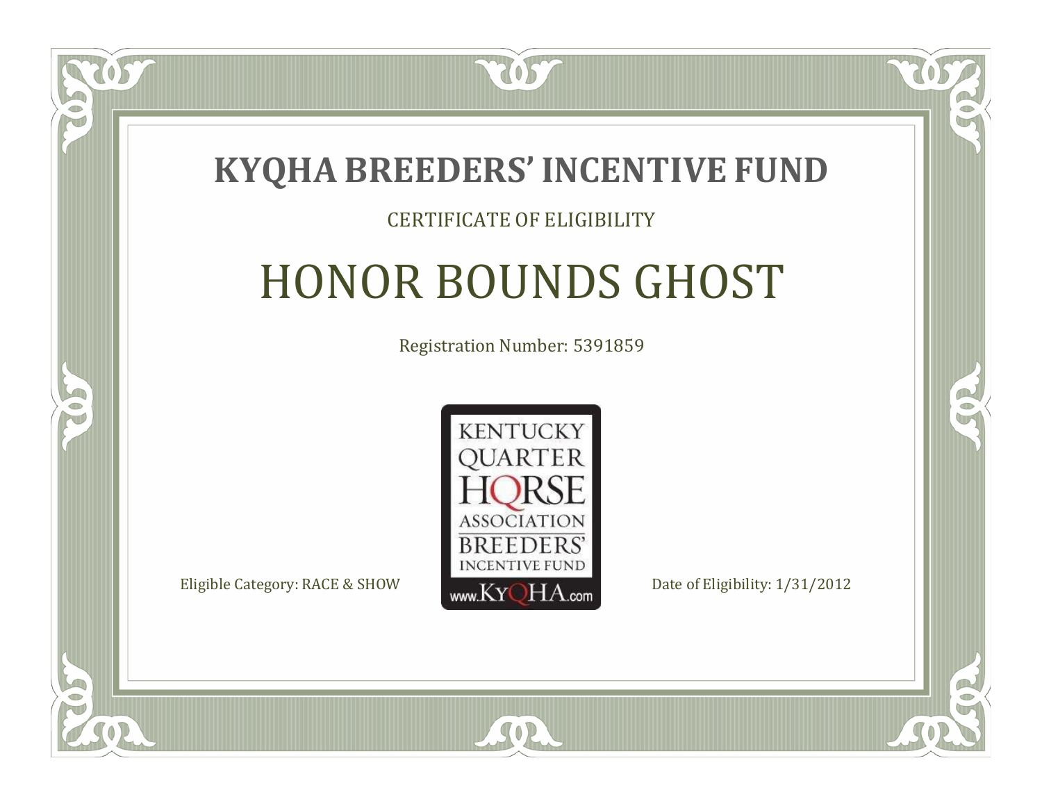# KYQHA BREEDERS' INCENTIVE FUND

CERTIFICATE OF ELIGIBILITY

## HONOR BOUNDS GHOST

Registration Number: 5391859

KENTUCKY QUARTER HORSE ASSOCIATION BREEDERS' INCENTIVE FUND www.KyQHA.com

Eligible Category: RACE & SHOW

Date of Eligibility: 1/31/2012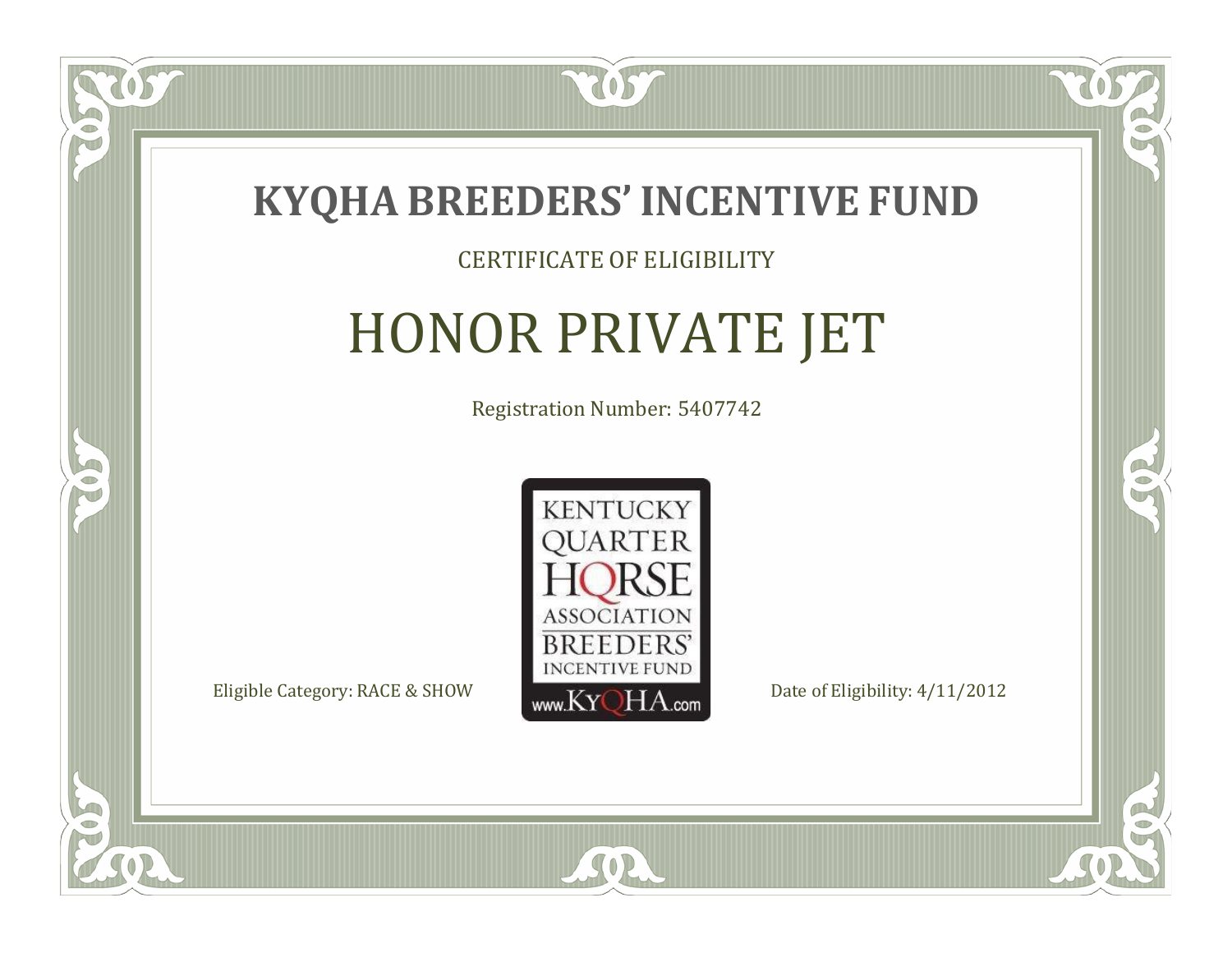# KYQHA BREEDERS' INCENTIVE FUND

CERTIFICATE OF ELIGIBILITY

## HONOR PRIVATE JET

Registration Number: 5407742

KENTUCKY QUARTER HORSE ASSOCIATION BREEDERS' INCENTIVE FUND www.KyQHA.com

Eligible Category: RACE & SHOW

Date of Eligibility: 4/11/2012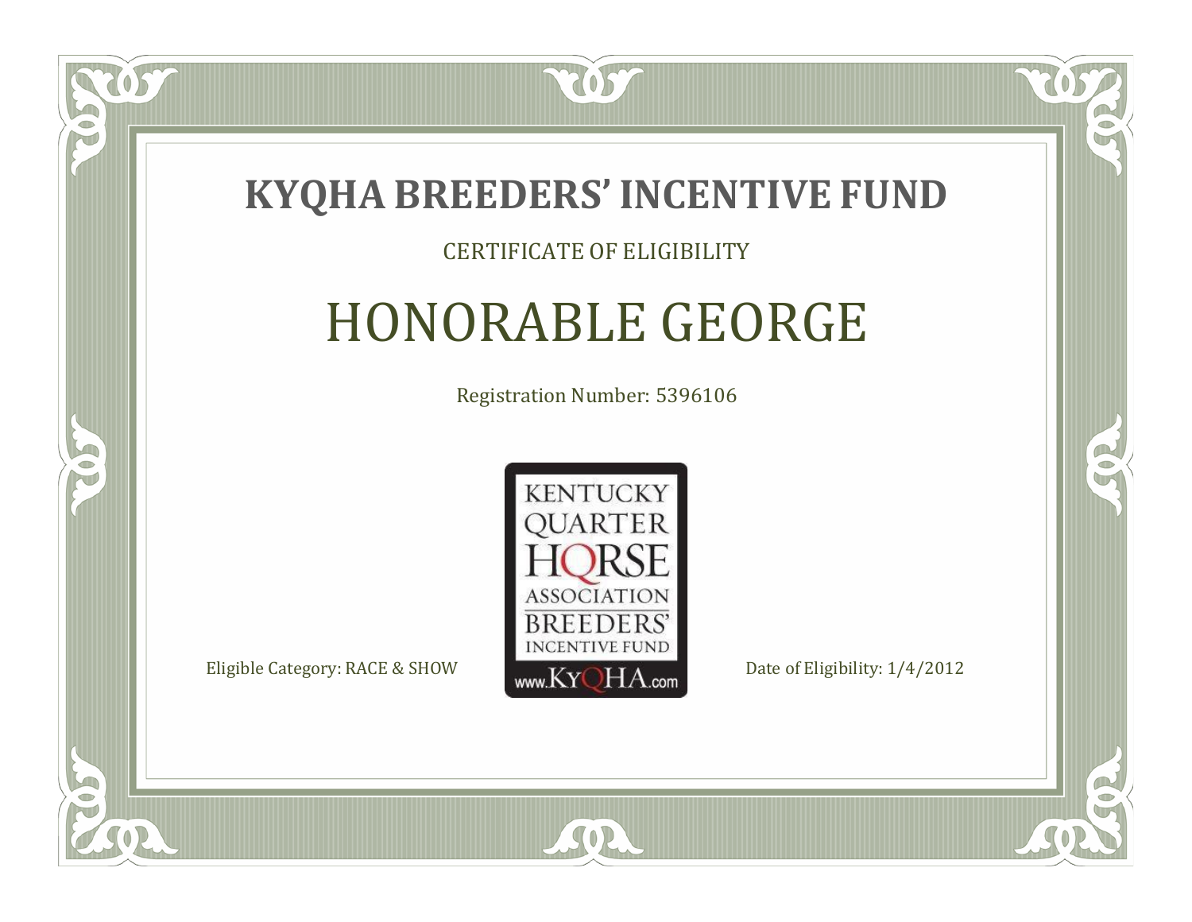# KYQHA BREEDERS' INCENTIVE FUND

CERTIFICATE OF ELIGIBILITY

## HONORABLE GEORGE

Registration Number: 5396106

KENTUCKY QUARTER HORSE ASSOCIATION BREEDERS' INCENTIVE FUND www.KyQHA.com

Eligible Category: RACE & SHOW

Date of Eligibility: 1/4/2012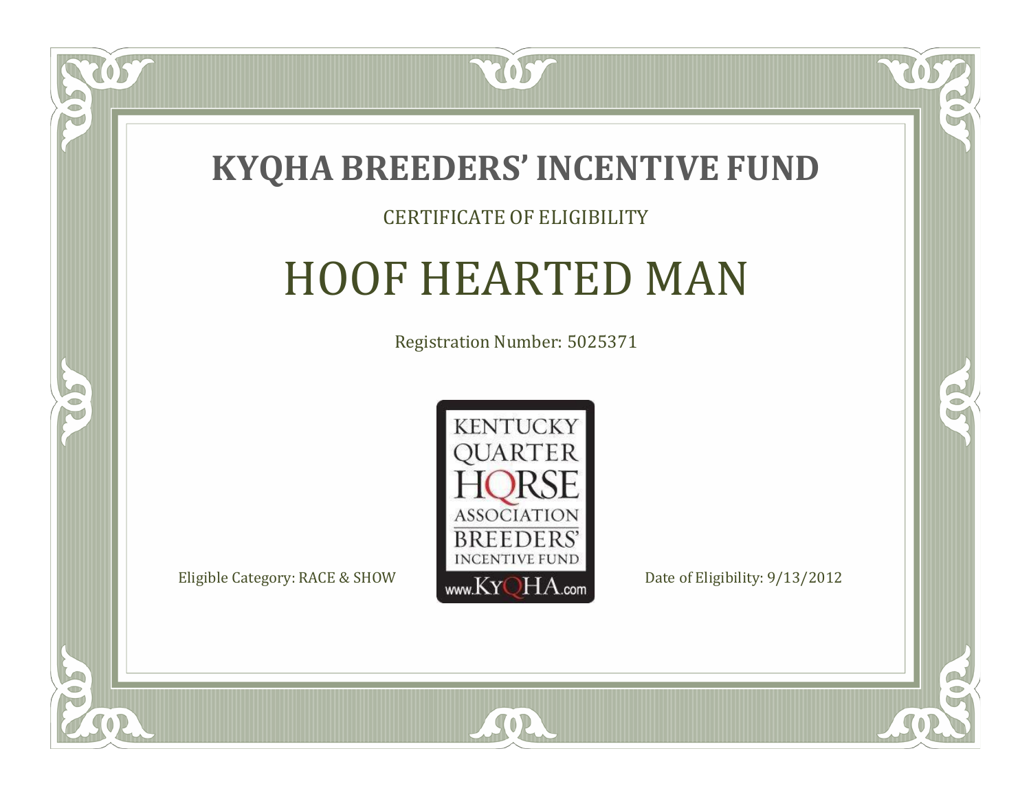# KYQHA BREEDERS' INCENTIVE FUND

CERTIFICATE OF ELIGIBILITY

## HOOF HEARTED MAN

Registration Number: 5025371

KENTUCKY QUARTER HORSE ASSOCIATION BREEDERS' INCENTIVE FUND www.KyQHA.com

Eligible Category: RACE & SHOW

Date of Eligibility: 9/13/2012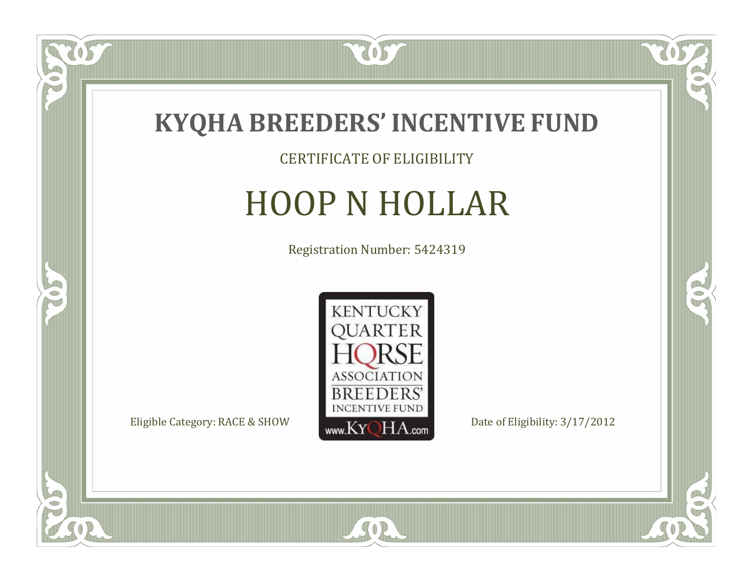# KYQHA BREEDERS' INCENTIVE FUND

CERTIFICATE OF ELIGIBILITY

## HOOP N HOLLAR

Registration Number: 5424319

KENTUCKY QUARTER HORSE ASSOCIATION BREEDERS' INCENTIVE FUND www.KyQHA.com

Eligible Category: RACE & SHOW

Date of Eligibility: 3/17/2012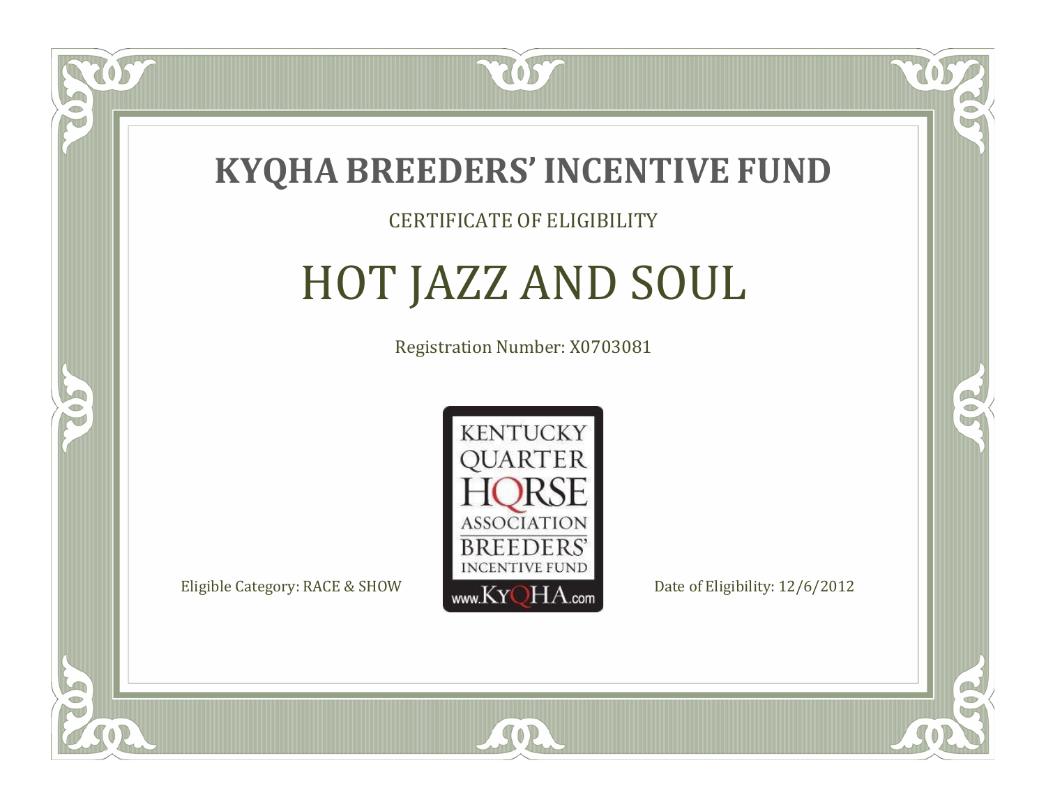# KYQHA BREEDERS' INCENTIVE FUND

CERTIFICATE OF ELIGIBILITY

## HOT JAZZ AND SOUL

Registration Number: X0703081

KENTUCKY QUARTER HORSE ASSOCIATION BREEDERS' INCENTIVE FUND www.KyQHA.com

Eligible Category: RACE & SHOW

Date of Eligibility: 12/6/2012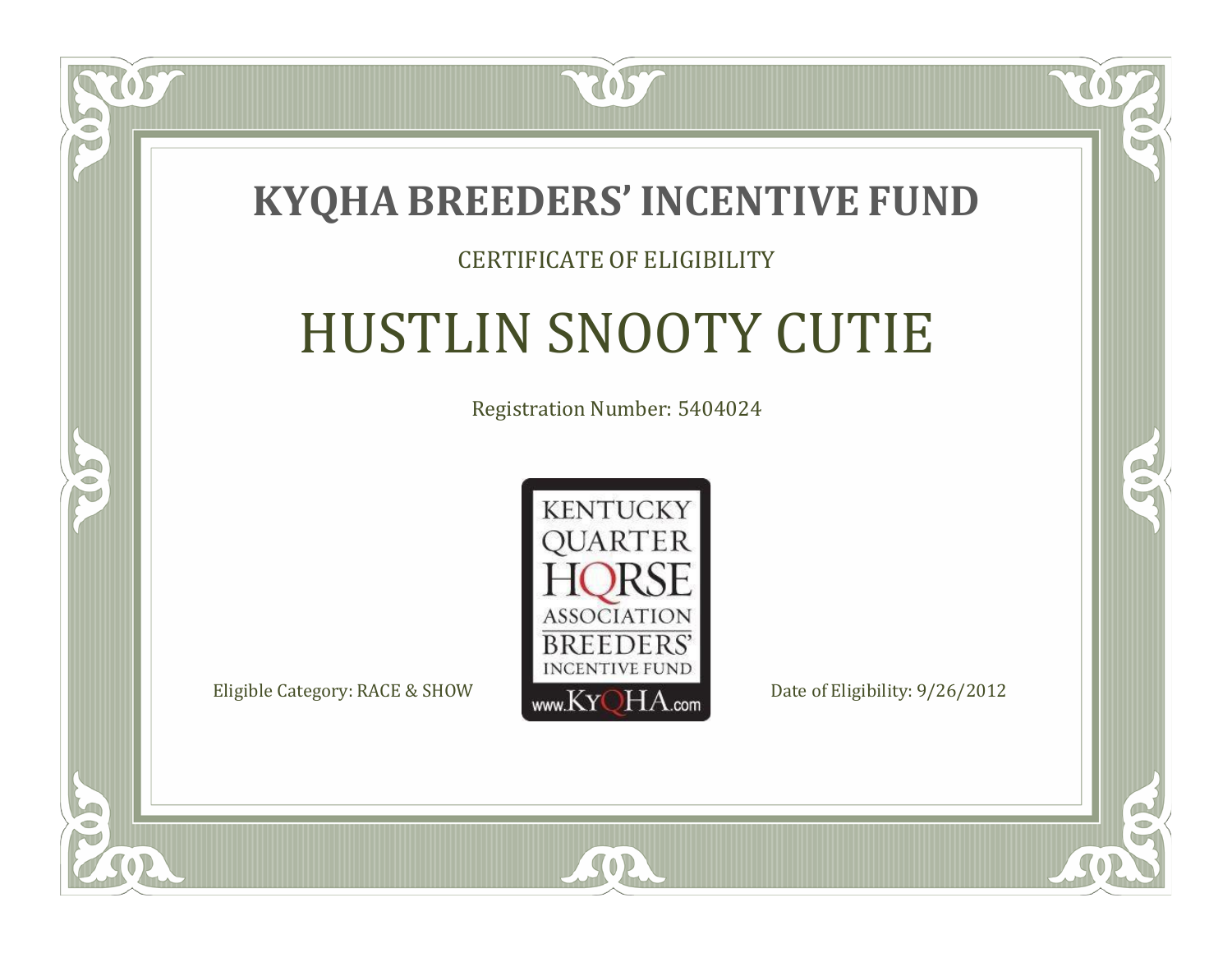# KYQHA BREEDERS' INCENTIVE FUND

CERTIFICATE OF ELIGIBILITY

## HUSTLIN SNOOTY CUTIE

Registration Number: 5404024

KENTUCKY QUARTER HORSE ASSOCIATION BREEDERS' INCENTIVE FUND www.KyQHA.com

Eligible Category: RACE & SHOW

Date of Eligibility: 9/26/2012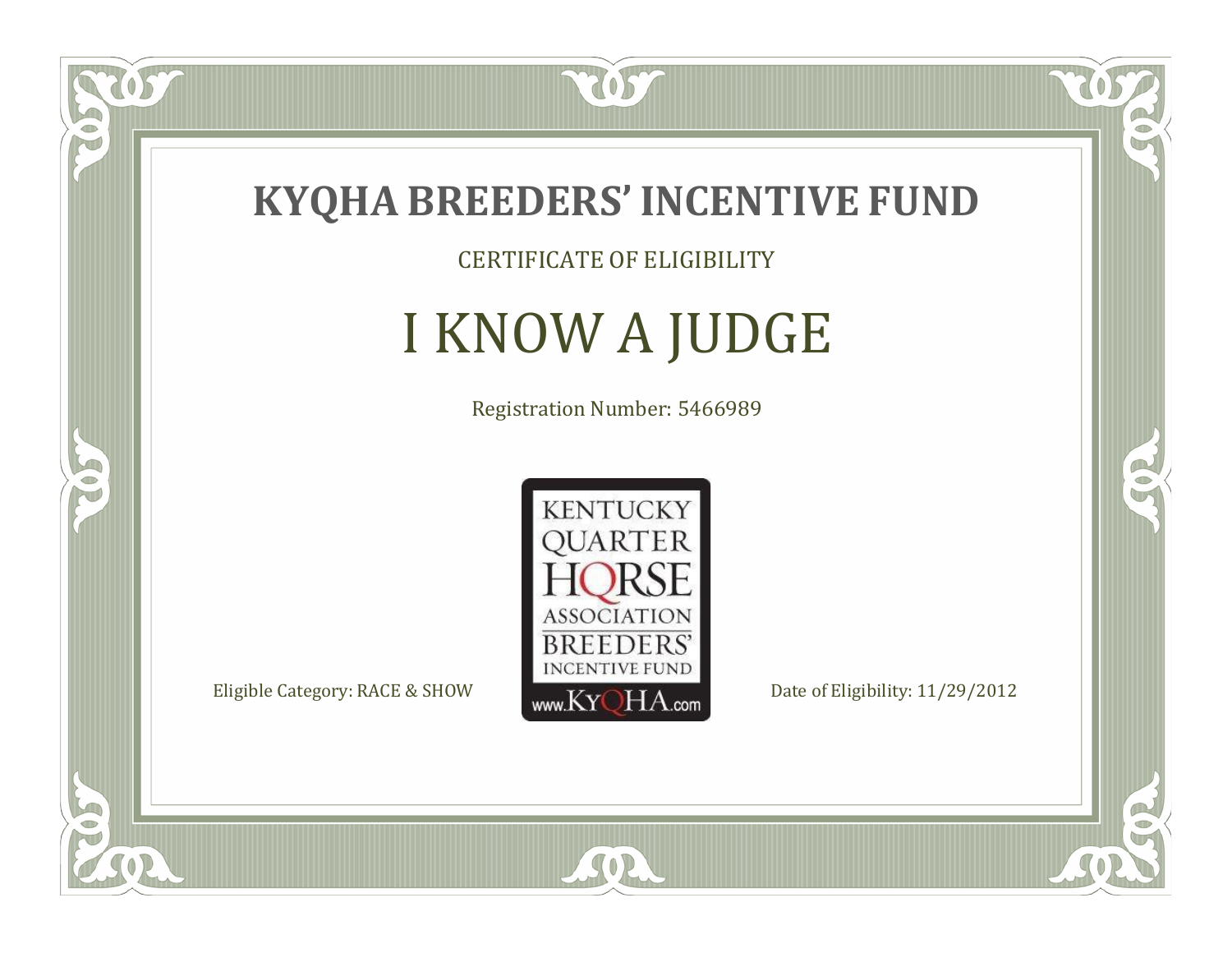# KYQHA BREEDERS' INCENTIVE FUND

CERTIFICATE OF ELIGIBILITY

## I KNOW A JUDGE

Registration Number: 5466989

KENTUCKY QUARTER HORSE ASSOCIATION BREEDERS' INCENTIVE FUND www.KyQHA.com

Eligible Category: RACE & SHOW

Date of Eligibility: 11/29/2012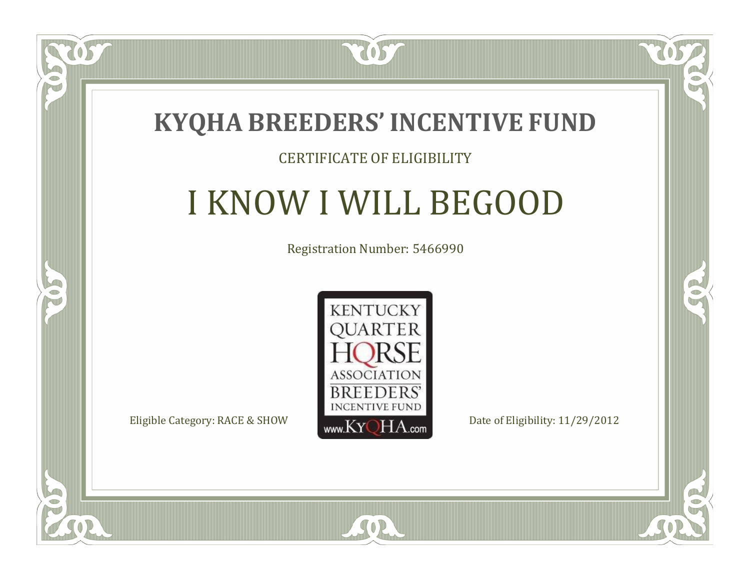# KYQHA BREEDERS' INCENTIVE FUND

CERTIFICATE OF ELIGIBILITY

## I KNOW I WILL BEGOOD

Registration Number: 5466990

KENTUCKY QUARTER HORSE ASSOCIATION BREEDERS' INCENTIVE FUND www.KyQHA.com

Eligible Category: RACE & SHOW

Date of Eligibility: 11/29/2012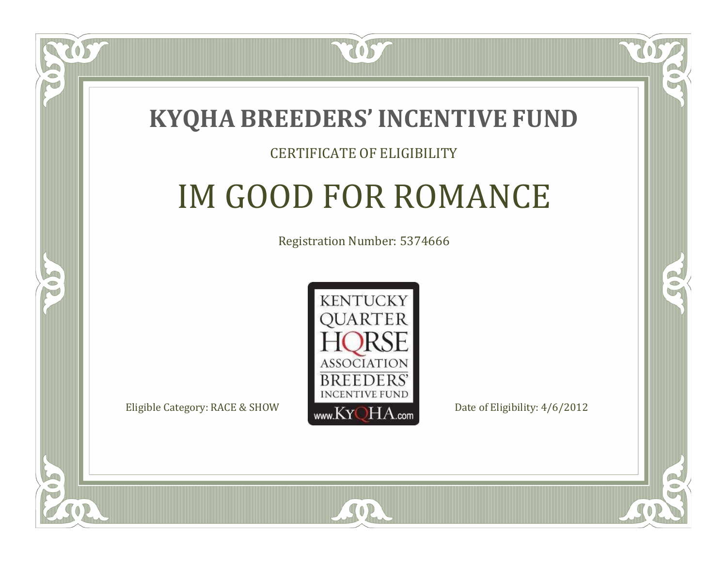# KYQHA BREEDERS' INCENTIVE FUND

CERTIFICATE OF ELIGIBILITY

## IM GOOD FOR ROMANCE

Registration Number: 5374666

KENTUCKY QUARTER HORSE ASSOCIATION BREEDERS' INCENTIVE FUND www.KyQHA.com

Eligible Category: RACE & SHOW

Date of Eligibility: 4/6/2012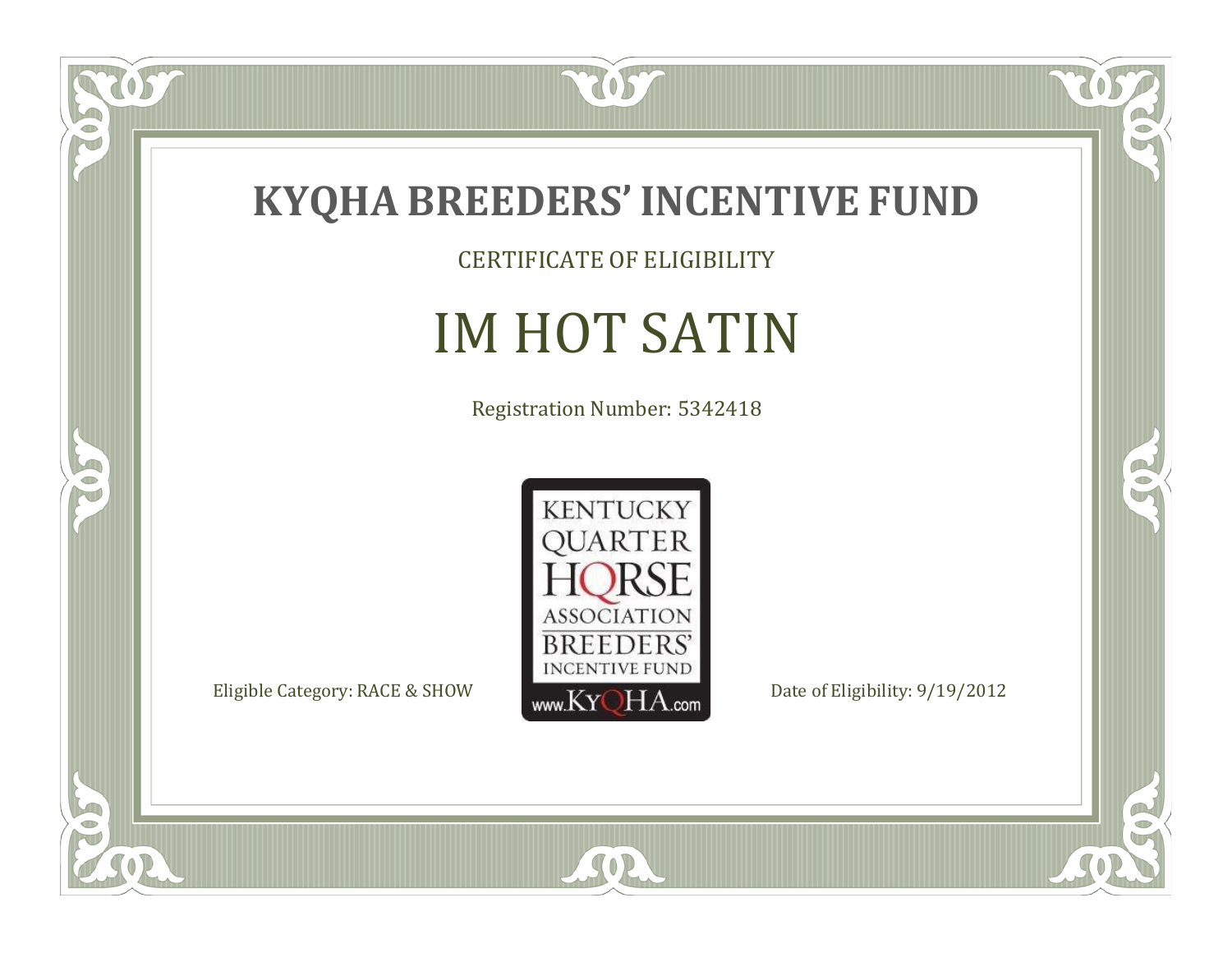# KYQHA BREEDERS' INCENTIVE FUND

CERTIFICATE OF ELIGIBILITY

## IM HOT SATIN

Registration Number: 5342418

KENTUCKY QUARTER HORSE ASSOCIATION BREEDERS' INCENTIVE FUND www.KyQHA.com

Eligible Category: RACE & SHOW

Date of Eligibility: 9/19/2012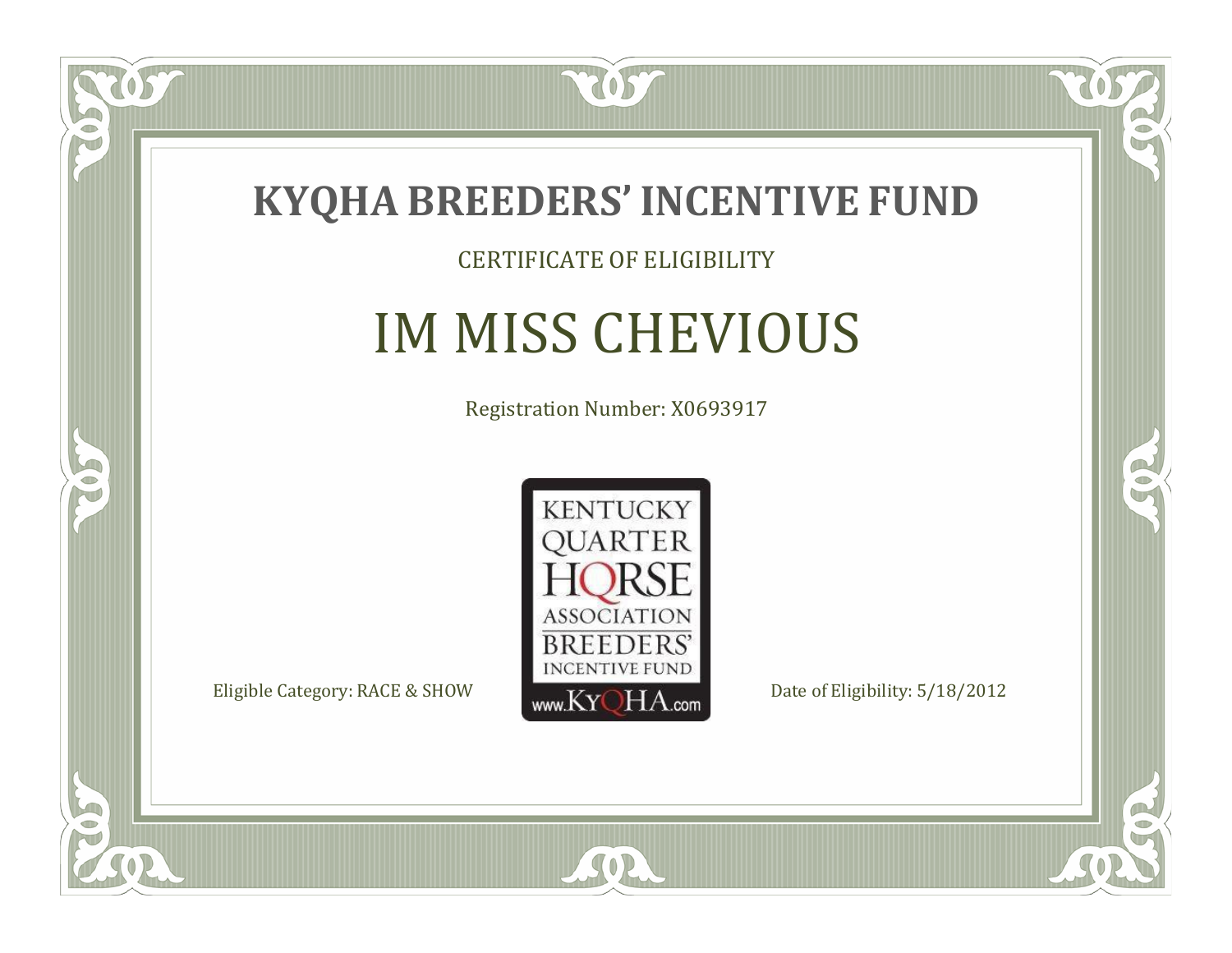# KYQHA BREEDERS' INCENTIVE FUND

CERTIFICATE OF ELIGIBILITY

## IM MISS CHEVIOUS

Registration Number: X0693917

KENTUCKY QUARTER HORSE ASSOCIATION BREEDERS' INCENTIVE FUND www.KyQHA.com

Eligible Category: RACE & SHOW

Date of Eligibility: 5/18/2012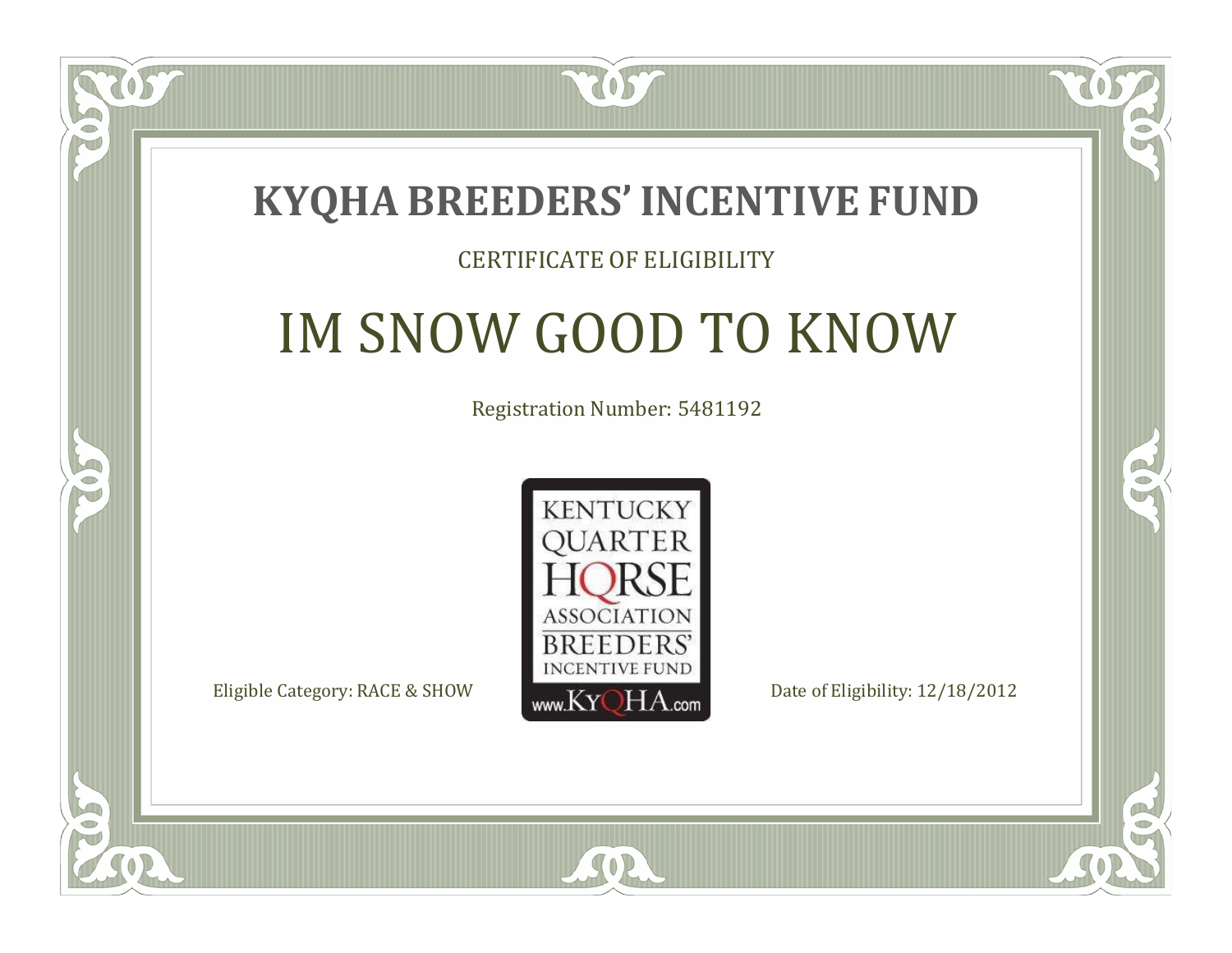# KYQHA BREEDERS' INCENTIVE FUND

CERTIFICATE OF ELIGIBILITY

## IM SNOW GOOD TO KNOW

Registration Number: 5481192

KENTUCKY QUARTER HORSE ASSOCIATION BREEDERS' INCENTIVE FUND
www.KyQHA.com

Eligible Category: RACE & SHOW

Date of Eligibility: 12/18/2012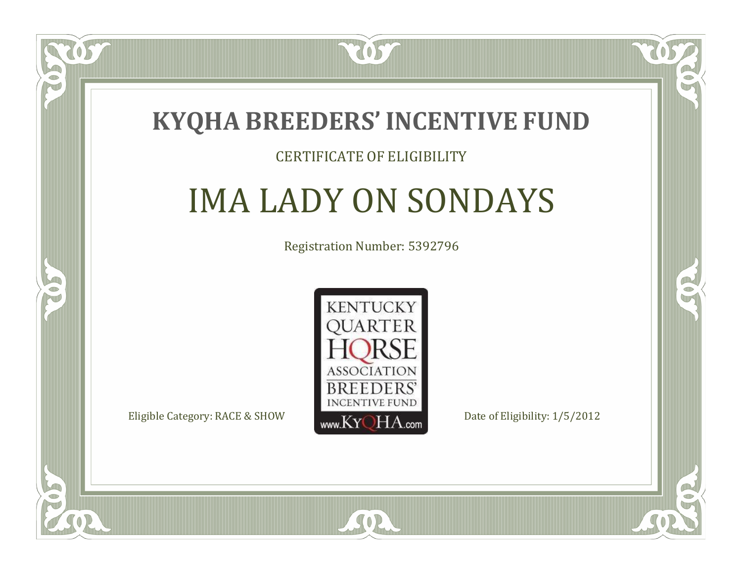# KYQHA BREEDERS' INCENTIVE FUND

CERTIFICATE OF ELIGIBILITY

## IMA LADY ON SONDAYS

Registration Number: 5392796

KENTUCKY QUARTER HORSE ASSOCIATION BREEDERS' INCENTIVE FUND www.KyQHA.com

Eligible Category: RACE & SHOW

Date of Eligibility: 1/5/2012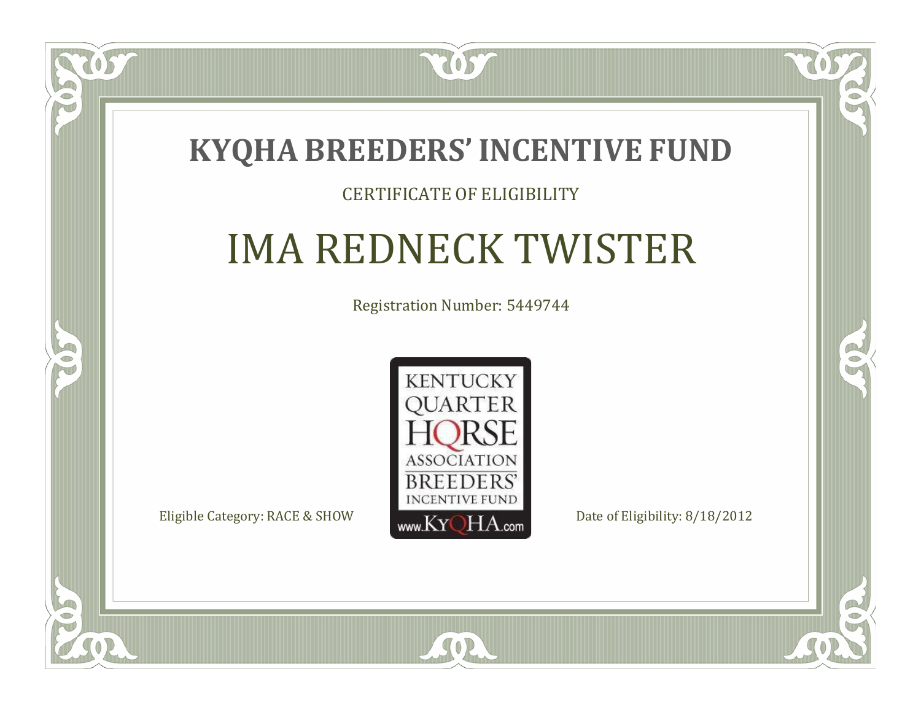# KYQHA BREEDERS' INCENTIVE FUND

CERTIFICATE OF ELIGIBILITY

## IMA REDNECK TWISTER

Registration Number: 5449744

KENTUCKY QUARTER HORSE ASSOCIATION BREEDERS' INCENTIVE FUND www.KyQHA.com

Eligible Category: RACE & SHOW

Date of Eligibility: 8/18/2012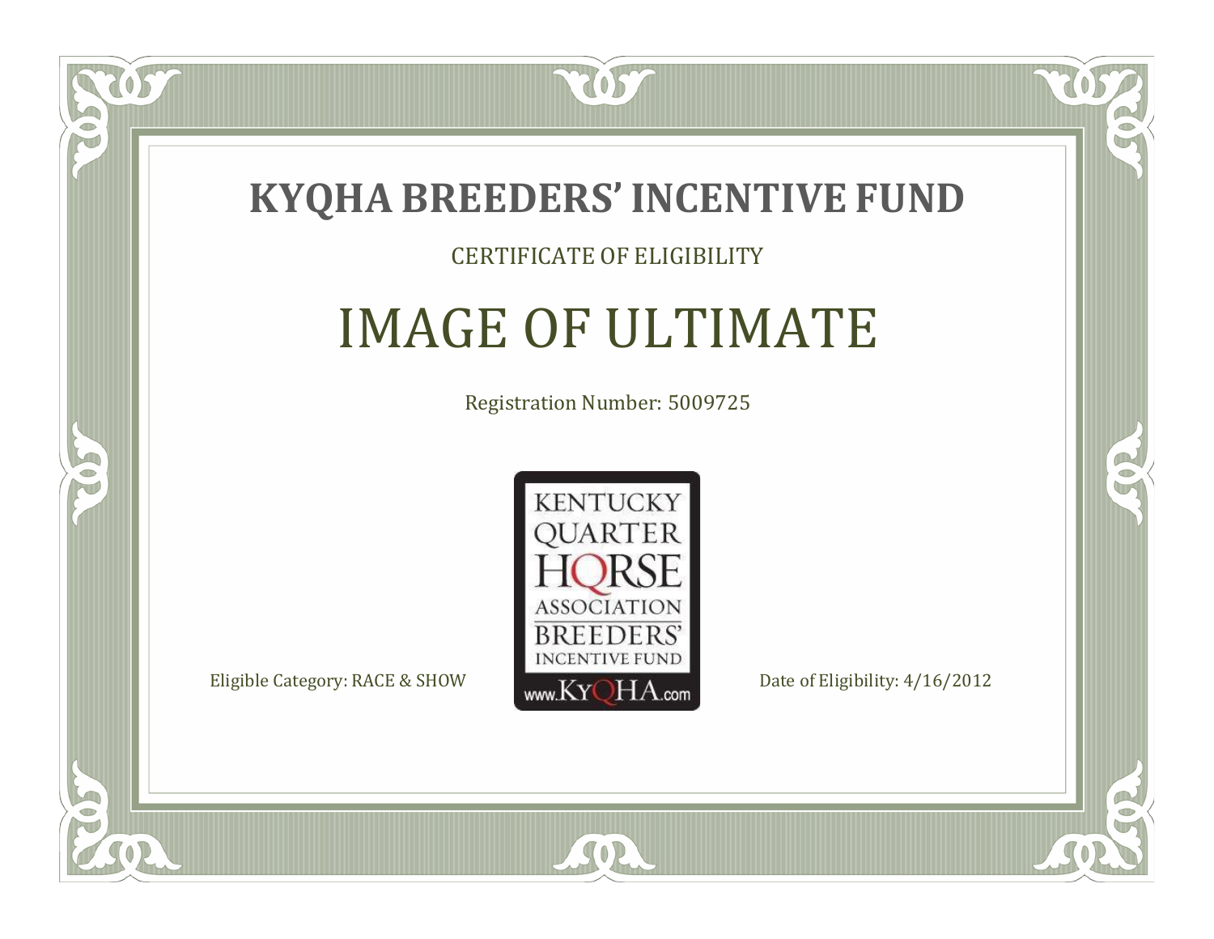# KYQHA BREEDERS' INCENTIVE FUND

CERTIFICATE OF ELIGIBILITY

## IMAGE OF ULTIMATE

Registration Number: 5009725

KENTUCKY QUARTER HORSE ASSOCIATION BREEDERS' INCENTIVE FUND www.KyQHA.com

Eligible Category: RACE & SHOW

Date of Eligibility: 4/16/2012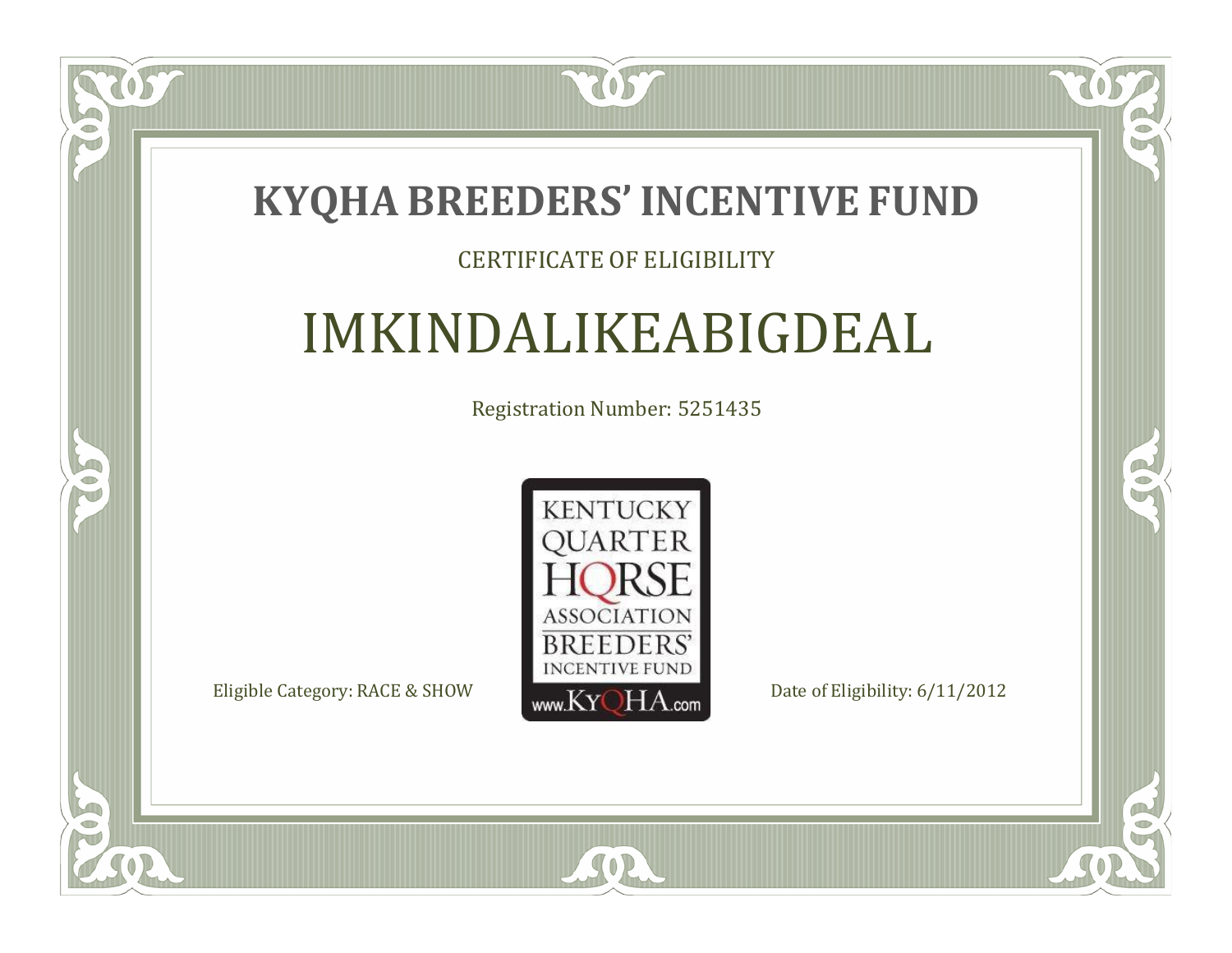# KYQHA BREEDERS' INCENTIVE FUND

CERTIFICATE OF ELIGIBILITY

## IMKINDALIKEABIGDEAL

Registration Number: 5251435

KENTUCKY QUARTER HORSE ASSOCIATION BREEDERS' INCENTIVE FUND www.KyQHA.com

Eligible Category: RACE & SHOW

Date of Eligibility: 6/11/2012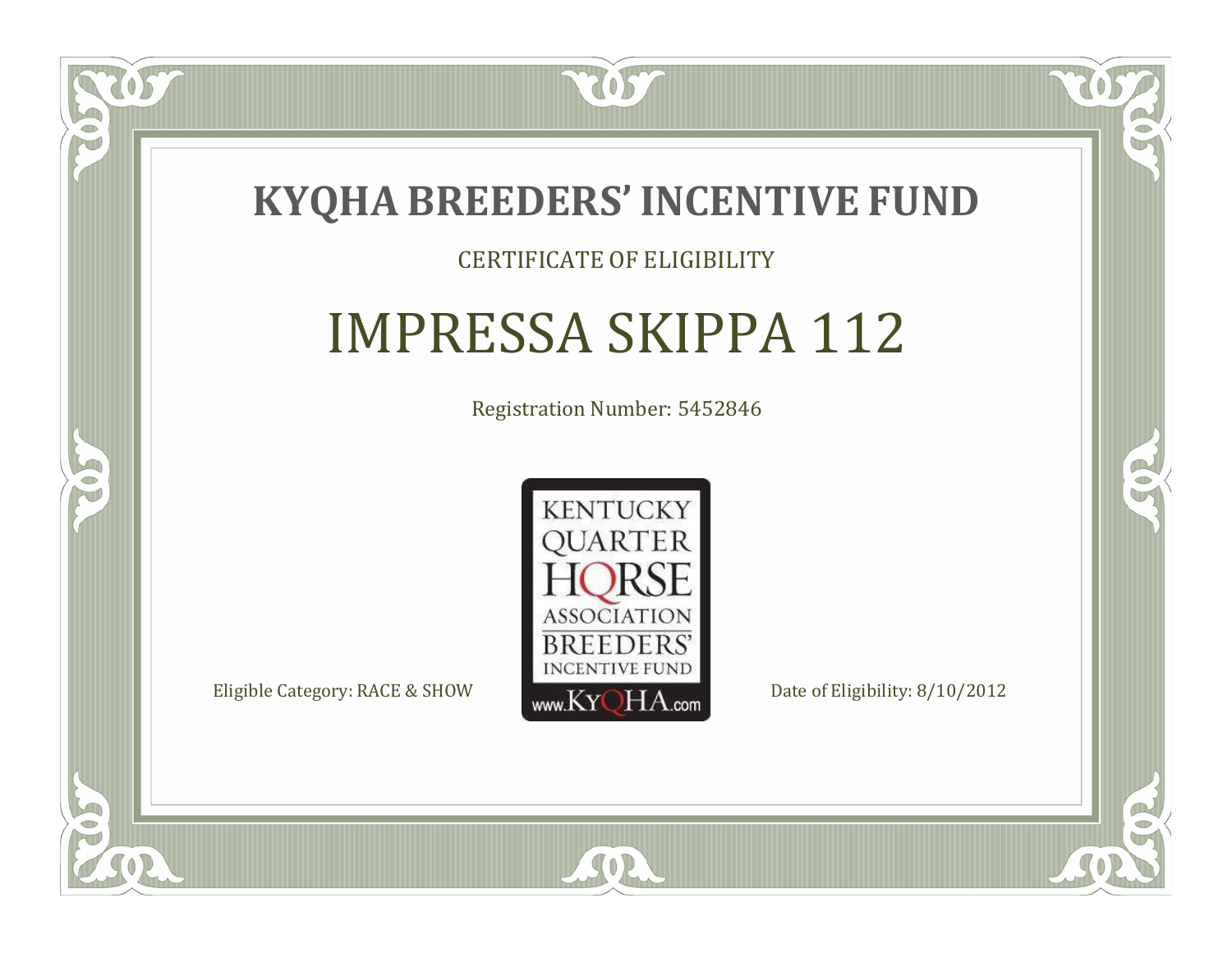# KYQHA BREEDERS' INCENTIVE FUND

CERTIFICATE OF ELIGIBILITY

## IMPRESSA SKIPPA 112

Registration Number: 5452846

KENTUCKY QUARTER HORSE ASSOCIATION BREEDERS' INCENTIVE FUND www.KyQHA.com

Eligible Category: RACE & SHOW

Date of Eligibility: 8/10/2012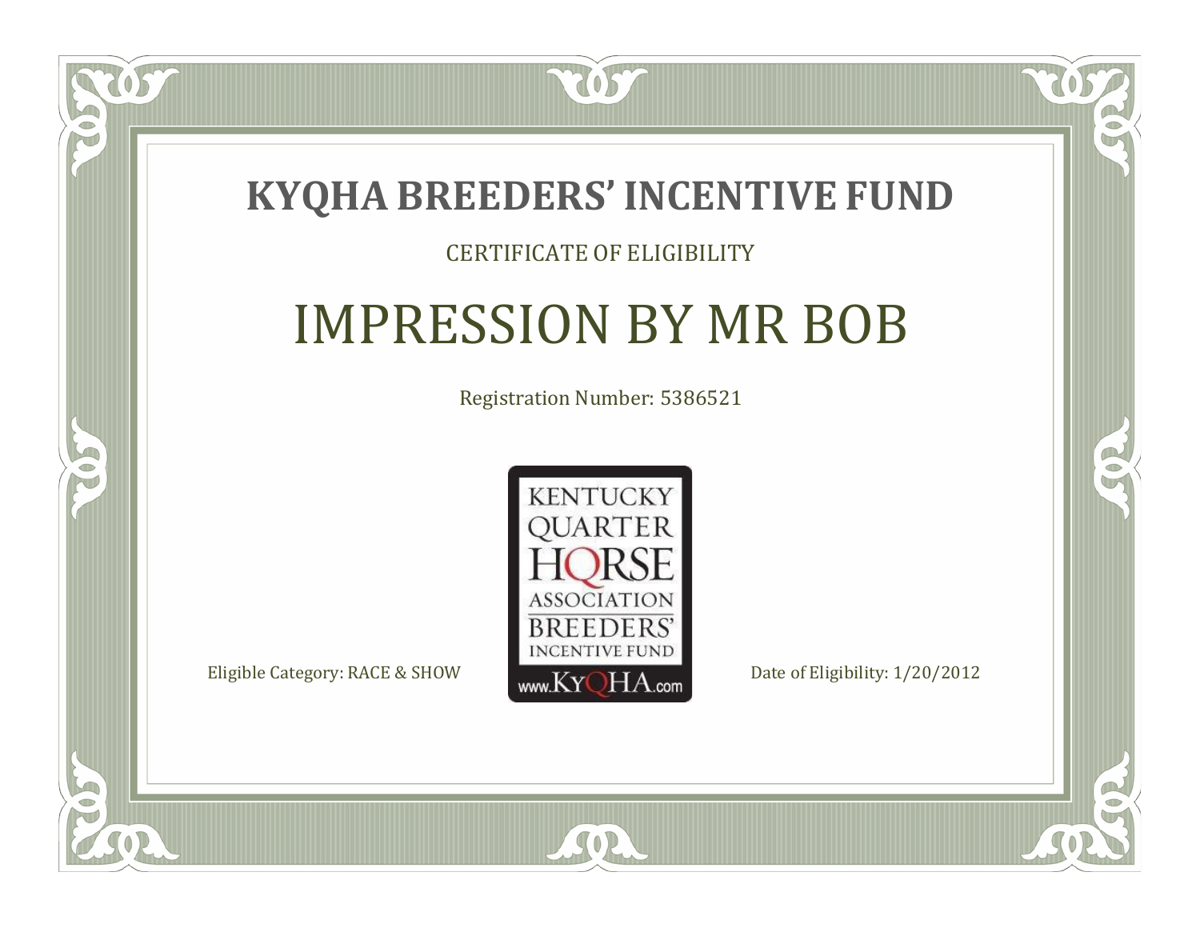# KYQHA BREEDERS' INCENTIVE FUND

CERTIFICATE OF ELIGIBILITY

## IMPRESSION BY MR BOB

Registration Number: 5386521

KENTUCKY QUARTER HORSE ASSOCIATION BREEDERS' INCENTIVE FUND www.KyQHA.com

Eligible Category: RACE & SHOW

Date of Eligibility: 1/20/2012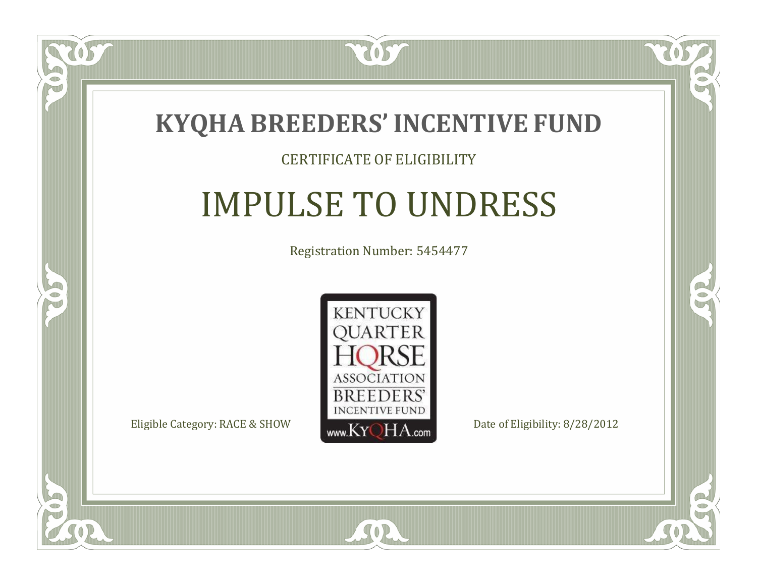# KYQHA BREEDERS' INCENTIVE FUND

CERTIFICATE OF ELIGIBILITY

## IMPULSE TO UNDRESS

Registration Number: 5454477

KENTUCKY QUARTER HORSE ASSOCIATION BREEDERS' INCENTIVE FUND www.KyQHA.com

Eligible Category: RACE & SHOW

Date of Eligibility: 8/28/2012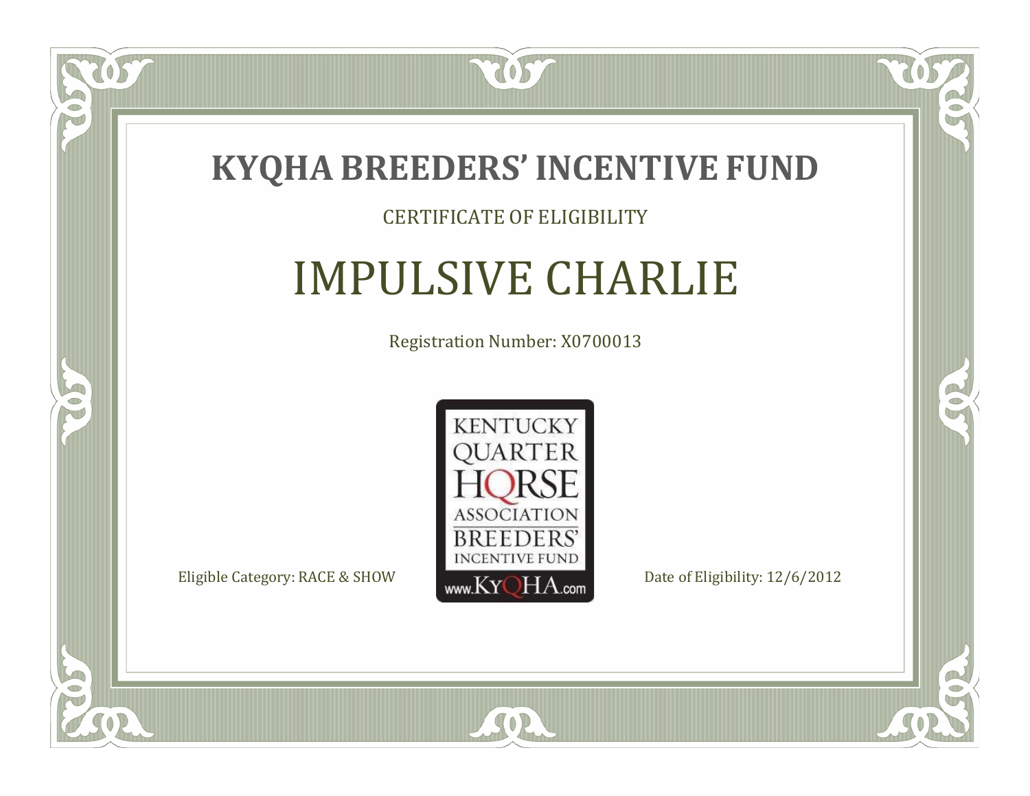# KYQHA BREEDERS' INCENTIVE FUND

CERTIFICATE OF ELIGIBILITY

## IMPULSIVE CHARLIE

Registration Number: X0700013

KENTUCKY QUARTER HORSE ASSOCIATION BREEDERS' INCENTIVE FUND www.KyQHA.com

Eligible Category: RACE & SHOW

Date of Eligibility: 12/6/2012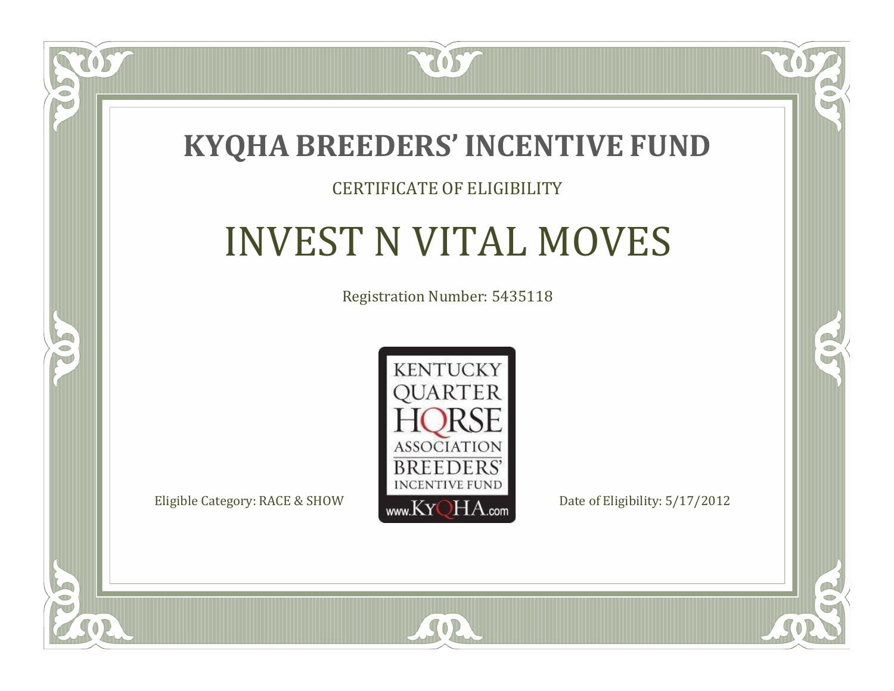# KYQHA BREEDERS' INCENTIVE FUND

CERTIFICATE OF ELIGIBILITY

## INVEST N VITAL MOVES

Registration Number: 5435118

KENTUCKY QUARTER HORSE ASSOCIATION BREEDERS' INCENTIVE FUND www.KyQHA.com

Eligible Category: RACE & SHOW

Date of Eligibility: 5/17/2012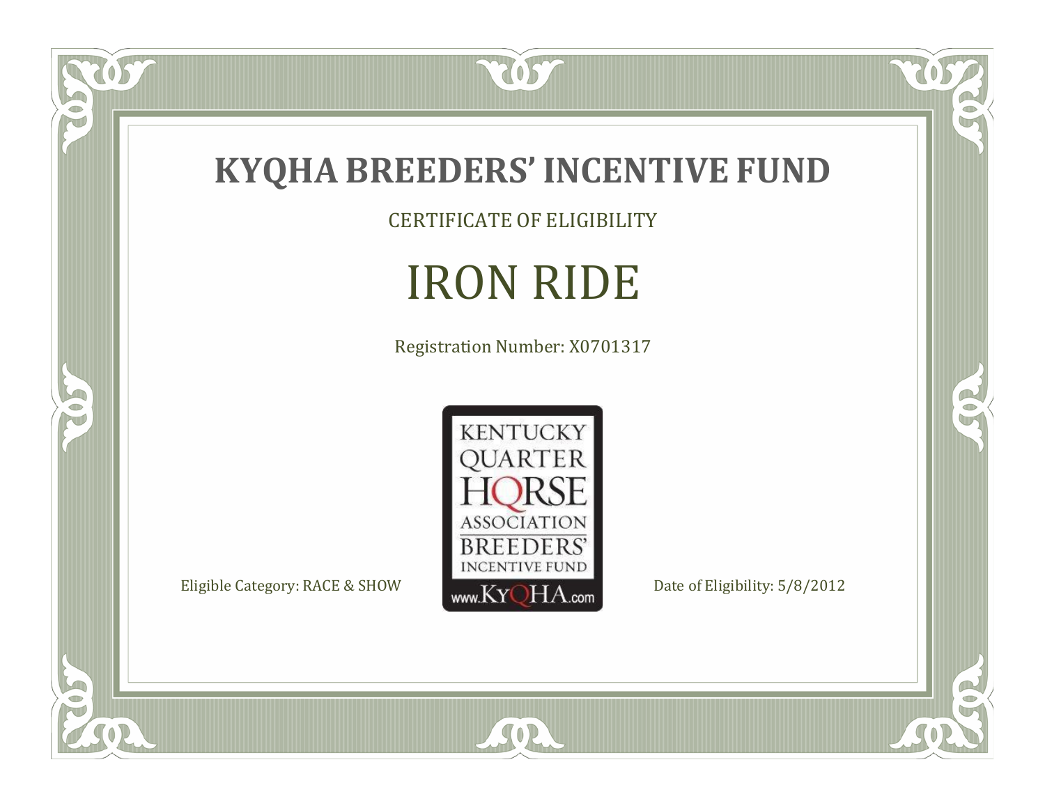# KYQHA BREEDERS' INCENTIVE FUND

CERTIFICATE OF ELIGIBILITY

## IRON RIDE

Registration Number: X0701317

KENTUCKY QUARTER HORSE ASSOCIATION BREEDERS' INCENTIVE FUND www.KyQHA.com

Eligible Category: RACE & SHOW

Date of Eligibility: 5/8/2012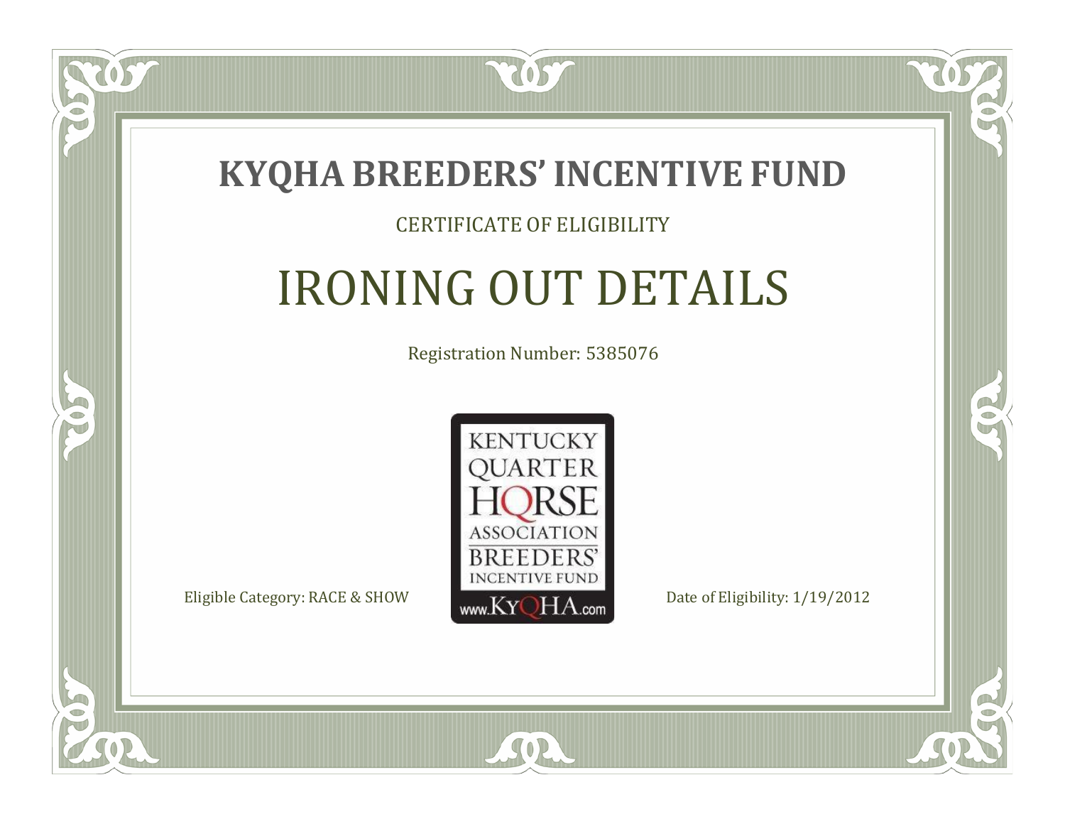# KYQHA BREEDERS' INCENTIVE FUND

CERTIFICATE OF ELIGIBILITY

## IRONING OUT DETAILS

Registration Number: 5385076

KENTUCKY QUARTER HORSE ASSOCIATION BREEDERS' INCENTIVE FUND www.KyQHA.com

Eligible Category: RACE & SHOW

Date of Eligibility: 1/19/2012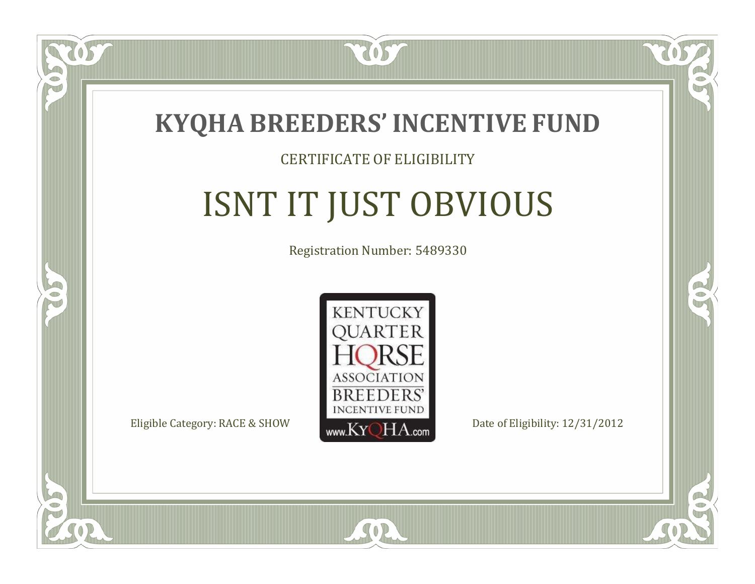# KYQHA BREEDERS' INCENTIVE FUND

CERTIFICATE OF ELIGIBILITY

## ISNT IT JUST OBVIOUS

Registration Number: 5489330

KENTUCKY QUARTER HORSE ASSOCIATION BREEDERS' INCENTIVE FUND www.KyQHA.com

Eligible Category: RACE & SHOW

Date of Eligibility: 12/31/2012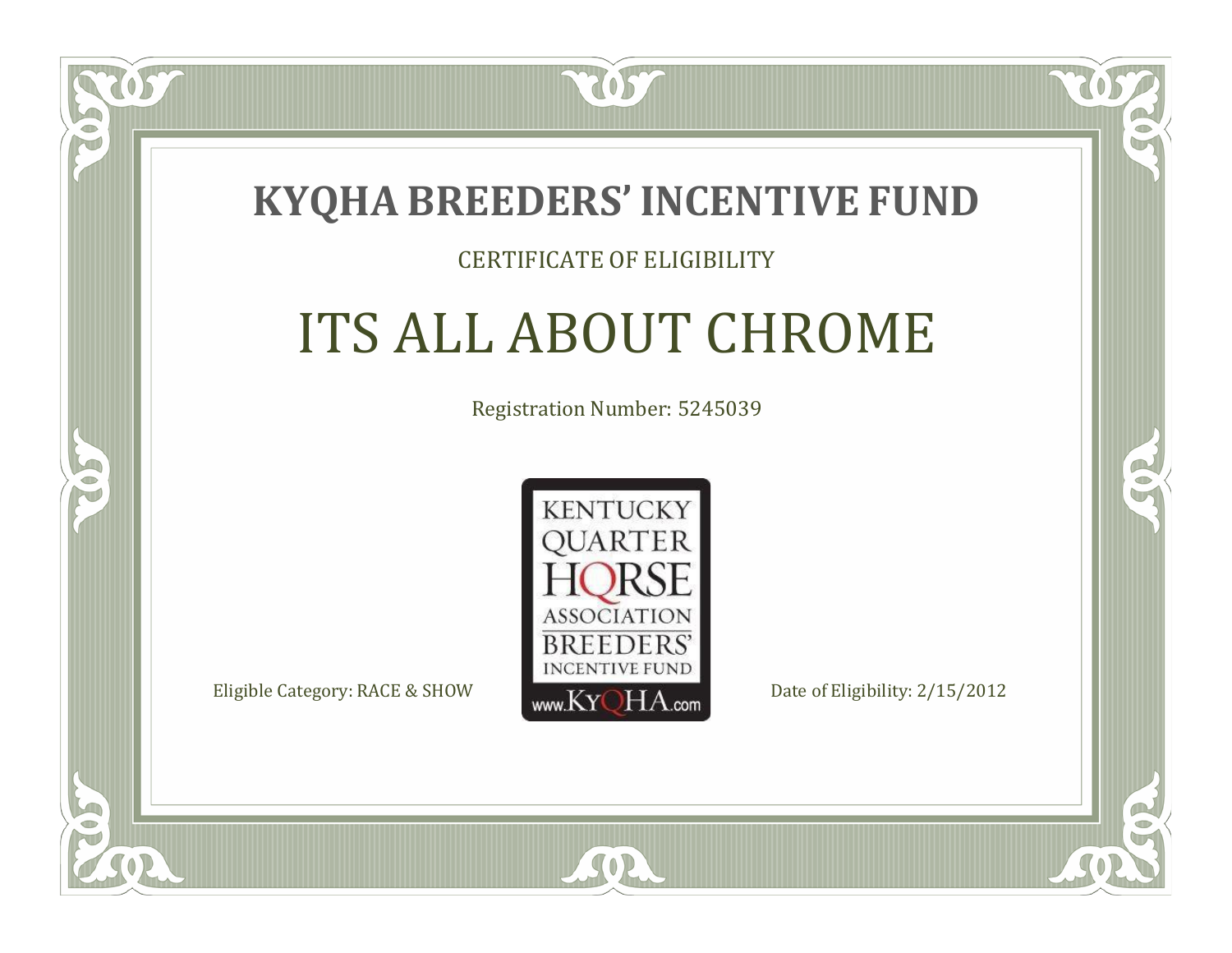# KYQHA BREEDERS' INCENTIVE FUND

CERTIFICATE OF ELIGIBILITY

## ITS ALL ABOUT CHROME

Registration Number: 5245039

KENTUCKY QUARTER HORSE ASSOCIATION BREEDERS' INCENTIVE FUND www.KyQHA.com

Eligible Category: RACE & SHOW

Date of Eligibility: 2/15/2012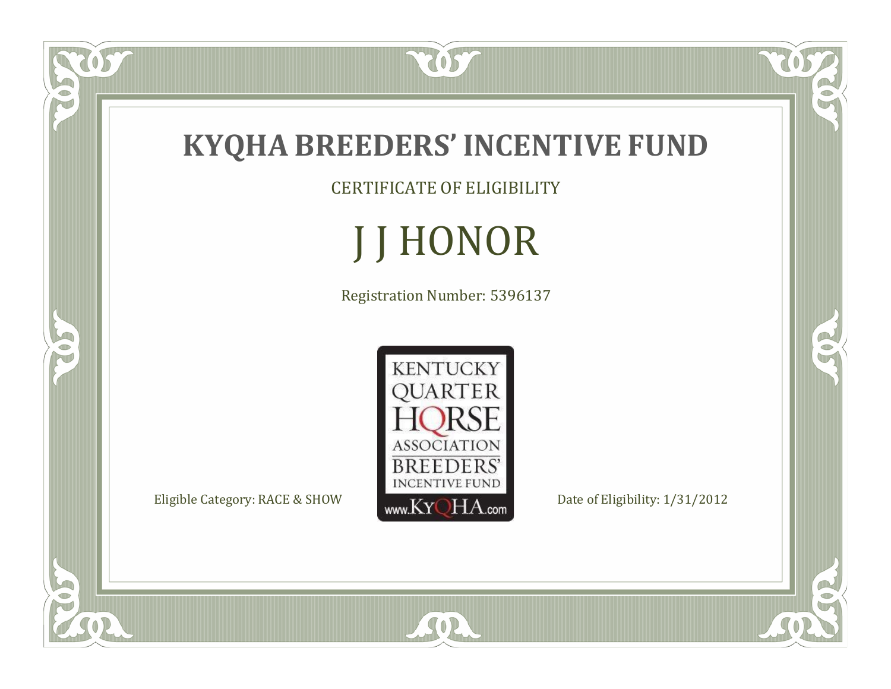# KYQHA BREEDERS' INCENTIVE FUND

CERTIFICATE OF ELIGIBILITY

## J J HONOR

Registration Number: 5396137

KENTUCKY QUARTER HORSE ASSOCIATION BREEDERS' INCENTIVE FUND www.KyQHA.com

Eligible Category: RACE & SHOW

Date of Eligibility: 1/31/2012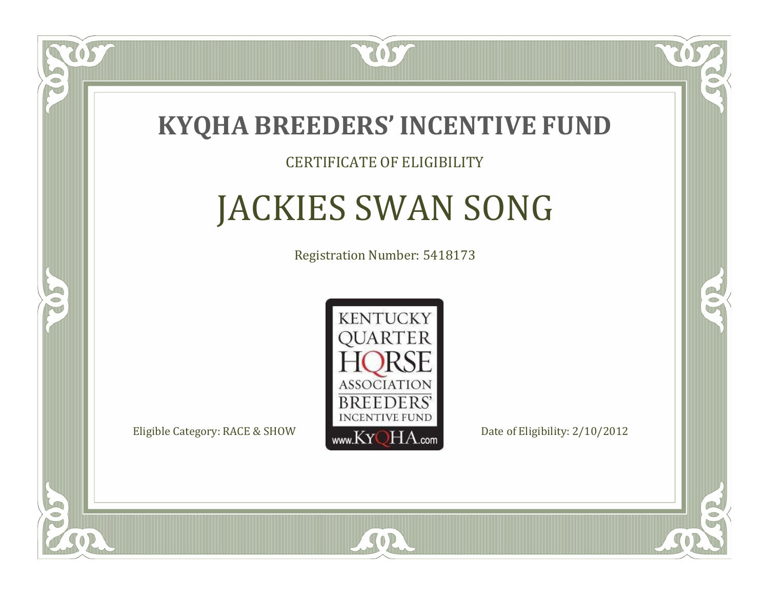# KYQHA BREEDERS' INCENTIVE FUND

CERTIFICATE OF ELIGIBILITY

## JACKIES SWAN SONG

Registration Number: 5418173

KENTUCKY QUARTER HORSE ASSOCIATION BREEDERS' INCENTIVE FUND www.KyQHA.com

Eligible Category: RACE & SHOW

Date of Eligibility: 2/10/2012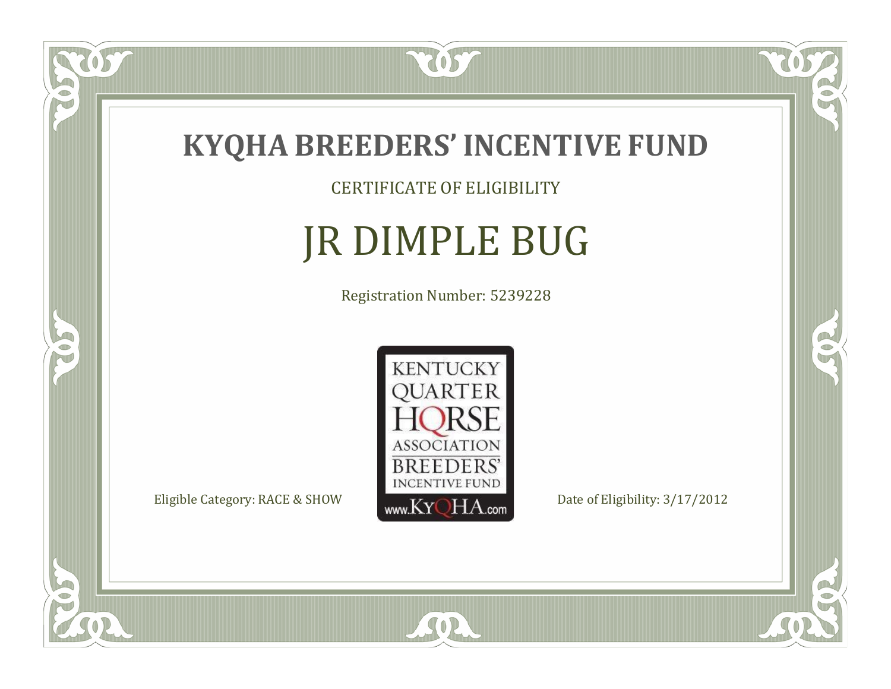# KYQHA BREEDERS' INCENTIVE FUND

CERTIFICATE OF ELIGIBILITY

## JR DIMPLE BUG

Registration Number: 5239228

KENTUCKY QUARTER HORSE ASSOCIATION BREEDERS' INCENTIVE FUND www.KyQHA.com

Eligible Category: RACE & SHOW

Date of Eligibility: 3/17/2012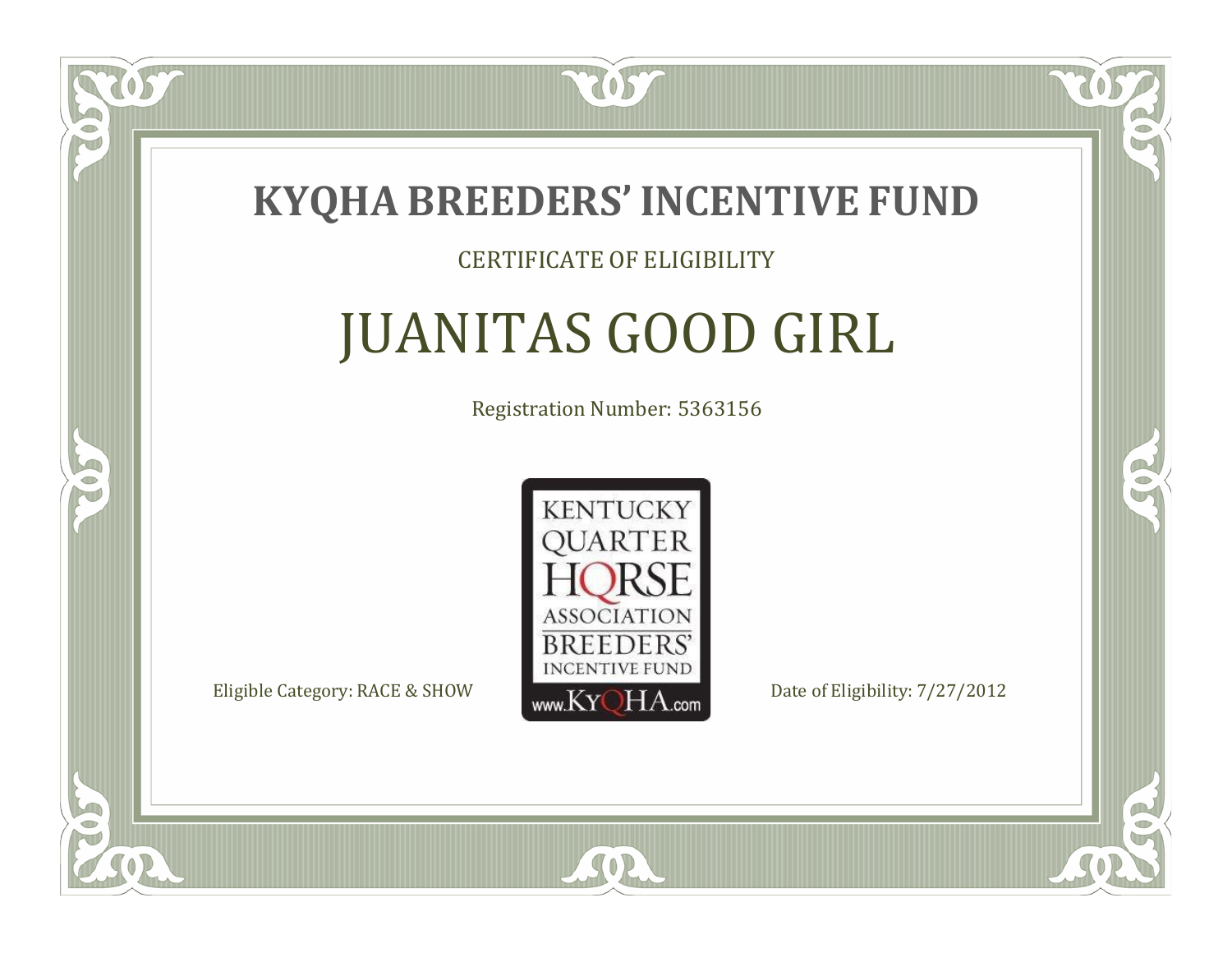# KYQHA BREEDERS' INCENTIVE FUND

CERTIFICATE OF ELIGIBILITY

## JUANITAS GOOD GIRL

Registration Number: 5363156

KENTUCKY QUARTER HORSE ASSOCIATION BREEDERS' INCENTIVE FUND www.KyQHA.com

Eligible Category: RACE & SHOW

Date of Eligibility: 7/27/2012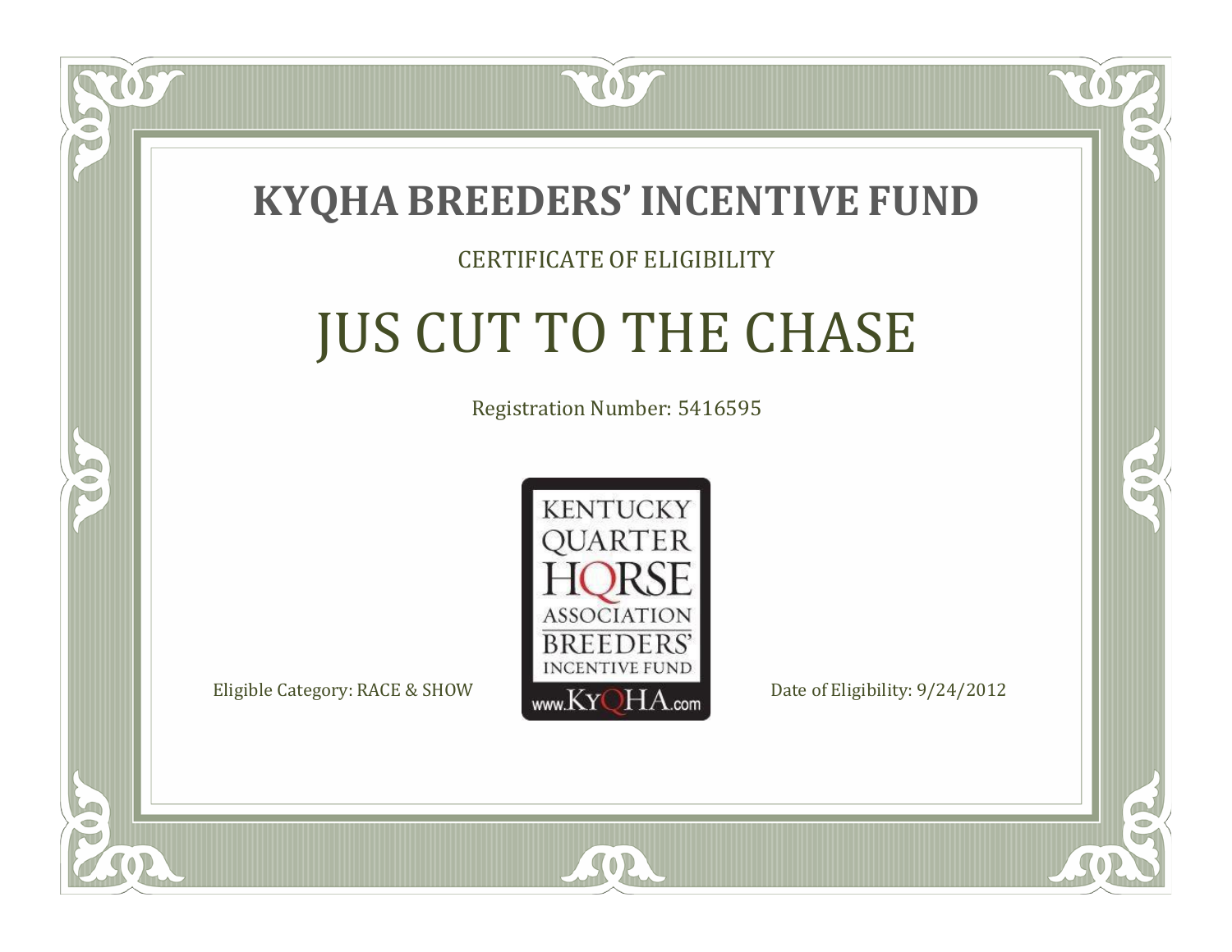# KYQHA BREEDERS' INCENTIVE FUND

CERTIFICATE OF ELIGIBILITY

## JUS CUT TO THE CHASE

Registration Number: 5416595

KENTUCKY QUARTER HORSE ASSOCIATION BREEDERS' INCENTIVE FUND www.KyQHA.com

Eligible Category: RACE & SHOW

Date of Eligibility: 9/24/2012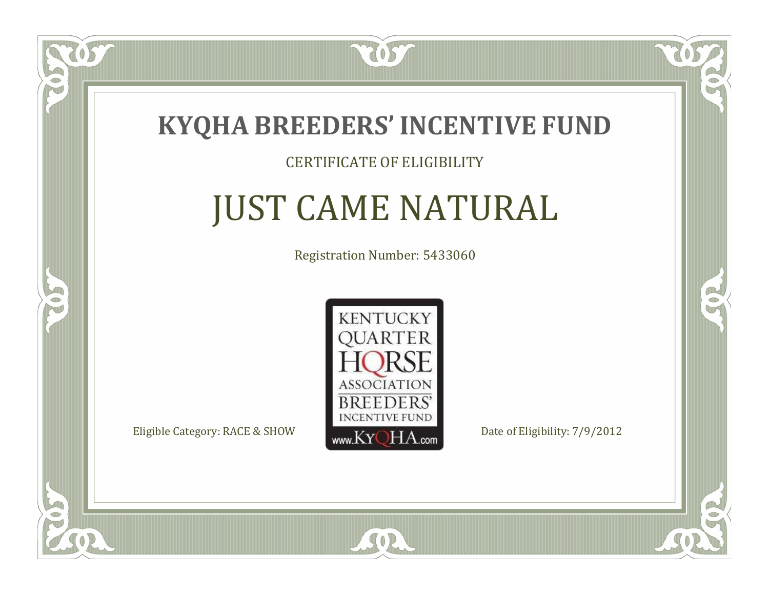# KYQHA BREEDERS' INCENTIVE FUND

CERTIFICATE OF ELIGIBILITY

## JUST CAME NATURAL

Registration Number: 5433060

KENTUCKY QUARTER HORSE ASSOCIATION BREEDERS' INCENTIVE FUND www.KyQHA.com

Eligible Category: RACE & SHOW

Date of Eligibility: 7/9/2012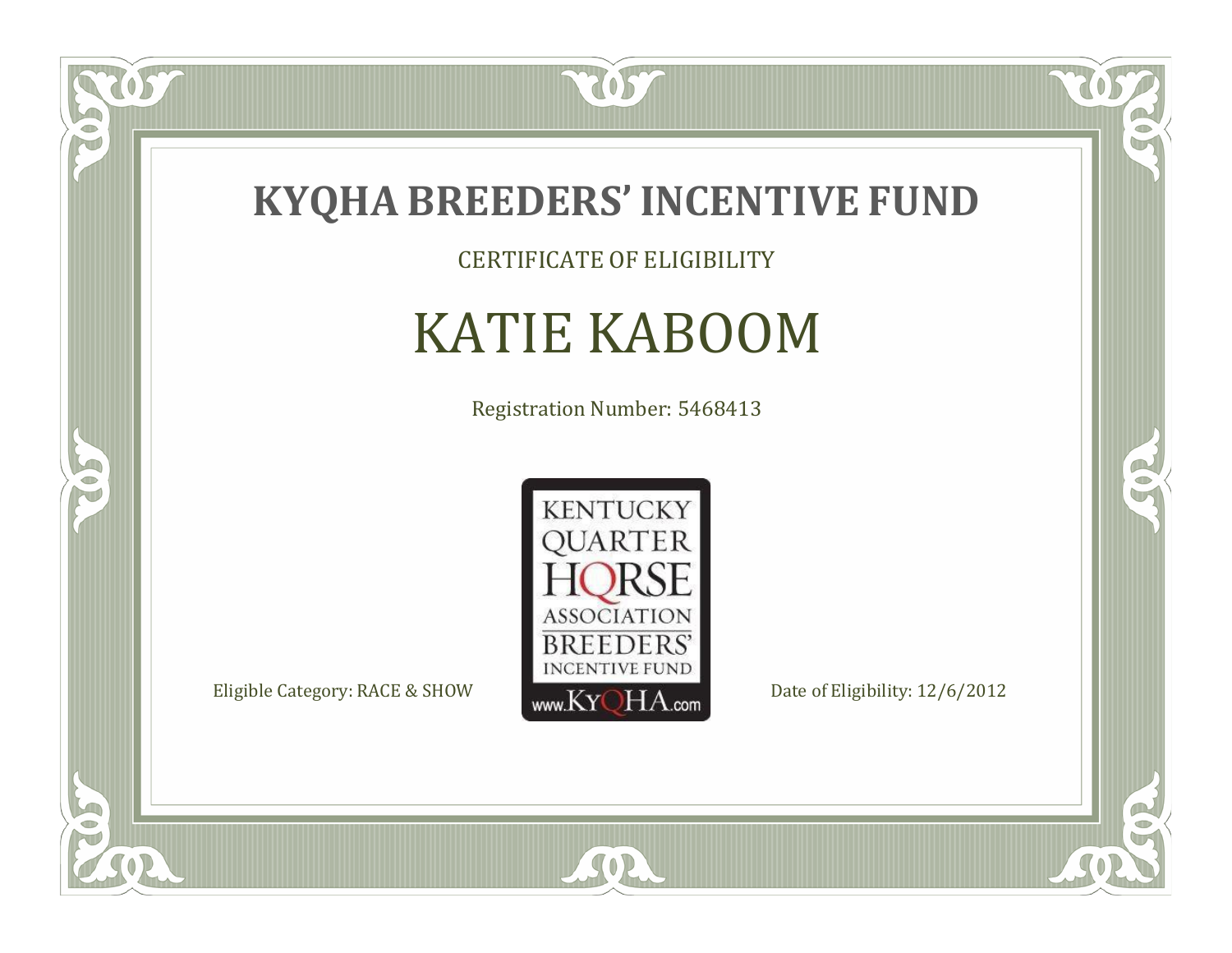# KYQHA BREEDERS' INCENTIVE FUND

CERTIFICATE OF ELIGIBILITY

## KATIE KABOOM

Registration Number: 5468413

KENTUCKY QUARTER HORSE ASSOCIATION BREEDERS' INCENTIVE FUND www.KyQHA.com

Eligible Category: RACE & SHOW

Date of Eligibility: 12/6/2012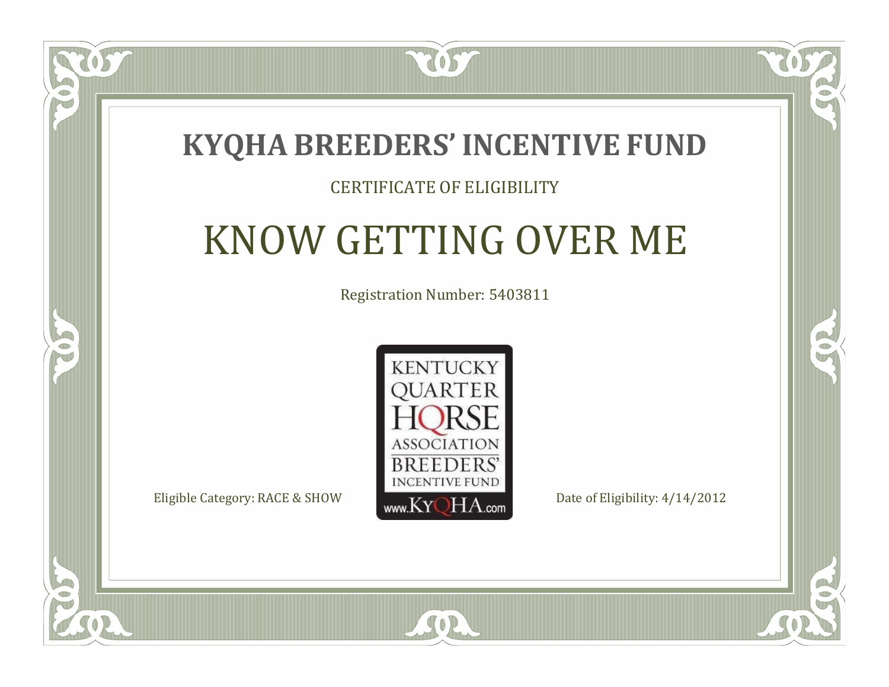# KYQHA BREEDERS' INCENTIVE FUND

CERTIFICATE OF ELIGIBILITY

## KNOW GETTING OVER ME

Registration Number: 5403811

KENTUCKY QUARTER HORSE ASSOCIATION BREEDERS' INCENTIVE FUND www.KyQHA.com

Eligible Category: RACE & SHOW

Date of Eligibility: 4/14/2012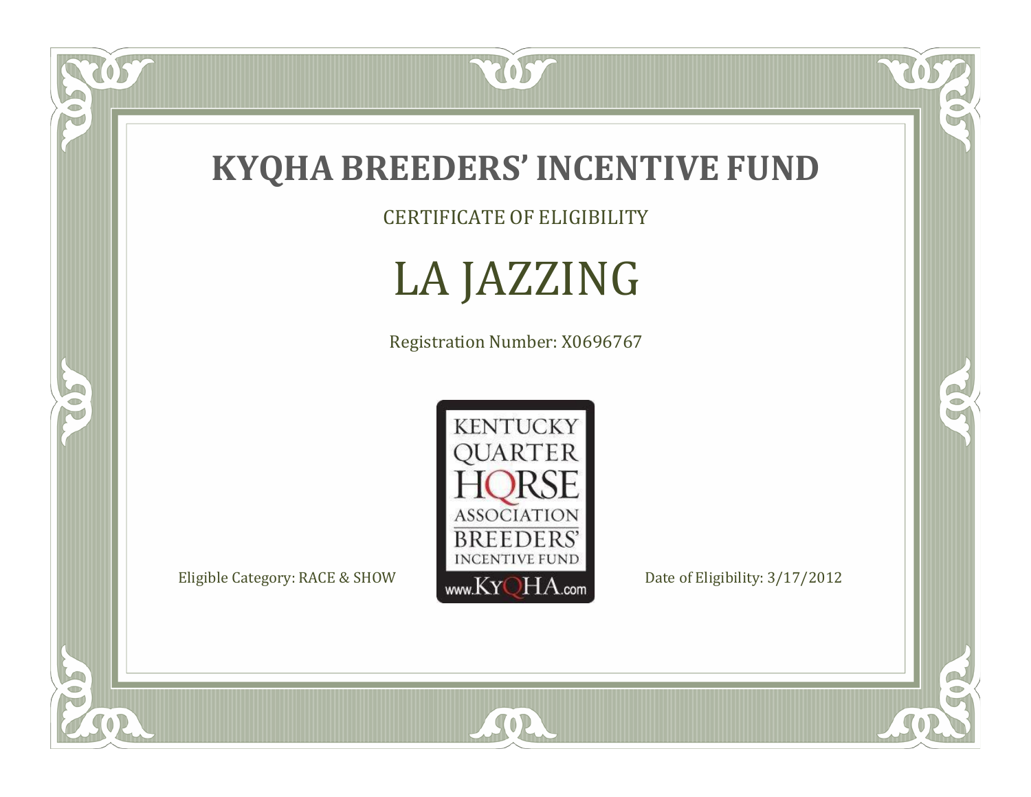# KYQHA BREEDERS' INCENTIVE FUND

CERTIFICATE OF ELIGIBILITY

## LA JAZZING

Registration Number: X0696767

KENTUCKY QUARTER HORSE ASSOCIATION BREEDERS' INCENTIVE FUND www.KyQHA.com

Eligible Category: RACE & SHOW

Date of Eligibility: 3/17/2012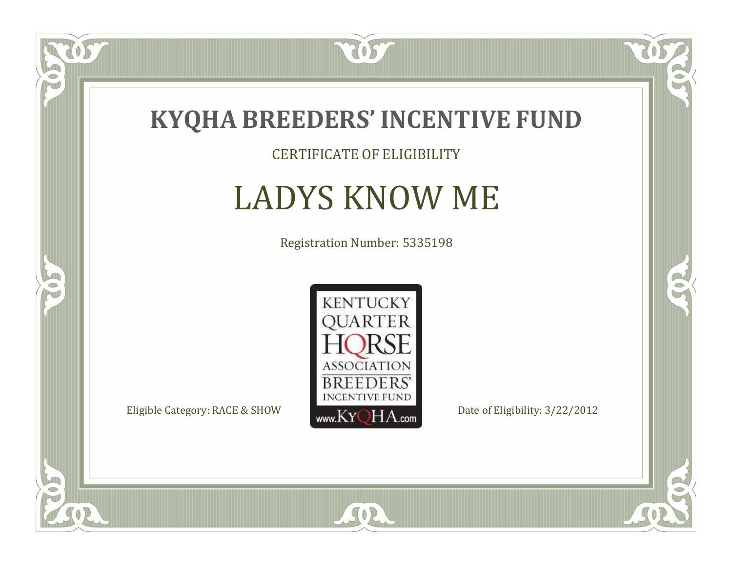# KYQHA BREEDERS' INCENTIVE FUND

CERTIFICATE OF ELIGIBILITY

## LADYS KNOW ME

Registration Number: 5335198

KENTUCKY QUARTER HORSE ASSOCIATION BREEDERS' INCENTIVE FUND www.KyQHA.com

Eligible Category: RACE & SHOW

Date of Eligibility: 3/22/2012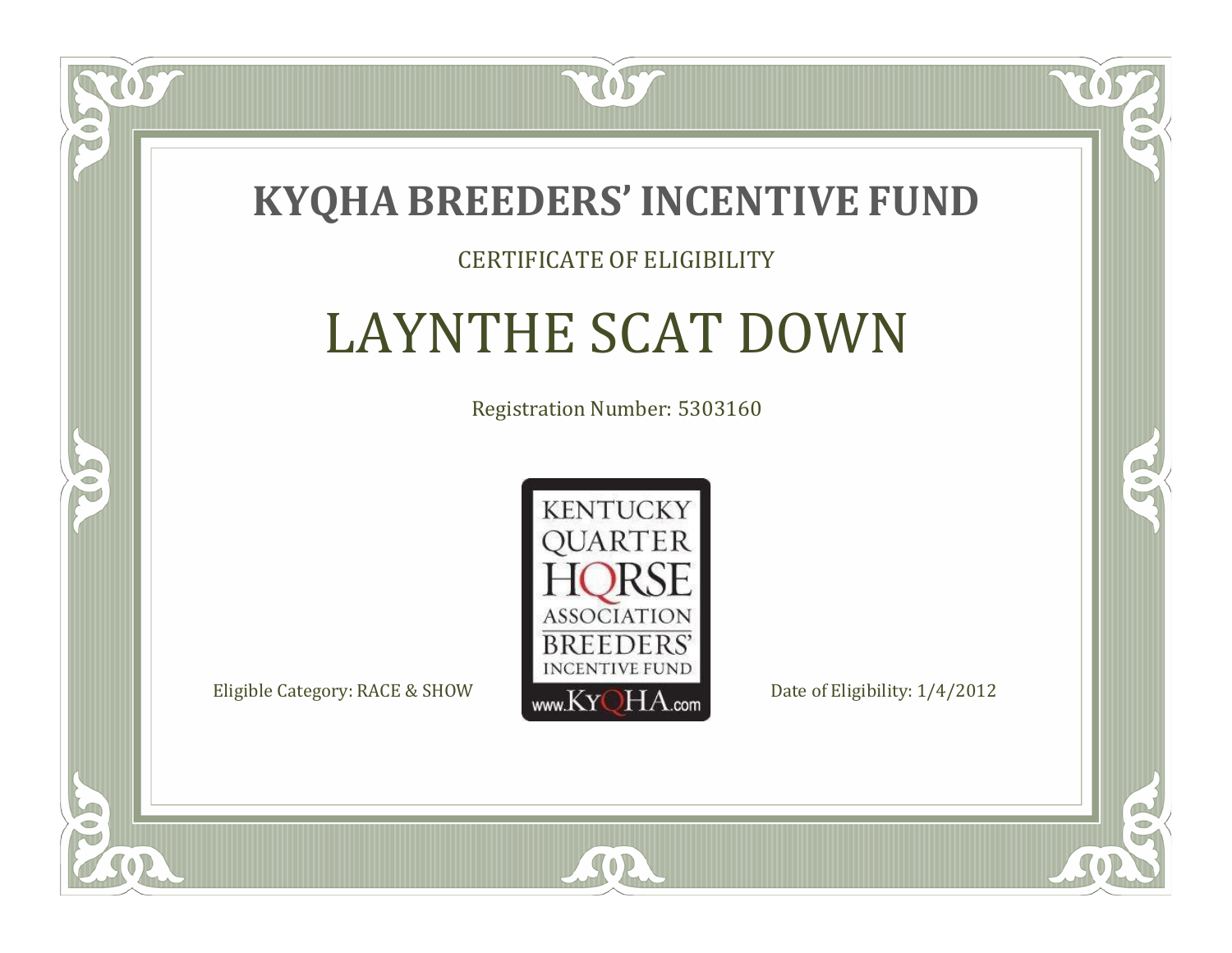# KYQHA BREEDERS' INCENTIVE FUND

CERTIFICATE OF ELIGIBILITY

## LAYNTHE SCAT DOWN

Registration Number: 5303160

KENTUCKY QUARTER HORSE ASSOCIATION BREEDERS' INCENTIVE FUND www.KyQHA.com

Eligible Category: RACE & SHOW

Date of Eligibility: 1/4/2012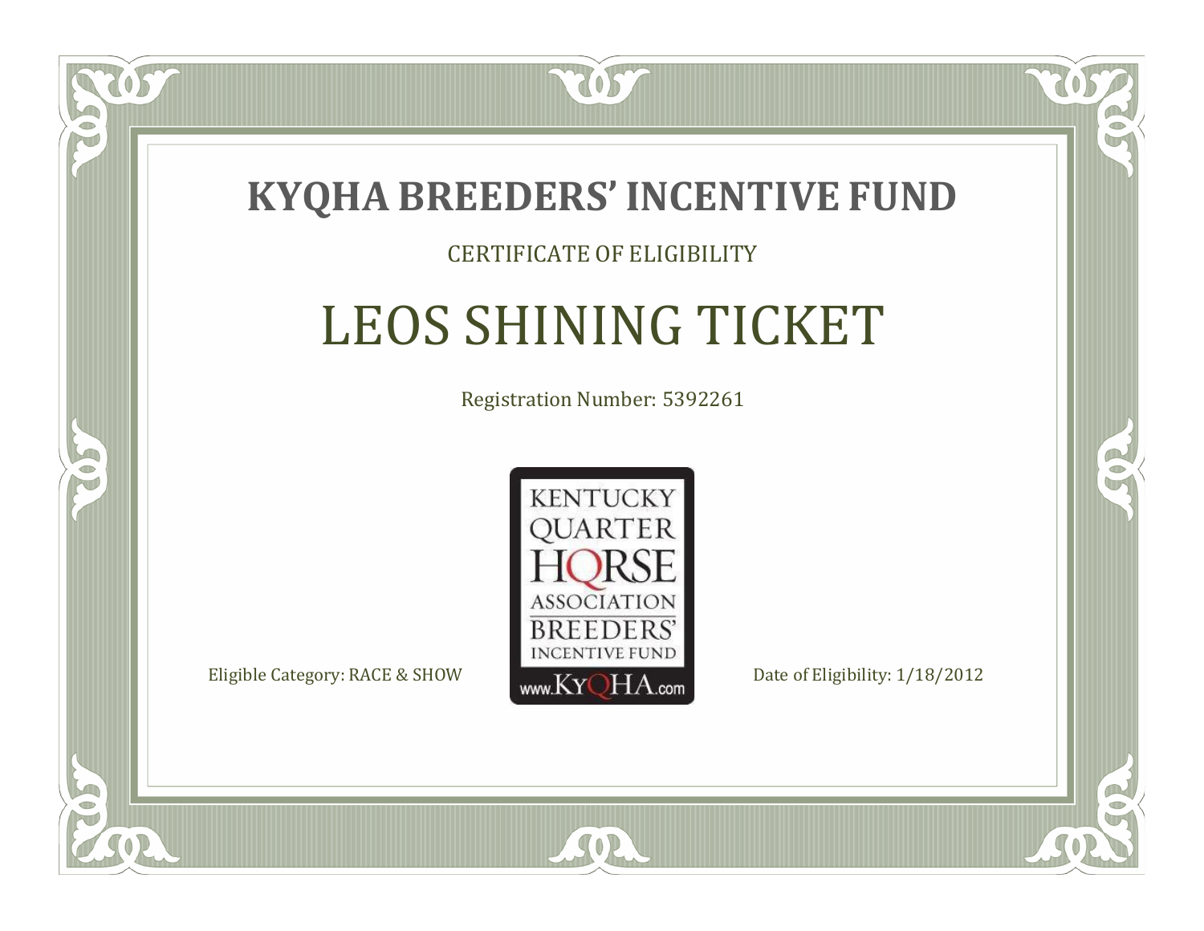# KYQHA BREEDERS' INCENTIVE FUND

CERTIFICATE OF ELIGIBILITY

## LEOS SHINING TICKET

Registration Number: 5392261

KENTUCKY QUARTER HORSE ASSOCIATION BREEDERS' INCENTIVE FUND www.KyQHA.com

Eligible Category: RACE & SHOW

Date of Eligibility: 1/18/2012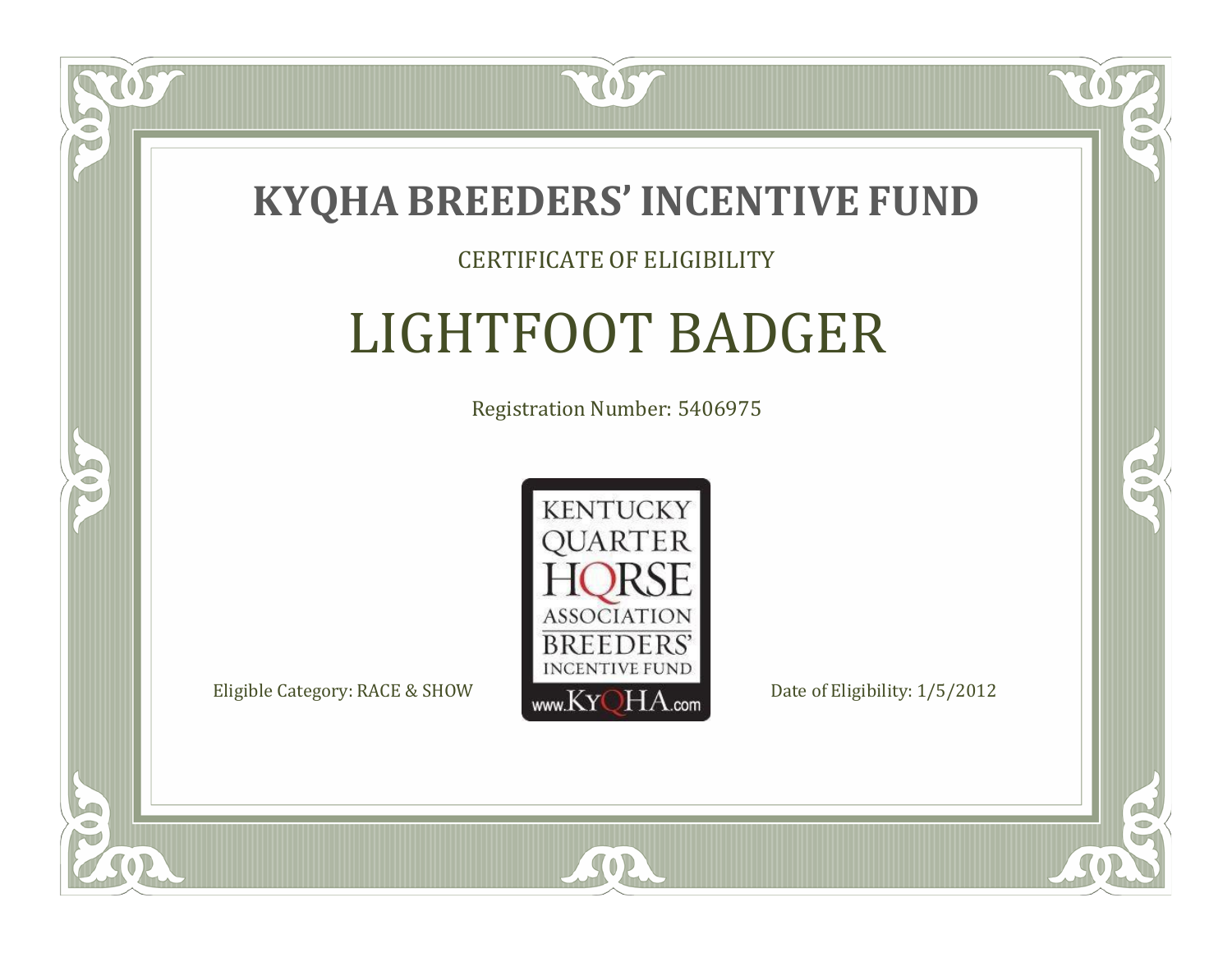# KYQHA BREEDERS' INCENTIVE FUND

CERTIFICATE OF ELIGIBILITY

## LIGHTFOOT BADGER

Registration Number: 5406975

KENTUCKY QUARTER HORSE ASSOCIATION BREEDERS' INCENTIVE FUND www.KyQHA.com

Eligible Category: RACE & SHOW

Date of Eligibility: 1/5/2012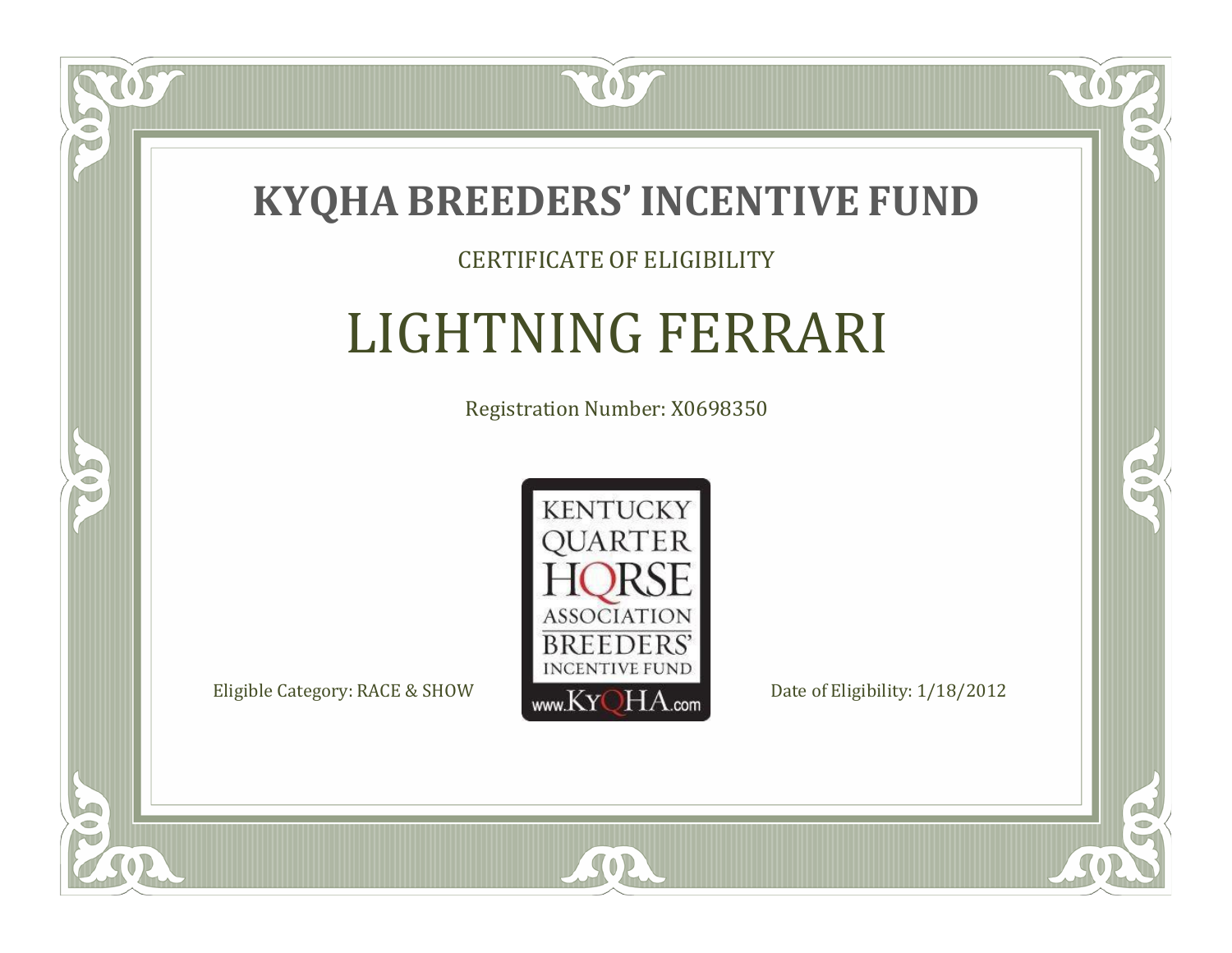# KYQHA BREEDERS' INCENTIVE FUND

CERTIFICATE OF ELIGIBILITY

## LIGHTNING FERRARI

Registration Number: X0698350

KENTUCKY QUARTER HORSE ASSOCIATION BREEDERS' INCENTIVE FUND www.KyQHA.com

Eligible Category: RACE & SHOW

Date of Eligibility: 1/18/2012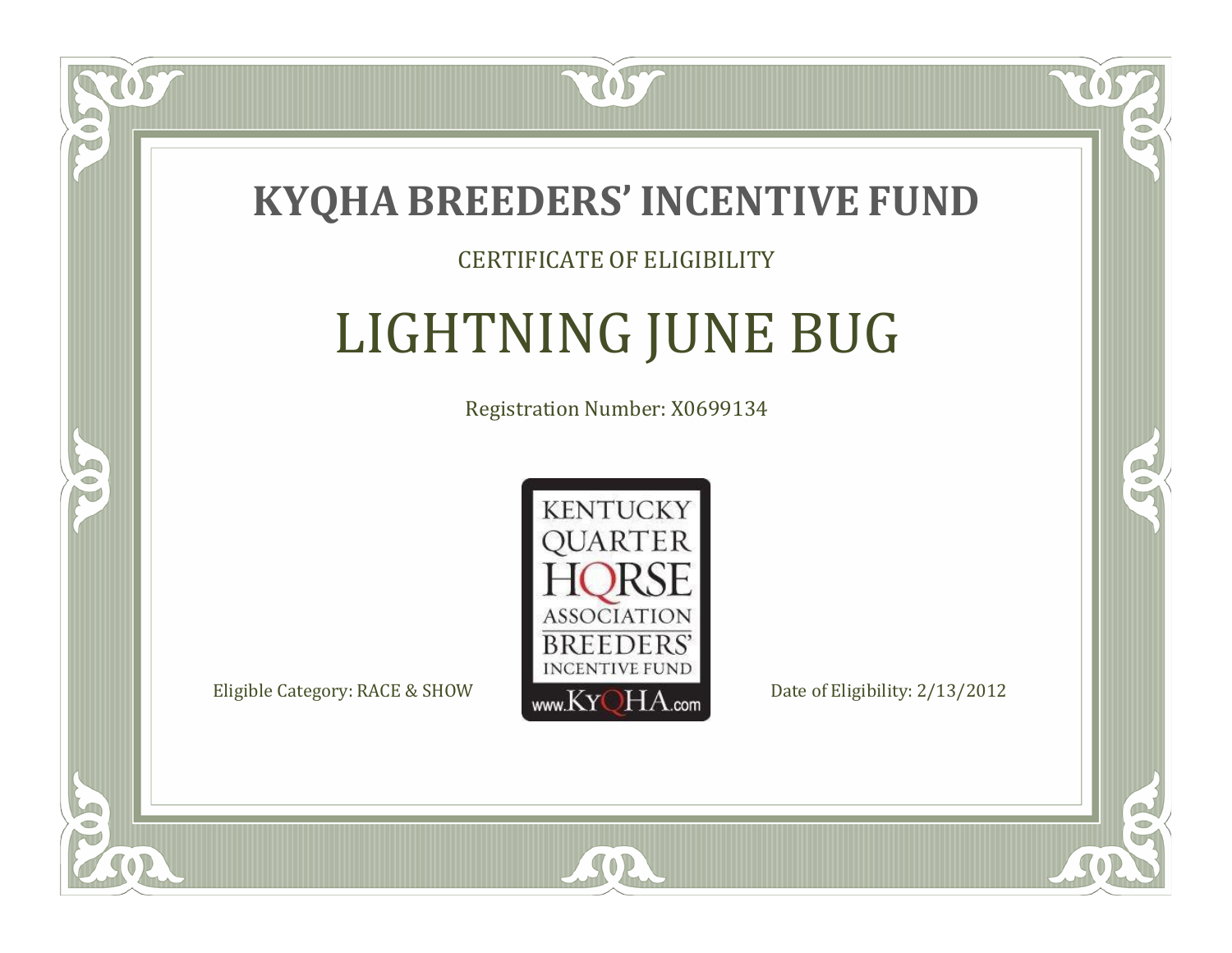# KYQHA BREEDERS' INCENTIVE FUND

CERTIFICATE OF ELIGIBILITY

## LIGHTNING JUNE BUG

Registration Number: X0699134

KENTUCKY QUARTER HORSE ASSOCIATION BREEDERS' INCENTIVE FUND www.KyQHA.com

Eligible Category: RACE & SHOW

Date of Eligibility: 2/13/2012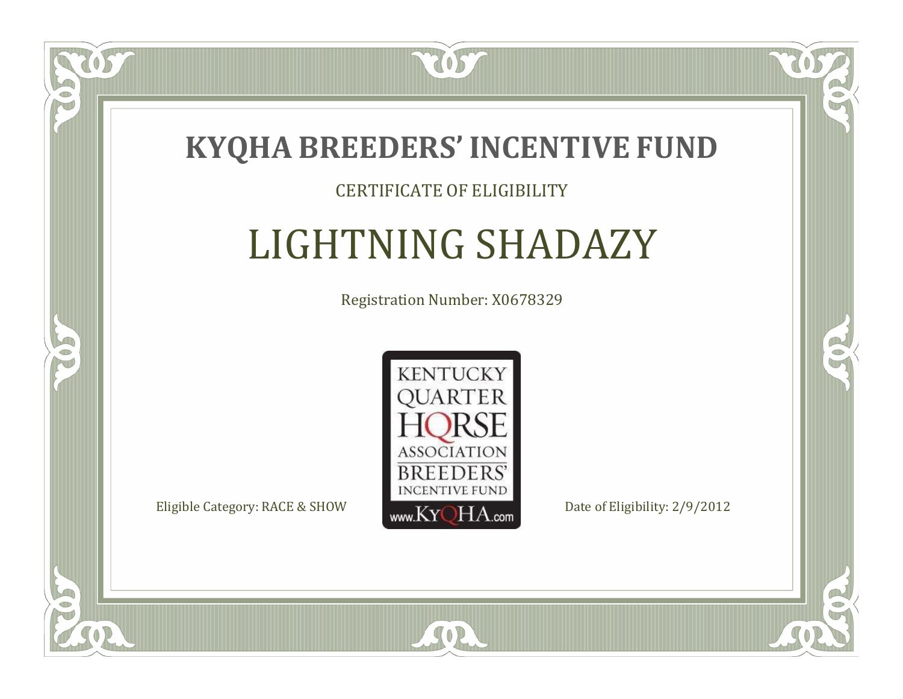# KYQHA BREEDERS' INCENTIVE FUND

CERTIFICATE OF ELIGIBILITY

## LIGHTNING SHADAZY

Registration Number: X0678329

Eligible Category: RACE & SHOW

Date of Eligibility: 2/9/2012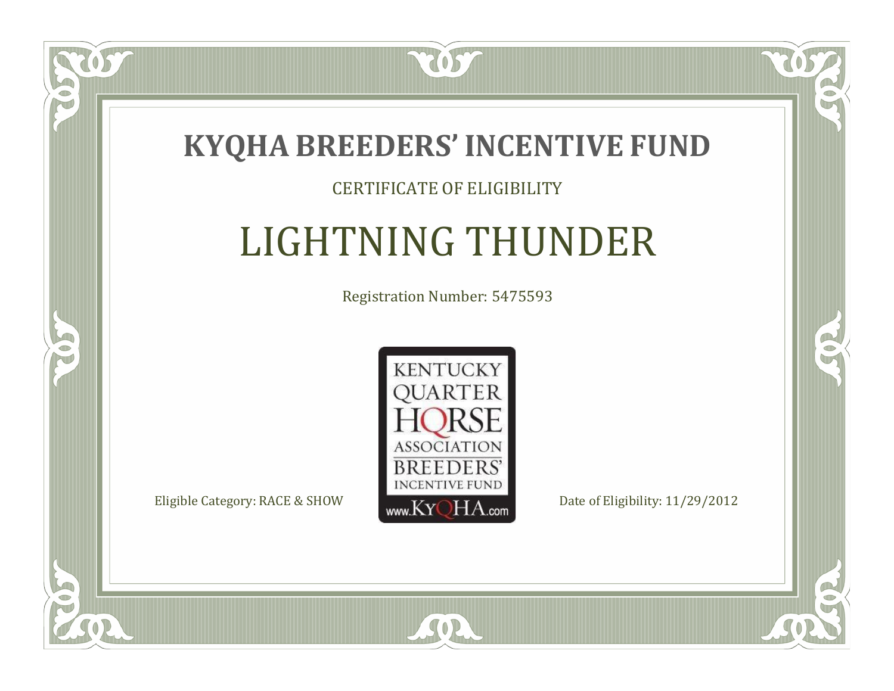# KYQHA BREEDERS' INCENTIVE FUND

CERTIFICATE OF ELIGIBILITY

## LIGHTNING THUNDER

Registration Number: 5475593

KENTUCKY QUARTER HORSE ASSOCIATION BREEDERS' INCENTIVE FUND www.KyQHA.com

Eligible Category: RACE & SHOW

Date of Eligibility: 11/29/2012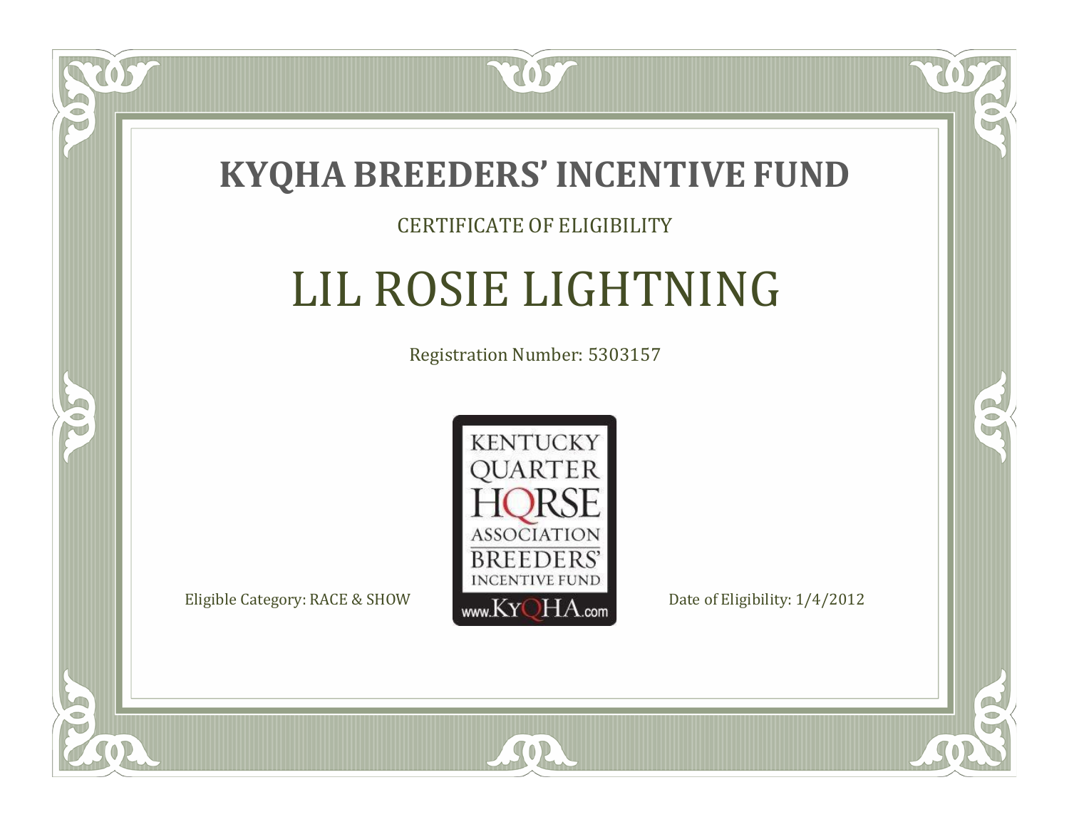# KYQHA BREEDERS' INCENTIVE FUND

CERTIFICATE OF ELIGIBILITY

## LIL ROSIE LIGHTNING

Registration Number: 5303157

KENTUCKY QUARTER HORSE ASSOCIATION BREEDERS' INCENTIVE FUND www.KyQHA.com

Eligible Category: RACE & SHOW

Date of Eligibility: 1/4/2012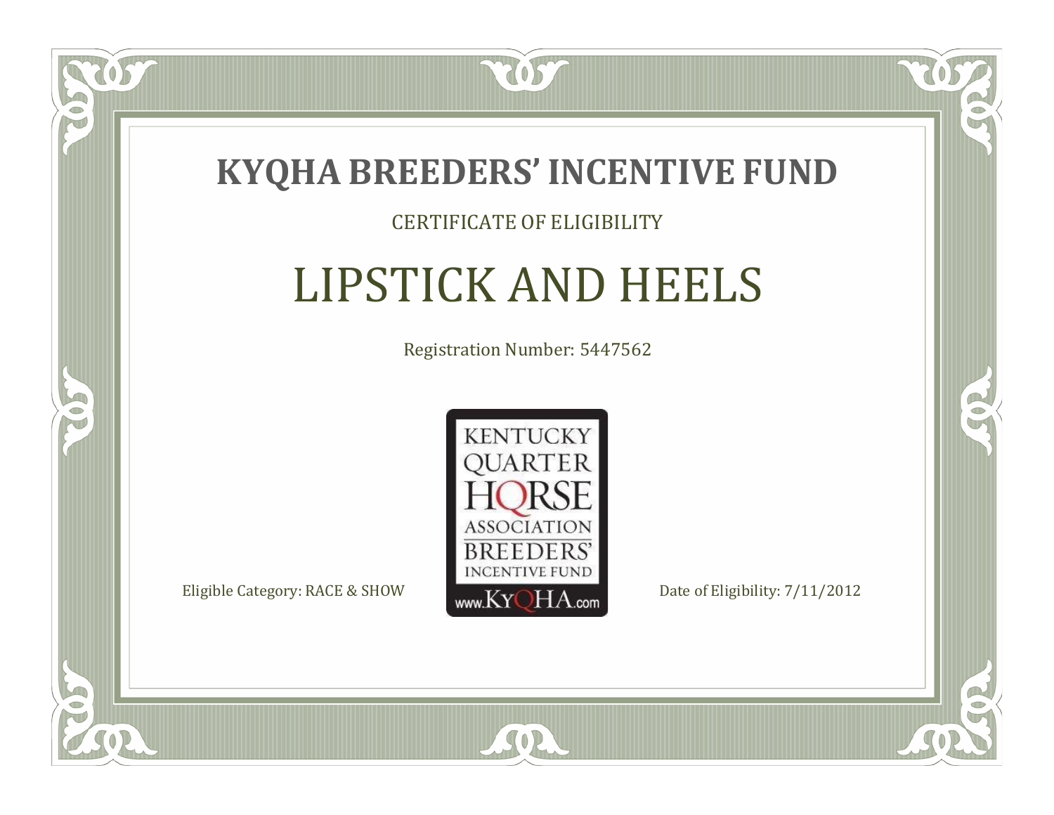# KYQHA BREEDERS' INCENTIVE FUND

CERTIFICATE OF ELIGIBILITY

## LIPSTICK AND HEELS

Registration Number: 5447562

KENTUCKY QUARTER HORSE ASSOCIATION BREEDERS' INCENTIVE FUND www.KyQHA.com

Eligible Category: RACE & SHOW

Date of Eligibility: 7/11/2012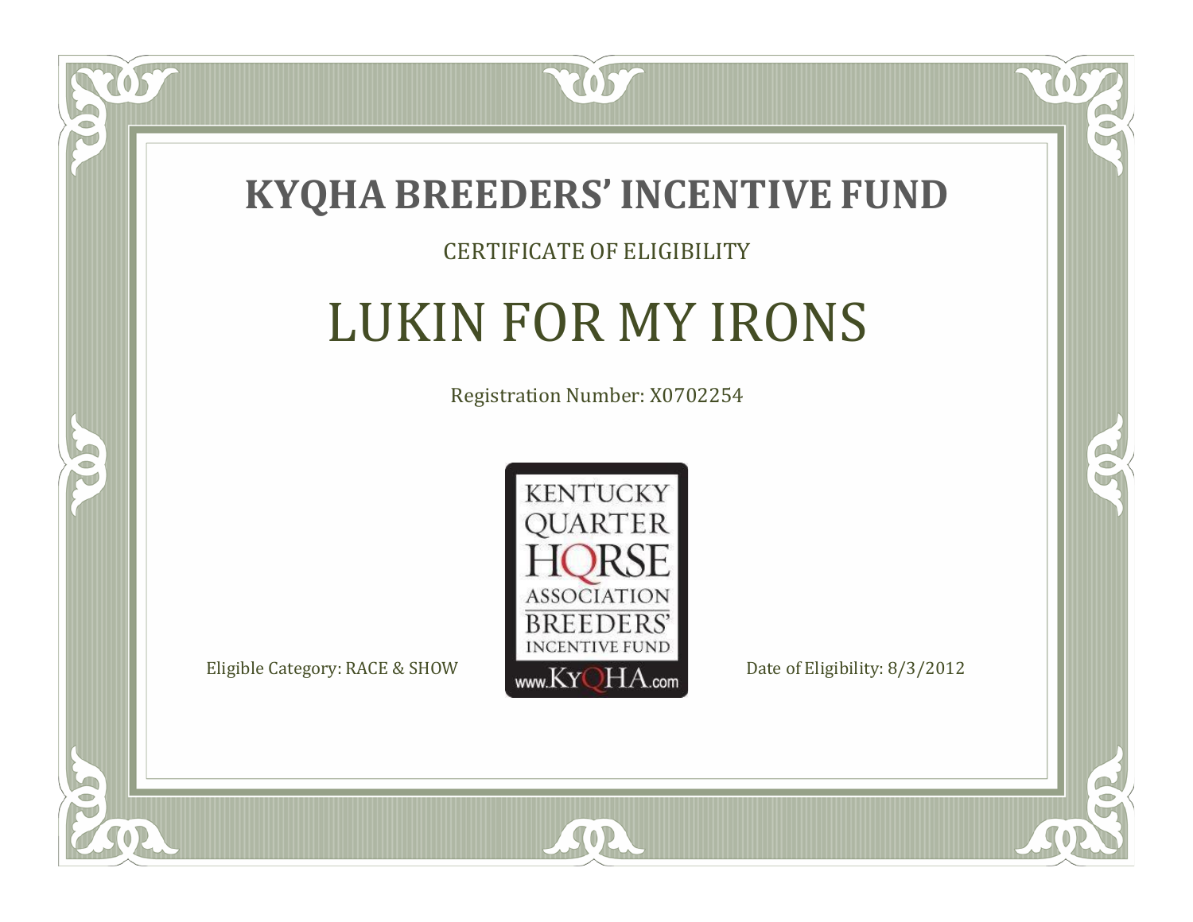# KYQHA BREEDERS' INCENTIVE FUND

CERTIFICATE OF ELIGIBILITY

## LUKIN FOR MY IRONS

Registration Number: X0702254

KENTUCKY QUARTER HORSE ASSOCIATION BREEDERS' INCENTIVE FUND www.KyQHA.com

Eligible Category: RACE & SHOW

Date of Eligibility: 8/3/2012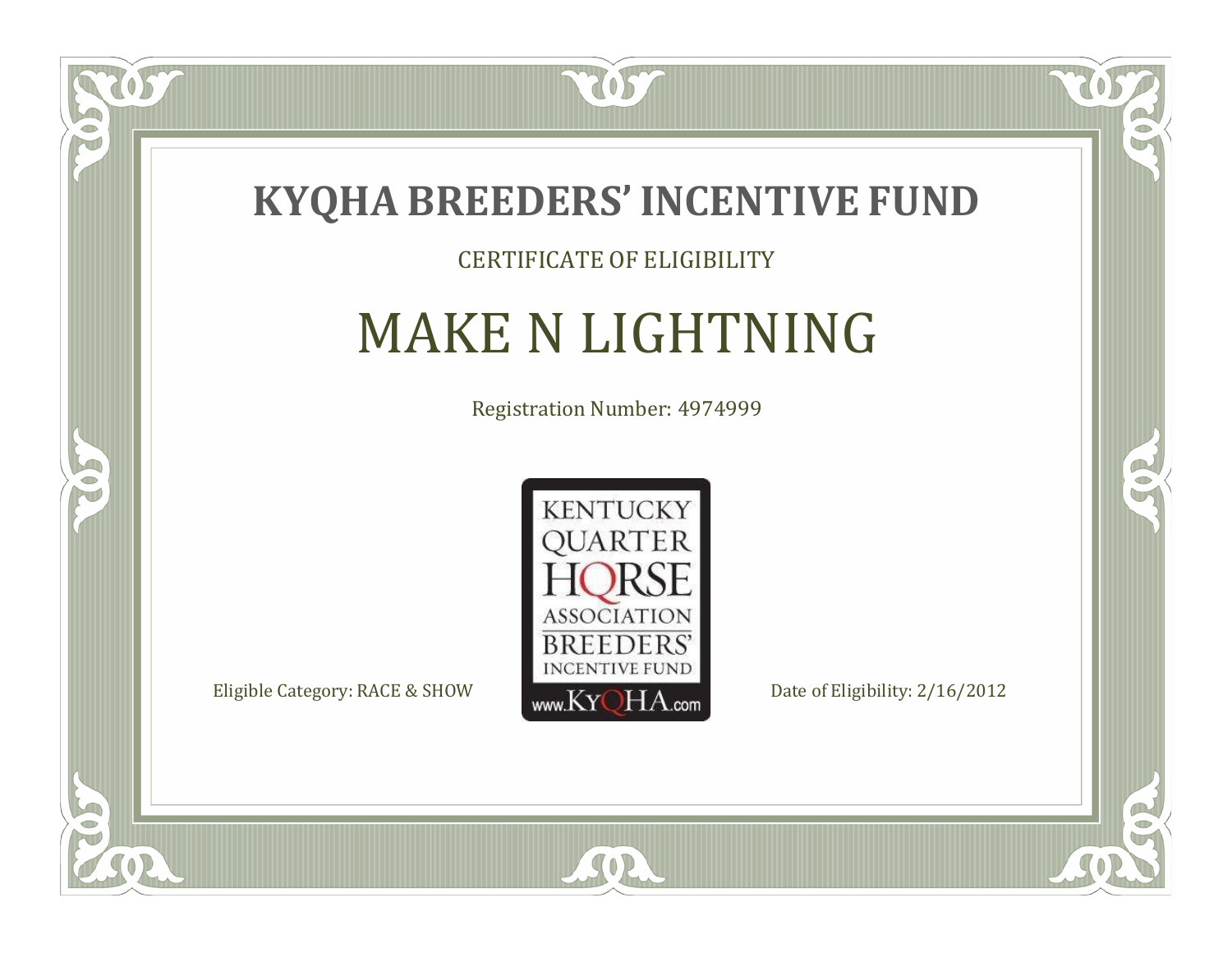# KYQHA BREEDERS' INCENTIVE FUND

CERTIFICATE OF ELIGIBILITY

## MAKE N LIGHTNING

Registration Number: 4974999

KENTUCKY QUARTER HORSE ASSOCIATION BREEDERS' INCENTIVE FUND www.KyQHA.com

Eligible Category: RACE & SHOW

Date of Eligibility: 2/16/2012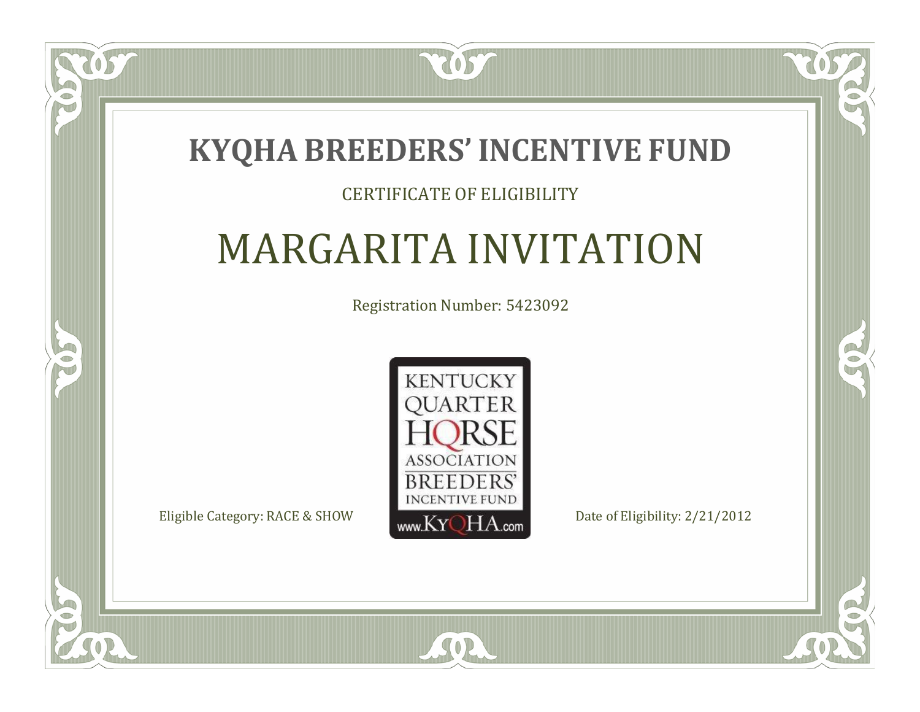# KYQHA BREEDERS' INCENTIVE FUND

CERTIFICATE OF ELIGIBILITY

## MARGARITA INVITATION

Registration Number: 5423092

KENTUCKY QUARTER HORSE ASSOCIATION BREEDERS' INCENTIVE FUND www.KyQHA.com

Eligible Category: RACE & SHOW

Date of Eligibility: 2/21/2012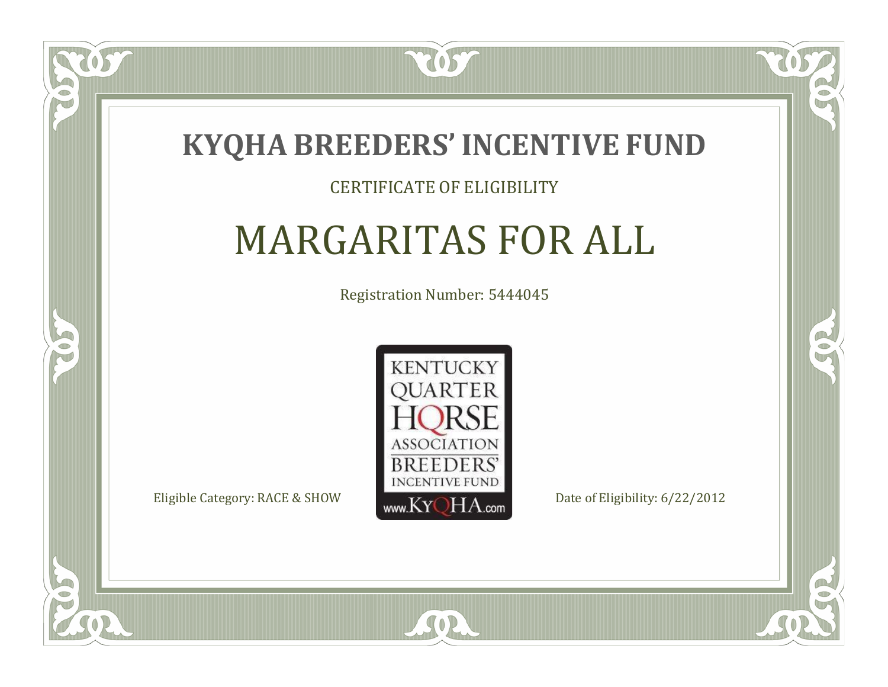# KYQHA BREEDERS' INCENTIVE FUND

CERTIFICATE OF ELIGIBILITY

## MARGARITAS FOR ALL

Registration Number: 5444045

KENTUCKY QUARTER HORSE ASSOCIATION BREEDERS' INCENTIVE FUND www.KyQHA.com

Eligible Category: RACE & SHOW

Date of Eligibility: 6/22/2012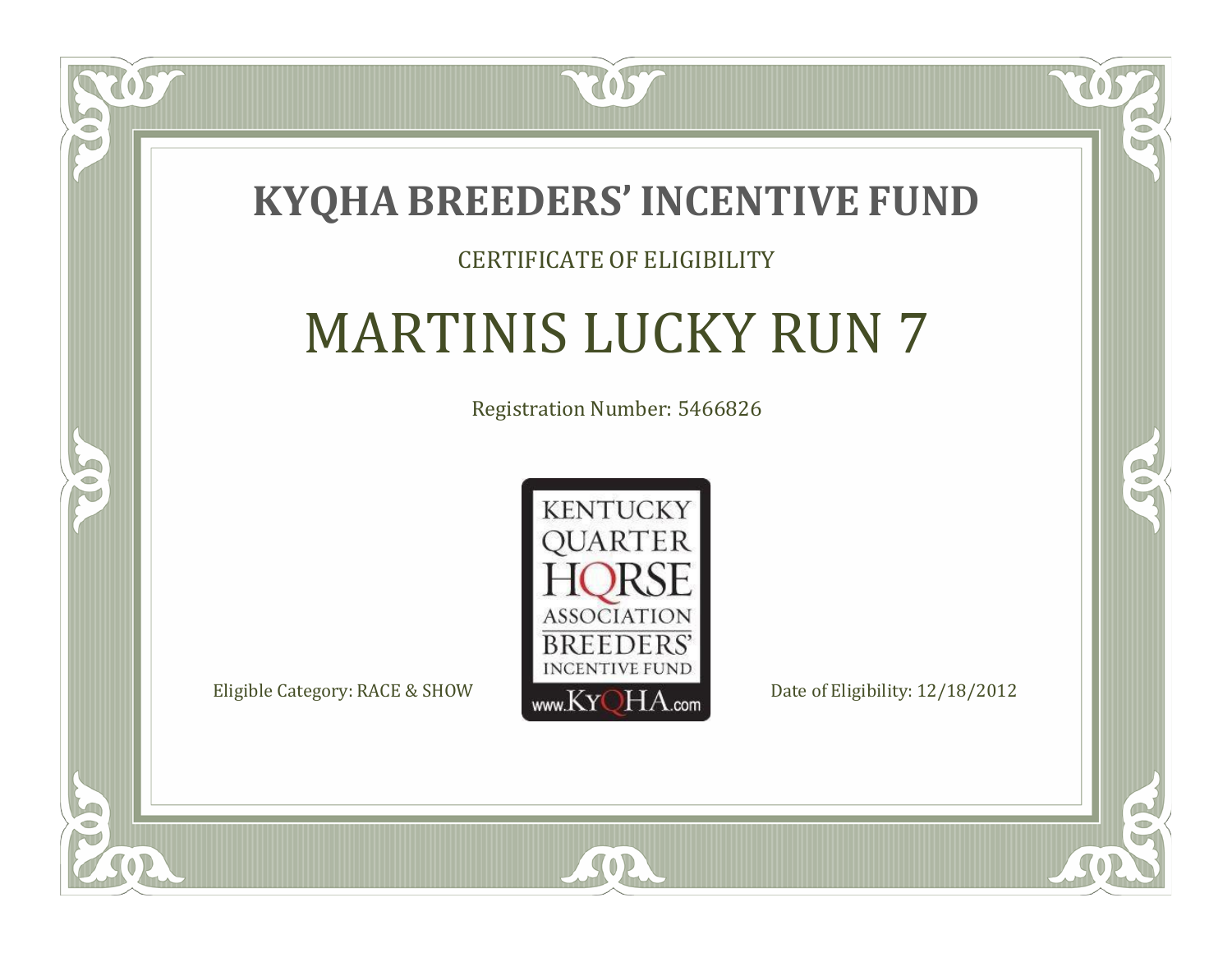# KYQHA BREEDERS' INCENTIVE FUND

CERTIFICATE OF ELIGIBILITY

## MARTINIS LUCKY RUN 7

Registration Number: 5466826

KENTUCKY QUARTER HORSE ASSOCIATION BREEDERS' INCENTIVE FUND www.KyQHA.com

Eligible Category: RACE & SHOW

Date of Eligibility: 12/18/2012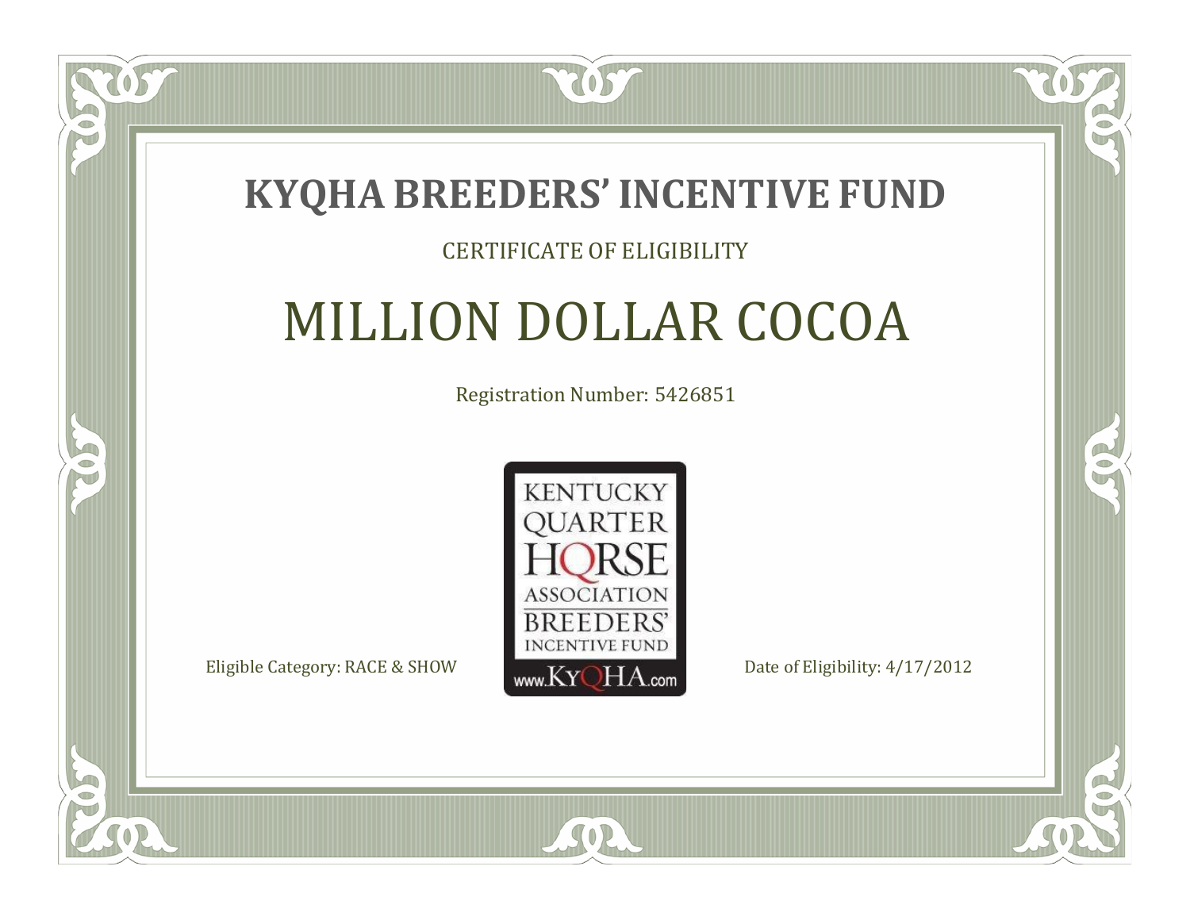# KYQHA BREEDERS' INCENTIVE FUND

CERTIFICATE OF ELIGIBILITY

## MILLION DOLLAR COCOA

Registration Number: 5426851

KENTUCKY QUARTER HORSE ASSOCIATION BREEDERS' INCENTIVE FUND www.KyQHA.com

Eligible Category: RACE & SHOW

Date of Eligibility: 4/17/2012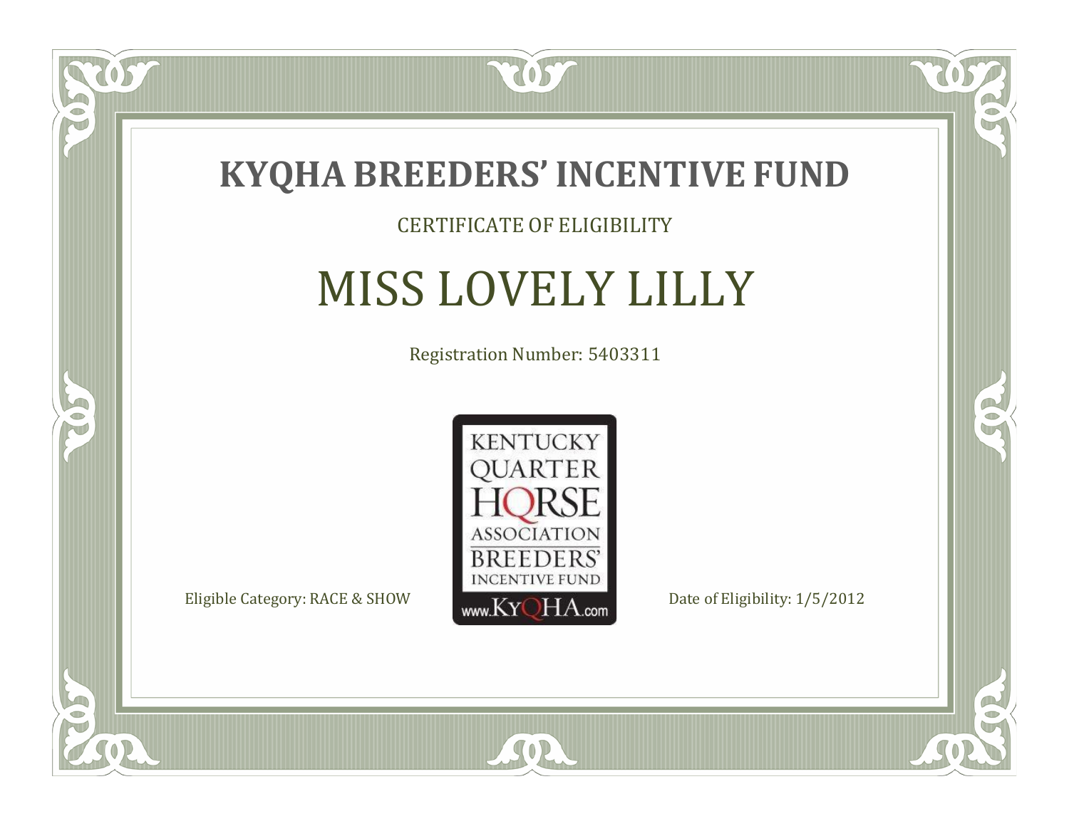# KYQHA BREEDERS' INCENTIVE FUND

CERTIFICATE OF ELIGIBILITY

## MISS LOVELY LILLY

Registration Number: 5403311

KENTUCKY QUARTER HORSE ASSOCIATION BREEDERS' INCENTIVE FUND www.KyQHA.com

Eligible Category: RACE & SHOW

Date of Eligibility: 1/5/2012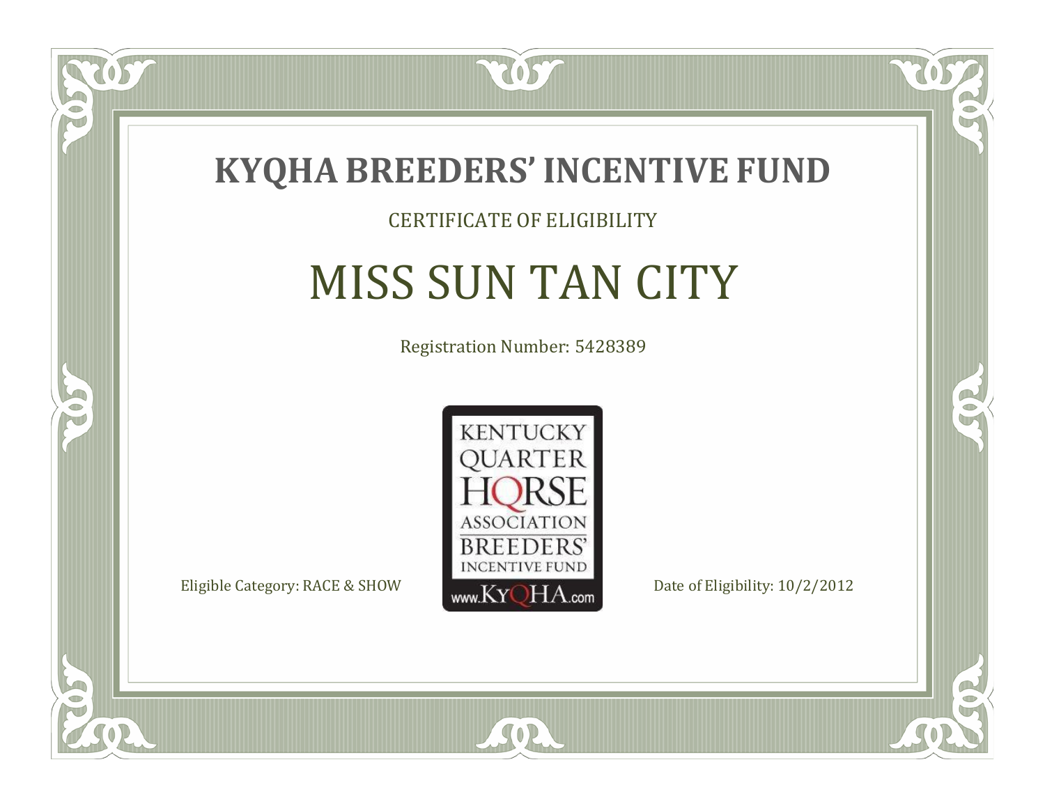# KYQHA BREEDERS' INCENTIVE FUND

CERTIFICATE OF ELIGIBILITY

## MISS SUN TAN CITY

Registration Number: 5428389

KENTUCKY QUARTER HORSE ASSOCIATION BREEDERS' INCENTIVE FUND

www.KyQHA.com

Eligible Category: RACE & SHOW

Date of Eligibility: 10/2/2012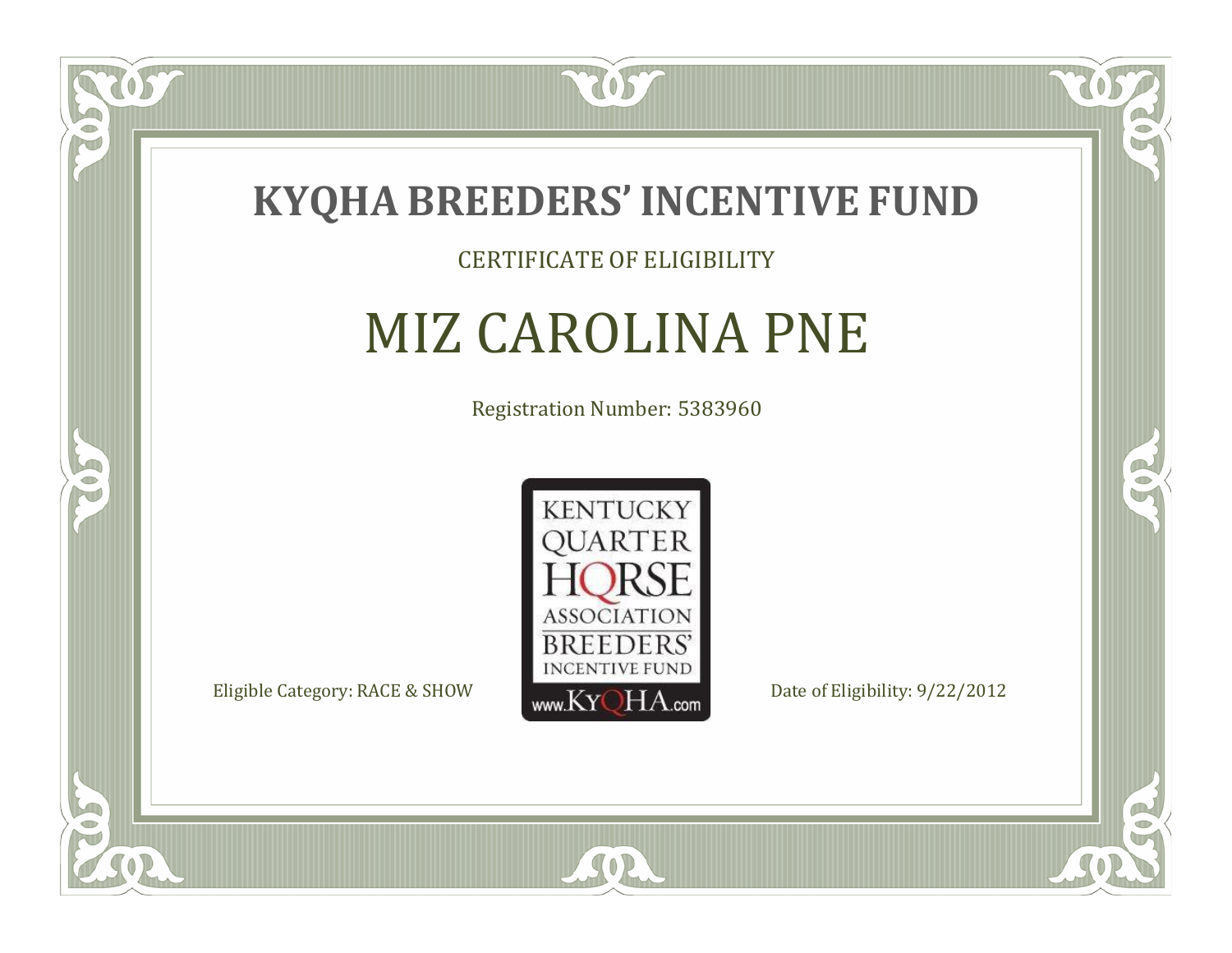# KYQHA BREEDERS' INCENTIVE FUND

CERTIFICATE OF ELIGIBILITY

## MIZ CAROLINA PNE

Registration Number: 5383960

KENTUCKY QUARTER HORSE ASSOCIATION BREEDERS' INCENTIVE FUND www.KyQHA.com

Eligible Category: RACE & SHOW

Date of Eligibility: 9/22/2012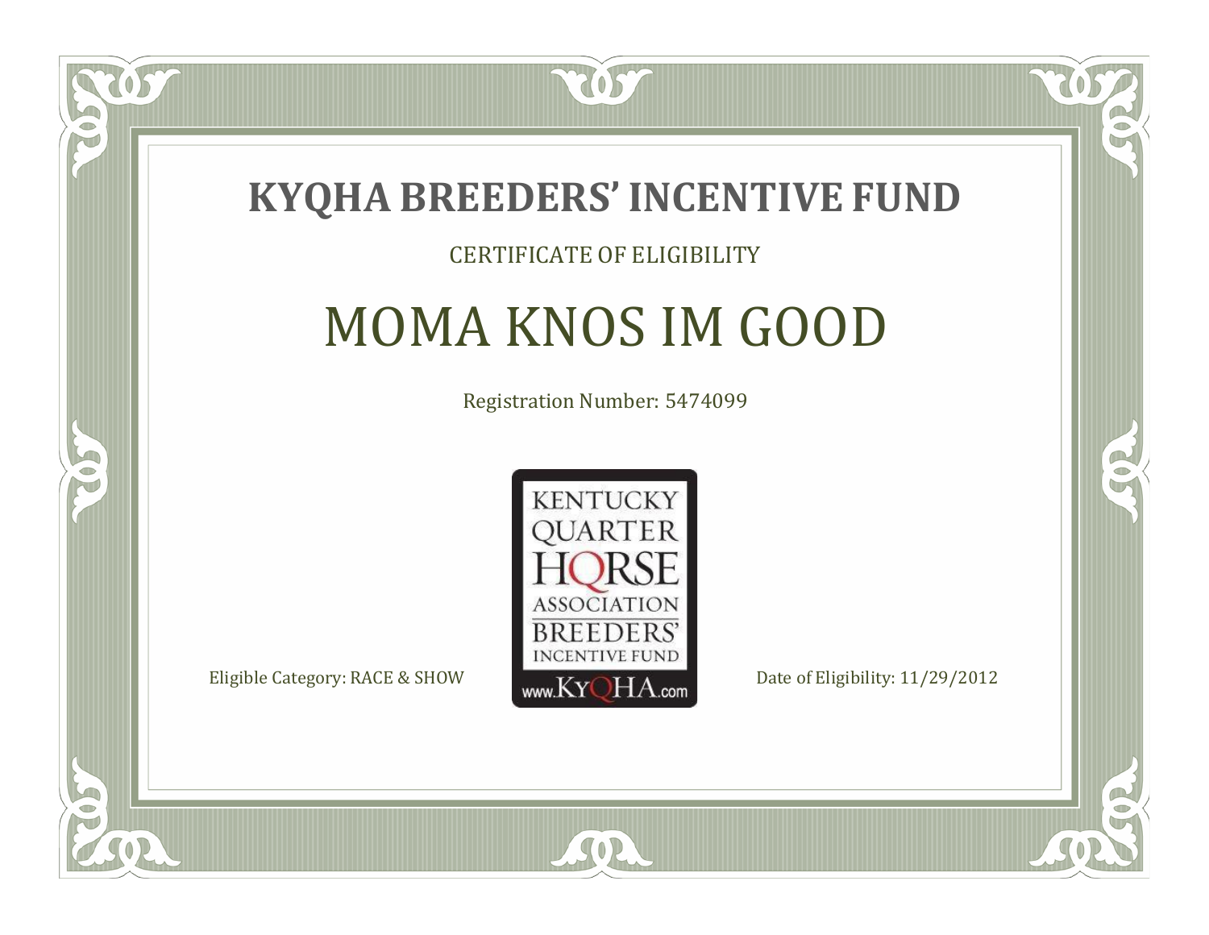# KYQHA BREEDERS' INCENTIVE FUND

CERTIFICATE OF ELIGIBILITY

## MOMA KNOS IM GOOD

Registration Number: 5474099

KENTUCKY QUARTER HORSE ASSOCIATION BREEDERS' INCENTIVE FUND www.KyQHA.com

Eligible Category: RACE & SHOW

Date of Eligibility: 11/29/2012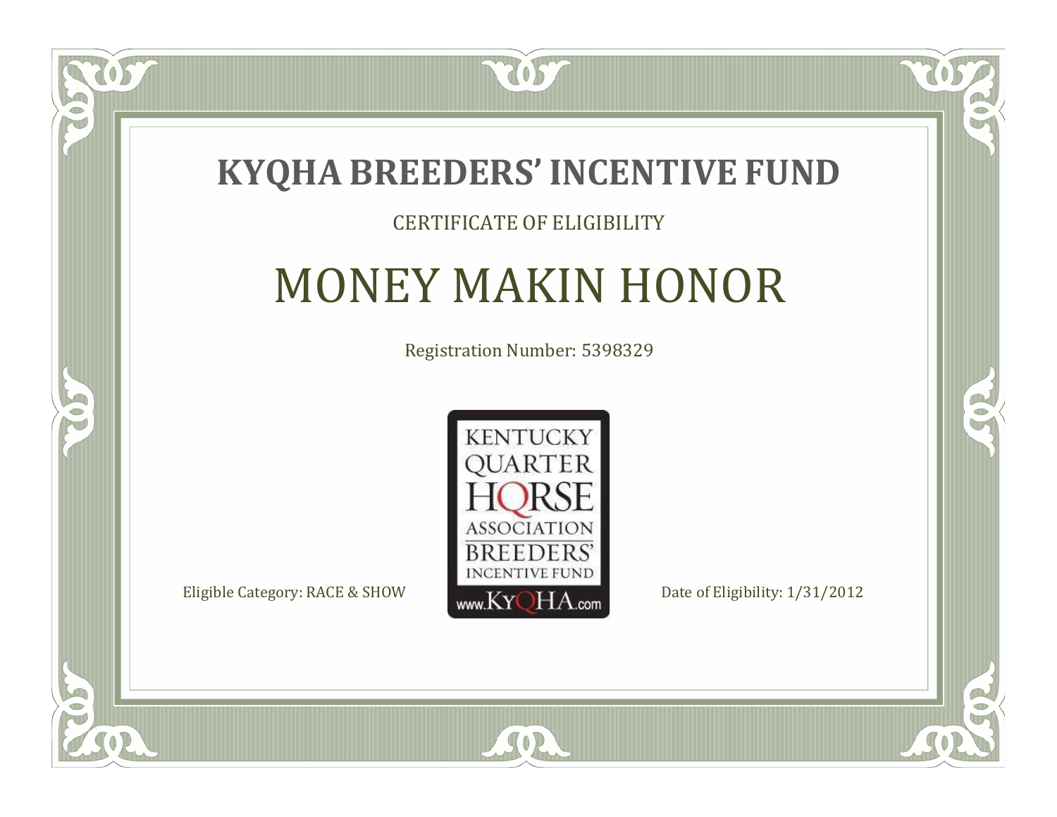# KYQHA BREEDERS' INCENTIVE FUND

CERTIFICATE OF ELIGIBILITY

## MONEY MAKIN HONOR

Registration Number: 5398329

KENTUCKY QUARTER HORSE ASSOCIATION BREEDERS' INCENTIVE FUND www.KyQHA.com

Eligible Category: RACE & SHOW

Date of Eligibility: 1/31/2012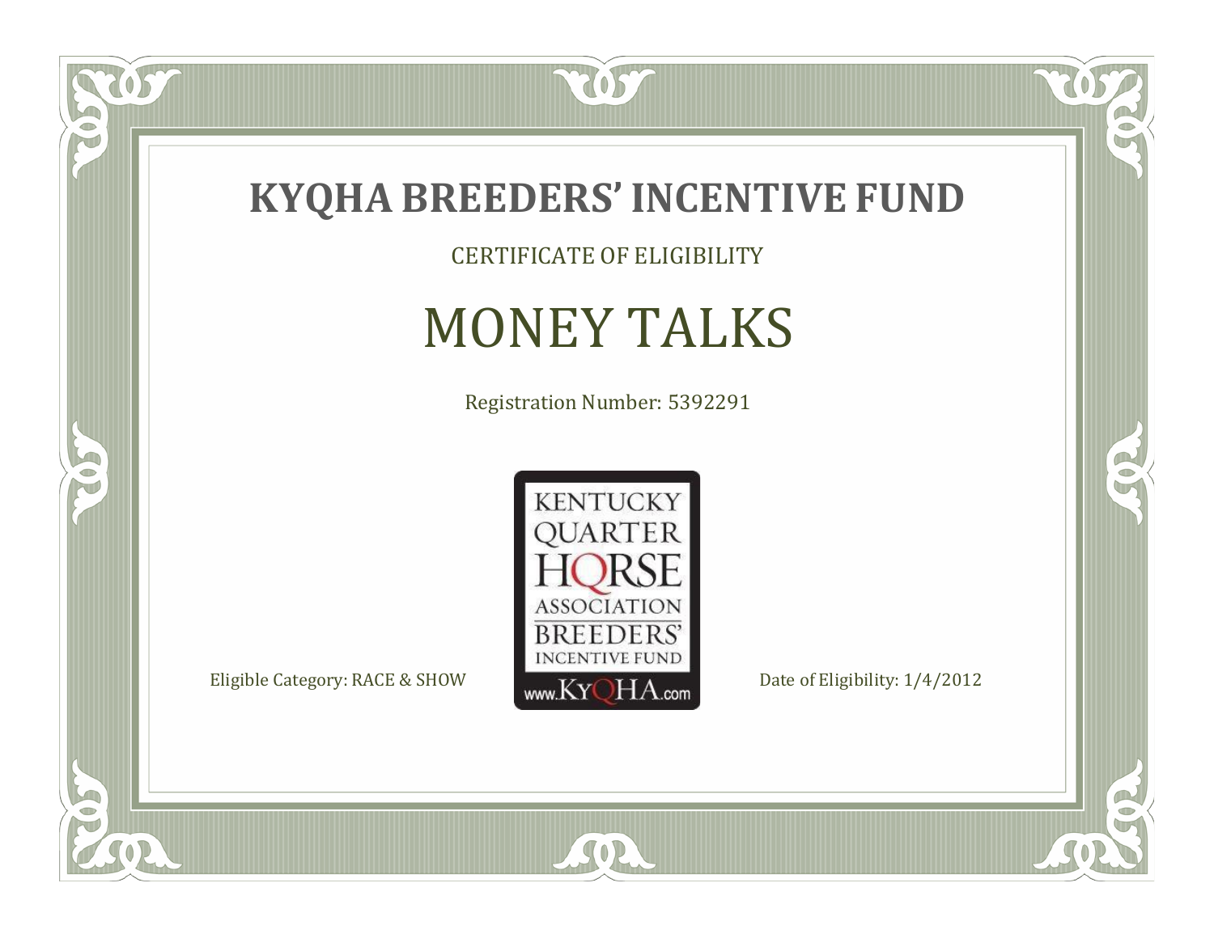# KYQHA BREEDERS' INCENTIVE FUND

CERTIFICATE OF ELIGIBILITY

## MONEY TALKS

Registration Number: 5392291

KENTUCKY QUARTER HORSE ASSOCIATION BREEDERS' INCENTIVE FUND www.KyQHA.com

Eligible Category: RACE & SHOW

Date of Eligibility: 1/4/2012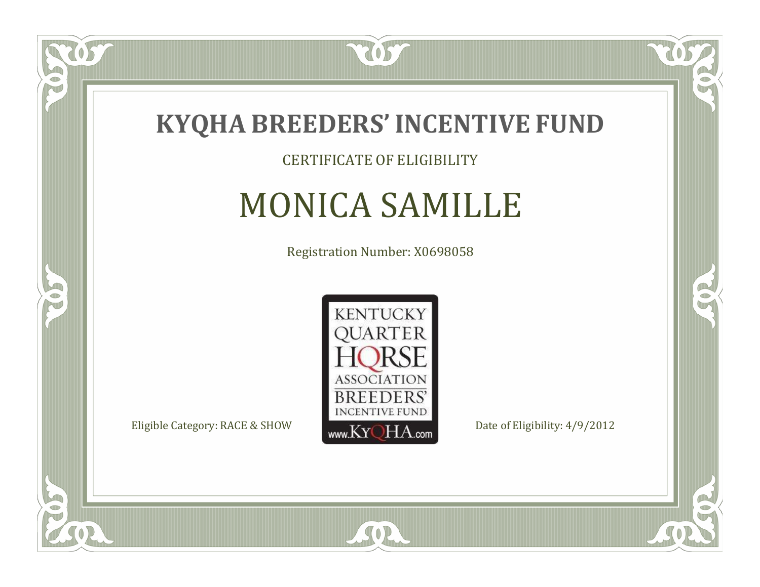# KYQHA BREEDERS' INCENTIVE FUND

CERTIFICATE OF ELIGIBILITY

## MONICA SAMILLE

Registration Number: X0698058

KENTUCKY QUARTER HORSE ASSOCIATION BREEDERS' INCENTIVE FUND www.KyQHA.com

Eligible Category: RACE & SHOW

Date of Eligibility: 4/9/2012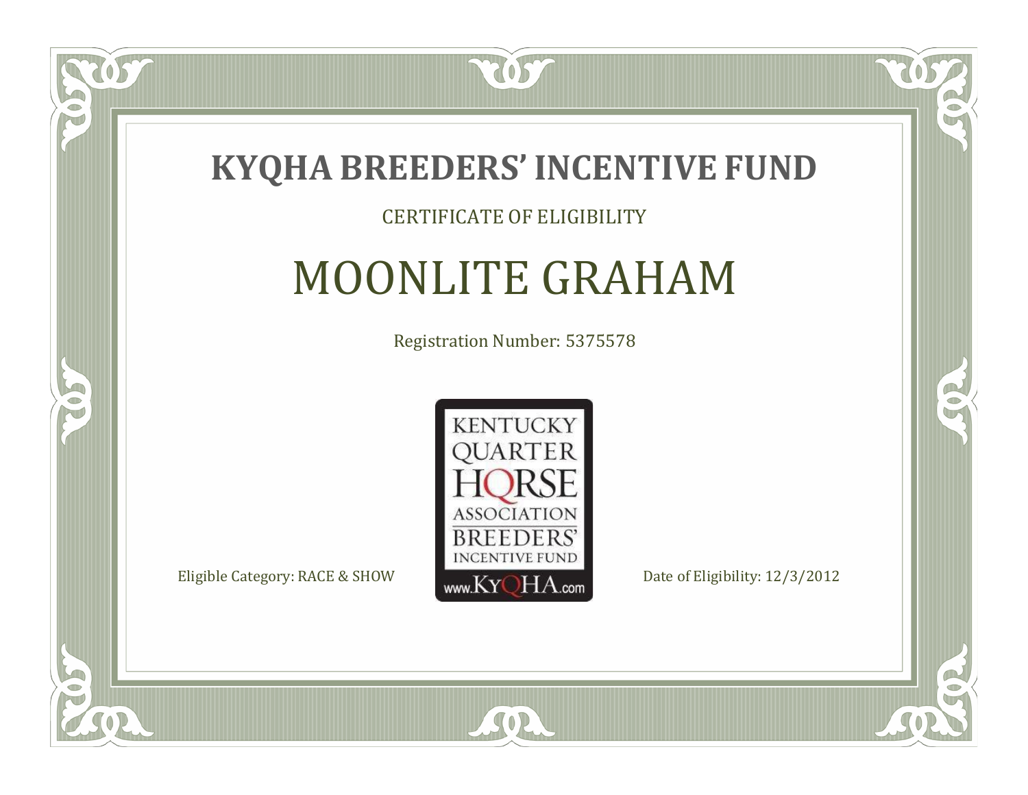# KYQHA BREEDERS' INCENTIVE FUND

CERTIFICATE OF ELIGIBILITY

## MOONLITE GRAHAM

Registration Number: 5375578

KENTUCKY QUARTER HORSE ASSOCIATION BREEDERS' INCENTIVE FUND www.KyQHA.com

Eligible Category: RACE & SHOW

Date of Eligibility: 12/3/2012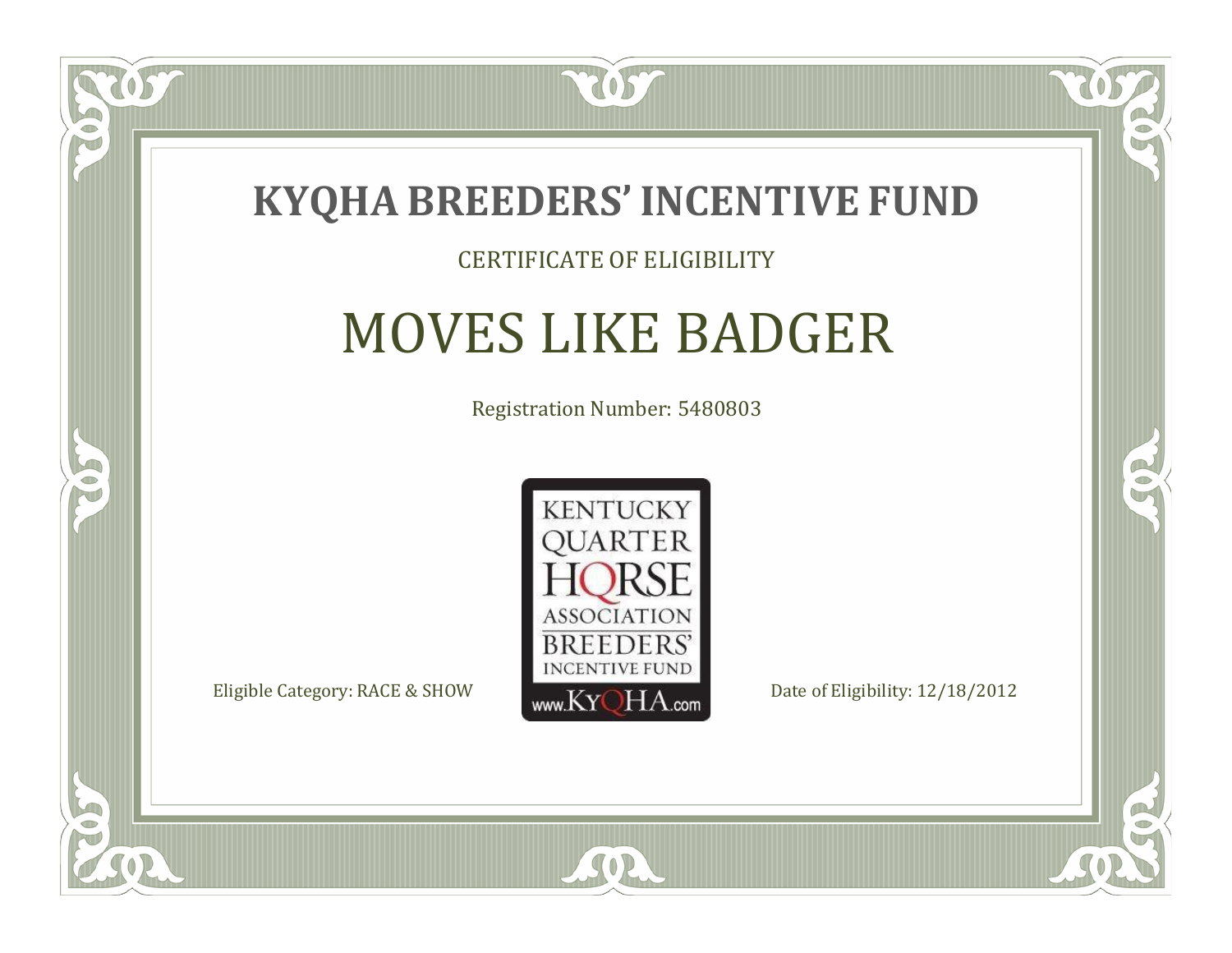# KYQHA BREEDERS' INCENTIVE FUND

CERTIFICATE OF ELIGIBILITY

## MOVES LIKE BADGER

Registration Number: 5480803

KENTUCKY QUARTER HORSE ASSOCIATION BREEDERS' INCENTIVE FUND www.KyQHA.com

Eligible Category: RACE & SHOW

Date of Eligibility: 12/18/2012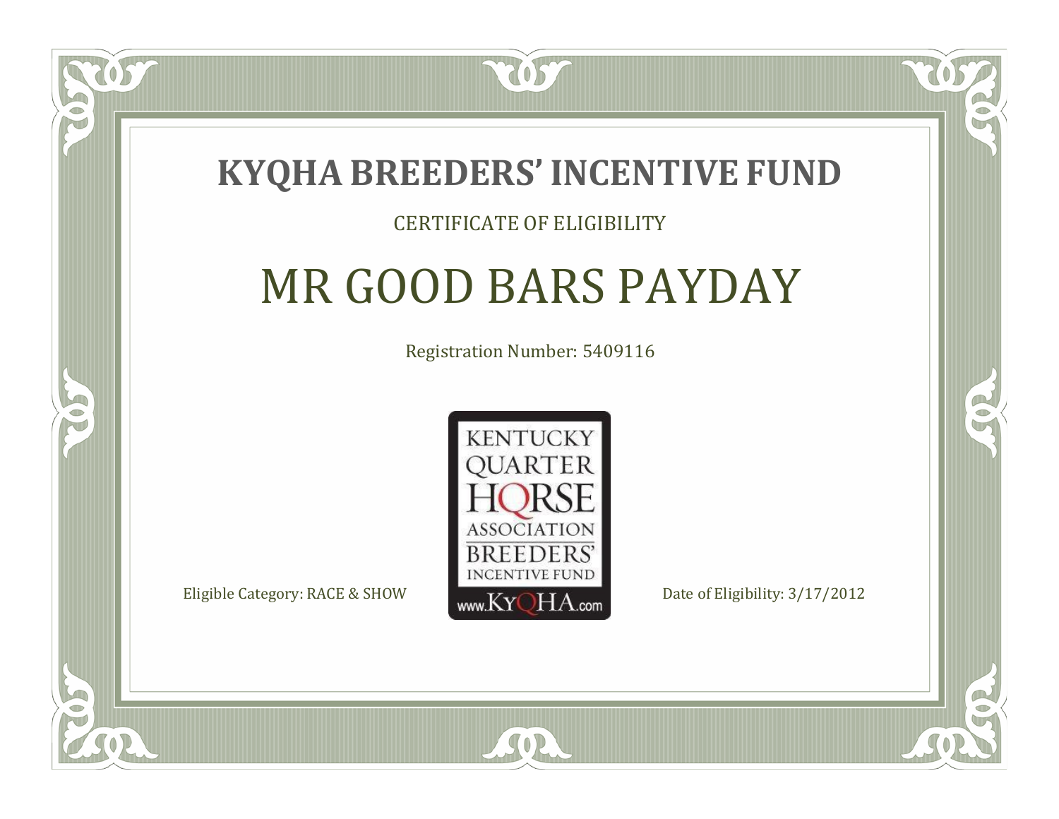# KYQHA BREEDERS' INCENTIVE FUND

CERTIFICATE OF ELIGIBILITY

## MR GOOD BARS PAYDAY

Registration Number: 5409116

KENTUCKY QUARTER HORSE ASSOCIATION BREEDERS' INCENTIVE FUND www.KyQHA.com

Eligible Category: RACE & SHOW

Date of Eligibility: 3/17/2012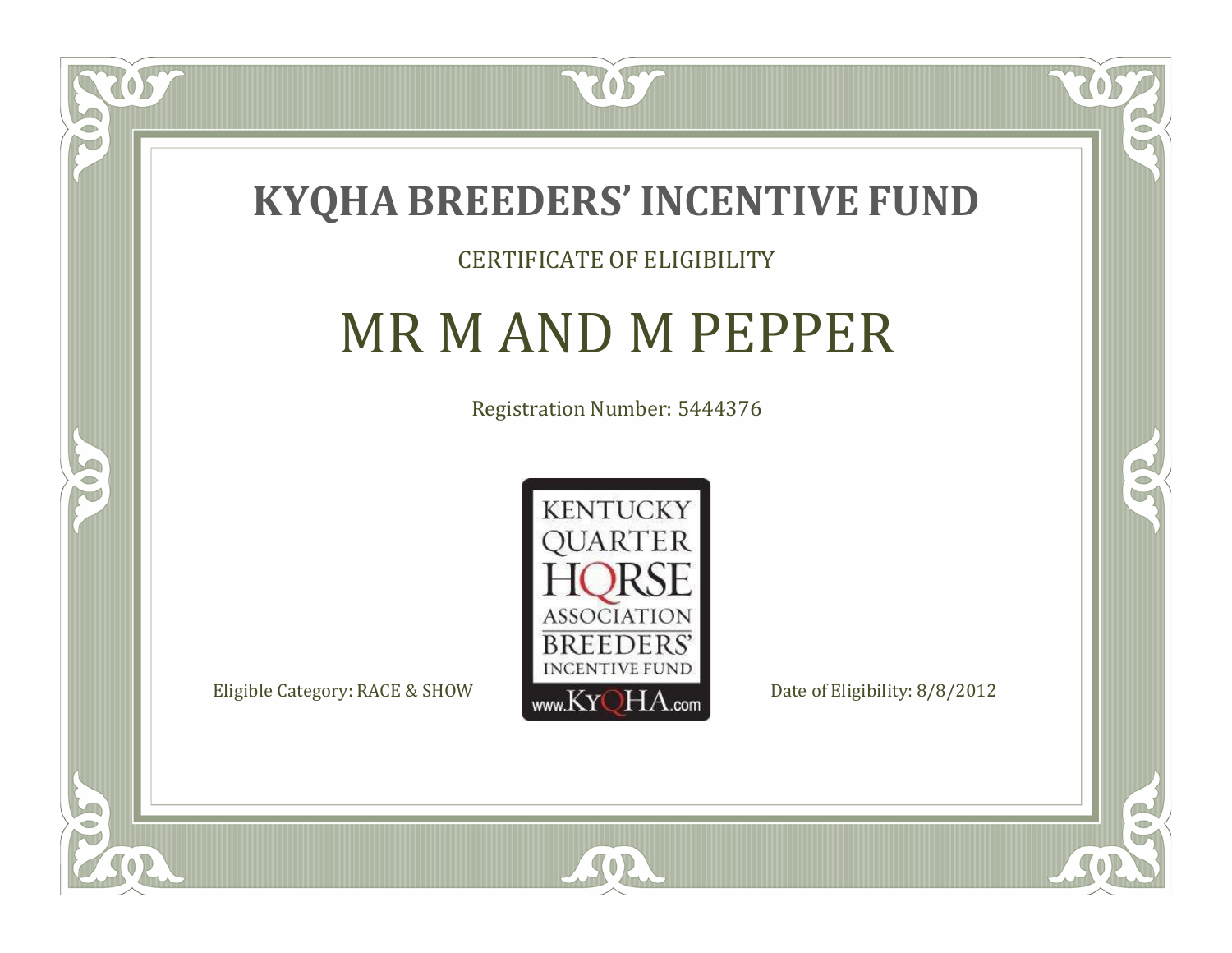# KYQHA BREEDERS' INCENTIVE FUND

CERTIFICATE OF ELIGIBILITY

## MR M AND M PEPPER

Registration Number: 5444376

KENTUCKY QUARTER HORSE ASSOCIATION BREEDERS' INCENTIVE FUND www.KyQHA.com

Eligible Category: RACE & SHOW

Date of Eligibility: 8/8/2012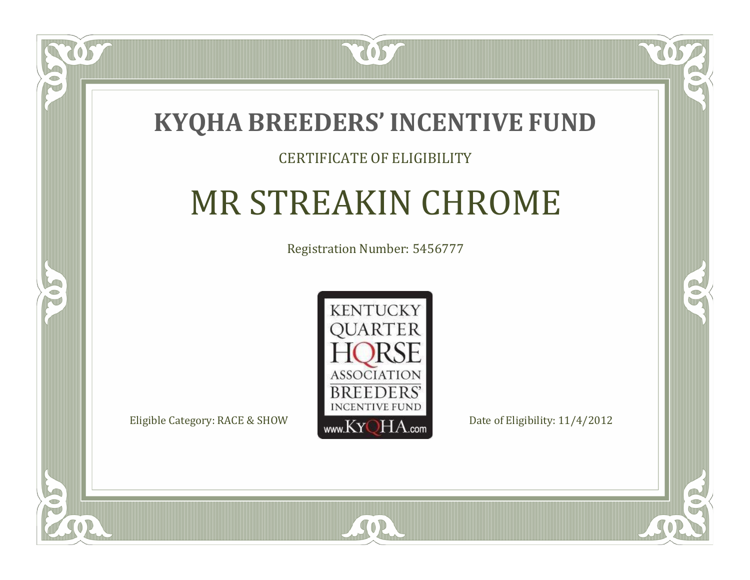# KYQHA BREEDERS' INCENTIVE FUND

CERTIFICATE OF ELIGIBILITY

## MR STREAKIN CHROME

Registration Number: 5456777

KENTUCKY QUARTER HORSE ASSOCIATION BREEDERS' INCENTIVE FUND www.KyQHA.com

Eligible Category: RACE & SHOW

Date of Eligibility: 11/4/2012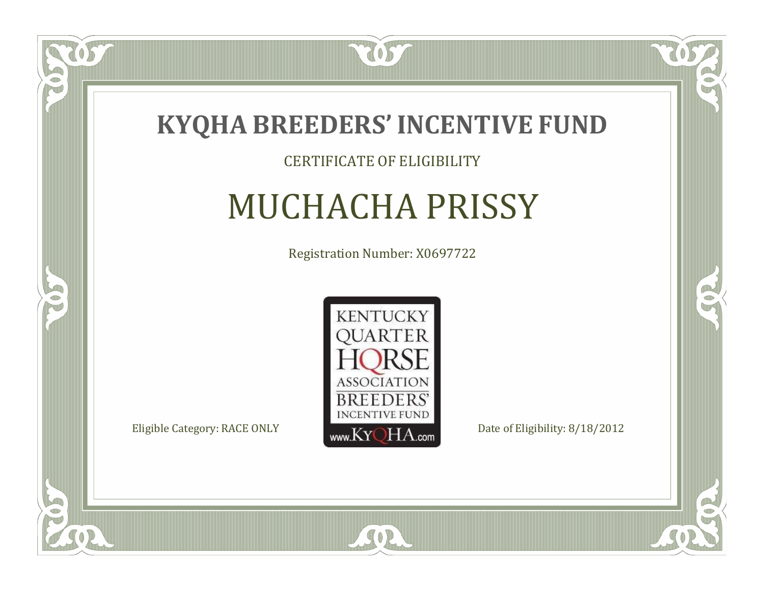# KYQHA BREEDERS' INCENTIVE FUND

CERTIFICATE OF ELIGIBILITY

## MUCHACHA PRISSY

Registration Number: X0697722

KENTUCKY QUARTER HORSE ASSOCIATION BREEDERS' INCENTIVE FUND www.KyQHA.com

Eligible Category: RACE ONLY

Date of Eligibility: 8/18/2012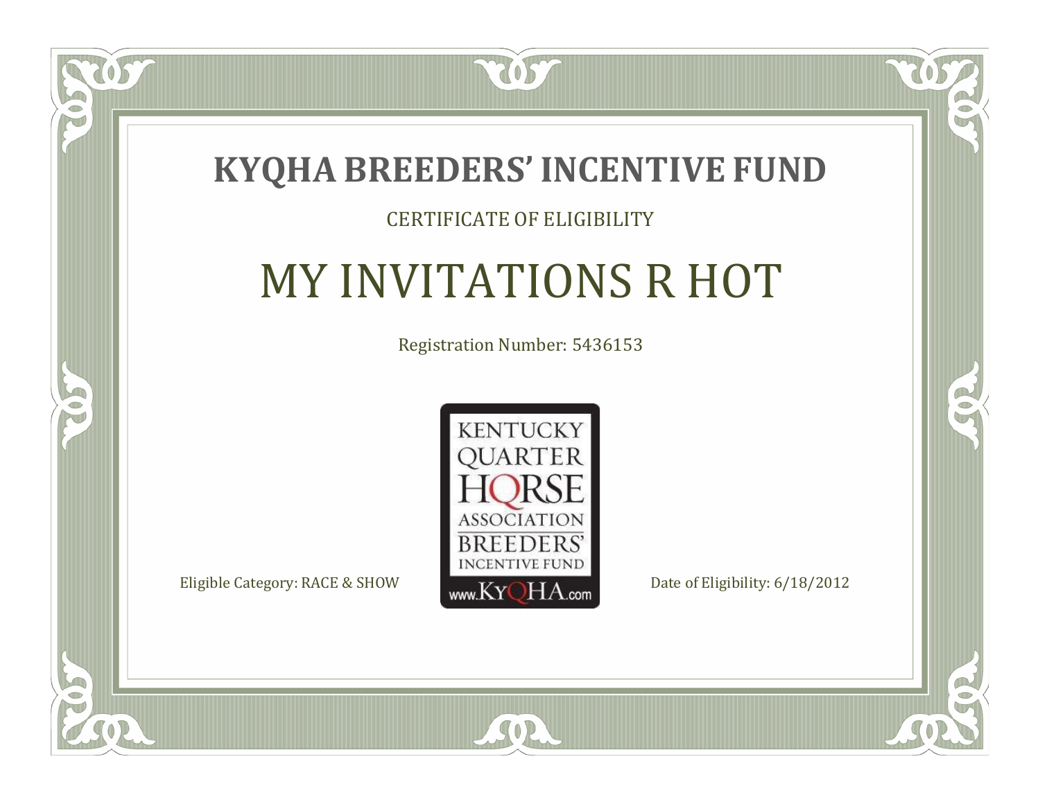# KYQHA BREEDERS' INCENTIVE FUND

CERTIFICATE OF ELIGIBILITY

## MY INVITATIONS R HOT

Registration Number: 5436153

KENTUCKY QUARTER HORSE ASSOCIATION BREEDERS' INCENTIVE FUND www.KyQHA.com

Eligible Category: RACE & SHOW

Date of Eligibility: 6/18/2012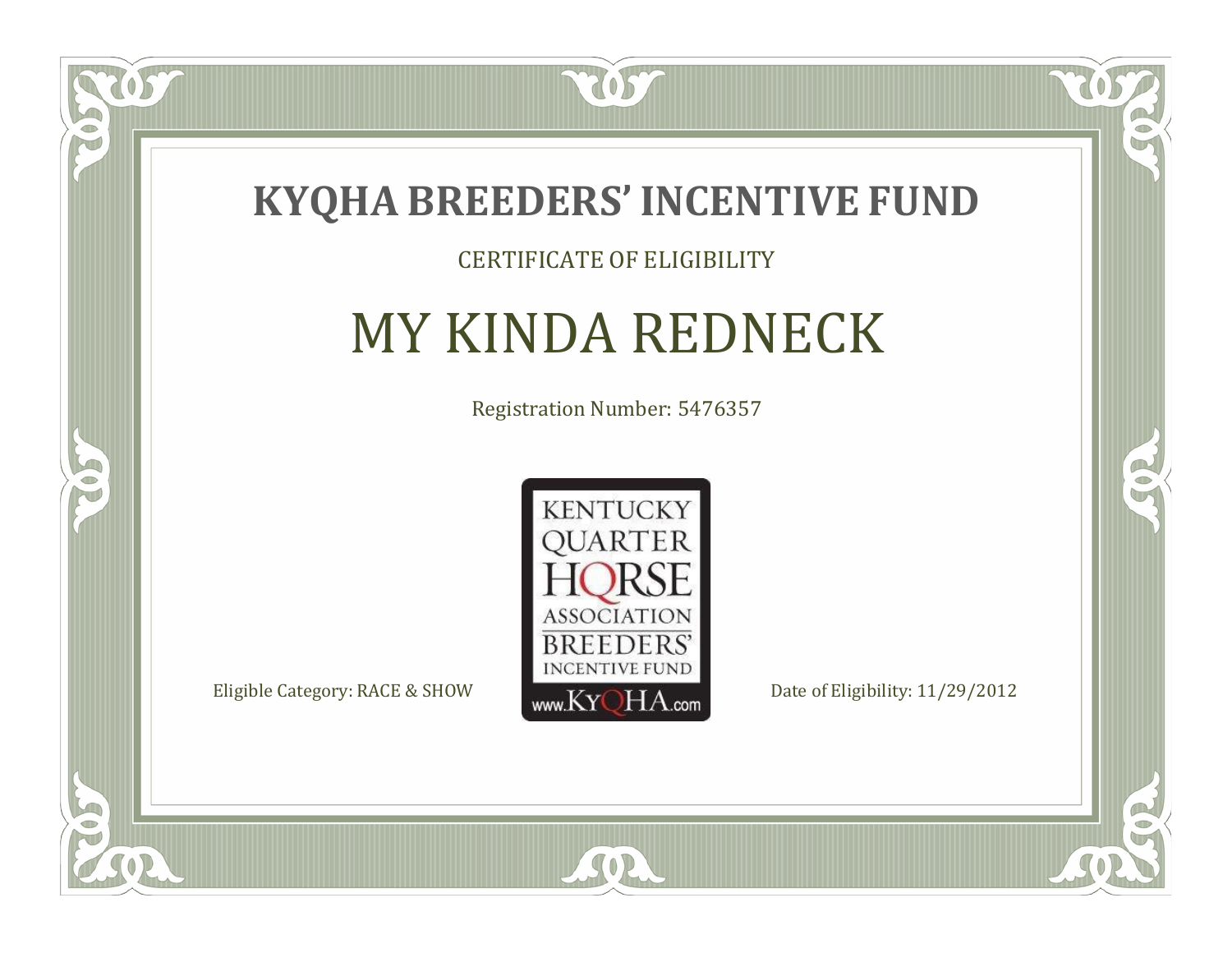# KYQHA BREEDERS' INCENTIVE FUND

CERTIFICATE OF ELIGIBILITY

## MY KINDA REDNECK

Registration Number: 5476357

KENTUCKY QUARTER HORSE ASSOCIATION BREEDERS' INCENTIVE FUND www.KyQHA.com

Eligible Category: RACE & SHOW

Date of Eligibility: 11/29/2012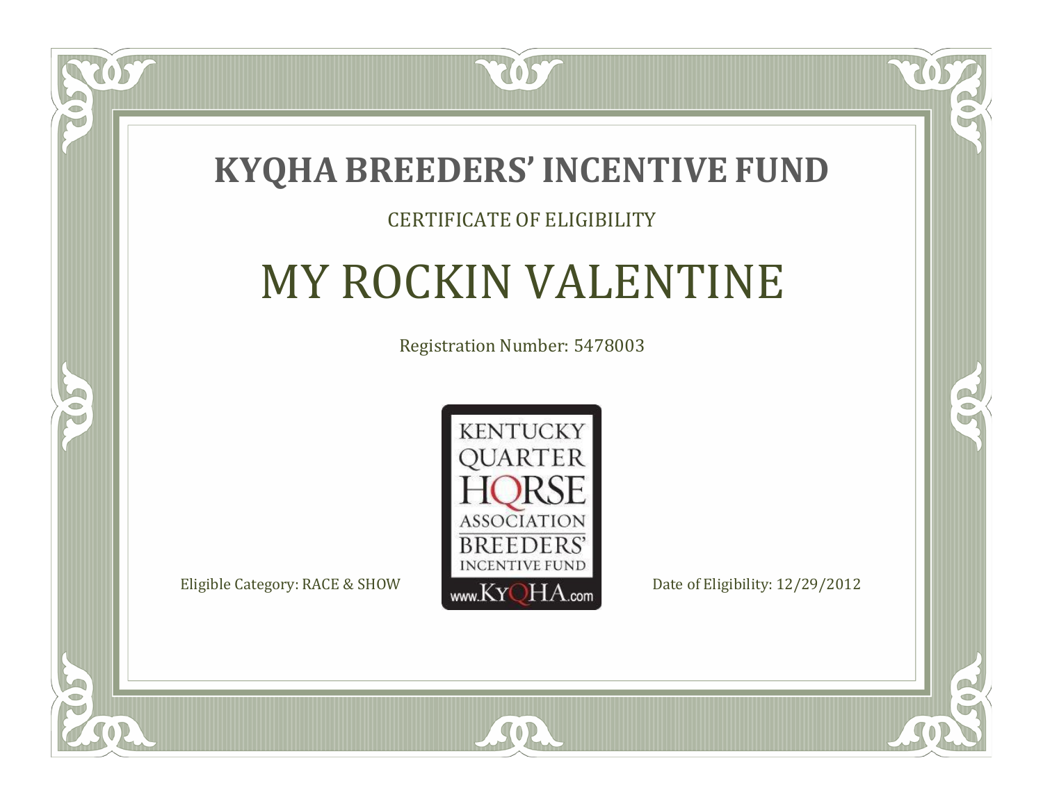# KYQHA BREEDERS' INCENTIVE FUND

CERTIFICATE OF ELIGIBILITY

## MY ROCKIN VALENTINE

Registration Number: 5478003

KENTUCKY QUARTER HORSE ASSOCIATION BREEDERS' INCENTIVE FUND www.KyQHA.com

Eligible Category: RACE & SHOW

Date of Eligibility: 12/29/2012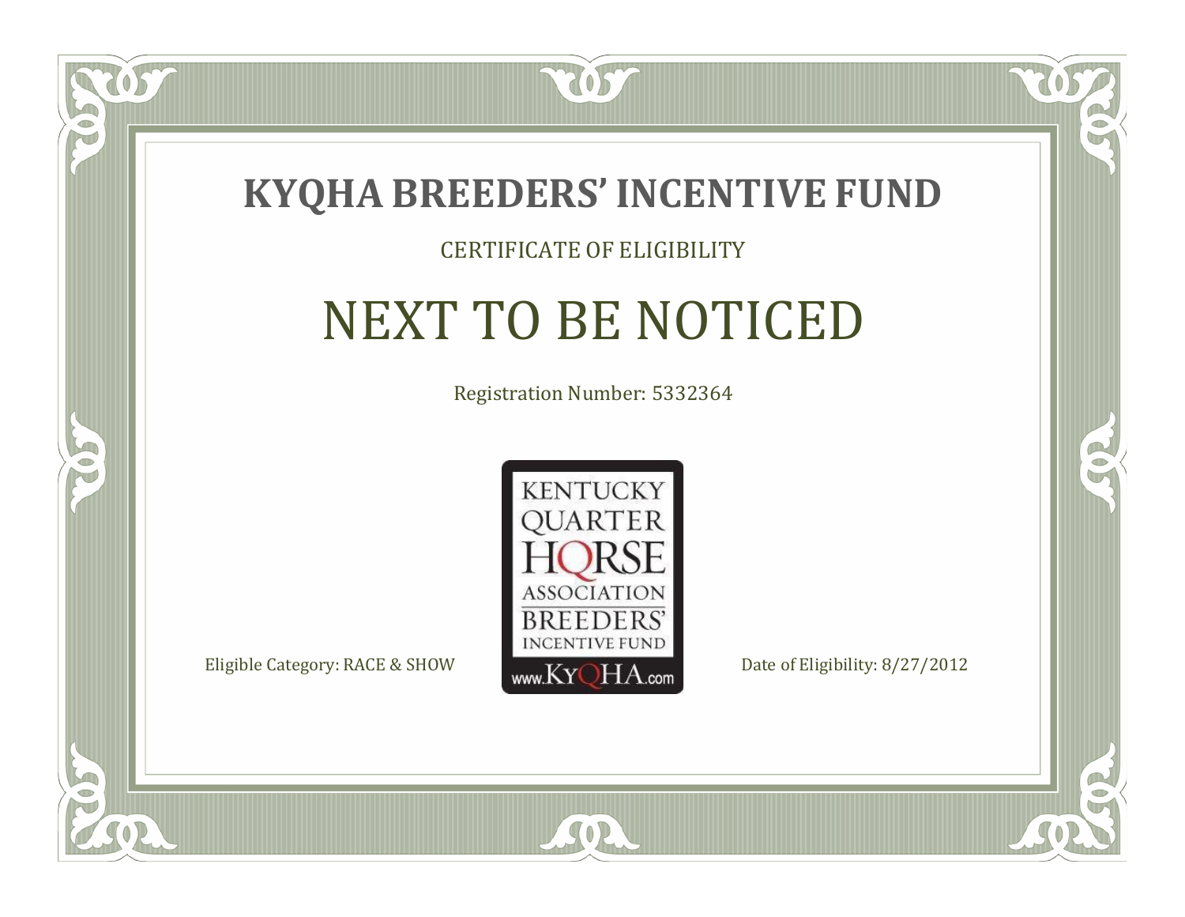# KYQHA BREEDERS' INCENTIVE FUND

CERTIFICATE OF ELIGIBILITY

## NEXT TO BE NOTICED

Registration Number: 5332364

KENTUCKY QUARTER HORSE ASSOCIATION BREEDERS' INCENTIVE FUND www.KyQHA.com

Eligible Category: RACE & SHOW

Date of Eligibility: 8/27/2012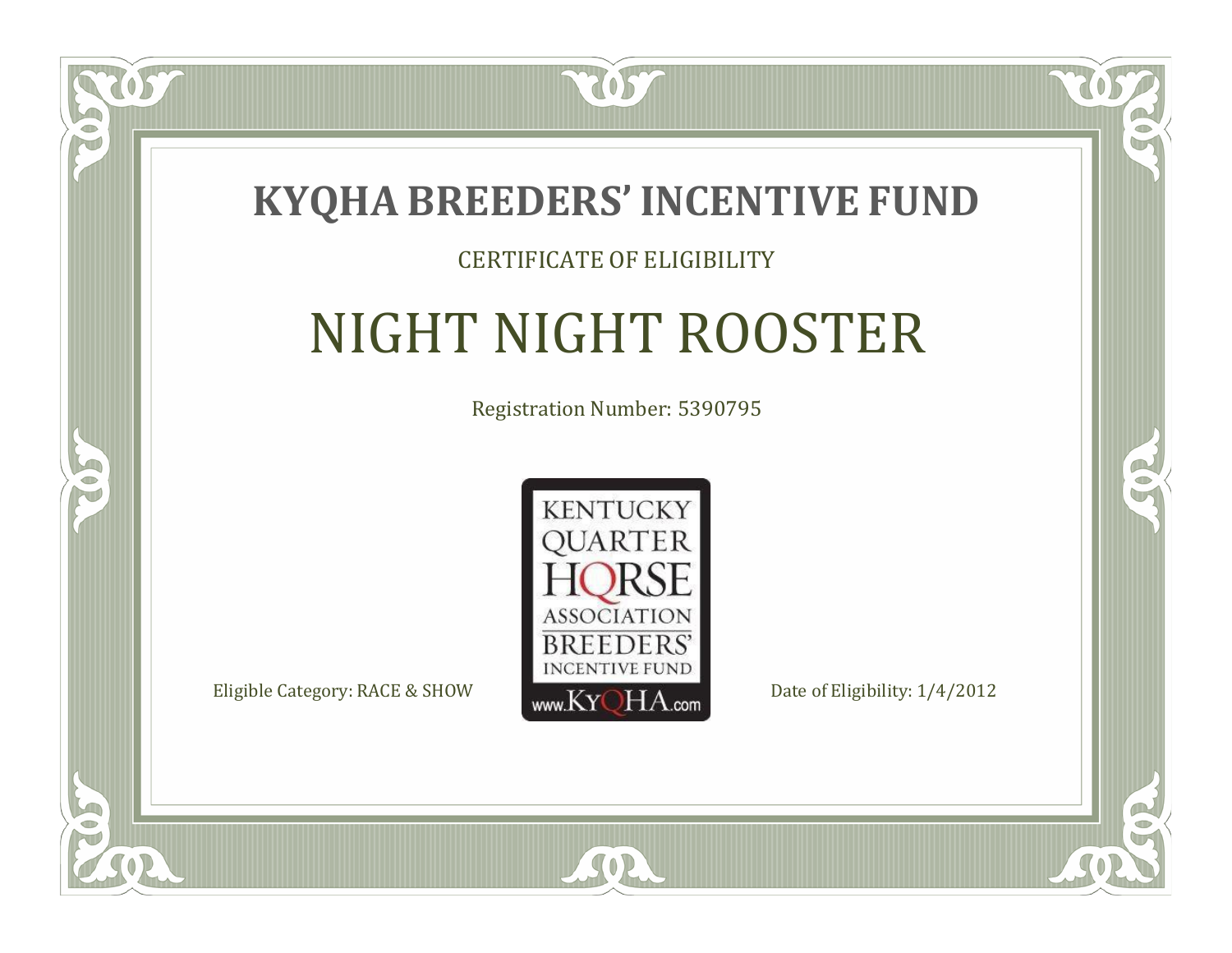# KYQHA BREEDERS' INCENTIVE FUND

CERTIFICATE OF ELIGIBILITY

## NIGHT NIGHT ROOSTER

Registration Number: 5390795

KENTUCKY QUARTER HORSE ASSOCIATION BREEDERS' INCENTIVE FUND
www.KyQHA.com

Eligible Category: RACE & SHOW

Date of Eligibility: 1/4/2012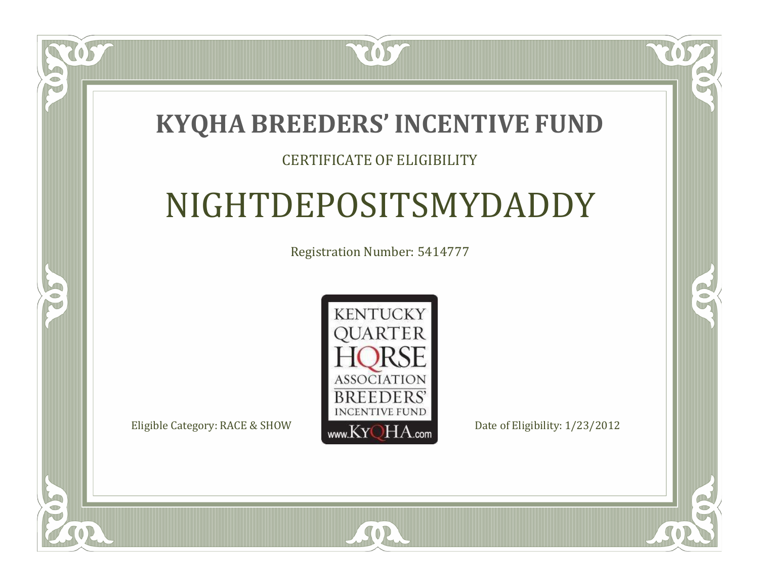# KYQHA BREEDERS' INCENTIVE FUND

CERTIFICATE OF ELIGIBILITY

## NIGHTDEPOSITSMYDADDY

Registration Number: 5414777

KENTUCKY QUARTER HORSE ASSOCIATION BREEDERS' INCENTIVE FUND www.KyQHA.com

Eligible Category: RACE & SHOW

Date of Eligibility: 1/23/2012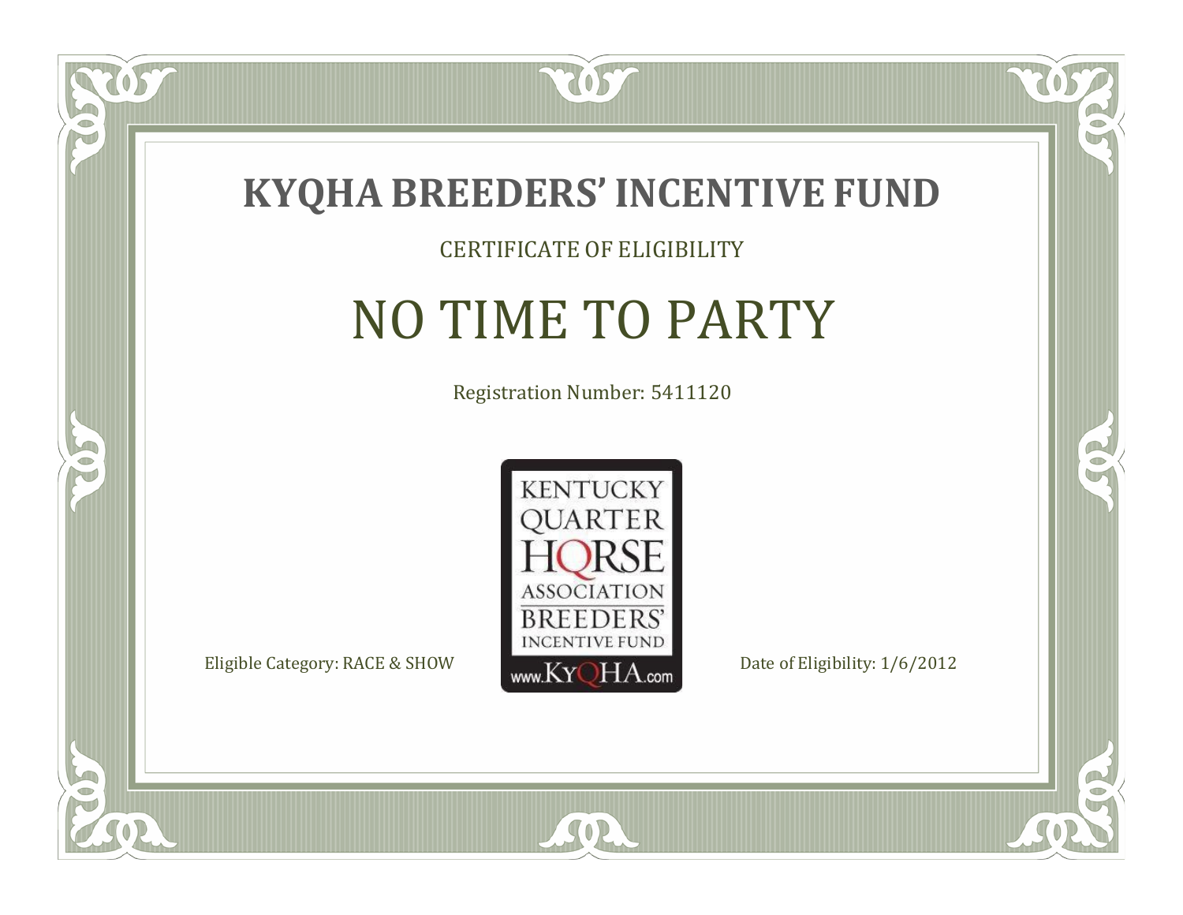# KYQHA BREEDERS' INCENTIVE FUND

CERTIFICATE OF ELIGIBILITY

## NO TIME TO PARTY

Registration Number: 5411120

KENTUCKY QUARTER HORSE ASSOCIATION BREEDERS' INCENTIVE FUND www.KyQHA.com

Eligible Category: RACE & SHOW

Date of Eligibility: 1/6/2012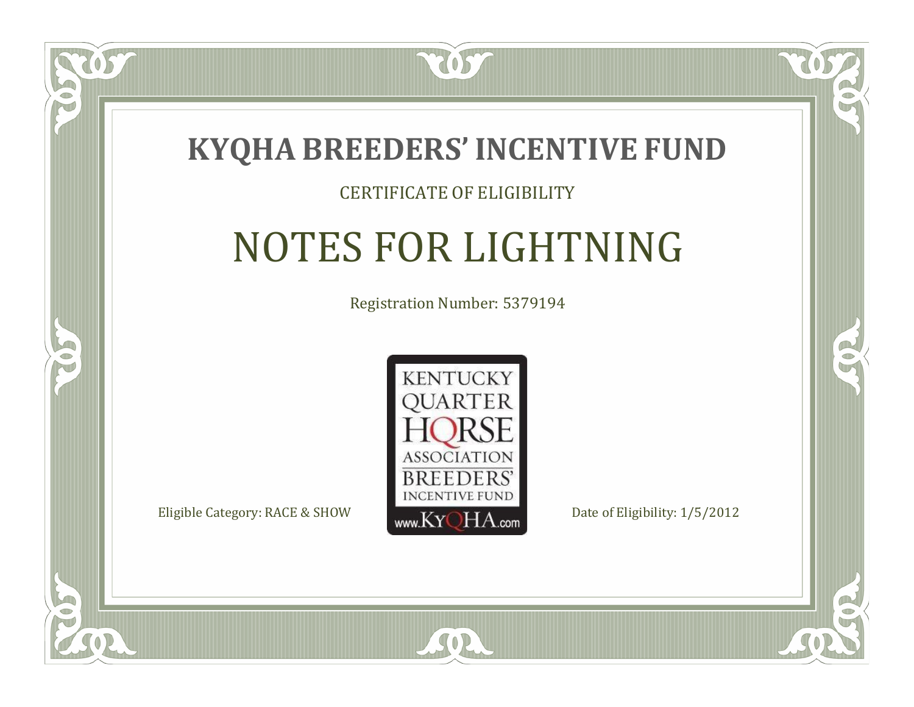# KYQHA BREEDERS' INCENTIVE FUND

CERTIFICATE OF ELIGIBILITY

## NOTES FOR LIGHTNING

Registration Number: 5379194

KENTUCKY QUARTER HORSE ASSOCIATION BREEDERS' INCENTIVE FUND www.KyQHA.com

Eligible Category: RACE & SHOW

Date of Eligibility: 1/5/2012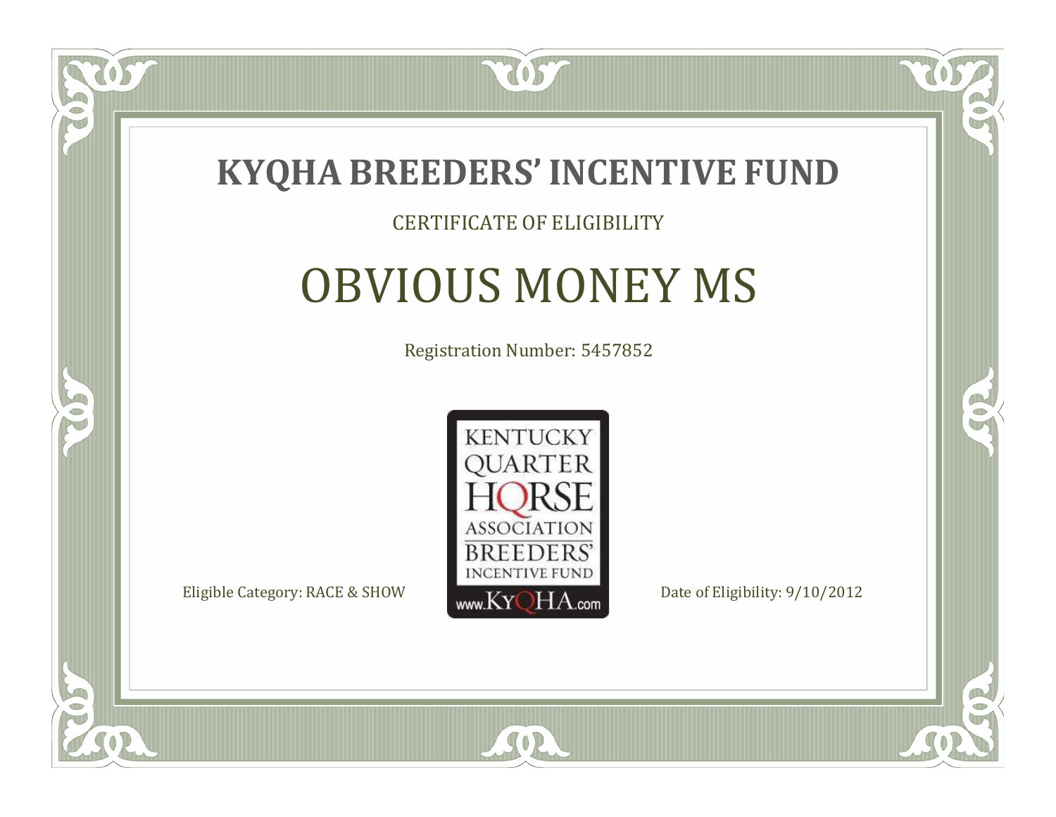# KYQHA BREEDERS' INCENTIVE FUND

CERTIFICATE OF ELIGIBILITY

## OBVIOUS MONEY MS

Registration Number: 5457852

KENTUCKY QUARTER HORSE ASSOCIATION BREEDERS' INCENTIVE FUND www.KyQHA.com

Eligible Category: RACE & SHOW

Date of Eligibility: 9/10/2012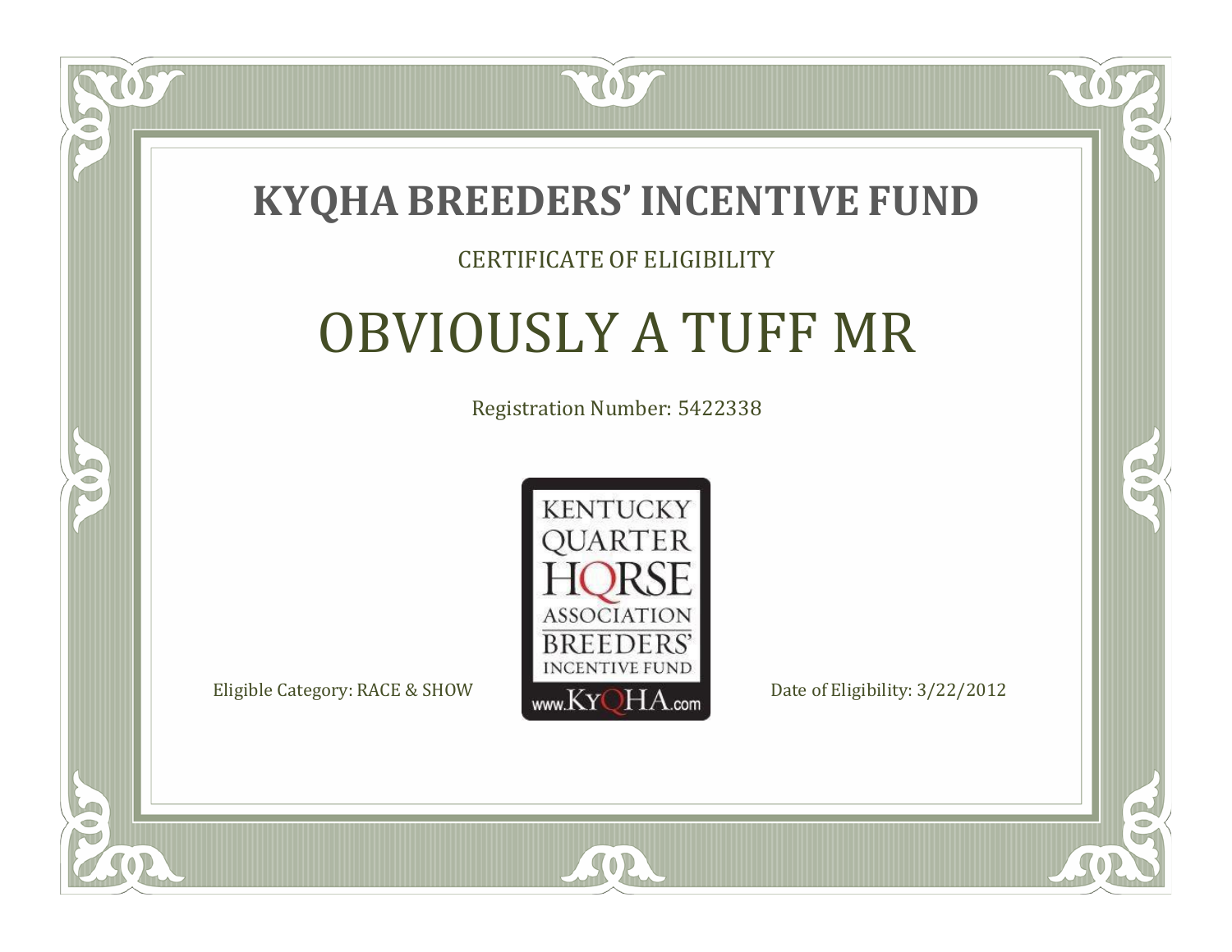# KYQHA BREEDERS' INCENTIVE FUND

CERTIFICATE OF ELIGIBILITY

## OBVIOUSLY A TUFF MR

Registration Number: 5422338

KENTUCKY QUARTER HORSE ASSOCIATION BREEDERS' INCENTIVE FUND www.KyQHA.com

Eligible Category: RACE & SHOW

Date of Eligibility: 3/22/2012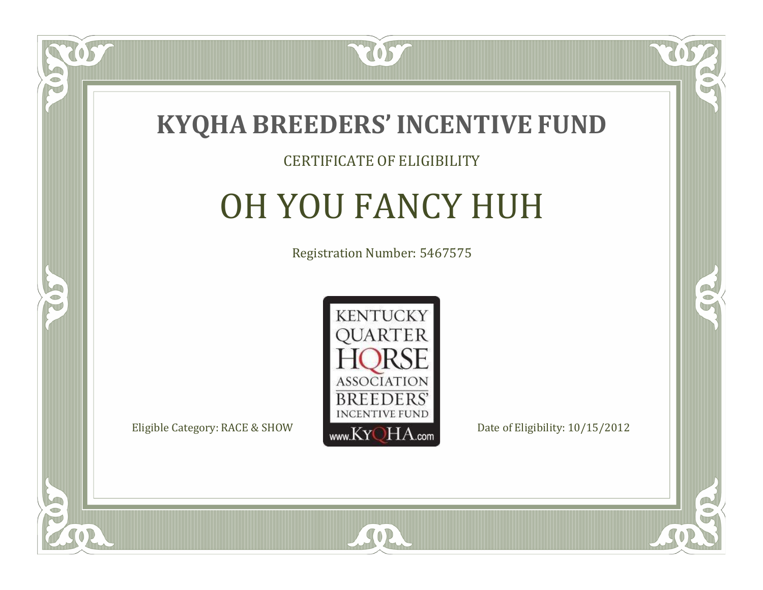# KYQHA BREEDERS' INCENTIVE FUND

CERTIFICATE OF ELIGIBILITY

## OH YOU FANCY HUH

Registration Number: 5467575

KENTUCKY QUARTER HORSE ASSOCIATION BREEDERS' INCENTIVE FUND www.KyQHA.com

Eligible Category: RACE & SHOW

Date of Eligibility: 10/15/2012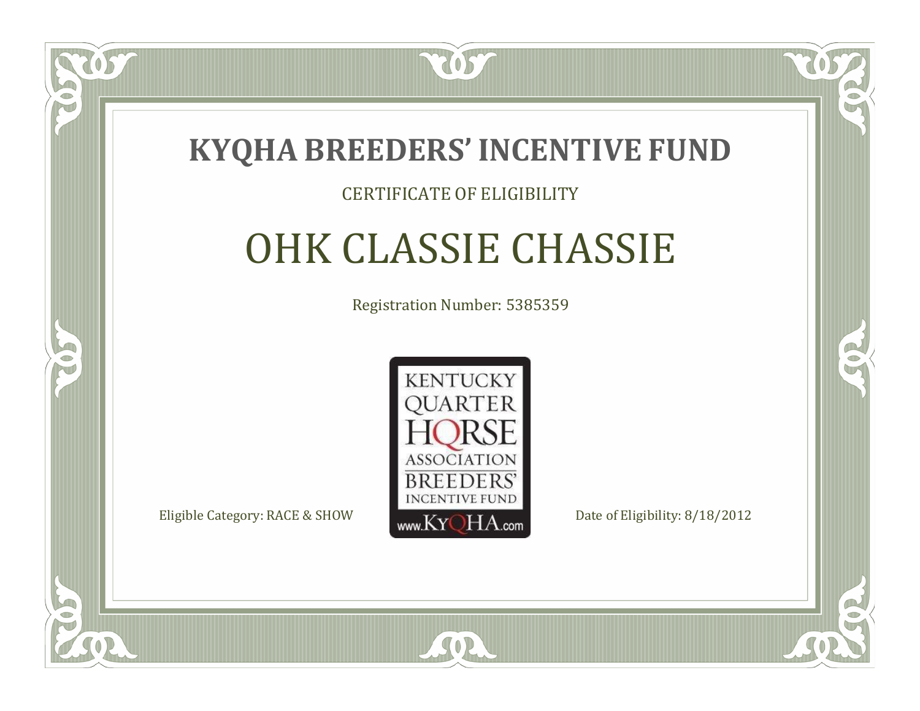# KYQHA BREEDERS' INCENTIVE FUND

CERTIFICATE OF ELIGIBILITY

## OHK CLASSIE CHASSIE

Registration Number: 5385359

KENTUCKY QUARTER HORSE ASSOCIATION BREEDERS' INCENTIVE FUND www.KyQHA.com

Eligible Category: RACE & SHOW

Date of Eligibility: 8/18/2012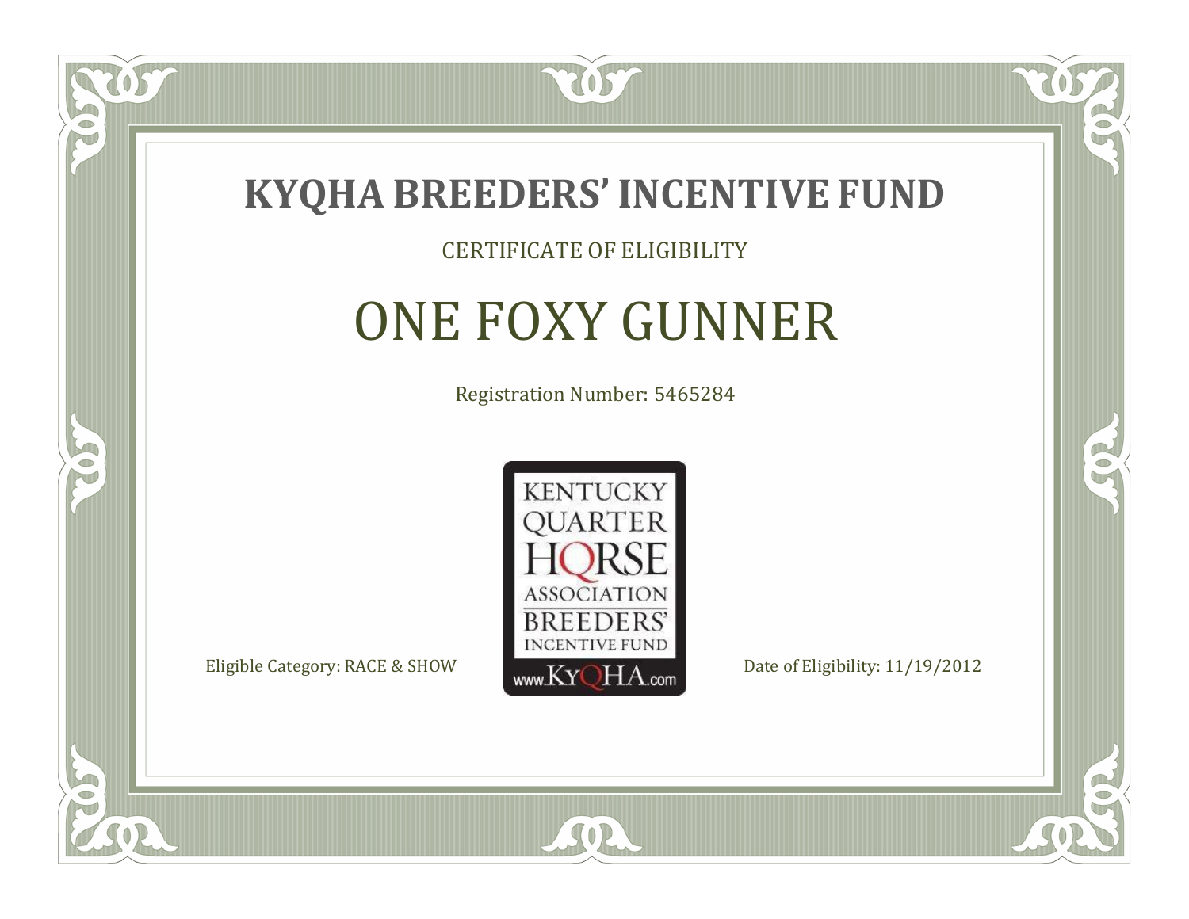# KYQHA BREEDERS' INCENTIVE FUND

CERTIFICATE OF ELIGIBILITY

## ONE FOXY GUNNER

Registration Number: 5465284

KENTUCKY QUARTER HORSE ASSOCIATION BREEDERS' INCENTIVE FUND www.KyQHA.com

Eligible Category: RACE & SHOW

Date of Eligibility: 11/19/2012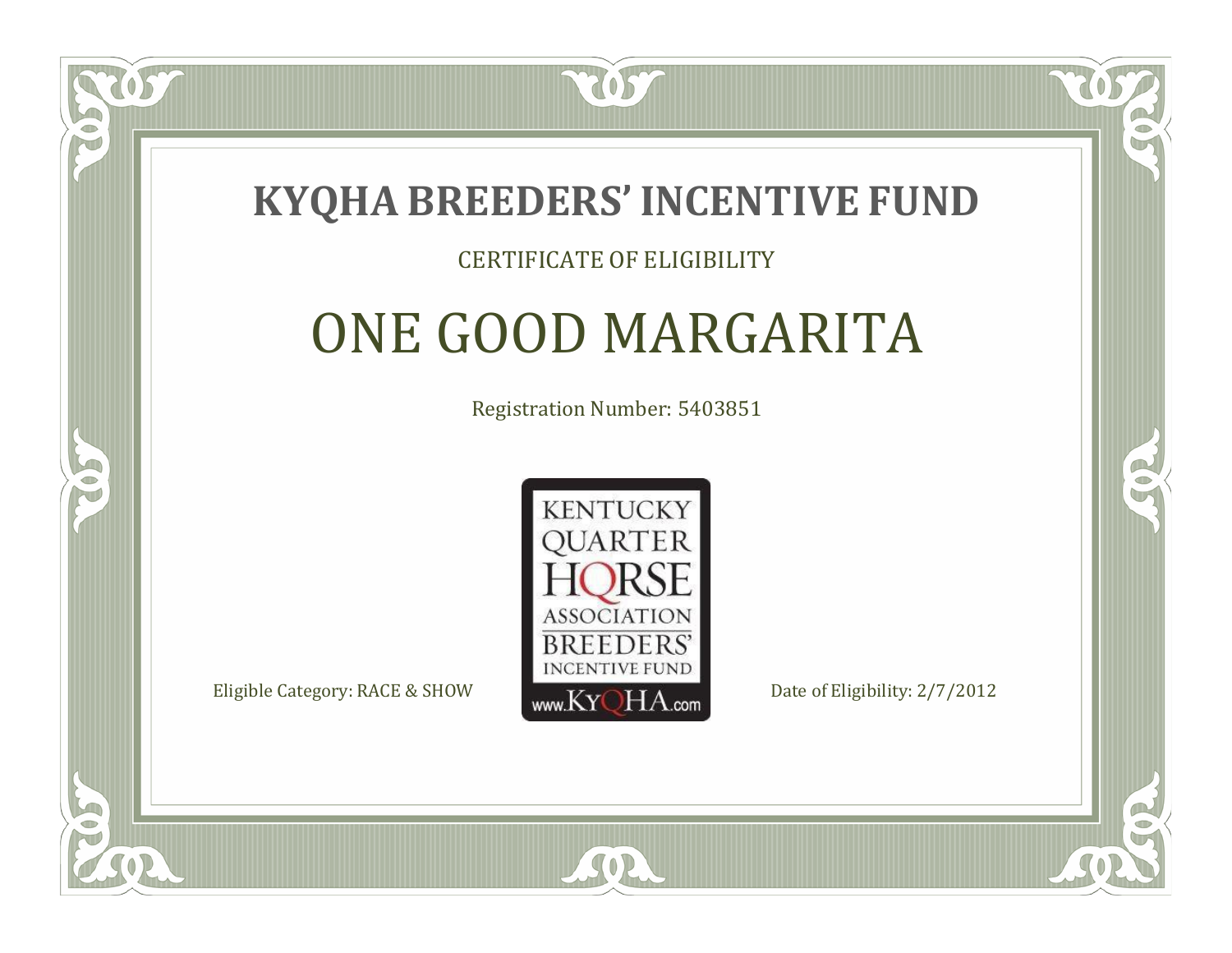# KYQHA BREEDERS' INCENTIVE FUND

CERTIFICATE OF ELIGIBILITY

## ONE GOOD MARGARITA

Registration Number: 5403851

KENTUCKY QUARTER HORSE ASSOCIATION BREEDERS' INCENTIVE FUND www.KyQHA.com

Eligible Category: RACE & SHOW

Date of Eligibility: 2/7/2012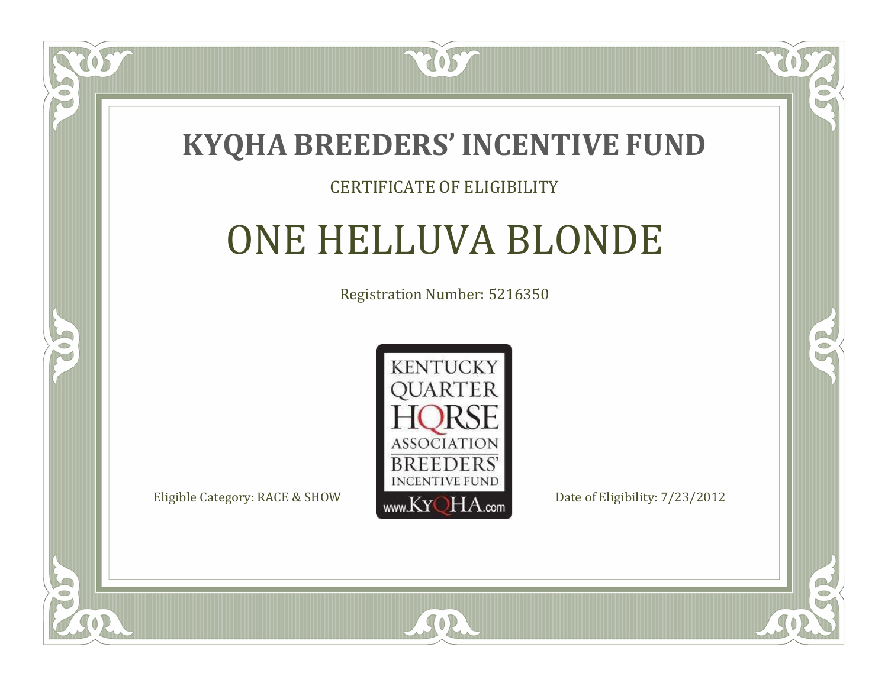# KYQHA BREEDERS' INCENTIVE FUND

CERTIFICATE OF ELIGIBILITY

## ONE HELLUVA BLONDE

Registration Number: 5216350

KENTUCKY QUARTER HORSE ASSOCIATION BREEDERS' INCENTIVE FUND www.KyQHA.com

Eligible Category: RACE & SHOW

Date of Eligibility: 7/23/2012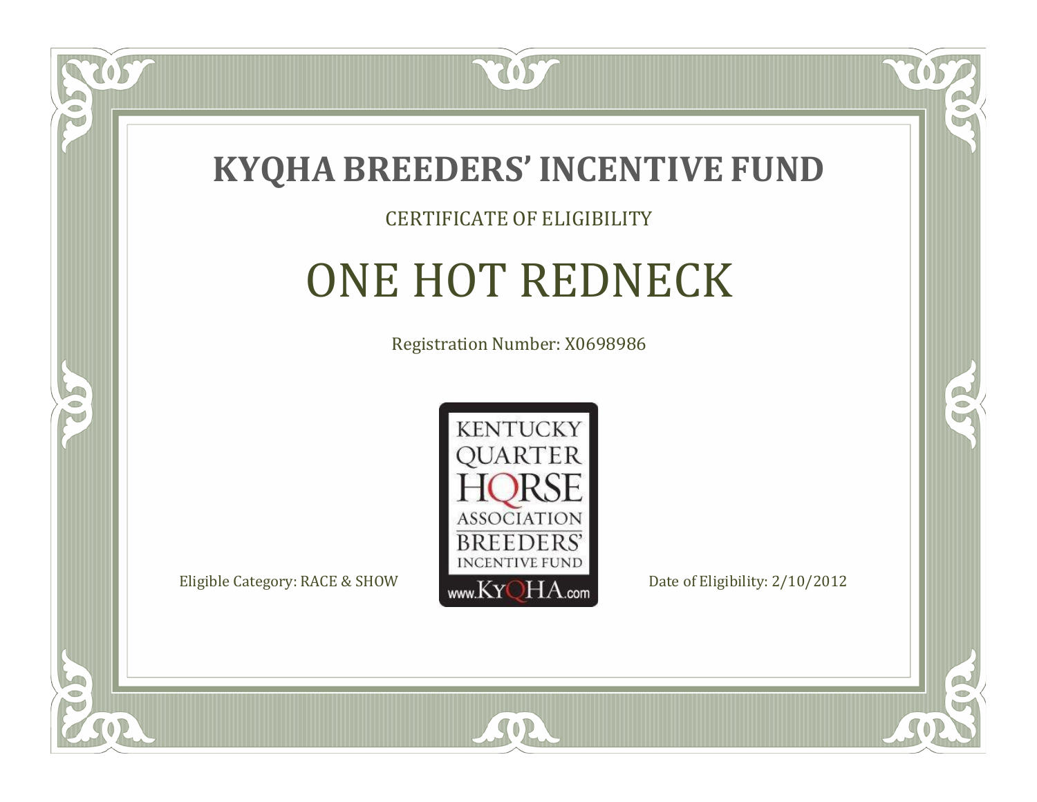# KYQHA BREEDERS' INCENTIVE FUND

CERTIFICATE OF ELIGIBILITY

## ONE HOT REDNECK

Registration Number: X0698986

KENTUCKY QUARTER HORSE ASSOCIATION BREEDERS' INCENTIVE FUND www.KyQHA.com

Eligible Category: RACE & SHOW

Date of Eligibility: 2/10/2012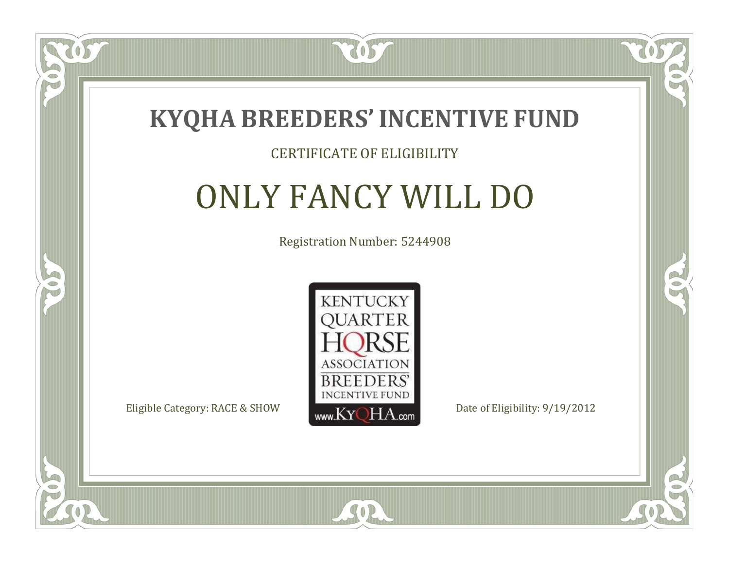# KYQHA BREEDERS' INCENTIVE FUND

CERTIFICATE OF ELIGIBILITY

## ONLY FANCY WILL DO

Registration Number: 5244908

KENTUCKY QUARTER HORSE ASSOCIATION BREEDERS' INCENTIVE FUND www.KyQHA.com

Eligible Category: RACE & SHOW

Date of Eligibility: 9/19/2012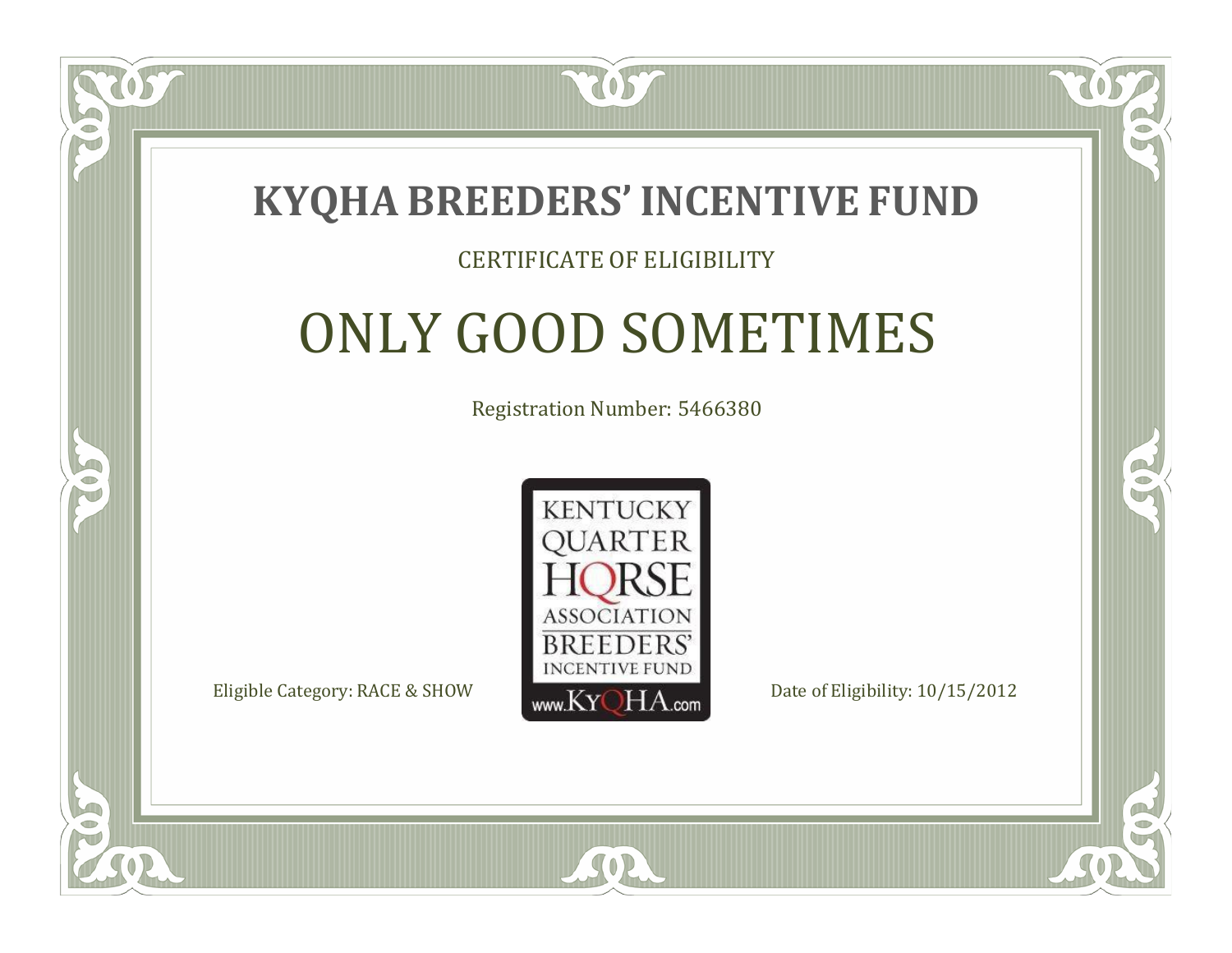# KYQHA BREEDERS' INCENTIVE FUND

CERTIFICATE OF ELIGIBILITY

## ONLY GOOD SOMETIMES

Registration Number: 5466380

KENTUCKY QUARTER HORSE ASSOCIATION BREEDERS' INCENTIVE FUND
www.KyQHA.com

Eligible Category: RACE & SHOW

Date of Eligibility: 10/15/2012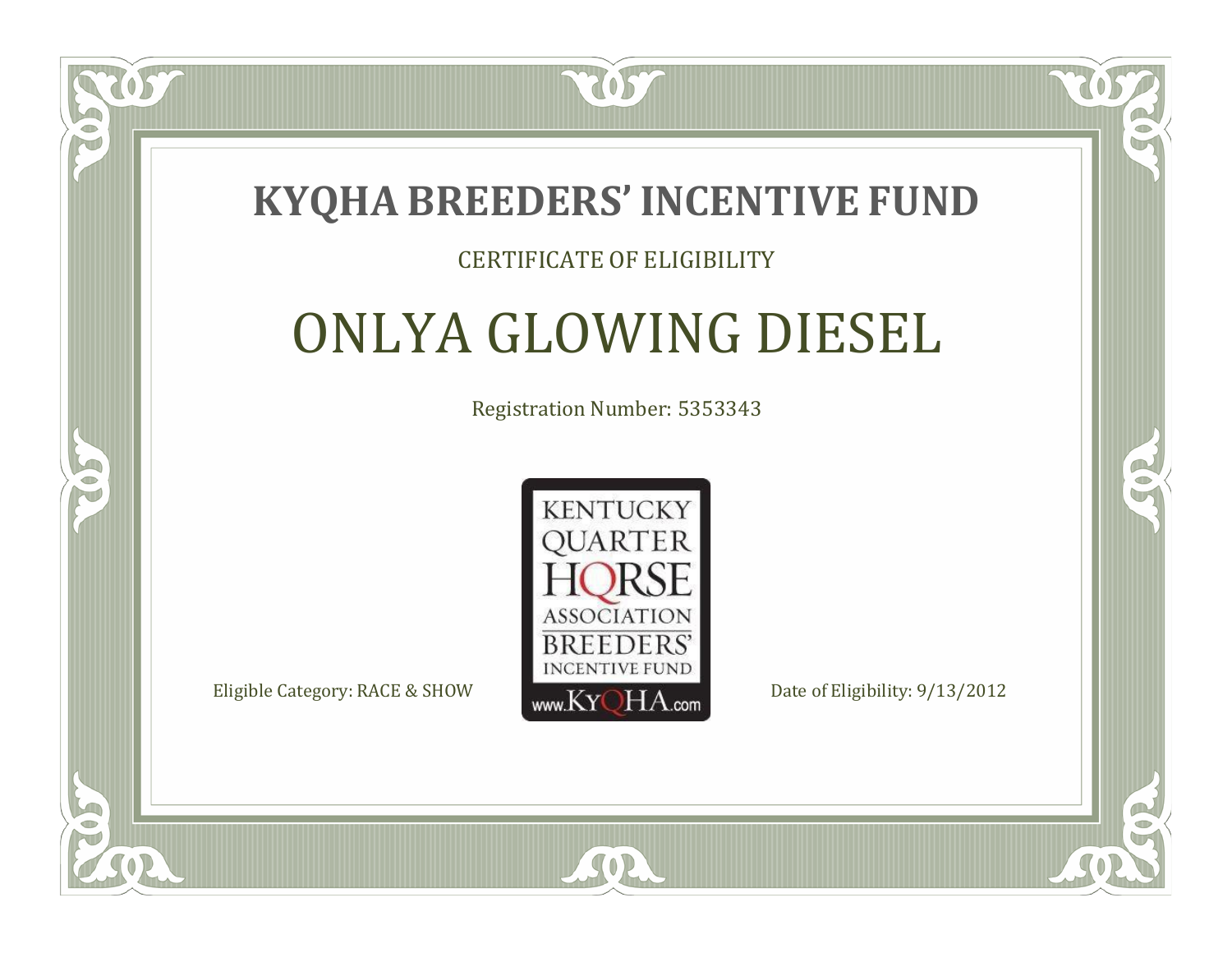# KYQHA BREEDERS' INCENTIVE FUND

CERTIFICATE OF ELIGIBILITY

## ONLYA GLOWING DIESEL

Registration Number: 5353343

KENTUCKY QUARTER HORSE ASSOCIATION BREEDERS' INCENTIVE FUND
www.KyQHA.com

Eligible Category: RACE & SHOW

Date of Eligibility: 9/13/2012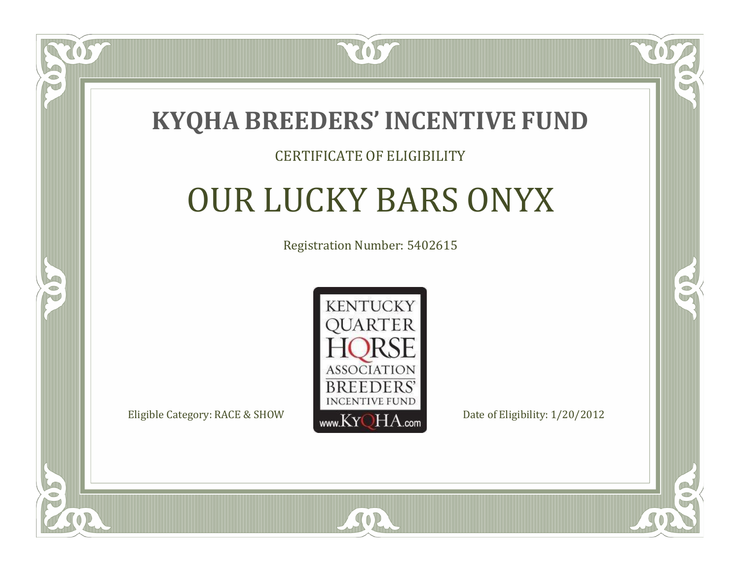# KYQHA BREEDERS' INCENTIVE FUND

CERTIFICATE OF ELIGIBILITY

## OUR LUCKY BARS ONYX

Registration Number: 5402615

KENTUCKY QUARTER HORSE ASSOCIATION BREEDERS' INCENTIVE FUND www.KyQHA.com

Eligible Category: RACE & SHOW

Date of Eligibility: 1/20/2012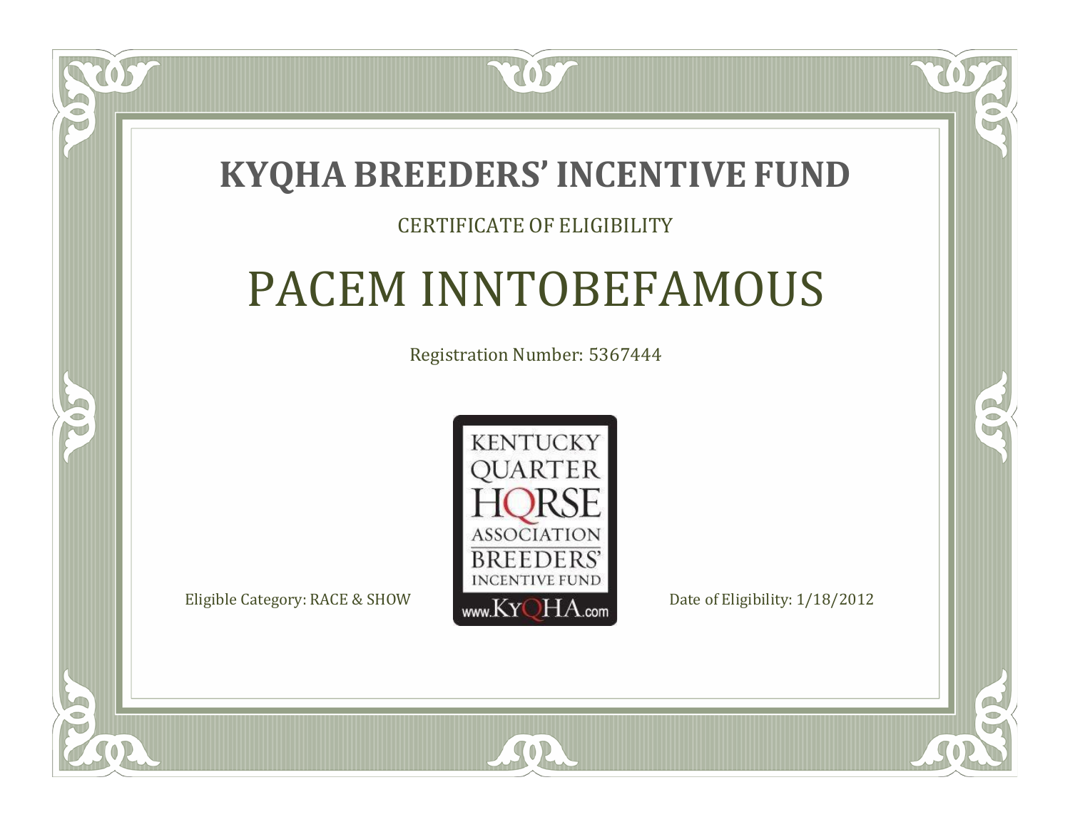# KYQHA BREEDERS' INCENTIVE FUND

CERTIFICATE OF ELIGIBILITY

## PACEM INNTOBEFAMOUS

Registration Number: 5367444

KENTUCKY QUARTER HORSE ASSOCIATION BREEDERS' INCENTIVE FUND www.KyQHA.com

Eligible Category: RACE & SHOW

Date of Eligibility: 1/18/2012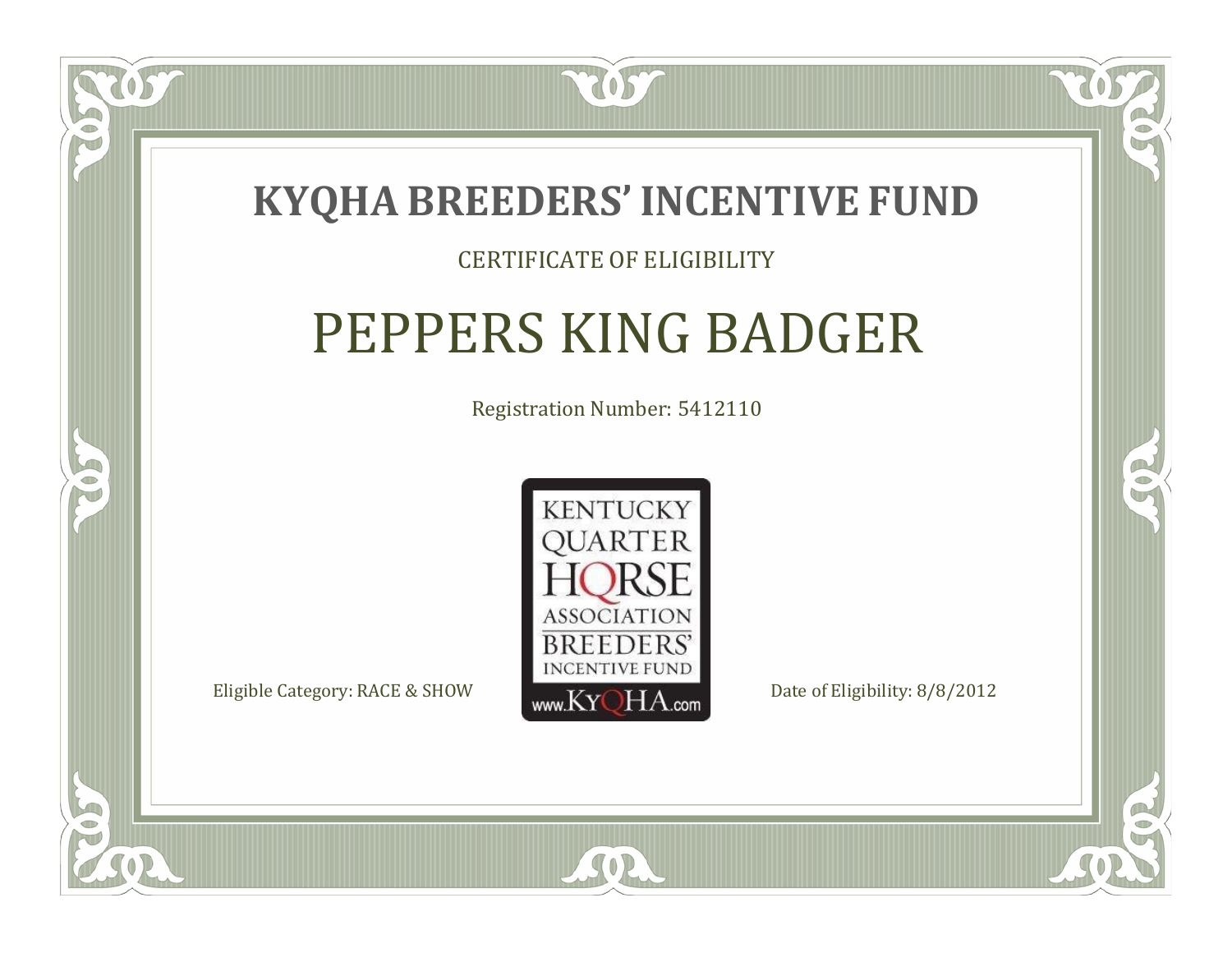# KYQHA BREEDERS' INCENTIVE FUND

CERTIFICATE OF ELIGIBILITY

## PEPPERS KING BADGER

Registration Number: 5412110

KENTUCKY QUARTER HORSE ASSOCIATION BREEDERS' INCENTIVE FUND www.KyQHA.com

Eligible Category: RACE & SHOW

Date of Eligibility: 8/8/2012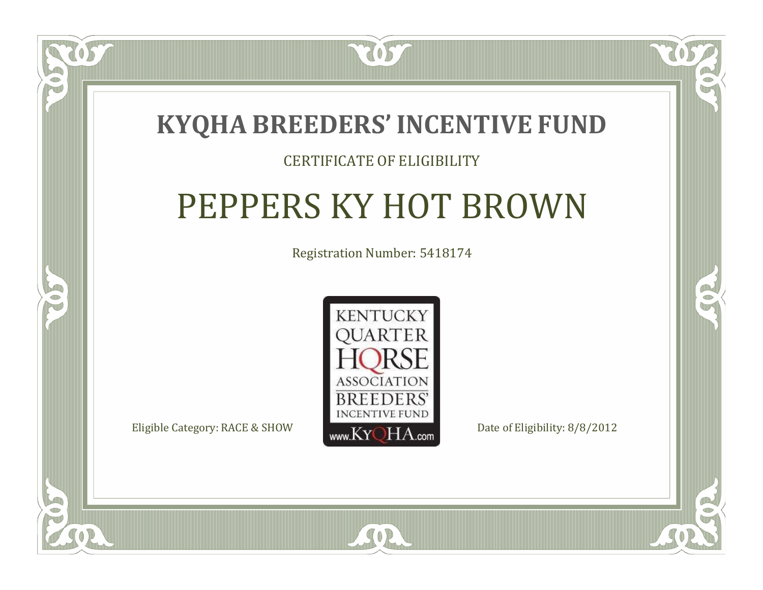# KYQHA BREEDERS' INCENTIVE FUND

CERTIFICATE OF ELIGIBILITY

## PEPPERS KY HOT BROWN

Registration Number: 5418174

KENTUCKY QUARTER HORSE ASSOCIATION BREEDERS' INCENTIVE FUND www.KyQHA.com

Eligible Category: RACE & SHOW

Date of Eligibility: 8/8/2012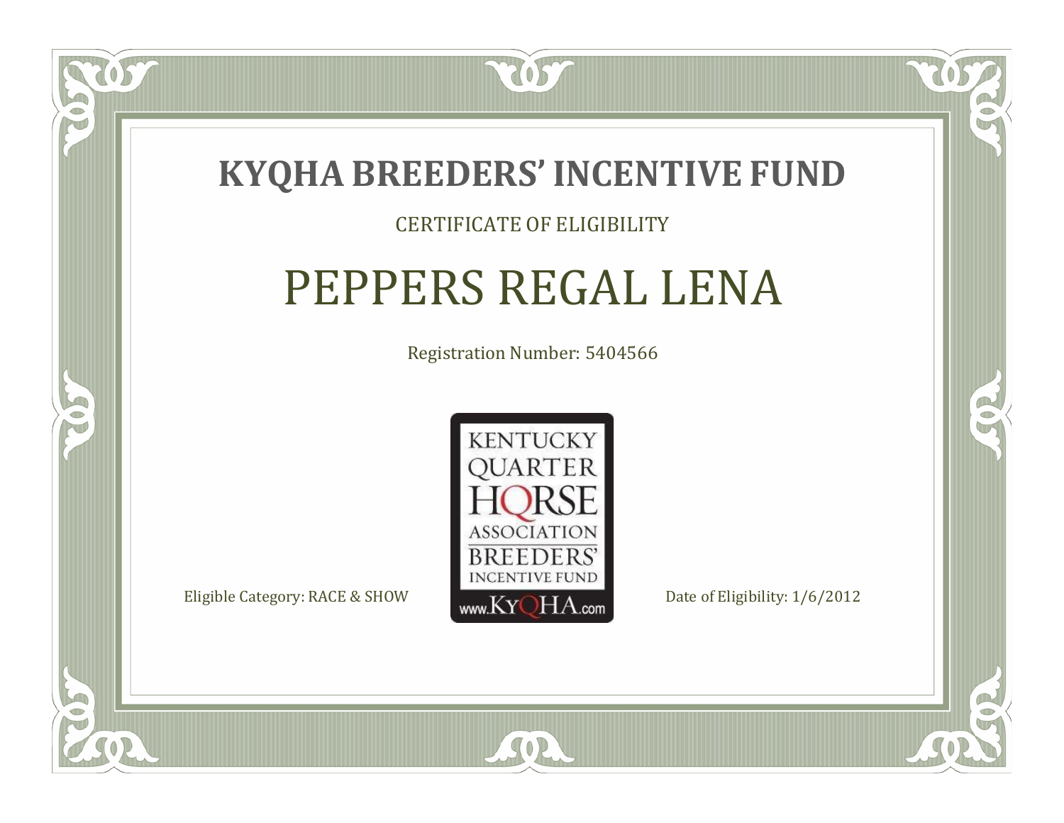# KYQHA BREEDERS' INCENTIVE FUND

CERTIFICATE OF ELIGIBILITY

## PEPPERS REGAL LENA

Registration Number: 5404566

KENTUCKY QUARTER HORSE ASSOCIATION BREEDERS' INCENTIVE FUND www.KyQHA.com

Eligible Category: RACE & SHOW

Date of Eligibility: 1/6/2012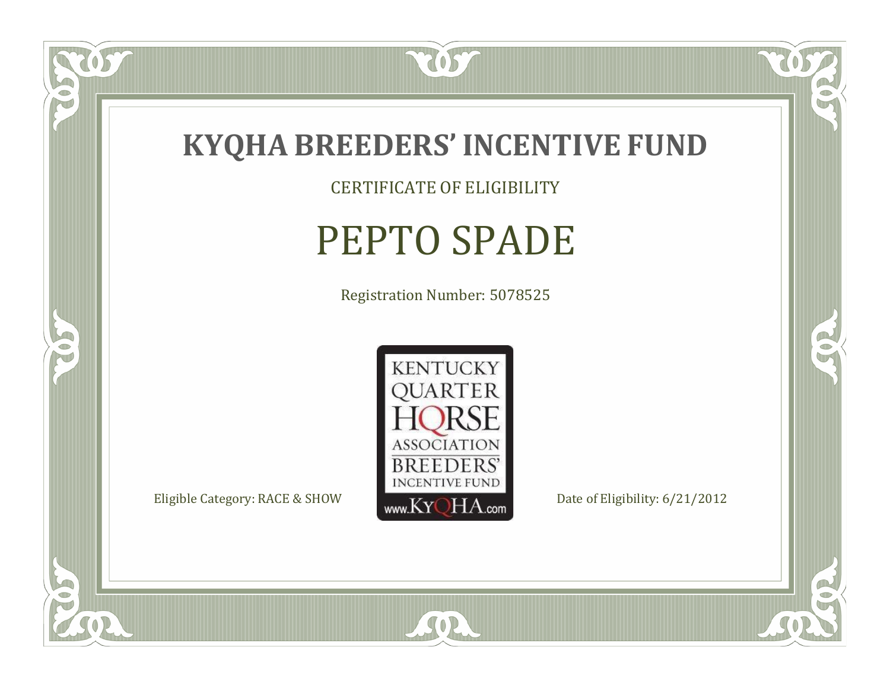# KYQHA BREEDERS' INCENTIVE FUND

CERTIFICATE OF ELIGIBILITY

## PEPTO SPADE

Registration Number: 5078525

KENTUCKY QUARTER HORSE ASSOCIATION BREEDERS' INCENTIVE FUND www.KyQHA.com

Eligible Category: RACE & SHOW

Date of Eligibility: 6/21/2012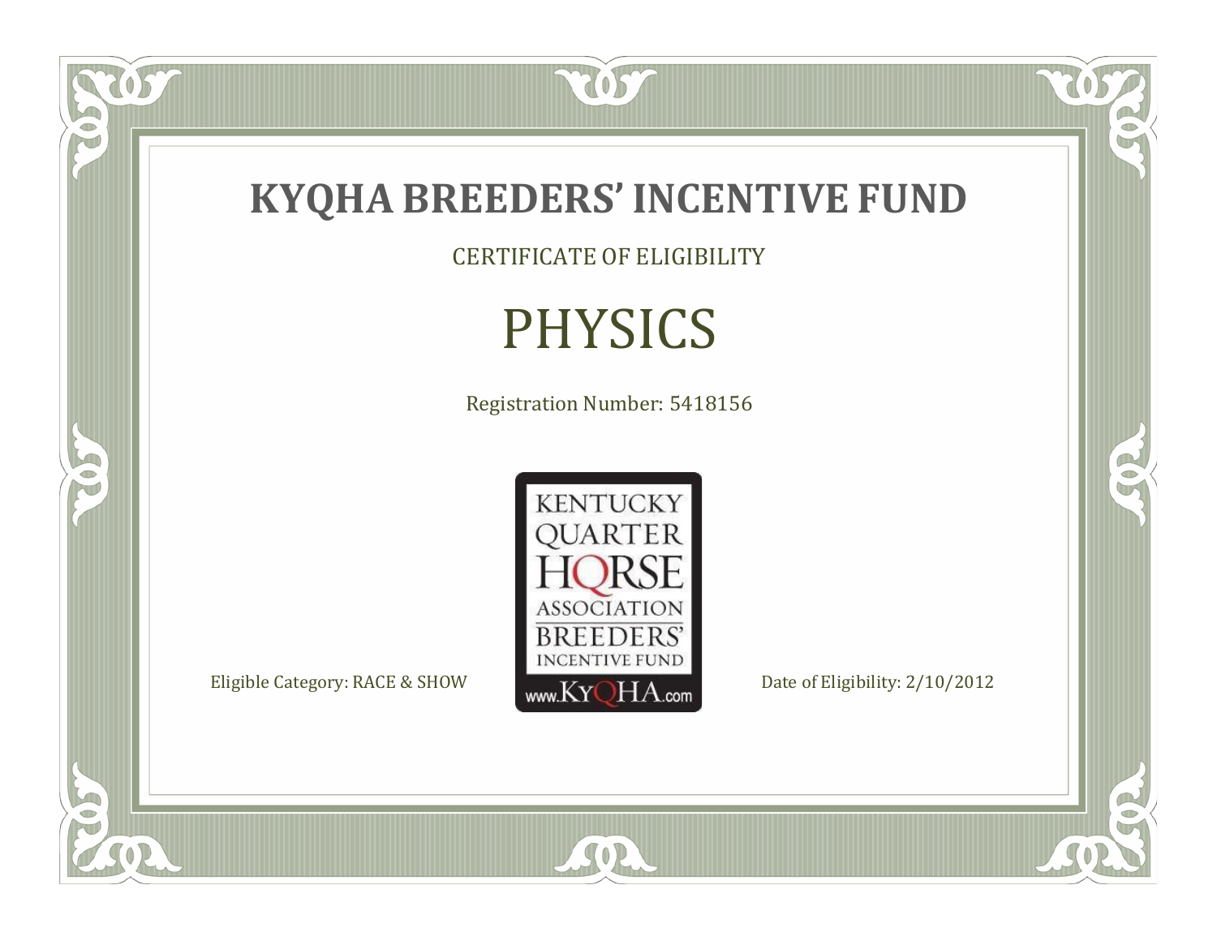# KYQHA BREEDERS' INCENTIVE FUND

CERTIFICATE OF ELIGIBILITY

## PHYSICS

Registration Number: 5418156

KENTUCKY QUARTER HORSE ASSOCIATION BREEDERS' INCENTIVE FUND www.KyQHA.com

Eligible Category: RACE & SHOW

Date of Eligibility: 2/10/2012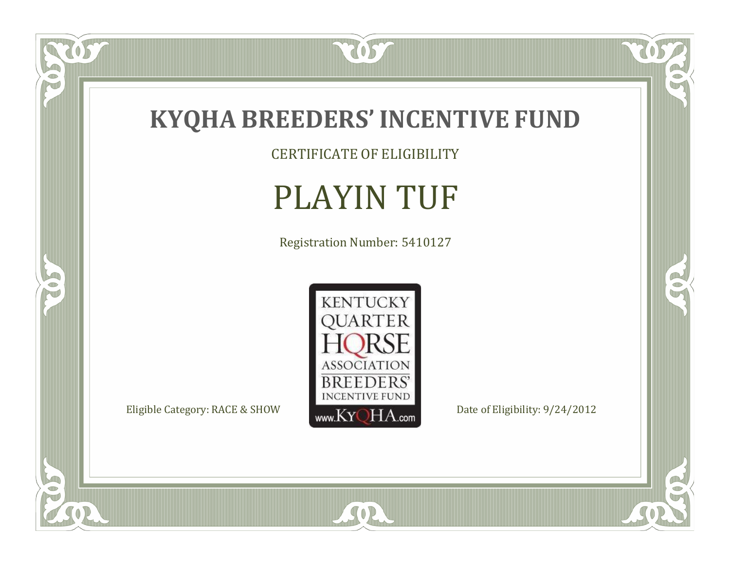# KYQHA BREEDERS' INCENTIVE FUND

CERTIFICATE OF ELIGIBILITY

## PLAYIN TUF

Registration Number: 5410127

KENTUCKY QUARTER HORSE ASSOCIATION BREEDERS' INCENTIVE FUND www.KyQHA.com

Eligible Category: RACE & SHOW

Date of Eligibility: 9/24/2012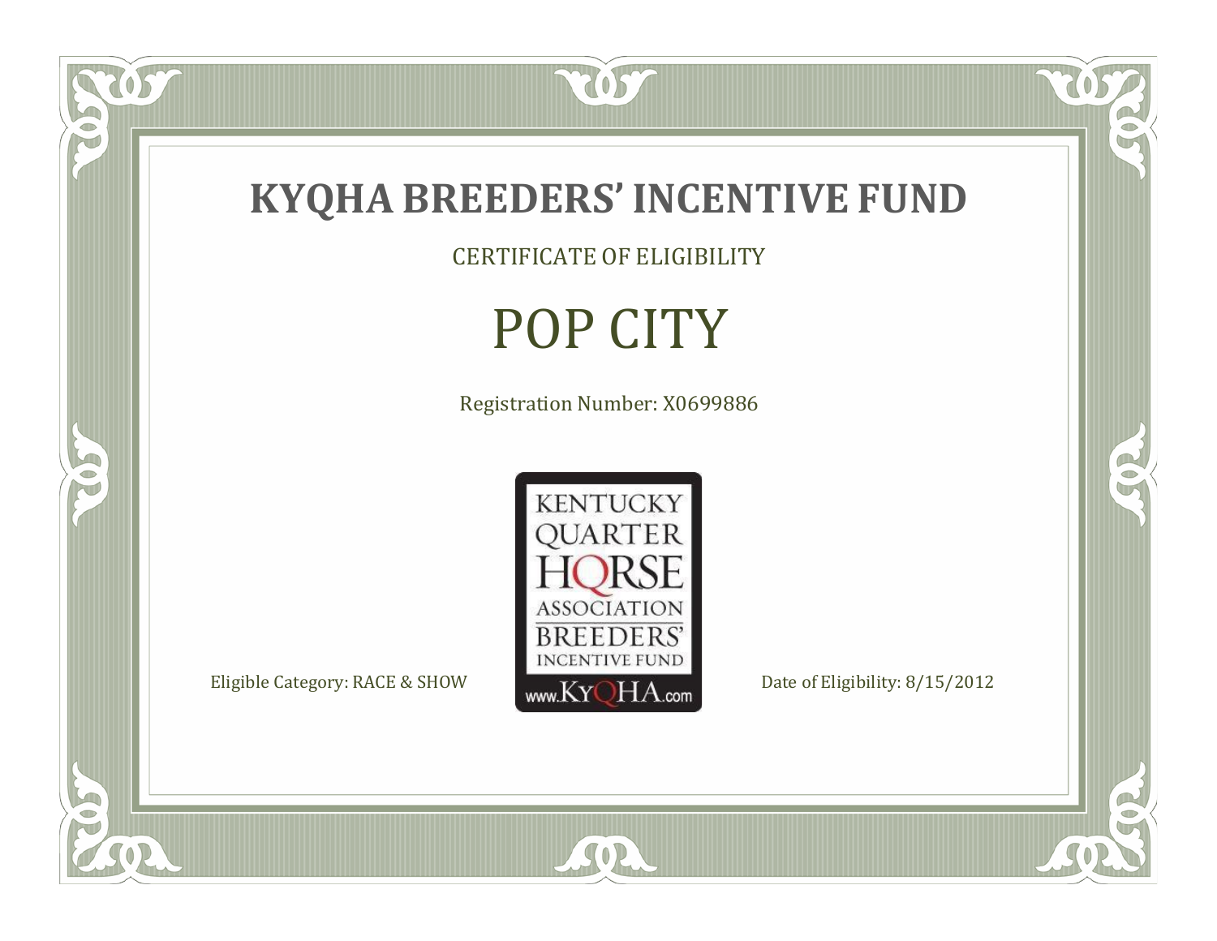# KYQHA BREEDERS' INCENTIVE FUND

CERTIFICATE OF ELIGIBILITY

## POP CITY

Registration Number: X0699886

KENTUCKY QUARTER HORSE ASSOCIATION BREEDERS' INCENTIVE FUND www.KyQHA.com

Eligible Category: RACE & SHOW

Date of Eligibility: 8/15/2012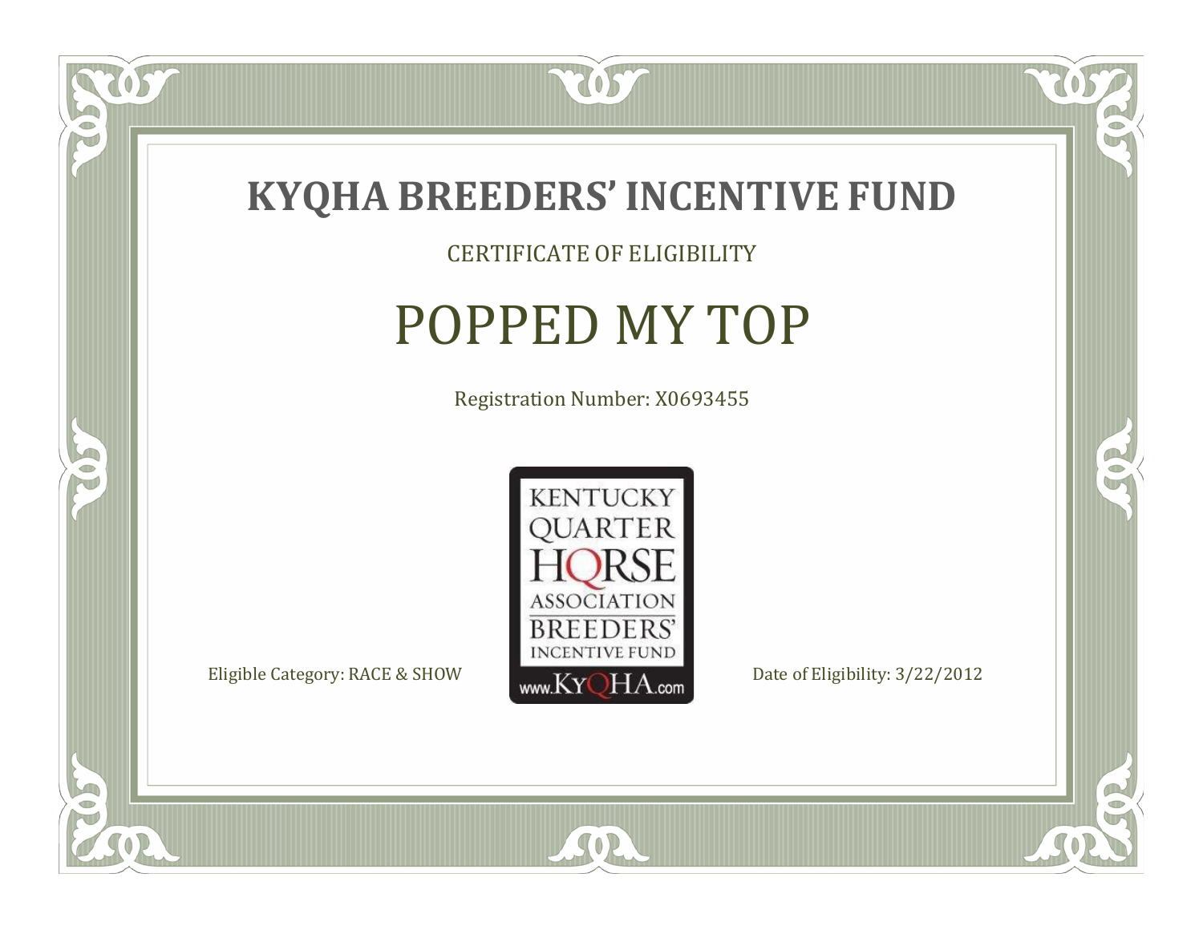# KYQHA BREEDERS' INCENTIVE FUND

CERTIFICATE OF ELIGIBILITY

## POPPED MY TOP

Registration Number: X0693455

KENTUCKY QUARTER HORSE ASSOCIATION BREEDERS' INCENTIVE FUND www.KyQHA.com

Eligible Category: RACE & SHOW

Date of Eligibility: 3/22/2012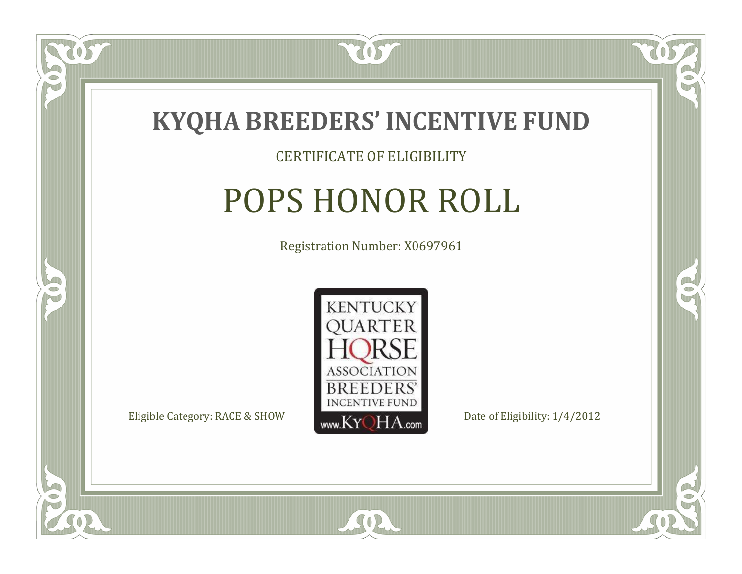# KYQHA BREEDERS' INCENTIVE FUND

CERTIFICATE OF ELIGIBILITY

## POPS HONOR ROLL

Registration Number: X0697961

KENTUCKY QUARTER HORSE ASSOCIATION BREEDERS' INCENTIVE FUND www.KyQHA.com

Eligible Category: RACE & SHOW

Date of Eligibility: 1/4/2012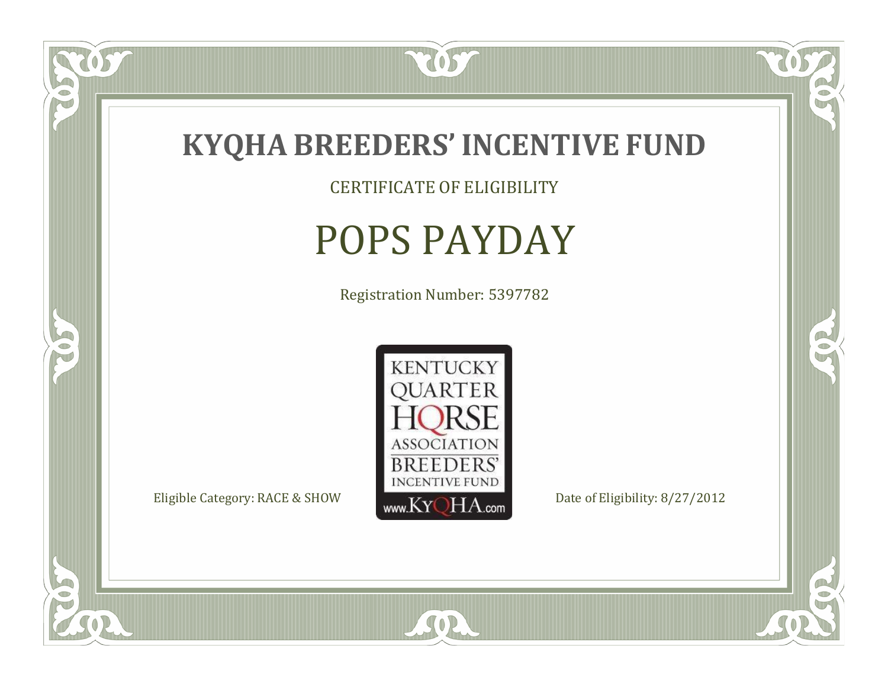# KYQHA BREEDERS' INCENTIVE FUND

CERTIFICATE OF ELIGIBILITY

## POPS PAYDAY

Registration Number: 5397782

KENTUCKY QUARTER HORSE ASSOCIATION BREEDERS' INCENTIVE FUND www.KyQHA.com

Eligible Category: RACE & SHOW

Date of Eligibility: 8/27/2012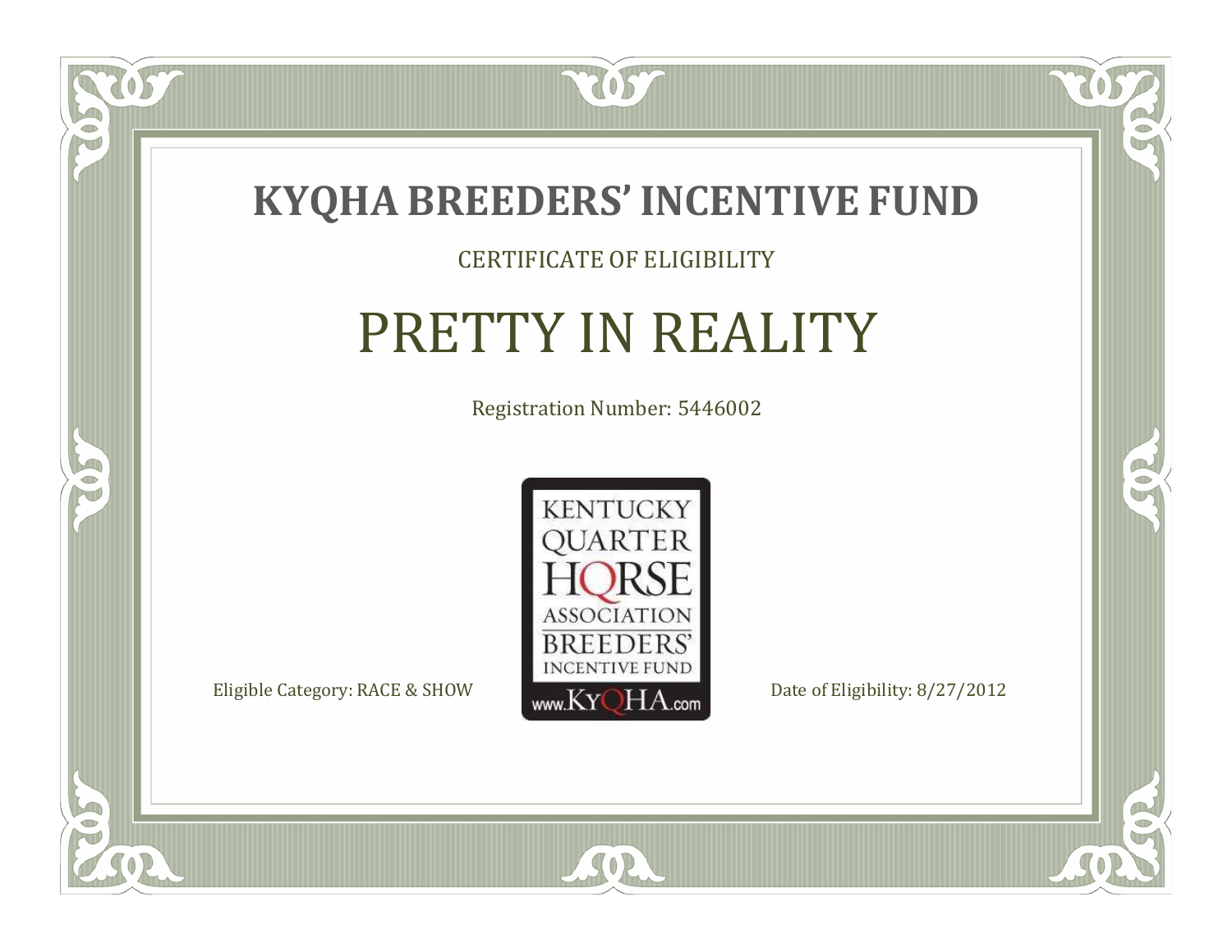# KYQHA BREEDERS' INCENTIVE FUND

CERTIFICATE OF ELIGIBILITY

## PRETTY IN REALITY

Registration Number: 5446002

KENTUCKY QUARTER HORSE ASSOCIATION BREEDERS' INCENTIVE FUND
www.KyQHA.com

Eligible Category: RACE & SHOW

Date of Eligibility: 8/27/2012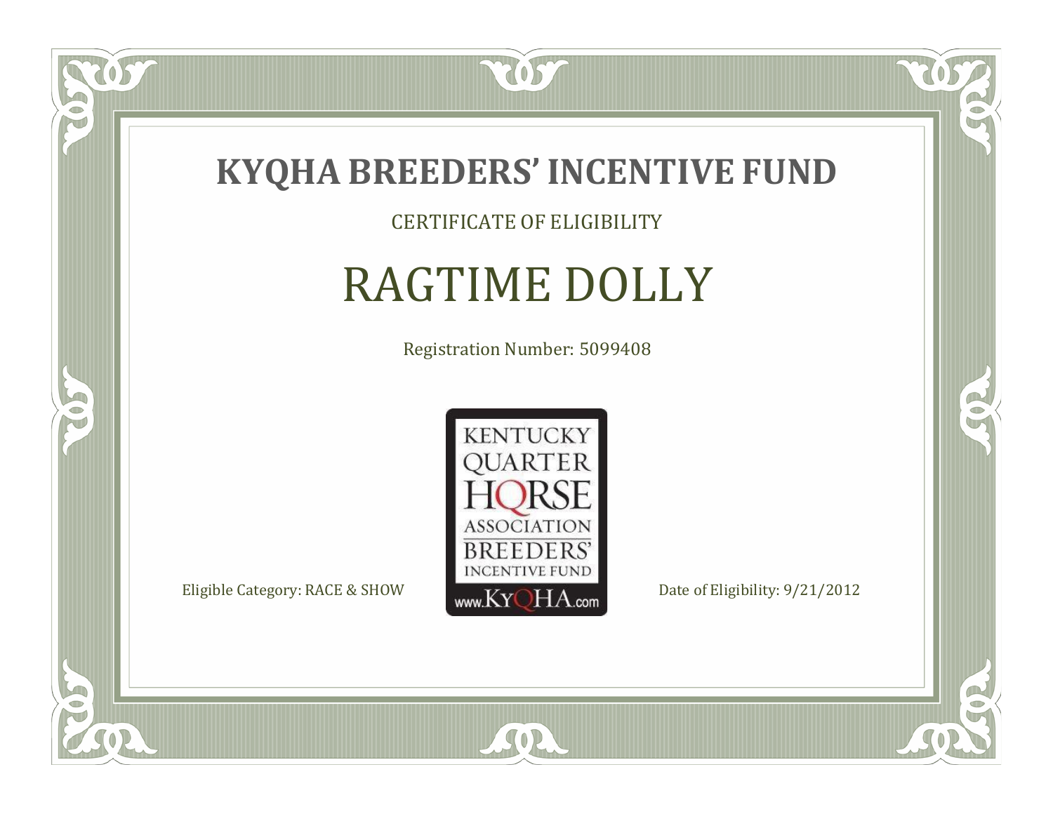# KYQHA BREEDERS' INCENTIVE FUND

CERTIFICATE OF ELIGIBILITY

## RAGTIME DOLLY

Registration Number: 5099408

KENTUCKY QUARTER HORSE ASSOCIATION BREEDERS' INCENTIVE FUND www.KyQHA.com

Eligible Category: RACE & SHOW

Date of Eligibility: 9/21/2012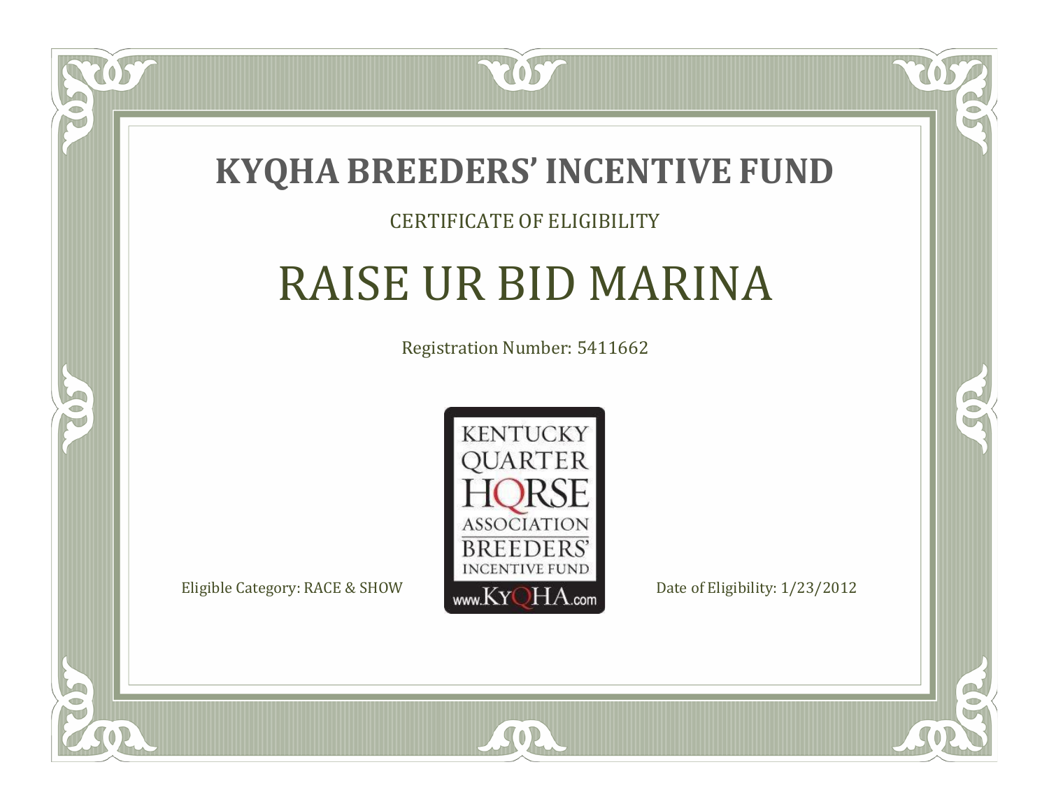# KYQHA BREEDERS' INCENTIVE FUND

CERTIFICATE OF ELIGIBILITY

## RAISE UR BID MARINA

Registration Number: 5411662

KENTUCKY QUARTER HORSE ASSOCIATION BREEDERS' INCENTIVE FUND www.KyQHA.com

Eligible Category: RACE & SHOW

Date of Eligibility: 1/23/2012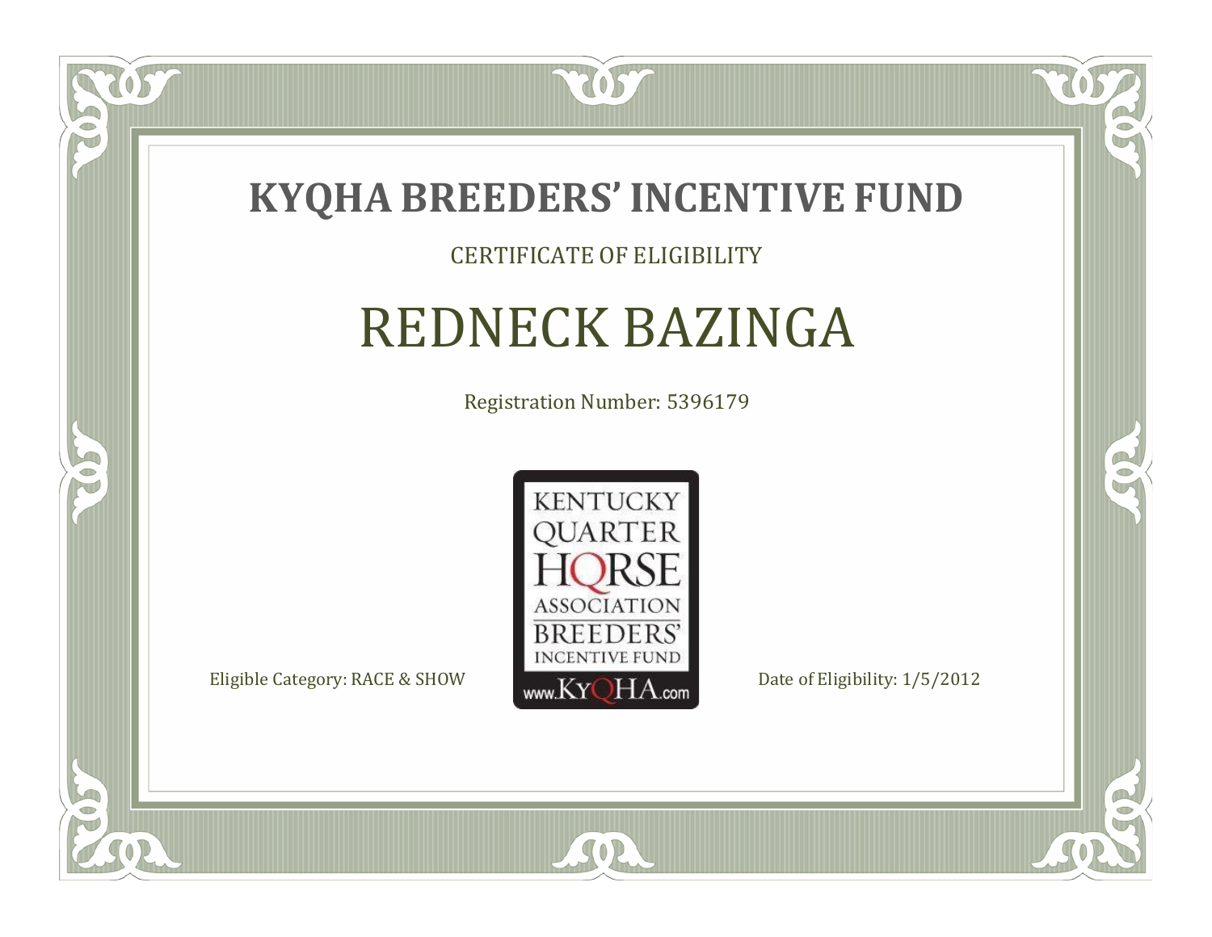# KYQHA BREEDERS' INCENTIVE FUND

CERTIFICATE OF ELIGIBILITY

## REDNECK BAZINGA

Registration Number: 5396179

KENTUCKY QUARTER HORSE ASSOCIATION BREEDERS' INCENTIVE FUND www.KyQHA.com

Eligible Category: RACE & SHOW

Date of Eligibility: 1/5/2012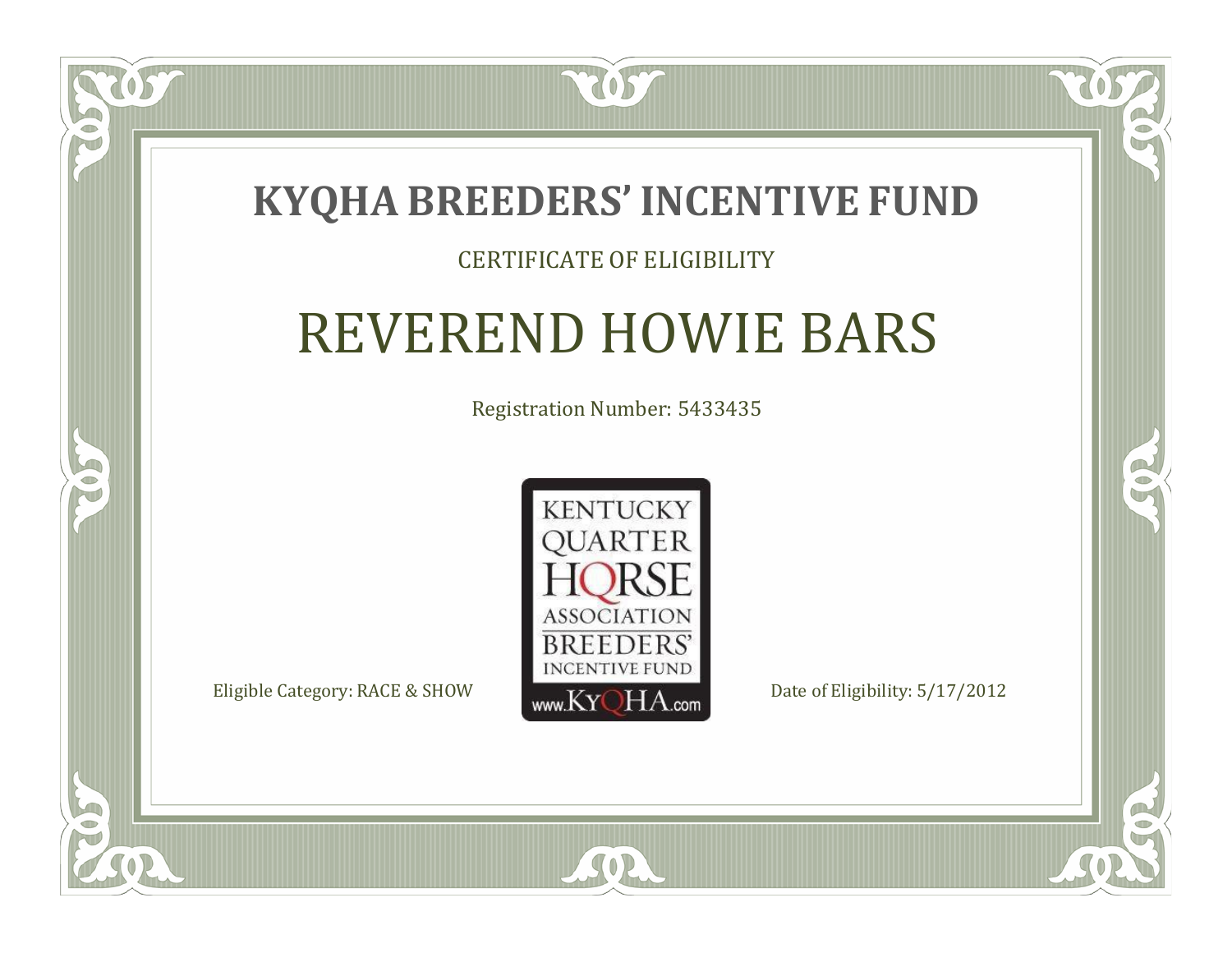# KYQHA BREEDERS' INCENTIVE FUND

CERTIFICATE OF ELIGIBILITY

## REVEREND HOWIE BARS

Registration Number: 5433435

KENTUCKY QUARTER HORSE ASSOCIATION BREEDERS' INCENTIVE FUND www.KyQHA.com

Eligible Category: RACE & SHOW

Date of Eligibility: 5/17/2012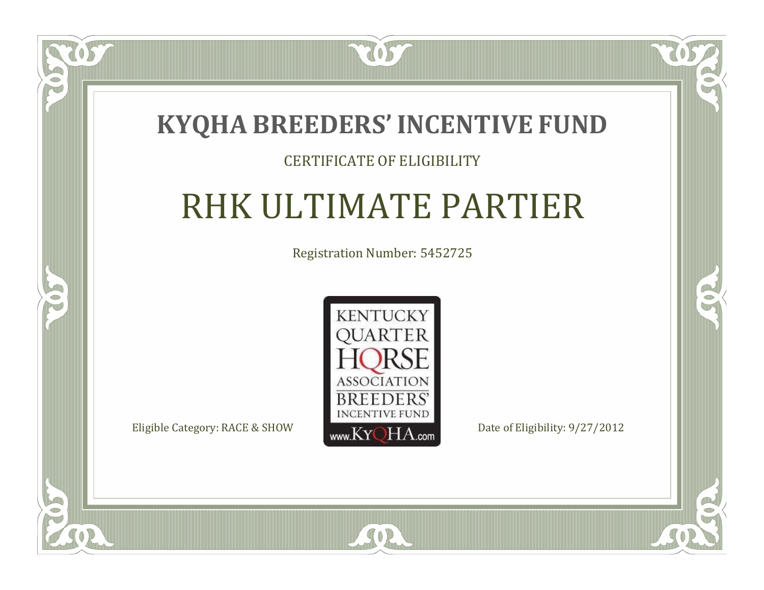# KYQHA BREEDERS' INCENTIVE FUND

CERTIFICATE OF ELIGIBILITY

## RHK ULTIMATE PARTIER

Registration Number: 5452725

KENTUCKY QUARTER HORSE ASSOCIATION BREEDERS' INCENTIVE FUND
www.KyQHA.com

Eligible Category: RACE & SHOW

Date of Eligibility: 9/27/2012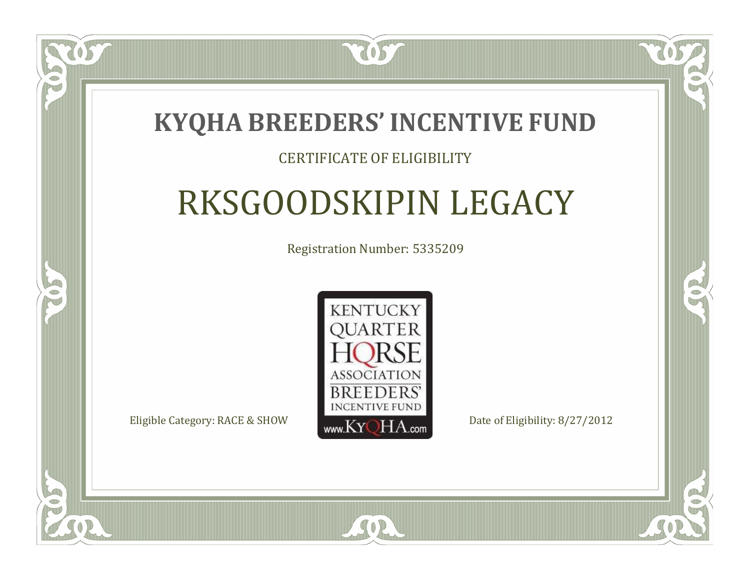# KYQHA BREEDERS' INCENTIVE FUND

CERTIFICATE OF ELIGIBILITY

## RKSGOODSKIPIN LEGACY

Registration Number: 5335209

KENTUCKY QUARTER HORSE ASSOCIATION BREEDERS' INCENTIVE FUND

www.KyQHA.com

Eligible Category: RACE & SHOW

Date of Eligibility: 8/27/2012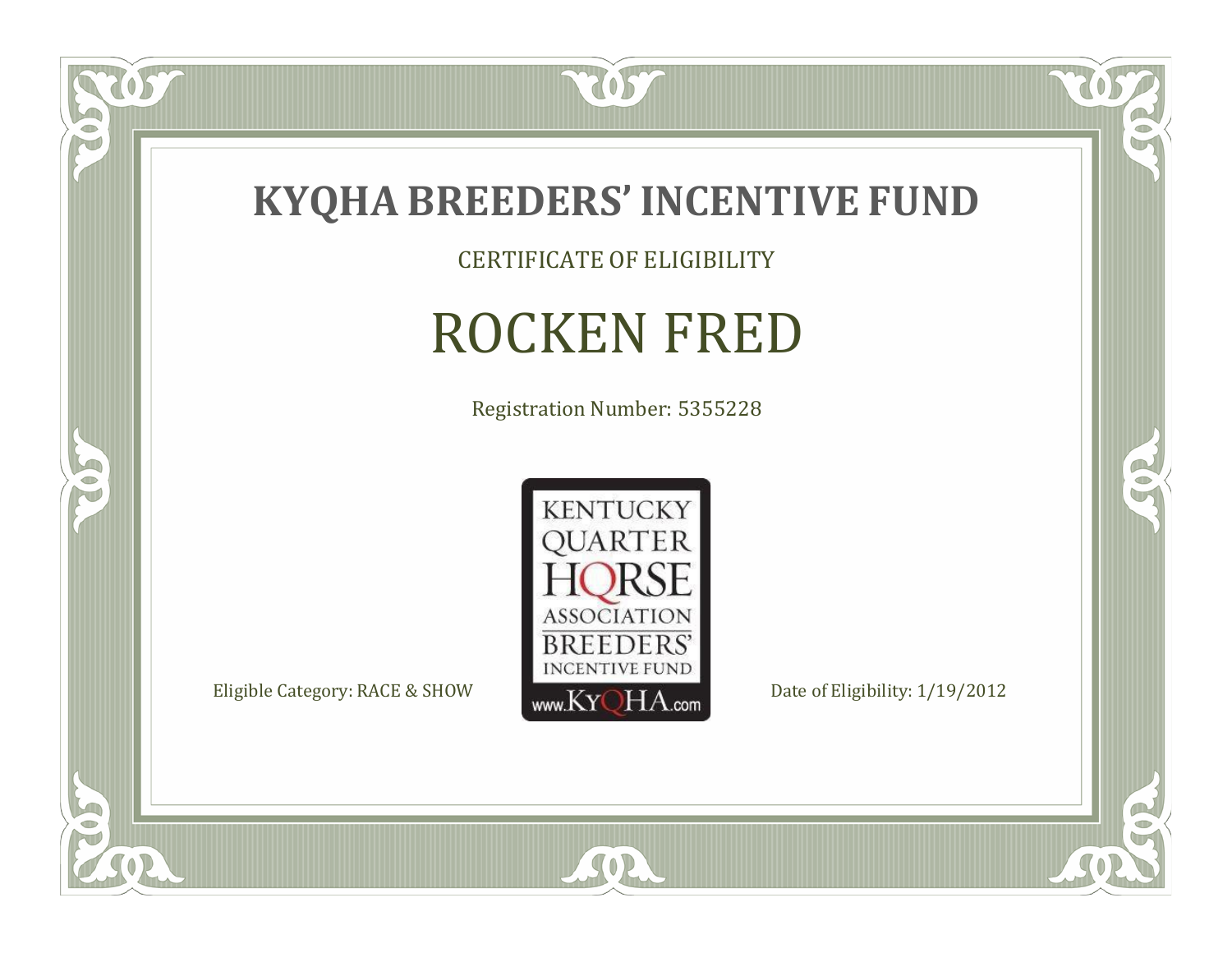# KYQHA BREEDERS' INCENTIVE FUND

CERTIFICATE OF ELIGIBILITY

## ROCKEN FRED

Registration Number: 5355228

KENTUCKY QUARTER HORSE ASSOCIATION BREEDERS' INCENTIVE FUND
www.KyQHA.com

Eligible Category: RACE & SHOW

Date of Eligibility: 1/19/2012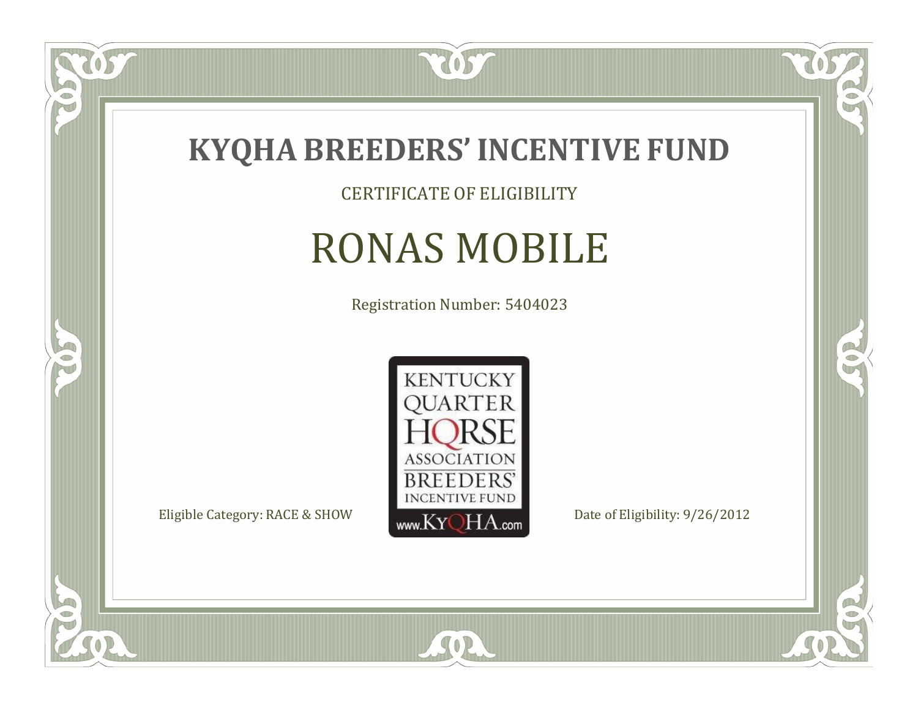# KYQHA BREEDERS' INCENTIVE FUND

CERTIFICATE OF ELIGIBILITY

## RONAS MOBILE

Registration Number: 5404023

KENTUCKY QUARTER HORSE ASSOCIATION BREEDERS' INCENTIVE FUND www.KyQHA.com

Eligible Category: RACE & SHOW

Date of Eligibility: 9/26/2012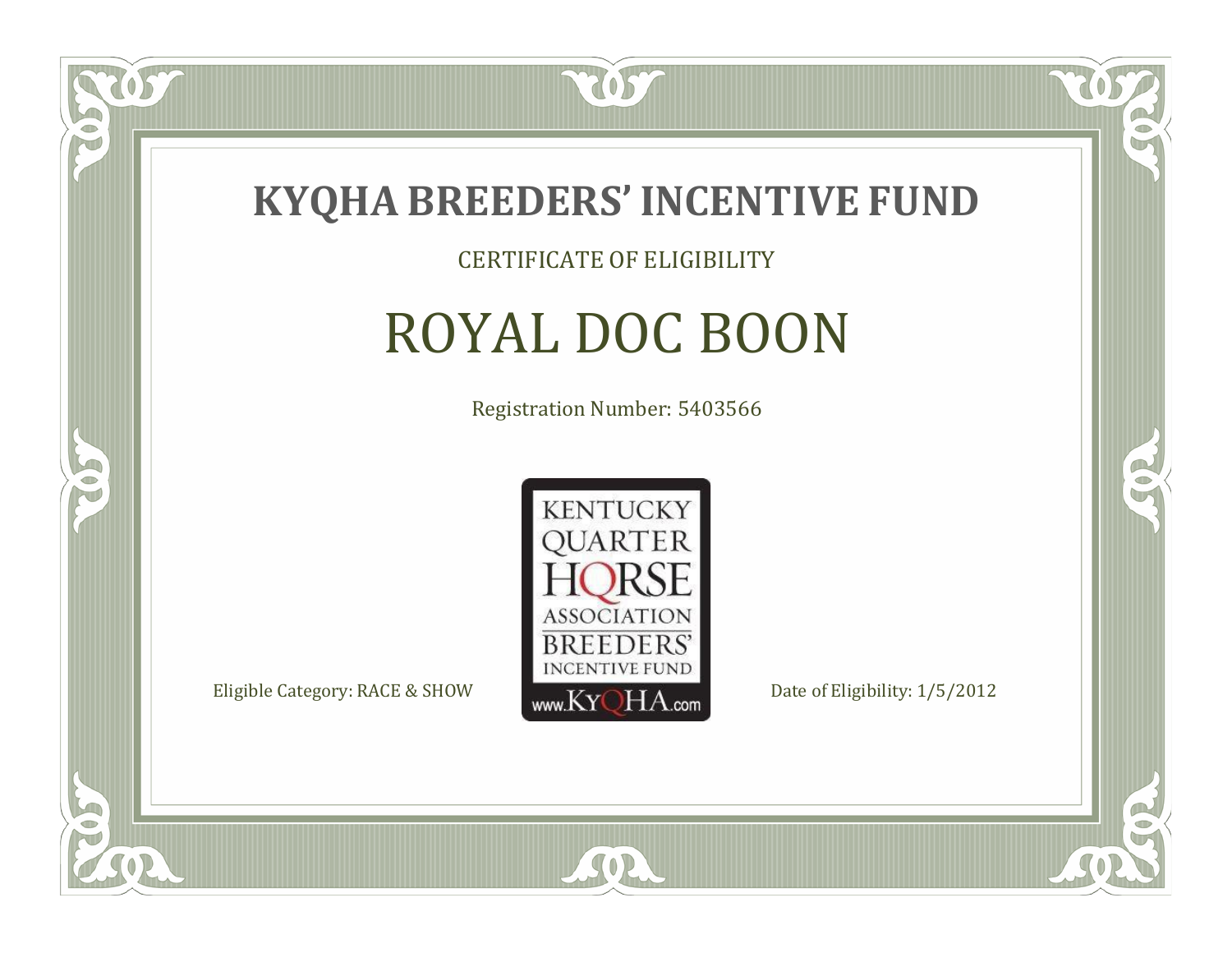# KYQHA BREEDERS' INCENTIVE FUND

CERTIFICATE OF ELIGIBILITY

## ROYAL DOC BOON

Registration Number: 5403566

KENTUCKY QUARTER HORSE ASSOCIATION BREEDERS' INCENTIVE FUND www.KyQHA.com

Eligible Category: RACE & SHOW

Date of Eligibility: 1/5/2012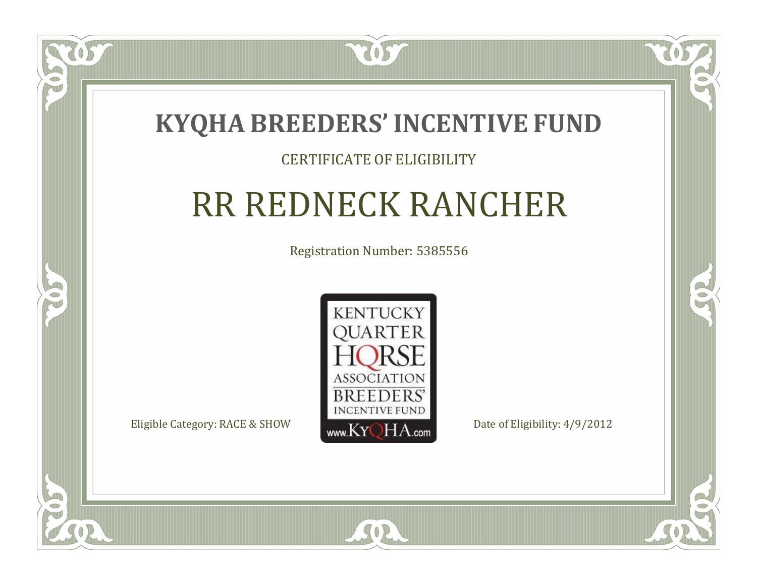# KYQHA BREEDERS' INCENTIVE FUND

CERTIFICATE OF ELIGIBILITY

## RR REDNECK RANCHER

Registration Number: 5385556

KENTUCKY QUARTER HORSE ASSOCIATION BREEDERS' INCENTIVE FUND
www.KyQHA.com

Eligible Category: RACE & SHOW

Date of Eligibility: 4/9/2012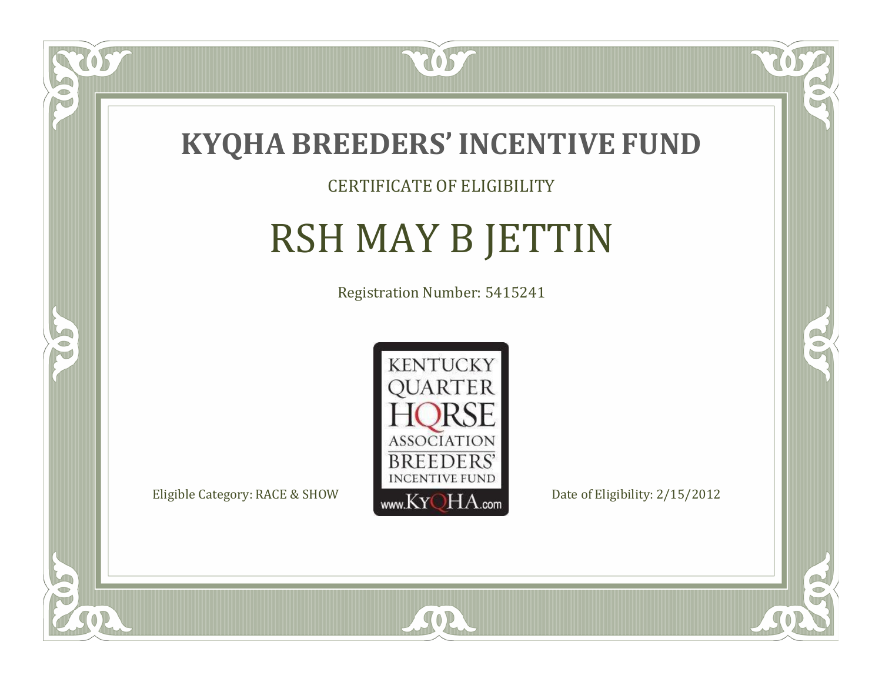# KYQHA BREEDERS' INCENTIVE FUND

CERTIFICATE OF ELIGIBILITY

## RSH MAY B JETTIN

Registration Number: 5415241

KENTUCKY QUARTER HORSE ASSOCIATION BREEDERS' INCENTIVE FUND www.KyQHA.com

Eligible Category: RACE & SHOW

Date of Eligibility: 2/15/2012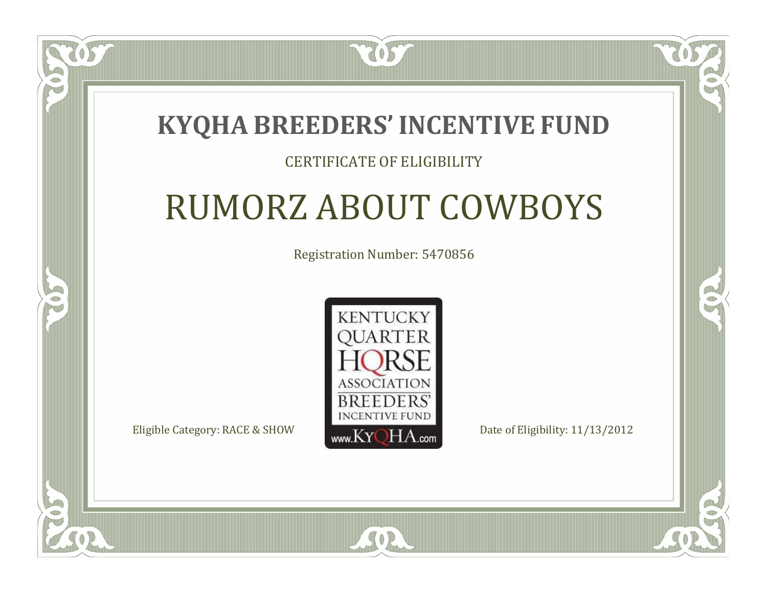# KYQHA BREEDERS' INCENTIVE FUND

CERTIFICATE OF ELIGIBILITY

## RUMORZ ABOUT COWBOYS

Registration Number: 5470856

KENTUCKY QUARTER HORSE ASSOCIATION BREEDERS' INCENTIVE FUND
www.KyQHA.com

Eligible Category: RACE & SHOW

Date of Eligibility: 11/13/2012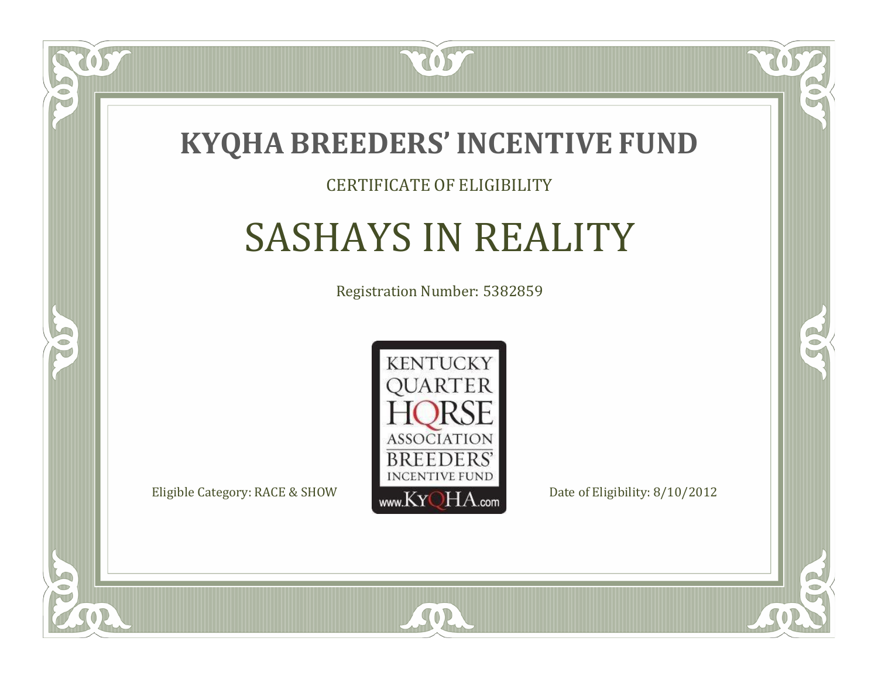# KYQHA BREEDERS' INCENTIVE FUND

CERTIFICATE OF ELIGIBILITY

## SASHAYS IN REALITY

Registration Number: 5382859

KENTUCKY QUARTER HORSE ASSOCIATION BREEDERS' INCENTIVE FUND www.KyQHA.com

Eligible Category: RACE & SHOW

Date of Eligibility: 8/10/2012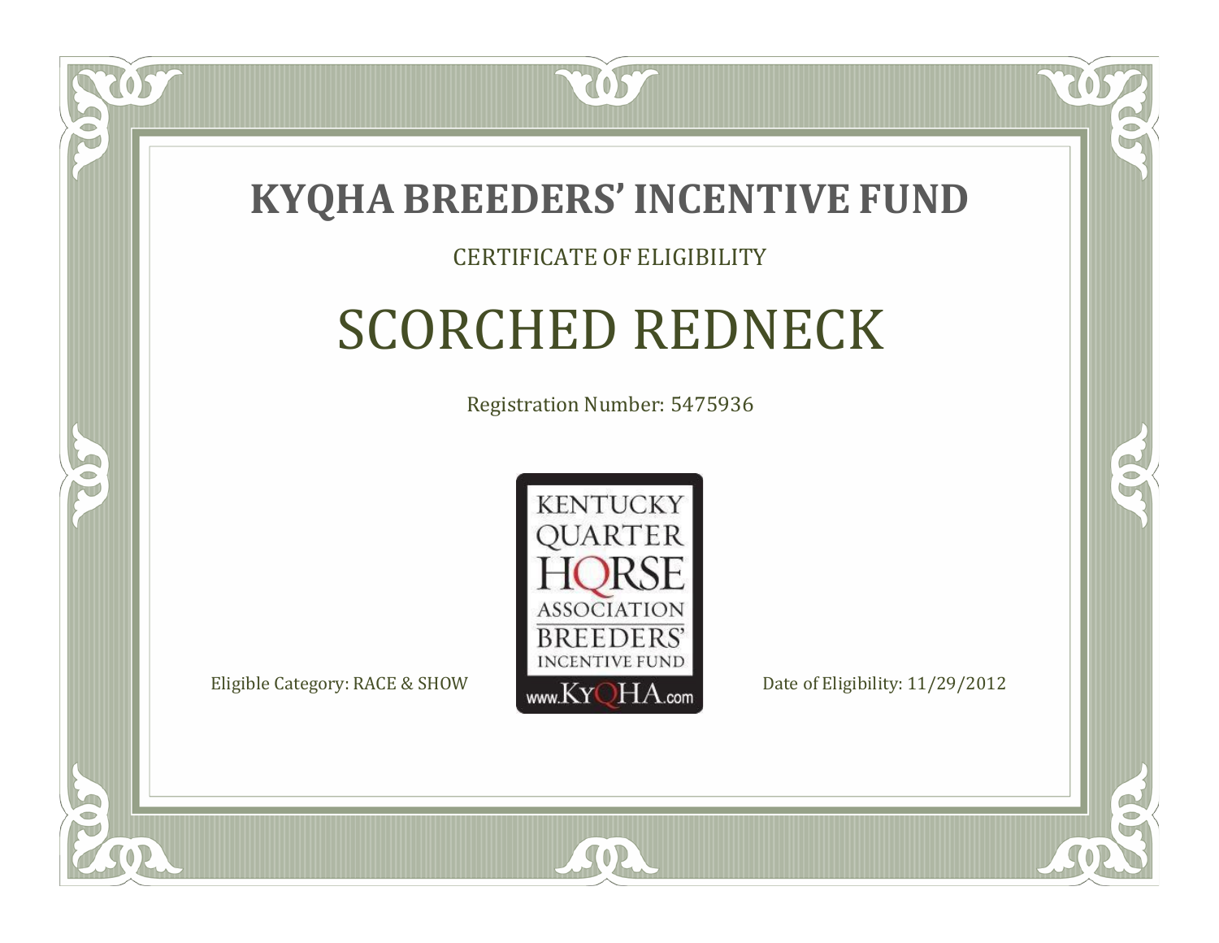# KYQHA BREEDERS' INCENTIVE FUND

CERTIFICATE OF ELIGIBILITY

## SCORCHED REDNECK

Registration Number: 5475936

KENTUCKY QUARTER HORSE ASSOCIATION BREEDERS' INCENTIVE FUND www.KyQHA.com

Eligible Category: RACE & SHOW

Date of Eligibility: 11/29/2012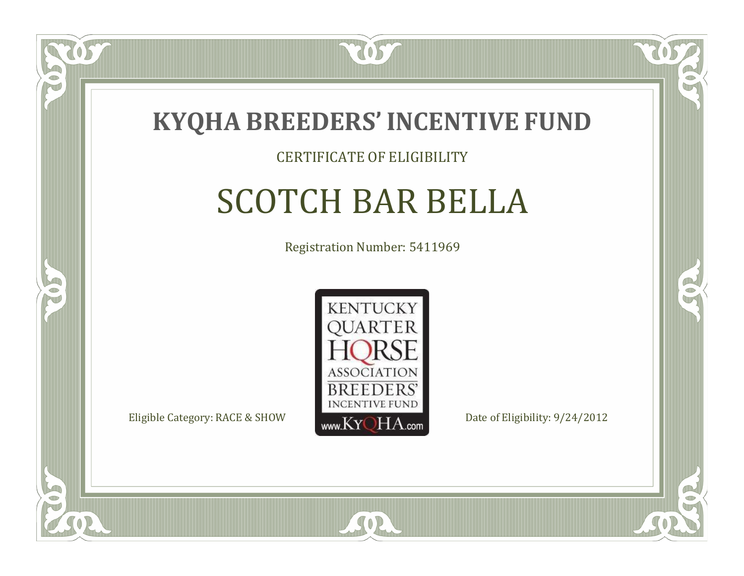# KYQHA BREEDERS' INCENTIVE FUND

CERTIFICATE OF ELIGIBILITY

## SCOTCH BAR BELLA

Registration Number: 5411969

KENTUCKY QUARTER HORSE ASSOCIATION BREEDERS' INCENTIVE FUND www.KyQHA.com

Eligible Category: RACE & SHOW

Date of Eligibility: 9/24/2012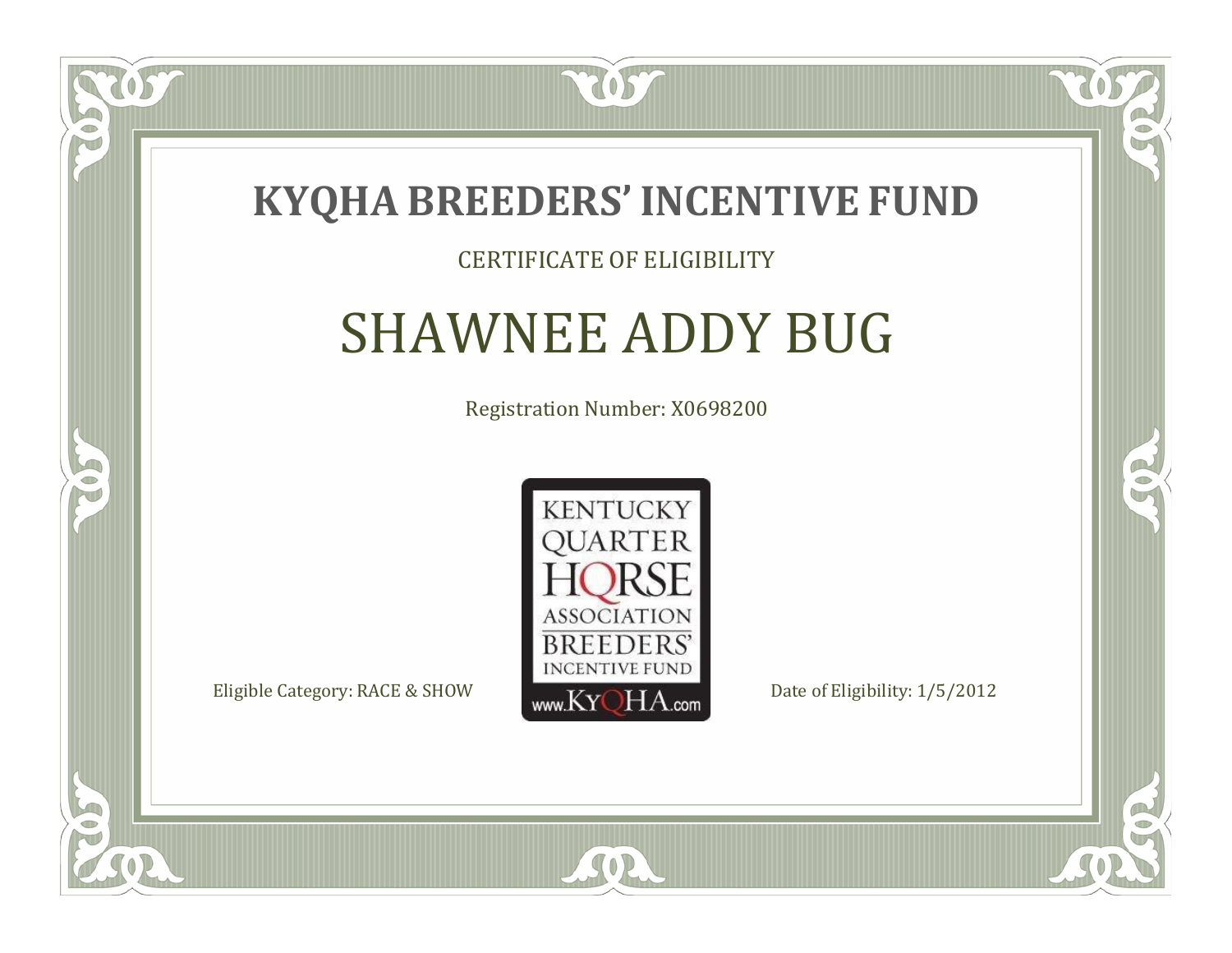# KYQHA BREEDERS' INCENTIVE FUND

CERTIFICATE OF ELIGIBILITY

## SHAWNEE ADDY BUG

Registration Number: X0698200

KENTUCKY QUARTER HORSE ASSOCIATION BREEDERS' INCENTIVE FUND www.KyQHA.com

Eligible Category: RACE & SHOW

Date of Eligibility: 1/5/2012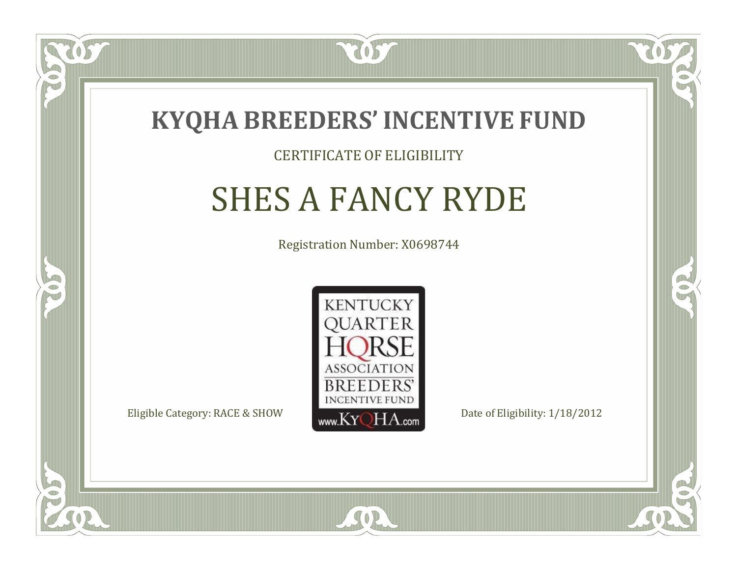# KYQHA BREEDERS' INCENTIVE FUND

CERTIFICATE OF ELIGIBILITY

## SHES A FANCY RYDE

Registration Number: X0698744

KENTUCKY QUARTER HORSE ASSOCIATION BREEDERS' INCENTIVE FUND www.KyQHA.com

Eligible Category: RACE & SHOW

Date of Eligibility: 1/18/2012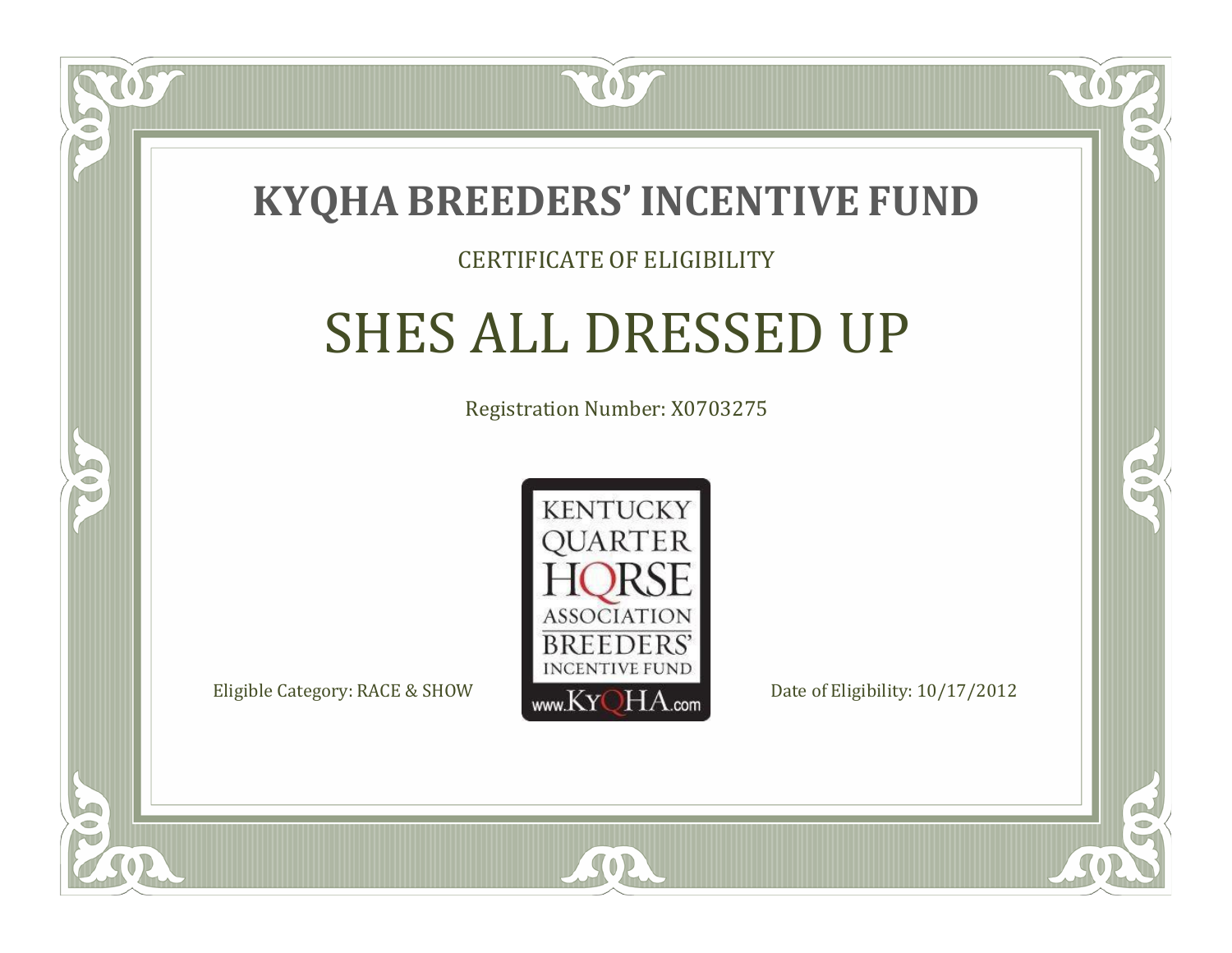# KYQHA BREEDERS' INCENTIVE FUND

CERTIFICATE OF ELIGIBILITY

## SHES ALL DRESSED UP

Registration Number: X0703275

KENTUCKY QUARTER HORSE ASSOCIATION BREEDERS' INCENTIVE FUND www.KyQHA.com

Eligible Category: RACE & SHOW

Date of Eligibility: 10/17/2012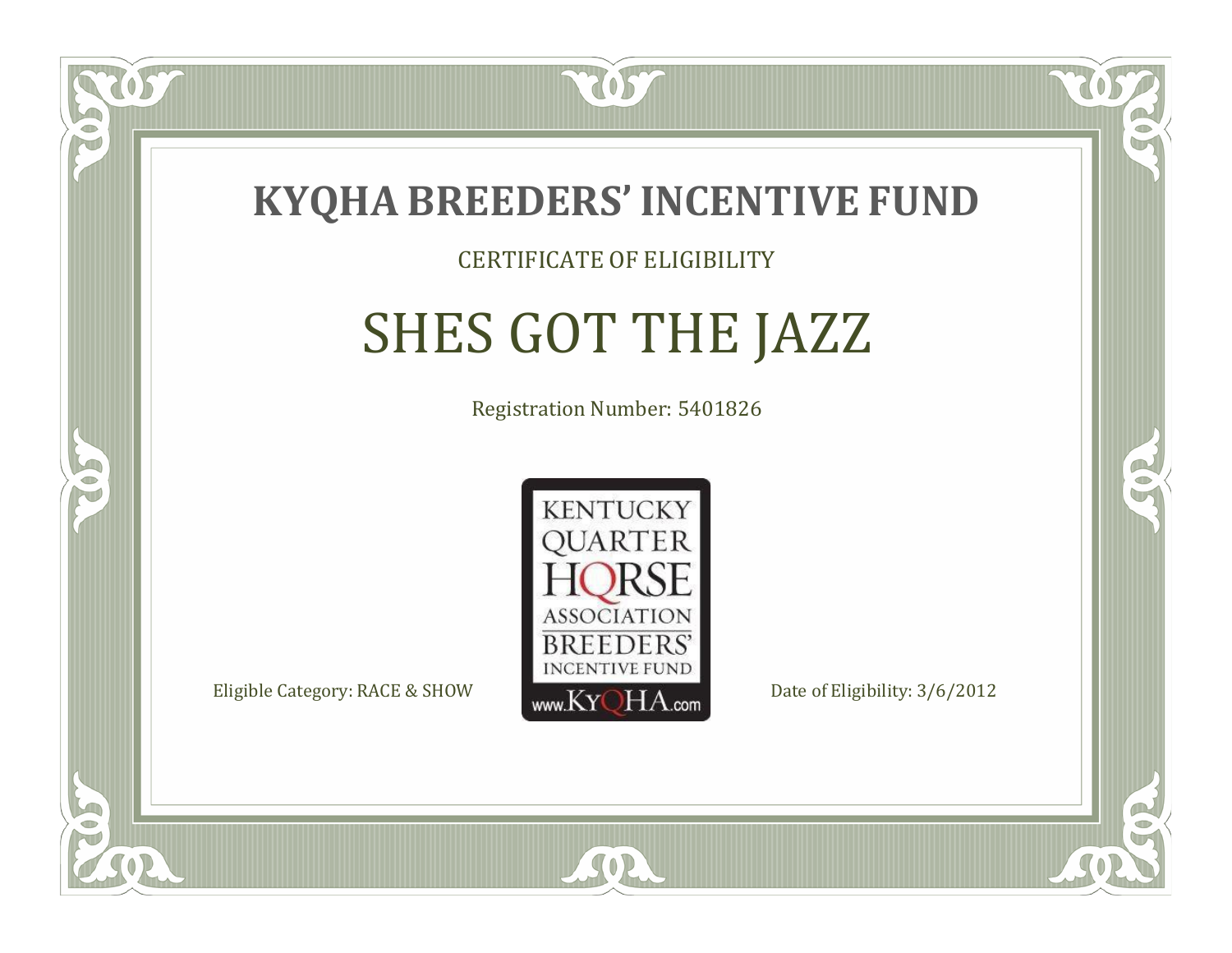# KYQHA BREEDERS' INCENTIVE FUND

CERTIFICATE OF ELIGIBILITY

## SHES GOT THE JAZZ

Registration Number: 5401826

KENTUCKY QUARTER HORSE ASSOCIATION BREEDERS' INCENTIVE FUND www.KyQHA.com

Eligible Category: RACE & SHOW

Date of Eligibility: 3/6/2012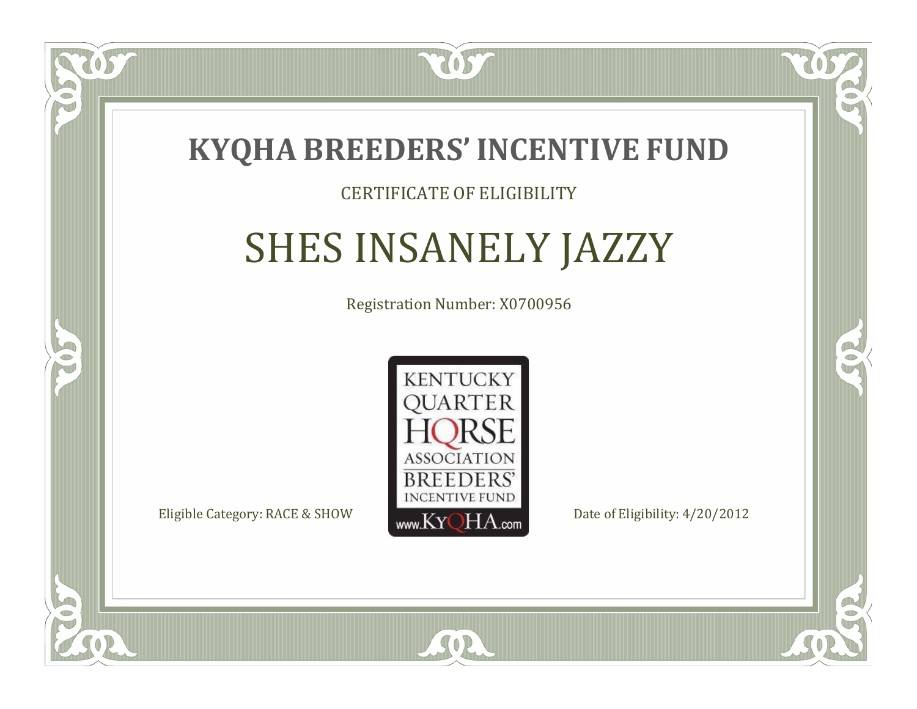# KYQHA BREEDERS' INCENTIVE FUND

CERTIFICATE OF ELIGIBILITY

## SHES INSANELY JAZZY

Registration Number: X0700956

KENTUCKY QUARTER HORSE ASSOCIATION BREEDERS' INCENTIVE FUND www.KyQHA.com

Eligible Category: RACE & SHOW

Date of Eligibility: 4/20/2012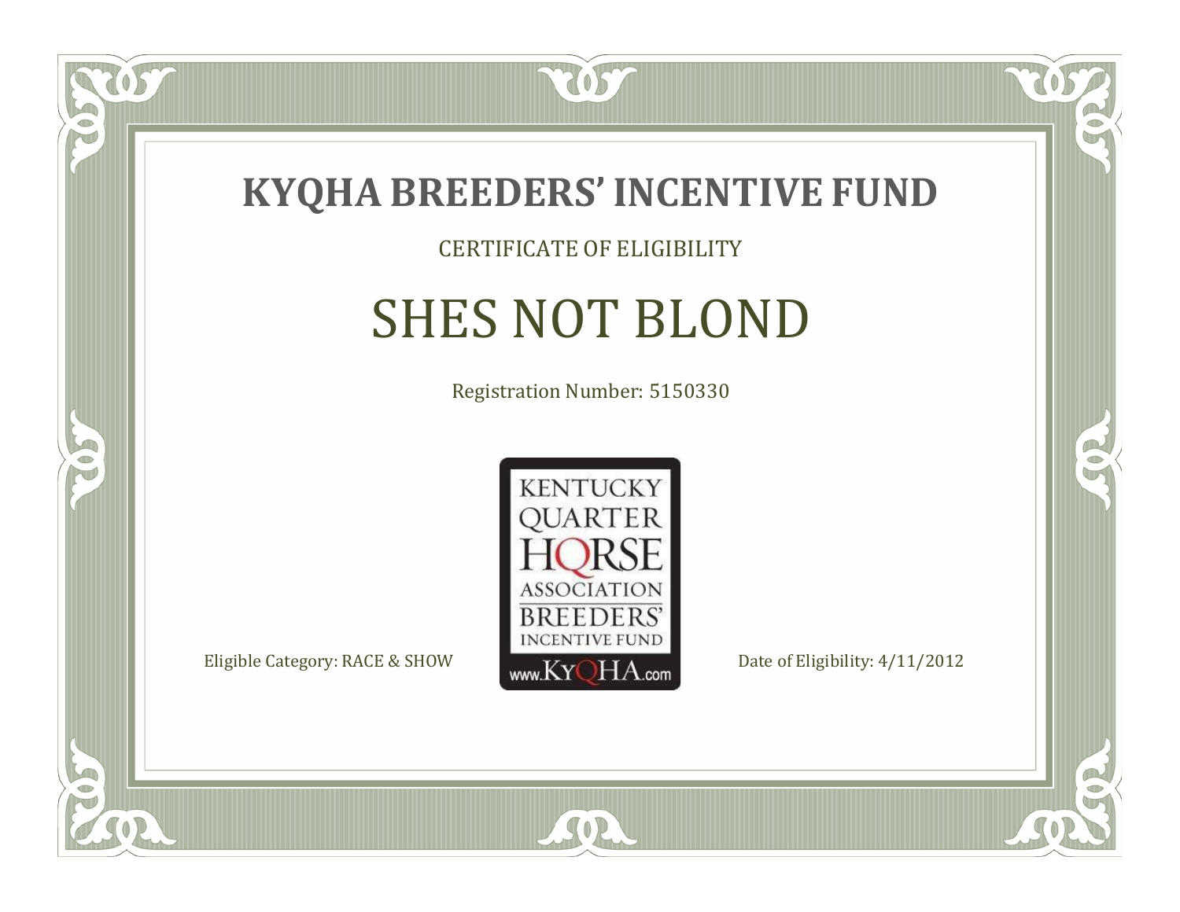# KYQHA BREEDERS' INCENTIVE FUND

CERTIFICATE OF ELIGIBILITY

## SHES NOT BLOND

Registration Number: 5150330

KENTUCKY QUARTER HORSE ASSOCIATION BREEDERS' INCENTIVE FUND
www.KyQHA.com

Eligible Category: RACE & SHOW

Date of Eligibility: 4/11/2012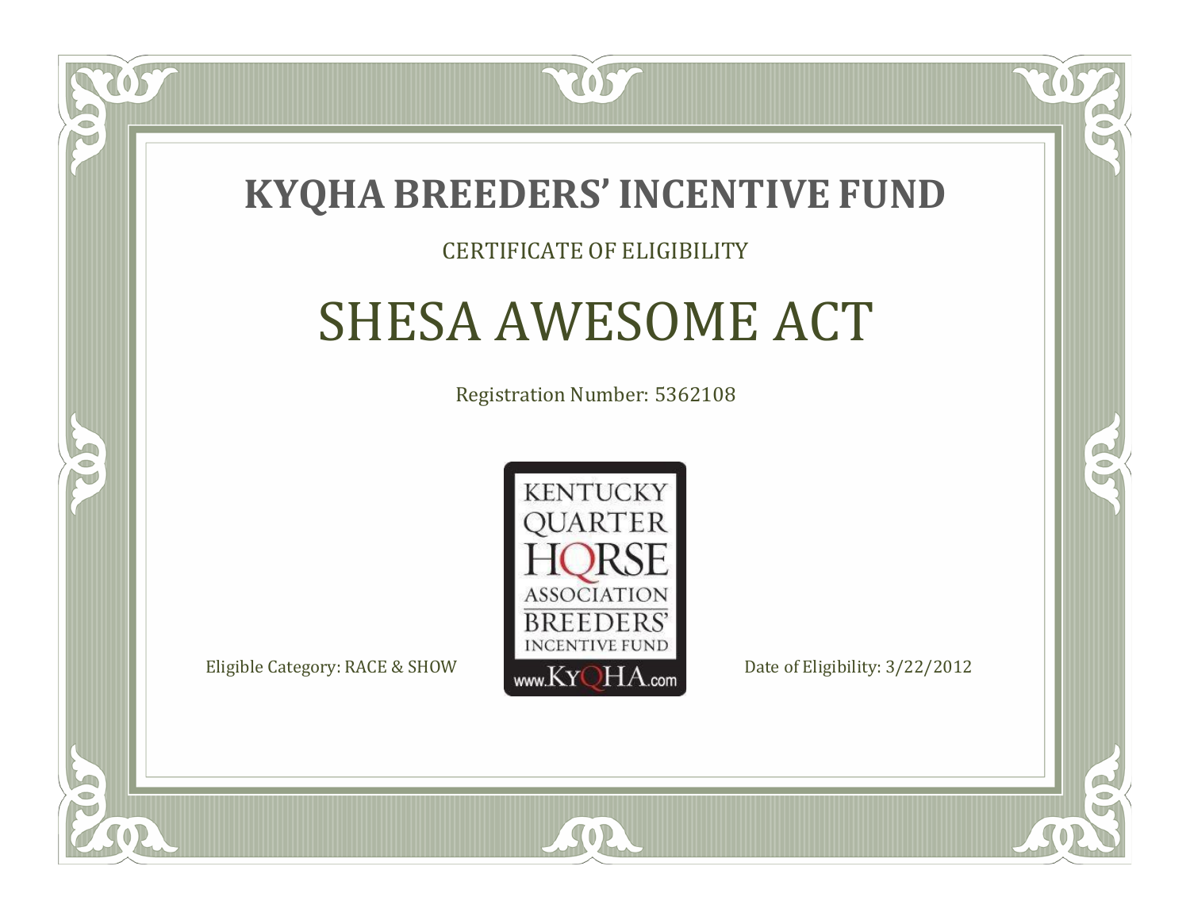# KYQHA BREEDERS' INCENTIVE FUND

CERTIFICATE OF ELIGIBILITY

## SHESA AWESOME ACT

Registration Number: 5362108

KENTUCKY QUARTER HORSE ASSOCIATION BREEDERS' INCENTIVE FUND www.KyQHA.com

Eligible Category: RACE & SHOW

Date of Eligibility: 3/22/2012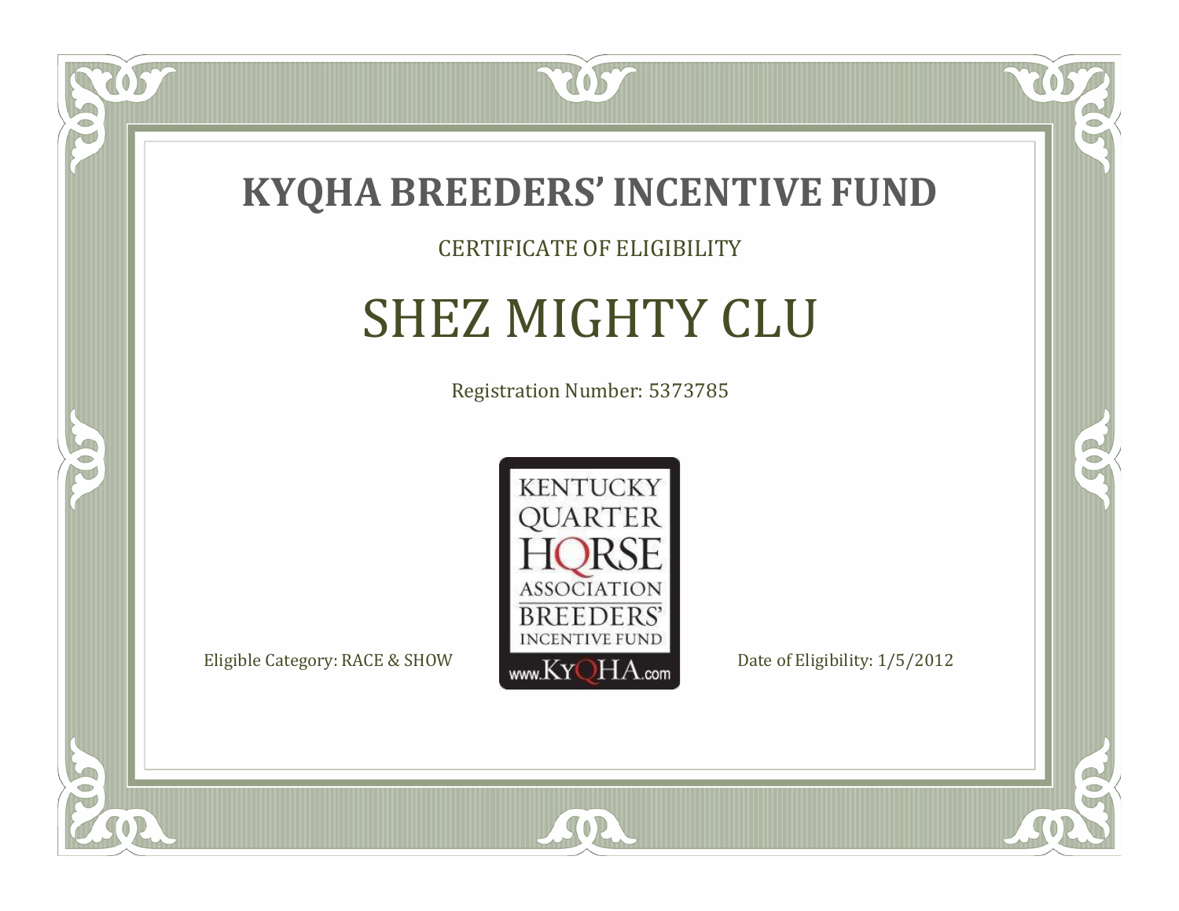# KYQHA BREEDERS' INCENTIVE FUND

CERTIFICATE OF ELIGIBILITY

## SHEZ MIGHTY CLU

Registration Number: 5373785

KENTUCKY QUARTER HORSE ASSOCIATION BREEDERS' INCENTIVE FUND www.KyQHA.com

Eligible Category: RACE & SHOW

Date of Eligibility: 1/5/2012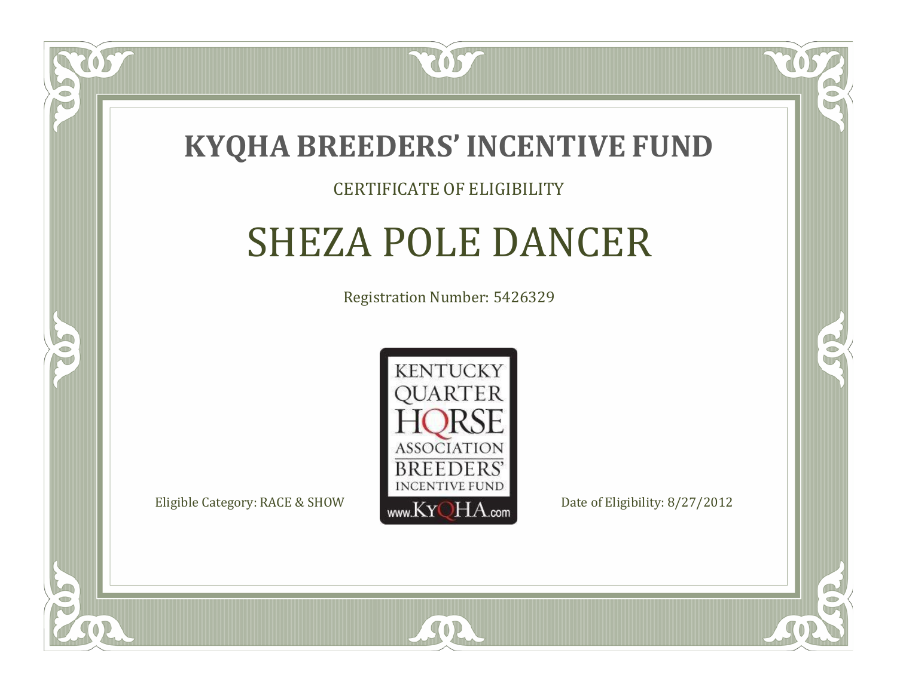# KYQHA BREEDERS' INCENTIVE FUND

CERTIFICATE OF ELIGIBILITY

## SHEZA POLE DANCER

Registration Number: 5426329

KENTUCKY QUARTER HORSE ASSOCIATION BREEDERS' INCENTIVE FUND www.KyQHA.com

Eligible Category: RACE & SHOW

Date of Eligibility: 8/27/2012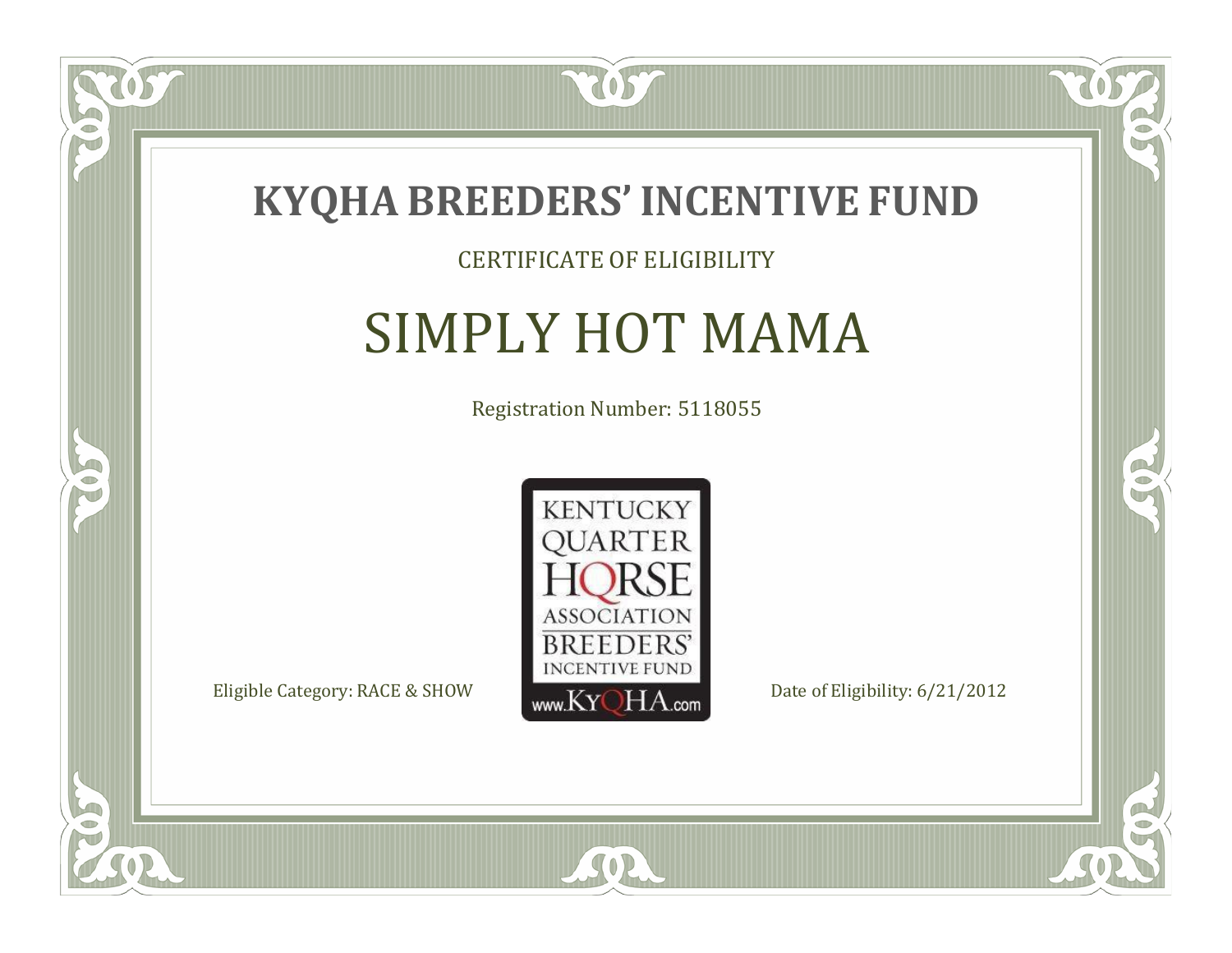# KYQHA BREEDERS' INCENTIVE FUND

CERTIFICATE OF ELIGIBILITY

## SIMPLY HOT MAMA

Registration Number: 5118055

KENTUCKY QUARTER HORSE ASSOCIATION BREEDERS' INCENTIVE FUND
www.KyQHA.com

Eligible Category: RACE & SHOW

Date of Eligibility: 6/21/2012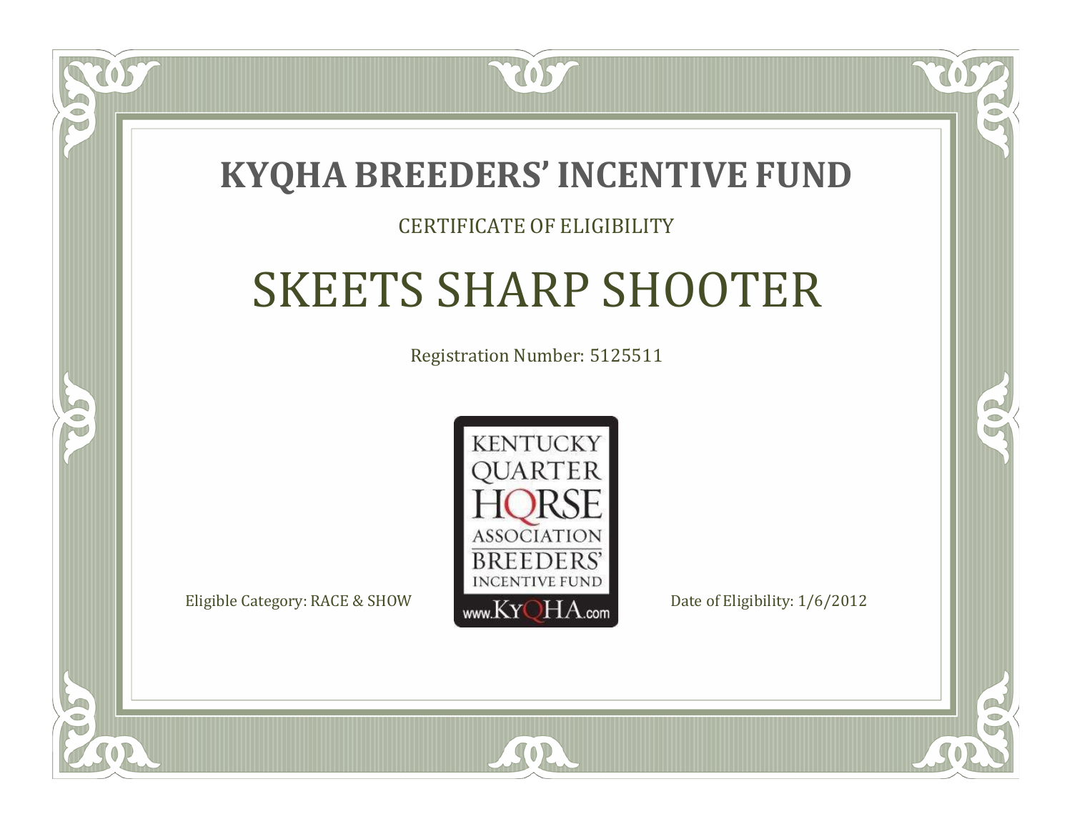# KYQHA BREEDERS' INCENTIVE FUND

CERTIFICATE OF ELIGIBILITY

## SKEETS SHARP SHOOTER

Registration Number: 5125511

KENTUCKY QUARTER HORSE ASSOCIATION BREEDERS' INCENTIVE FUND www.KyQHA.com

Eligible Category: RACE & SHOW

Date of Eligibility: 1/6/2012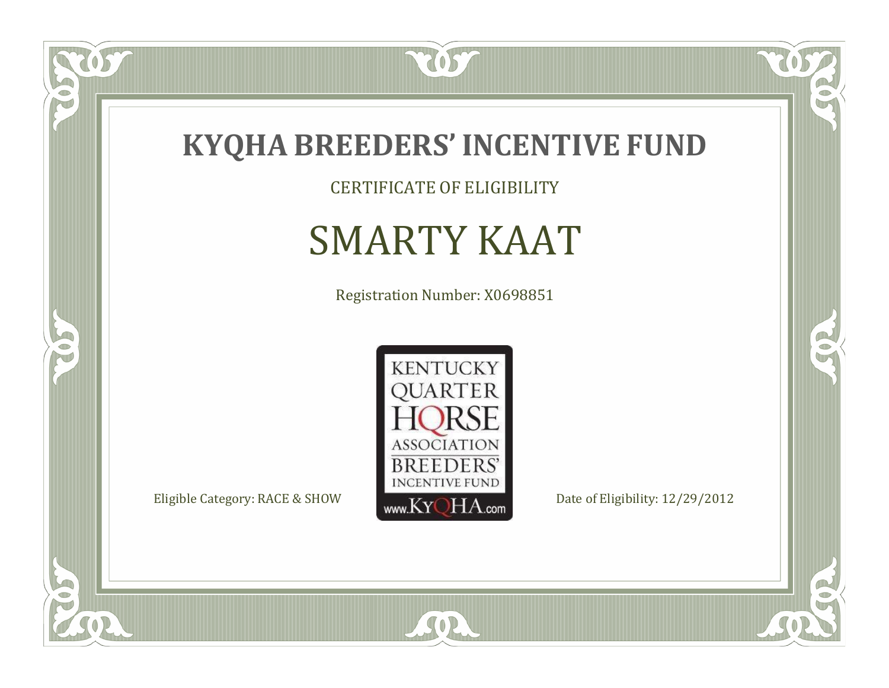# KYQHA BREEDERS' INCENTIVE FUND

CERTIFICATE OF ELIGIBILITY

## SMARTY KAAT

Registration Number: X0698851

KENTUCKY QUARTER HORSE ASSOCIATION BREEDERS' INCENTIVE FUND
www.KyQHA.com

Eligible Category: RACE & SHOW

Date of Eligibility: 12/29/2012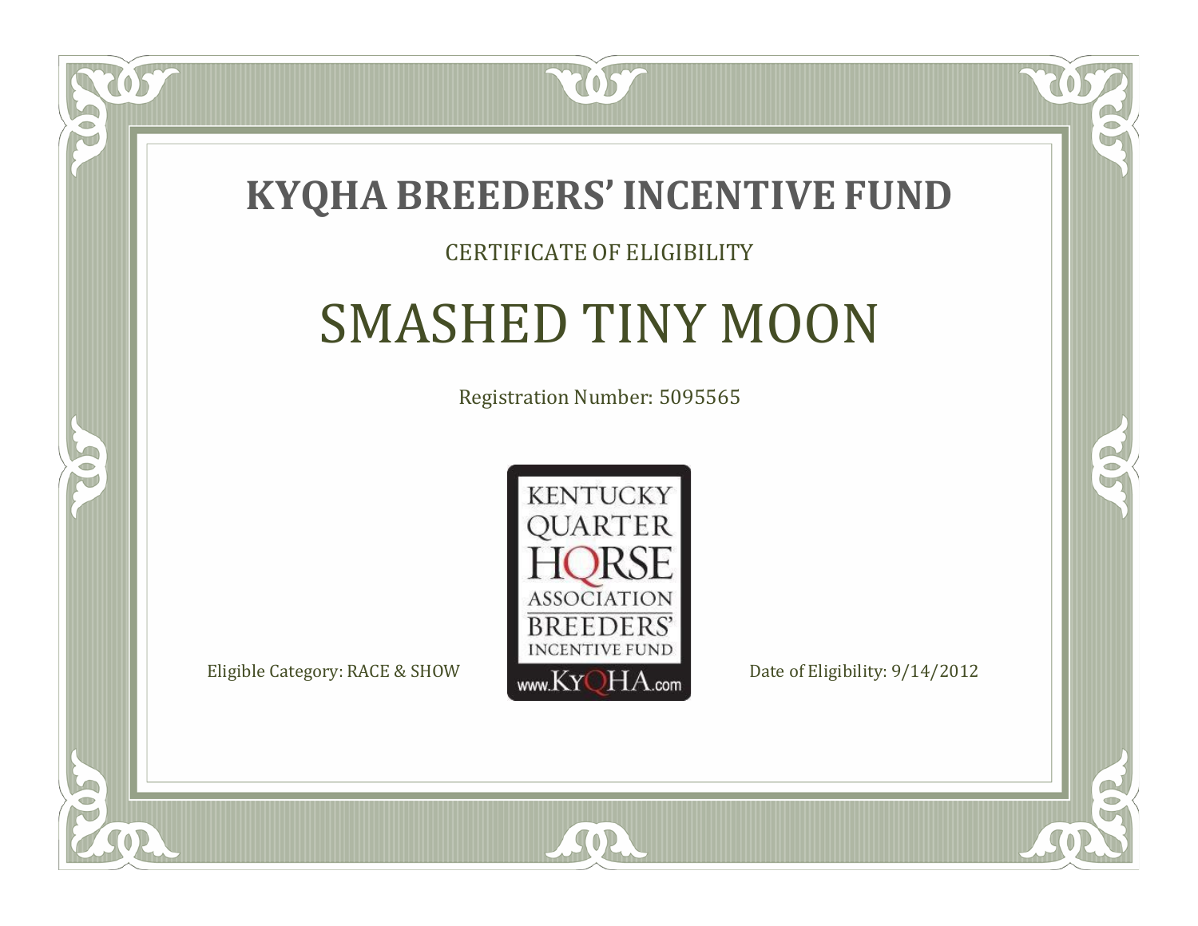# KYQHA BREEDERS' INCENTIVE FUND

CERTIFICATE OF ELIGIBILITY

## SMASHED TINY MOON

Registration Number: 5095565

KENTUCKY QUARTER HORSE ASSOCIATION BREEDERS' INCENTIVE FUND www.KyQHA.com

Eligible Category: RACE & SHOW

Date of Eligibility: 9/14/2012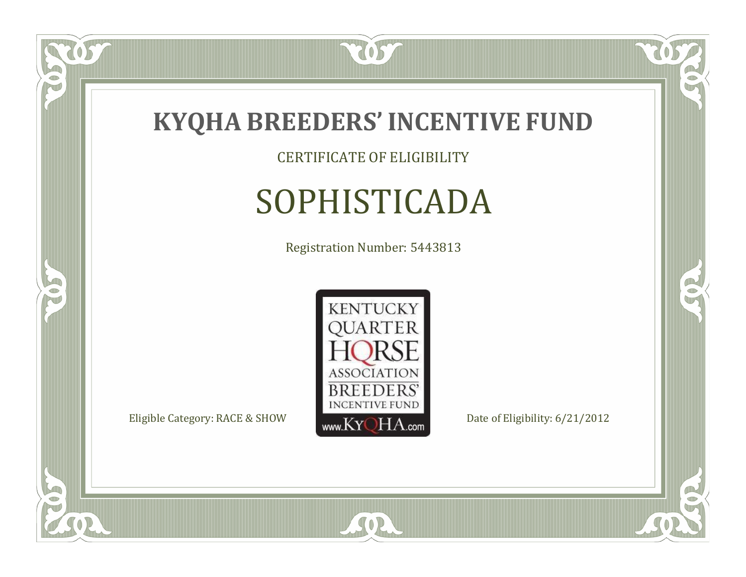# KYQHA BREEDERS' INCENTIVE FUND

CERTIFICATE OF ELIGIBILITY

## SOPHISTICADA

Registration Number: 5443813

KENTUCKY QUARTER HORSE ASSOCIATION BREEDERS' INCENTIVE FUND www.KyQHA.com

Eligible Category: RACE & SHOW

Date of Eligibility: 6/21/2012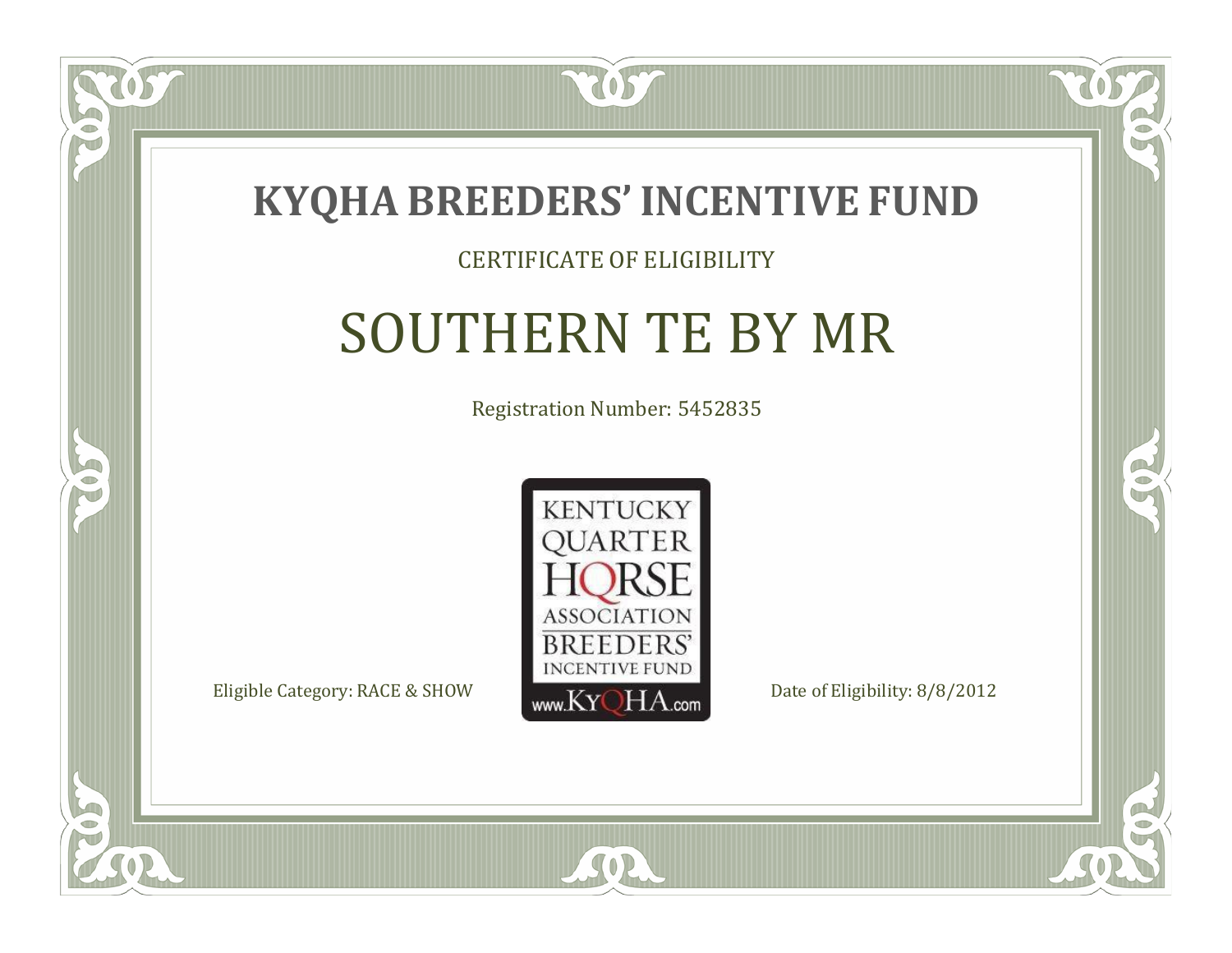# KYQHA BREEDERS' INCENTIVE FUND

CERTIFICATE OF ELIGIBILITY

## SOUTHERN TE BY MR

Registration Number: 5452835

KENTUCKY QUARTER HORSE ASSOCIATION BREEDERS' INCENTIVE FUND www.KyQHA.com

Eligible Category: RACE & SHOW

Date of Eligibility: 8/8/2012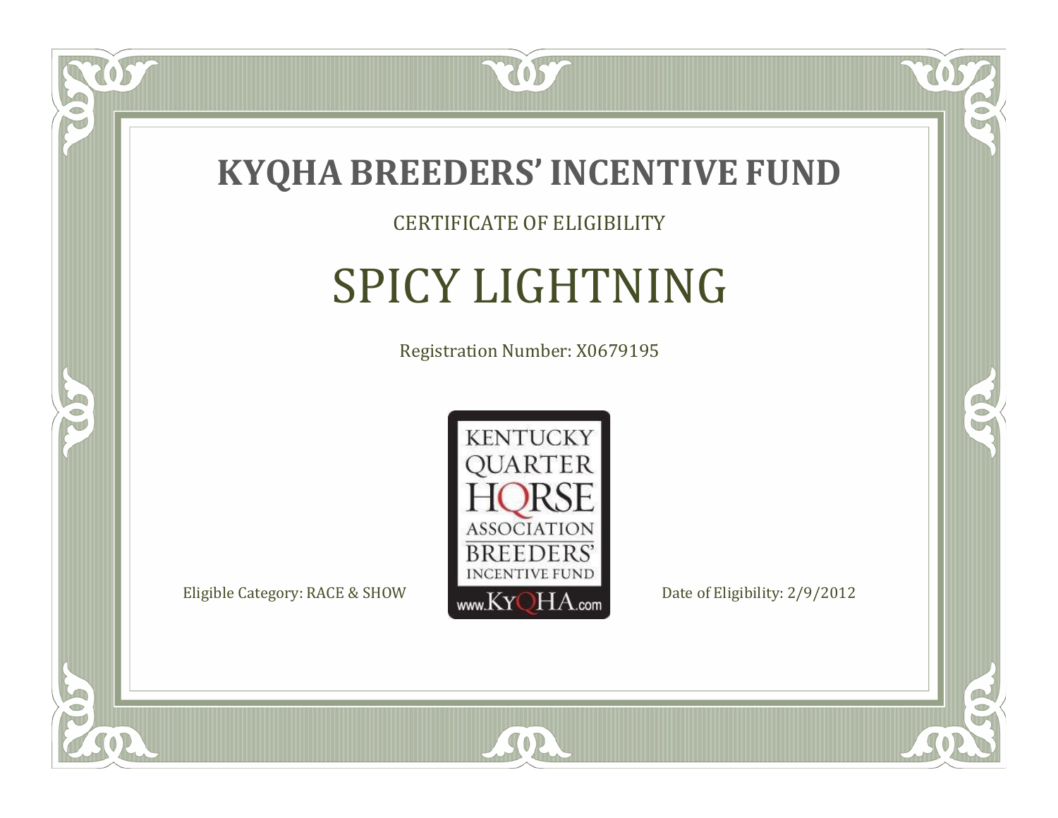# KYQHA BREEDERS' INCENTIVE FUND

CERTIFICATE OF ELIGIBILITY

## SPICY LIGHTNING

Registration Number: X0679195

KENTUCKY QUARTER HORSE ASSOCIATION BREEDERS' INCENTIVE FUND www.KyQHA.com

Eligible Category: RACE & SHOW

Date of Eligibility: 2/9/2012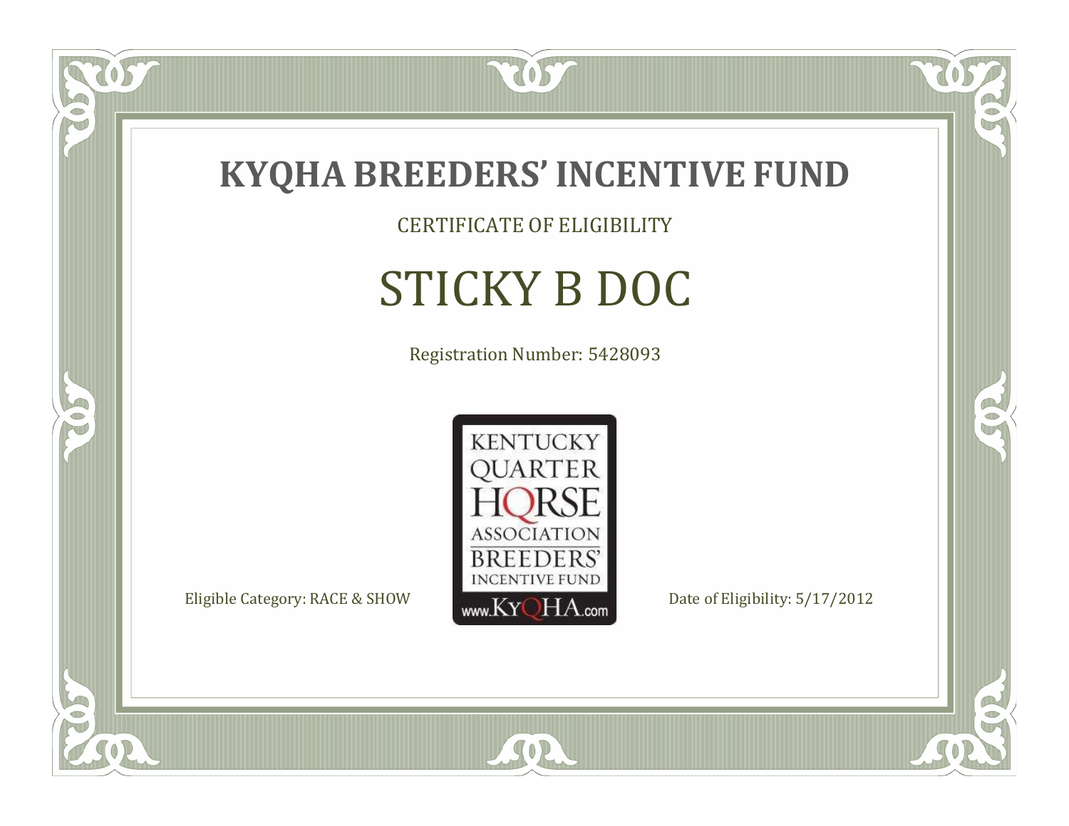# KYQHA BREEDERS' INCENTIVE FUND

CERTIFICATE OF ELIGIBILITY

## STICKY B DOC

Registration Number: 5428093

KENTUCKY QUARTER HORSE ASSOCIATION BREEDERS' INCENTIVE FUND www.KyQHA.com

Eligible Category: RACE & SHOW

Date of Eligibility: 5/17/2012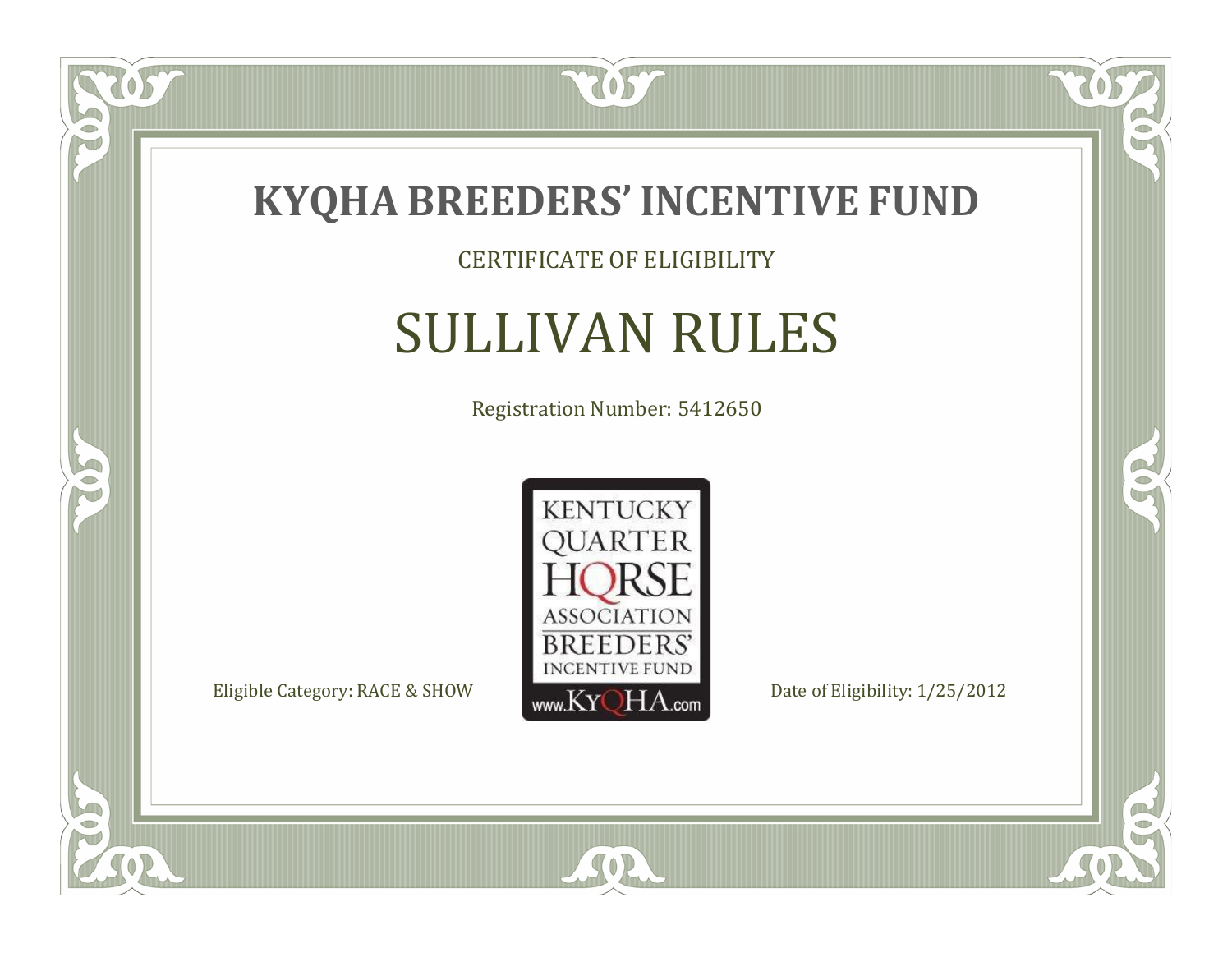# KYQHA BREEDERS' INCENTIVE FUND

CERTIFICATE OF ELIGIBILITY

## SULLIVAN RULES

Registration Number: 5412650

KENTUCKY QUARTER HORSE ASSOCIATION BREEDERS' INCENTIVE FUND www.KyQHA.com

Eligible Category: RACE & SHOW

Date of Eligibility: 1/25/2012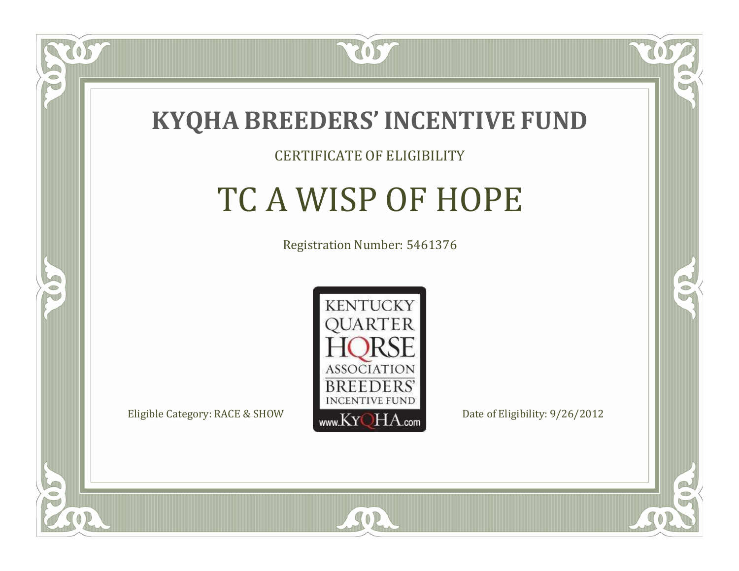# KYQHA BREEDERS' INCENTIVE FUND

CERTIFICATE OF ELIGIBILITY

## TC A WISP OF HOPE

Registration Number: 5461376

KENTUCKY QUARTER HORSE ASSOCIATION BREEDERS' INCENTIVE FUND www.KyQHA.com

Eligible Category: RACE & SHOW

Date of Eligibility: 9/26/2012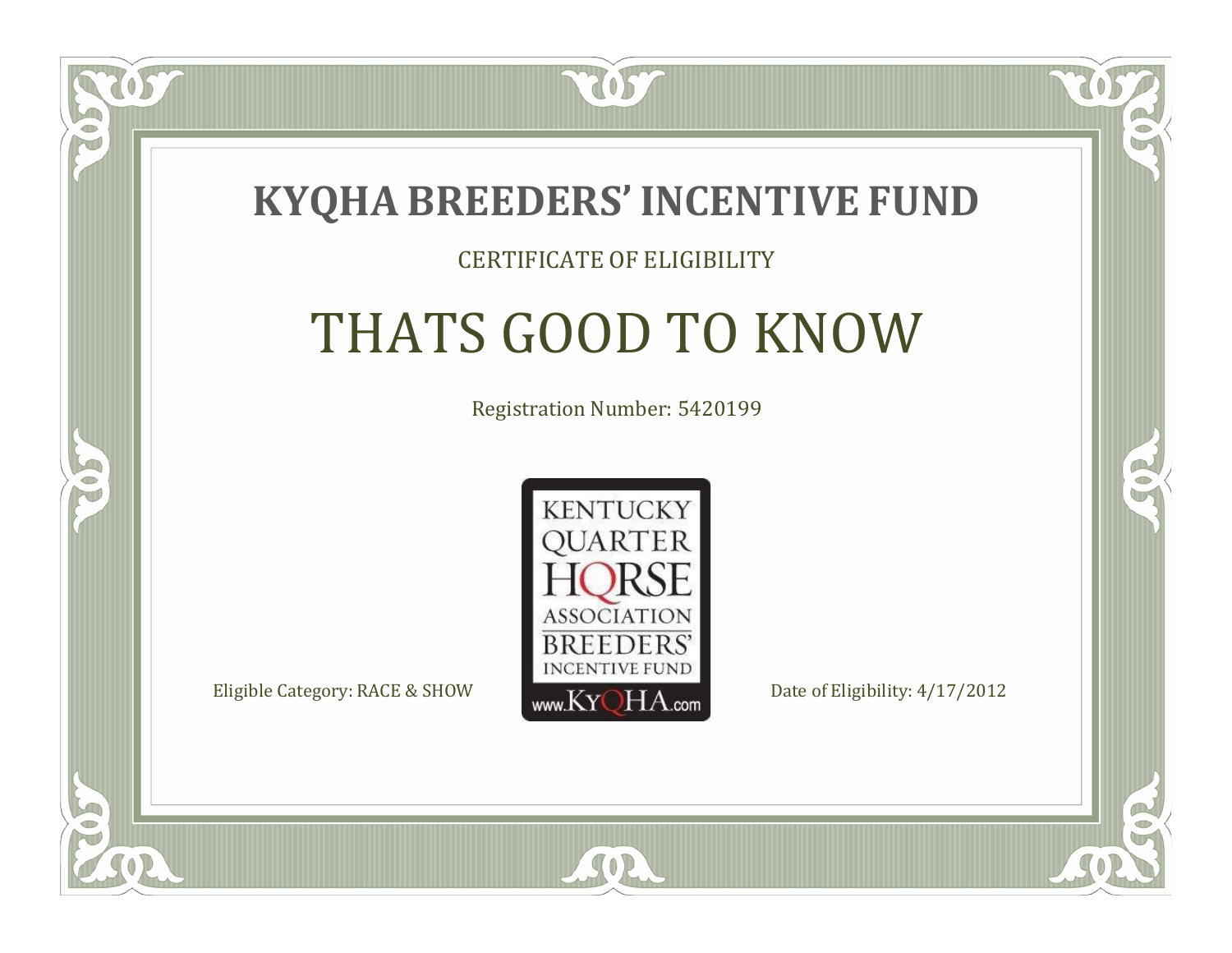# KYQHA BREEDERS' INCENTIVE FUND

CERTIFICATE OF ELIGIBILITY

## THATS GOOD TO KNOW

Registration Number: 5420199

KENTUCKY QUARTER HORSE ASSOCIATION BREEDERS' INCENTIVE FUND www.KyQHA.com

Eligible Category: RACE & SHOW

Date of Eligibility: 4/17/2012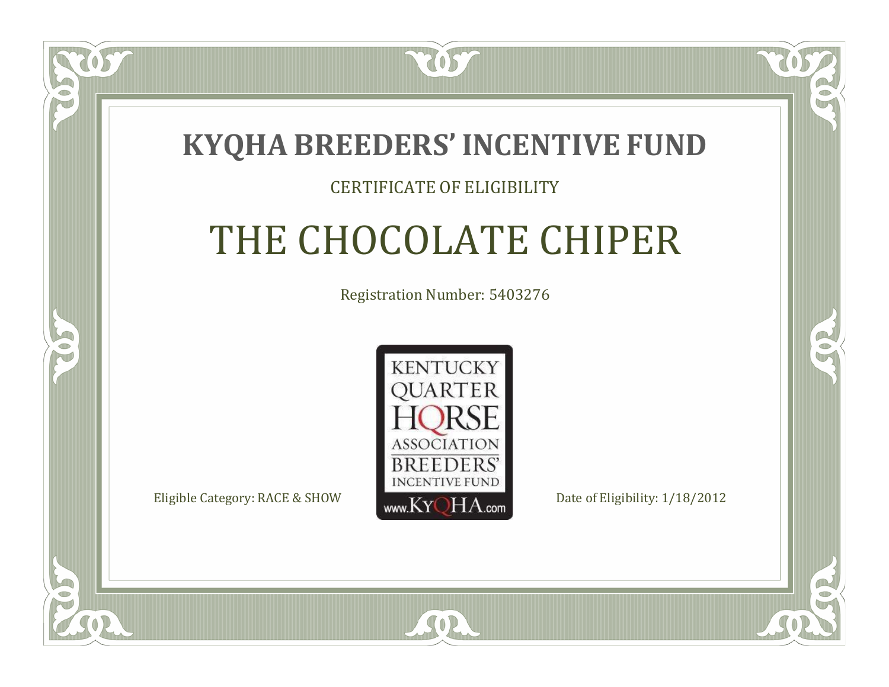# KYQHA BREEDERS' INCENTIVE FUND

CERTIFICATE OF ELIGIBILITY

## THE CHOCOLATE CHIPER

Registration Number: 5403276

KENTUCKY QUARTER HORSE ASSOCIATION BREEDERS' INCENTIVE FUND www.KyQHA.com

Eligible Category: RACE & SHOW

Date of Eligibility: 1/18/2012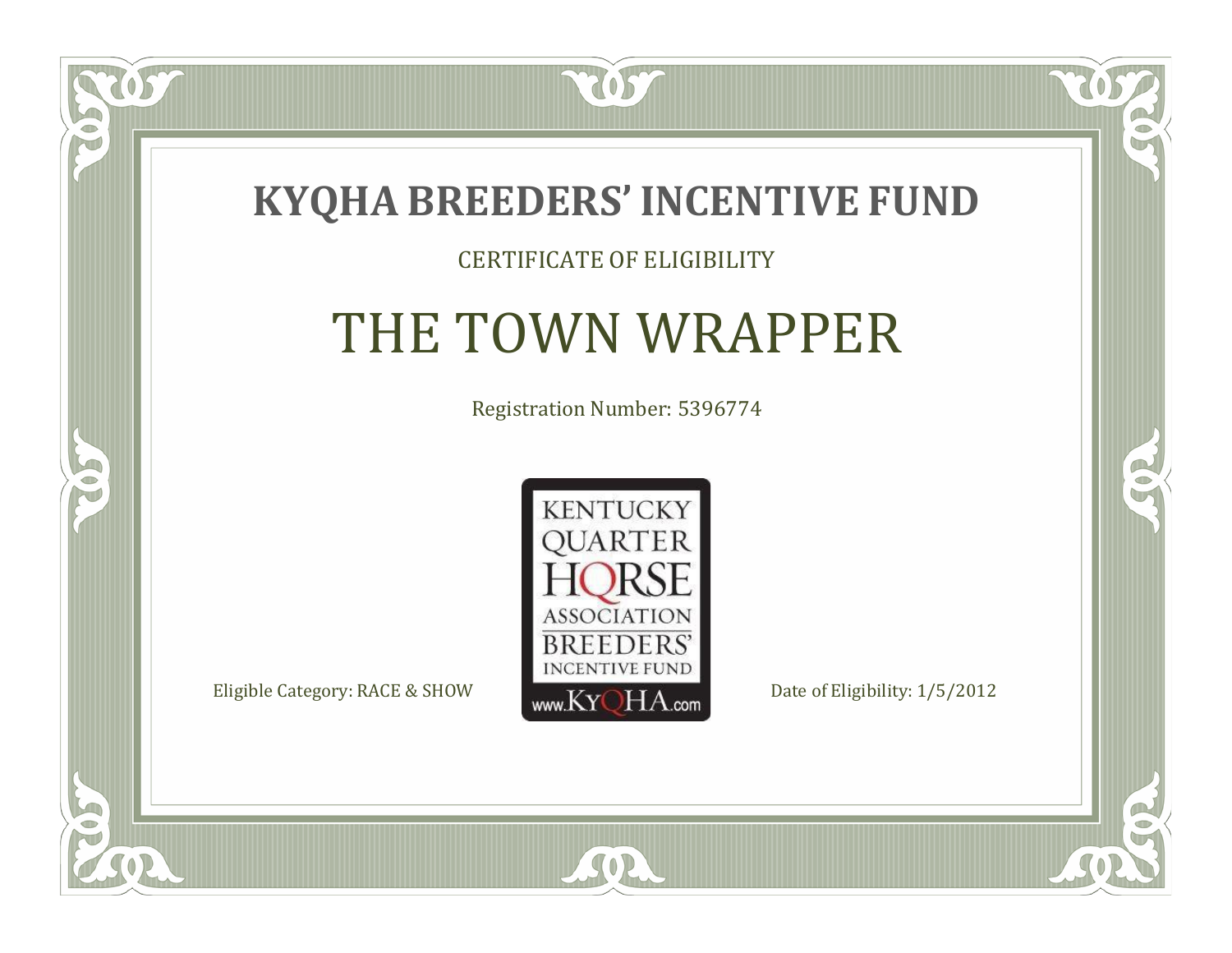# KYQHA BREEDERS' INCENTIVE FUND

CERTIFICATE OF ELIGIBILITY

## THE TOWN WRAPPER

Registration Number: 5396774

KENTUCKY QUARTER HORSE ASSOCIATION BREEDERS' INCENTIVE FUND

www.KyQHA.com

Eligible Category: RACE & SHOW

Date of Eligibility: 1/5/2012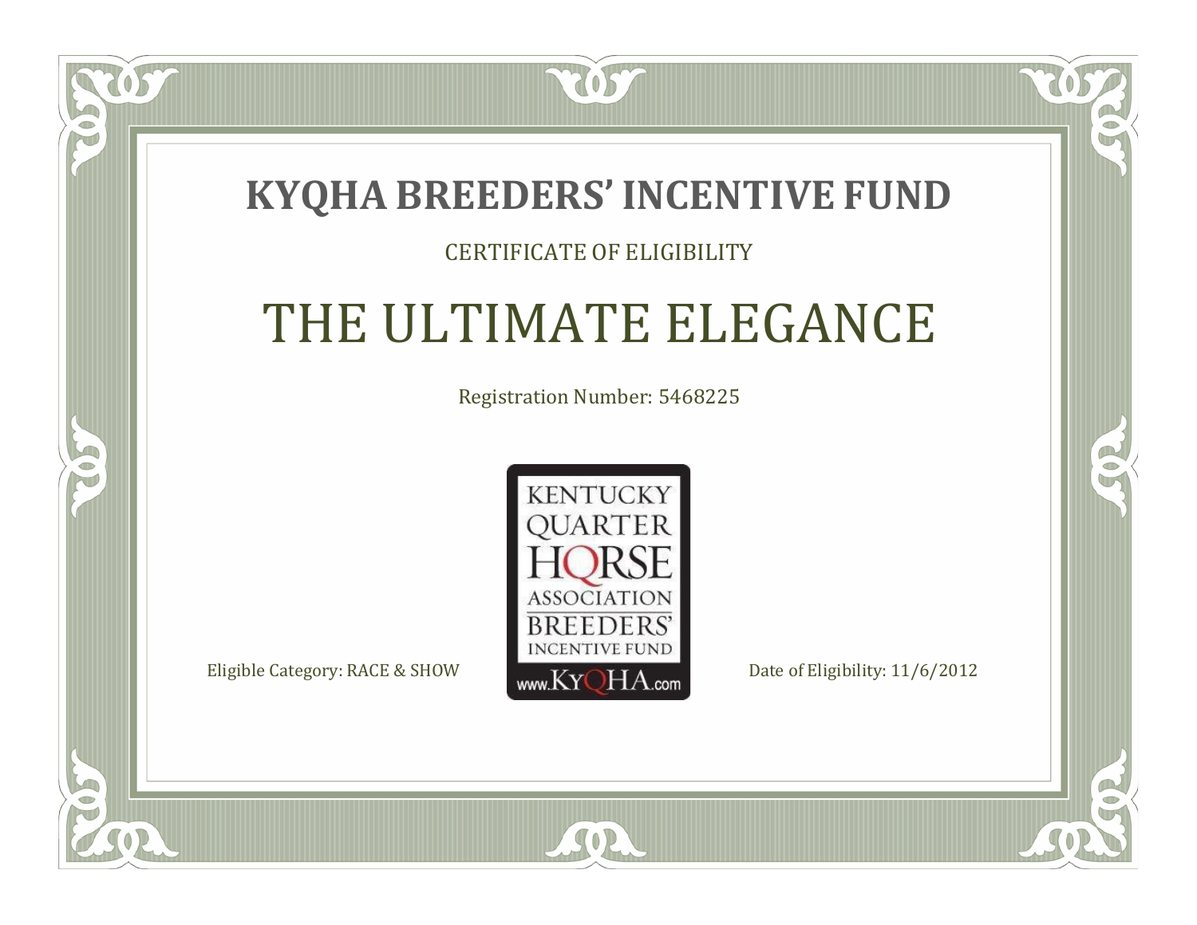# KYQHA BREEDERS' INCENTIVE FUND

CERTIFICATE OF ELIGIBILITY

## THE ULTIMATE ELEGANCE

Registration Number: 5468225

KENTUCKY QUARTER HORSE ASSOCIATION BREEDERS' INCENTIVE FUND www.KyQHA.com

Eligible Category: RACE & SHOW

Date of Eligibility: 11/6/2012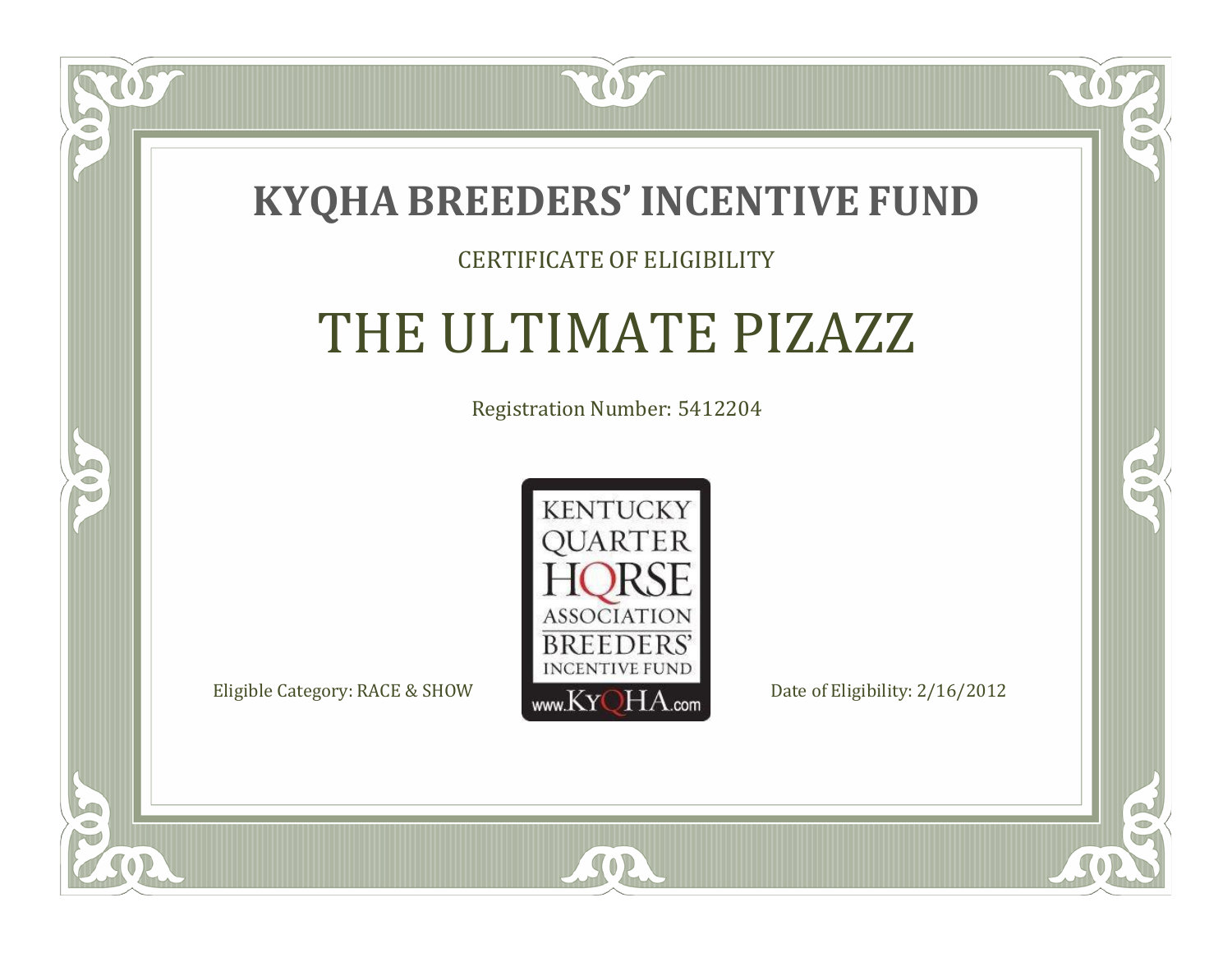# KYQHA BREEDERS' INCENTIVE FUND

CERTIFICATE OF ELIGIBILITY

## THE ULTIMATE PIZAZZ

Registration Number: 5412204

KENTUCKY QUARTER HORSE ASSOCIATION BREEDERS' INCENTIVE FUND www.KyQHA.com

Eligible Category: RACE & SHOW

Date of Eligibility: 2/16/2012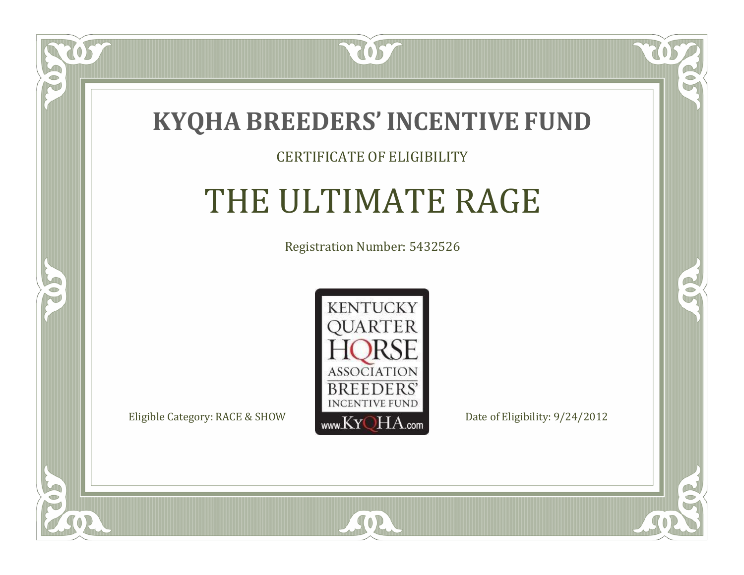# KYQHA BREEDERS' INCENTIVE FUND

CERTIFICATE OF ELIGIBILITY

## THE ULTIMATE RAGE

Registration Number: 5432526

KENTUCKY QUARTER HORSE ASSOCIATION BREEDERS' INCENTIVE FUND www.KyQHA.com

Eligible Category: RACE & SHOW

Date of Eligibility: 9/24/2012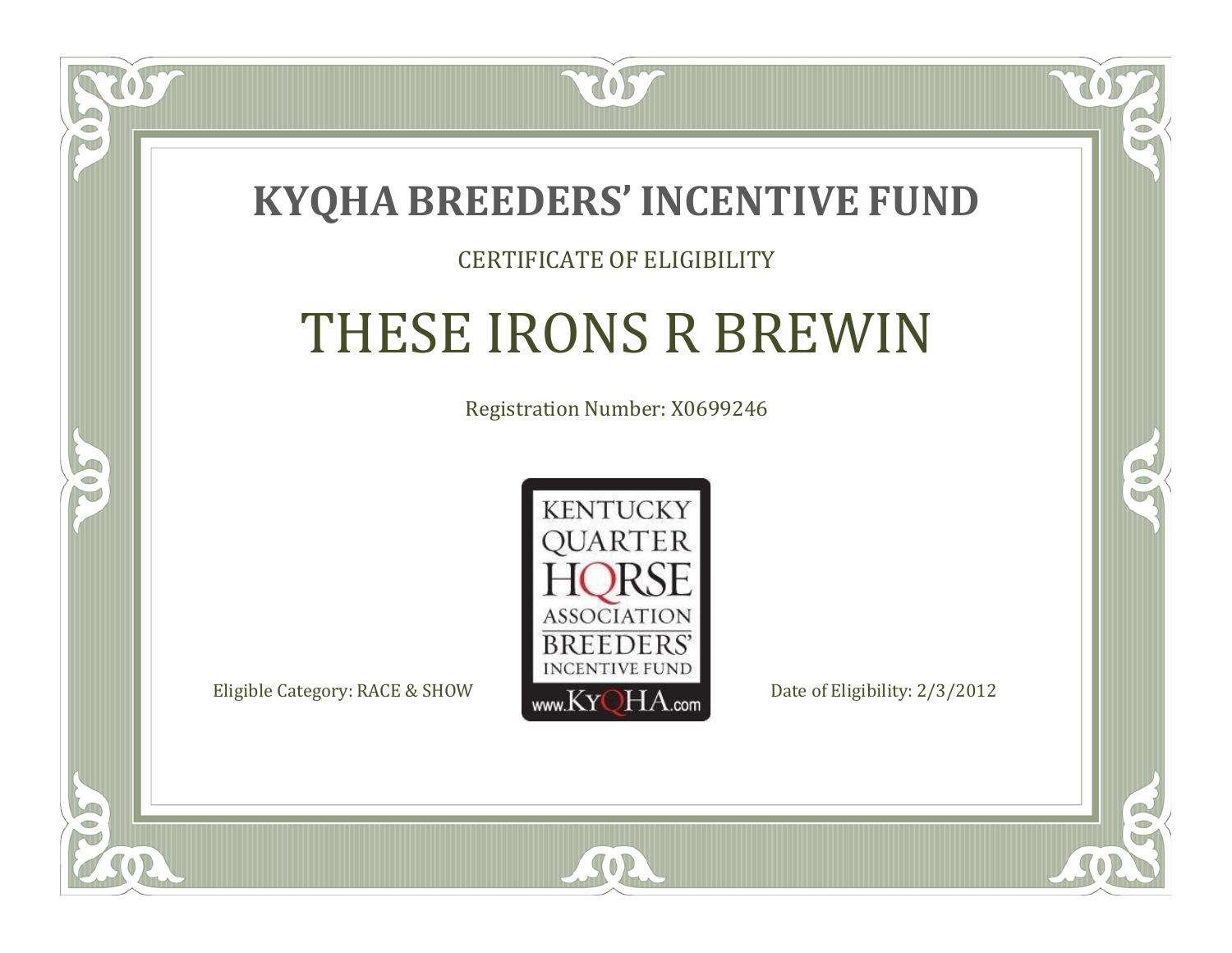# KYQHA BREEDERS' INCENTIVE FUND

CERTIFICATE OF ELIGIBILITY

## THESE IRONS R BREWIN

Registration Number: X0699246

KENTUCKY QUARTER HORSE ASSOCIATION BREEDERS' INCENTIVE FUND

www.KyQHA.com

Eligible Category: RACE & SHOW

Date of Eligibility: 2/3/2012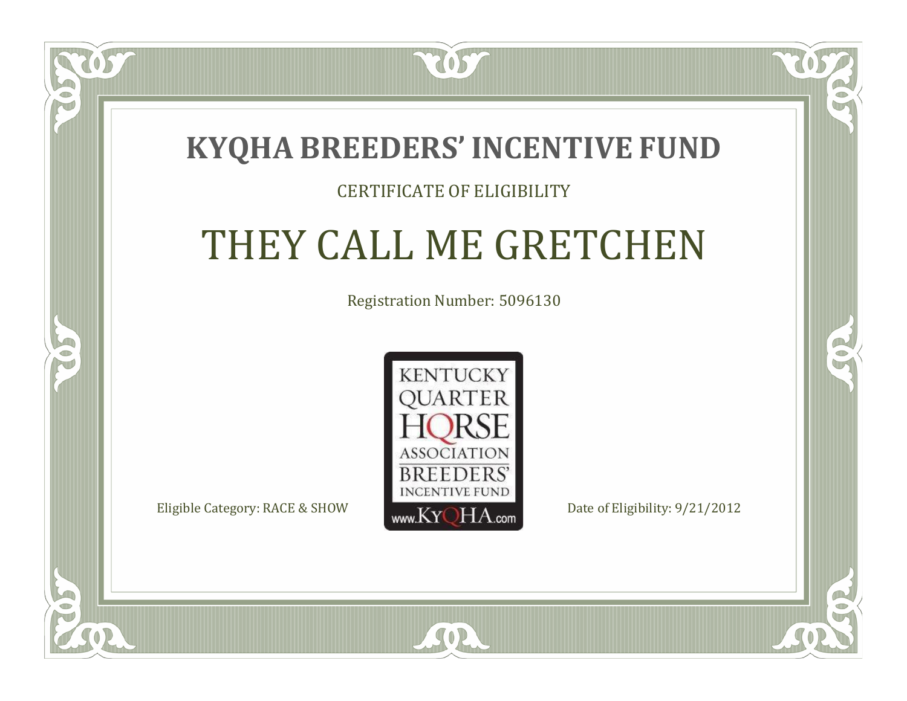# KYQHA BREEDERS' INCENTIVE FUND

CERTIFICATE OF ELIGIBILITY

## THEY CALL ME GRETCHEN

Registration Number: 5096130

KENTUCKY QUARTER HORSE ASSOCIATION BREEDERS' INCENTIVE FUND www.KyQHA.com

Eligible Category: RACE & SHOW

Date of Eligibility: 9/21/2012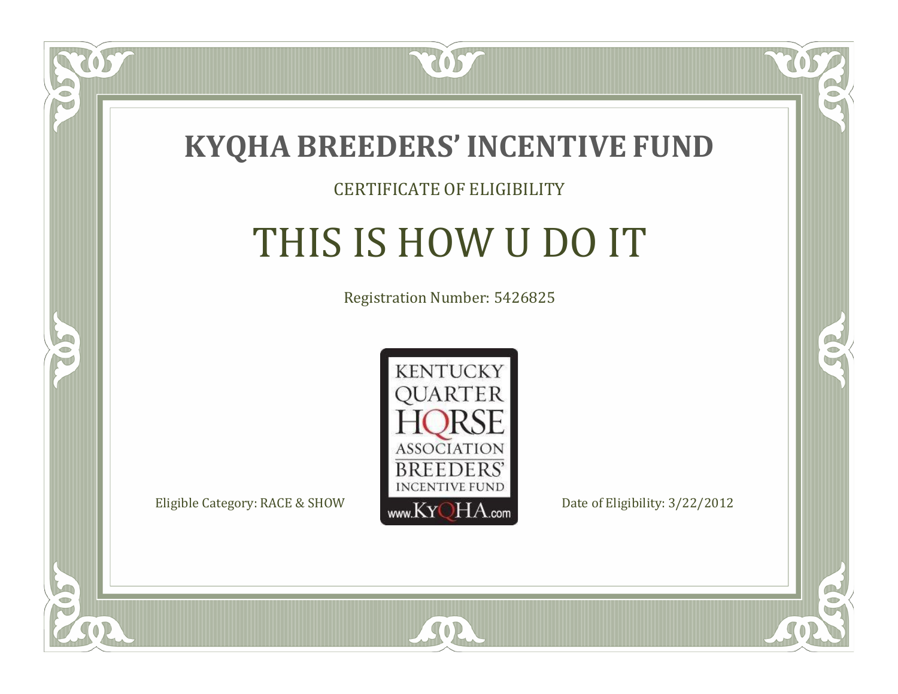# KYQHA BREEDERS' INCENTIVE FUND

CERTIFICATE OF ELIGIBILITY

## THIS IS HOW U DO IT

Registration Number: 5426825

KENTUCKY QUARTER HORSE ASSOCIATION BREEDERS' INCENTIVE FUND www.KyQHA.com

Eligible Category: RACE & SHOW

Date of Eligibility: 3/22/2012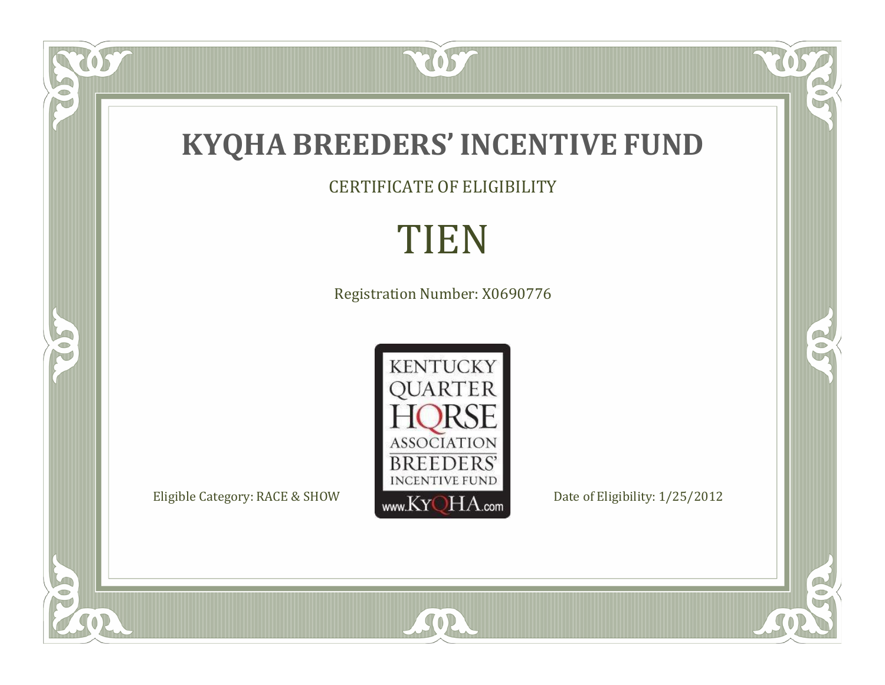# KYQHA BREEDERS' INCENTIVE FUND

CERTIFICATE OF ELIGIBILITY

## TIEN

Registration Number: X0690776

KENTUCKY QUARTER HORSE ASSOCIATION BREEDERS' INCENTIVE FUND www.KyQHA.com

Eligible Category: RACE & SHOW

Date of Eligibility: 1/25/2012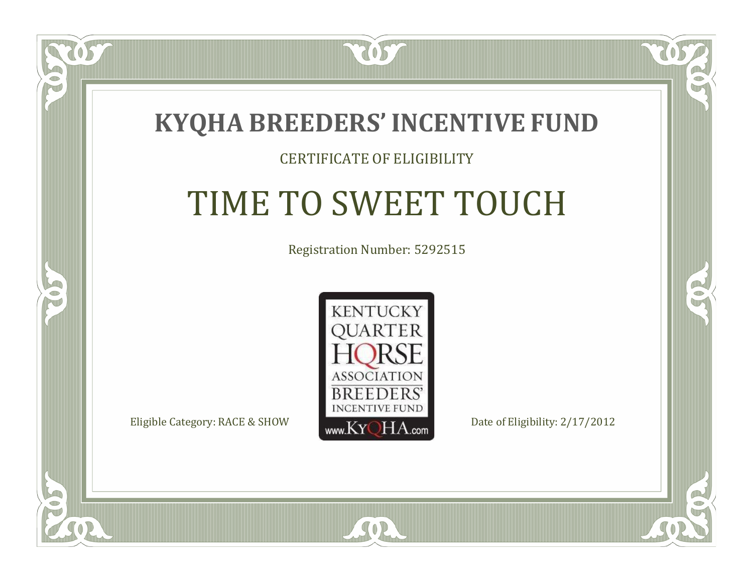# KYQHA BREEDERS' INCENTIVE FUND

CERTIFICATE OF ELIGIBILITY

## TIME TO SWEET TOUCH

Registration Number: 5292515

KENTUCKY QUARTER HORSE ASSOCIATION BREEDERS' INCENTIVE FUND www.KyQHA.com

Eligible Category: RACE & SHOW

Date of Eligibility: 2/17/2012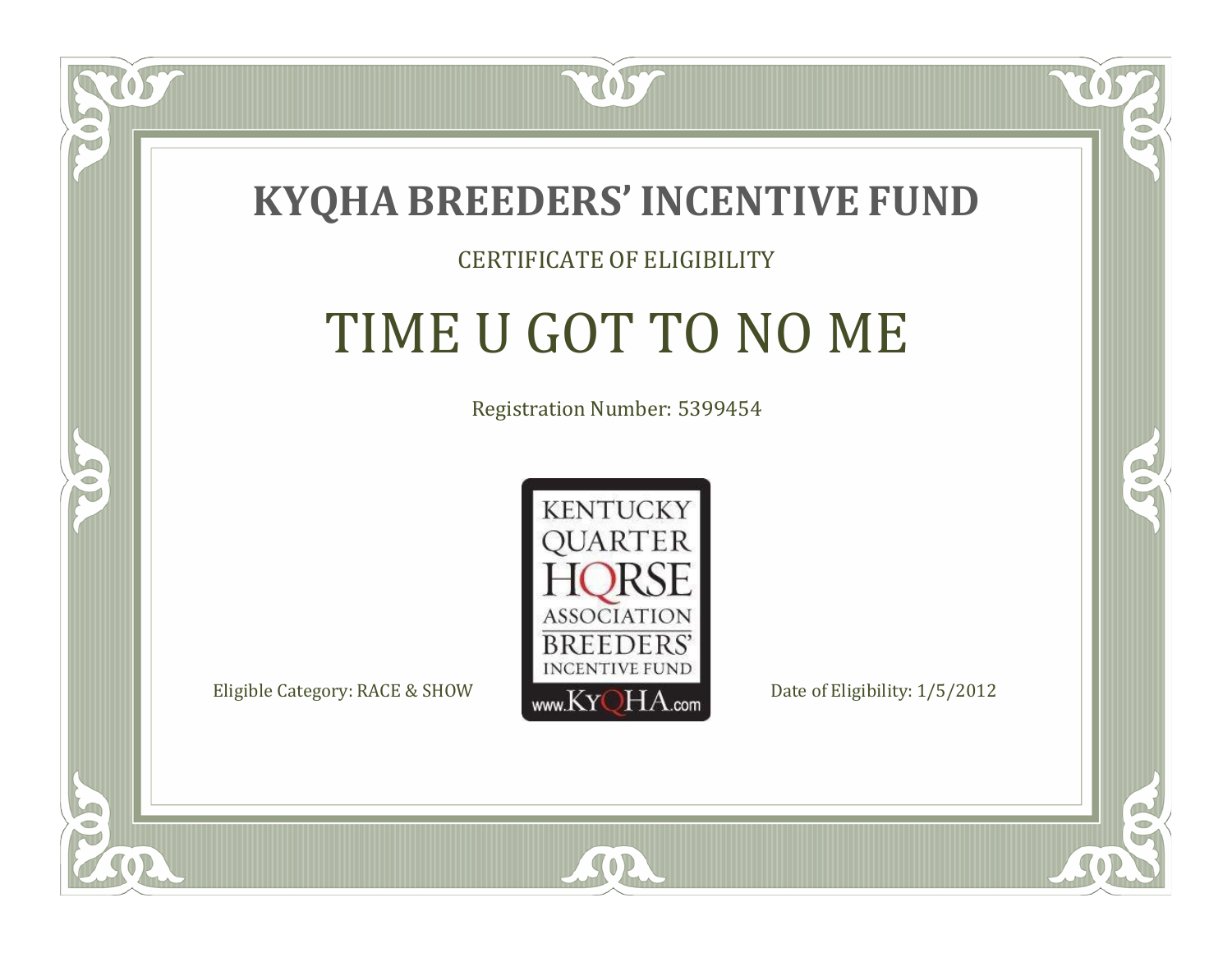# KYQHA BREEDERS' INCENTIVE FUND

CERTIFICATE OF ELIGIBILITY

## TIME U GOT TO NO ME

Registration Number: 5399454

KENTUCKY QUARTER HORSE ASSOCIATION BREEDERS' INCENTIVE FUND www.KyQHA.com

Eligible Category: RACE & SHOW

Date of Eligibility: 1/5/2012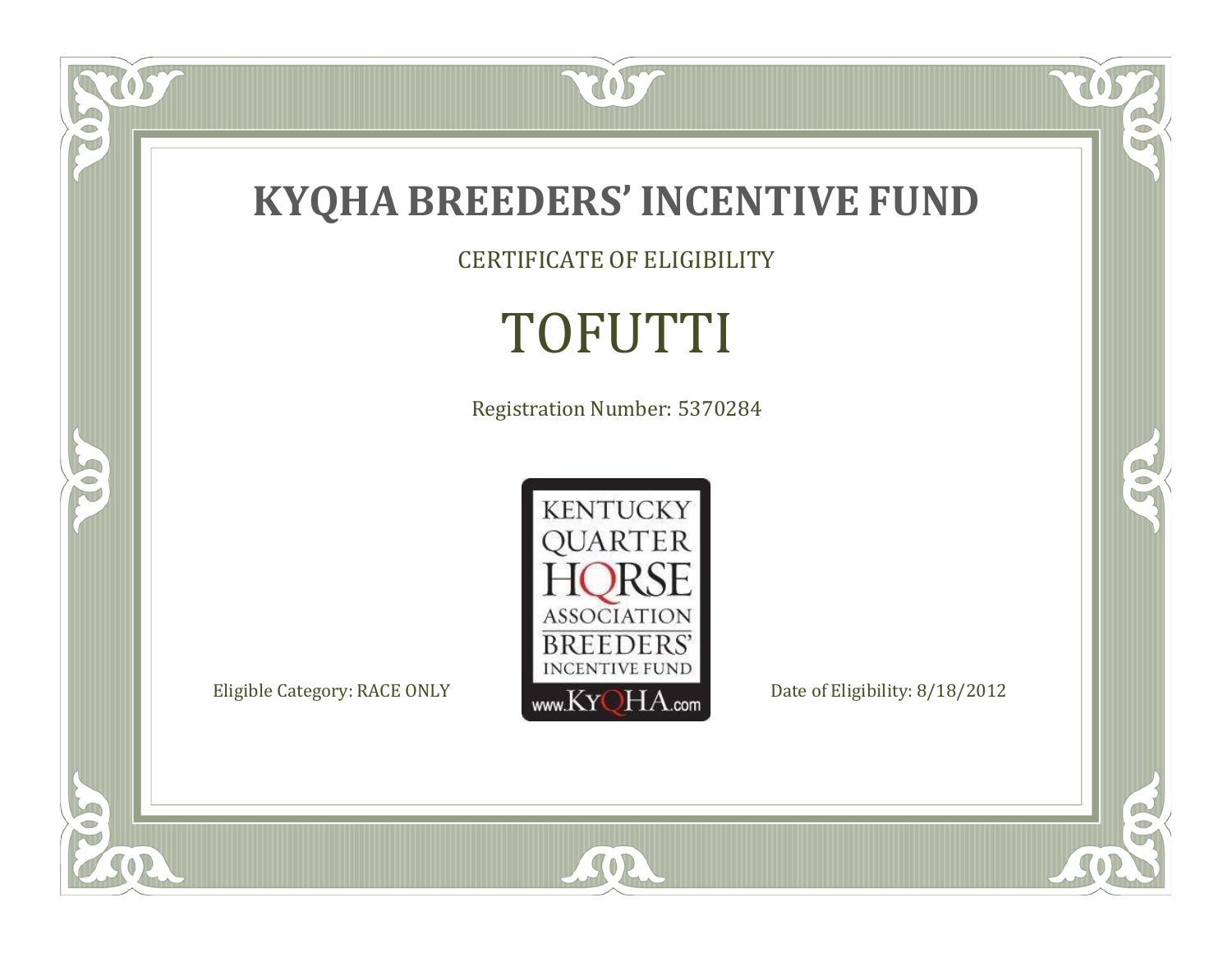# KYQHA BREEDERS' INCENTIVE FUND

CERTIFICATE OF ELIGIBILITY

## TOFUTTI

Registration Number: 5370284

KENTUCKY QUARTER HORSE ASSOCIATION BREEDERS' INCENTIVE FUND www.KyQHA.com

Eligible Category: RACE ONLY

Date of Eligibility: 8/18/2012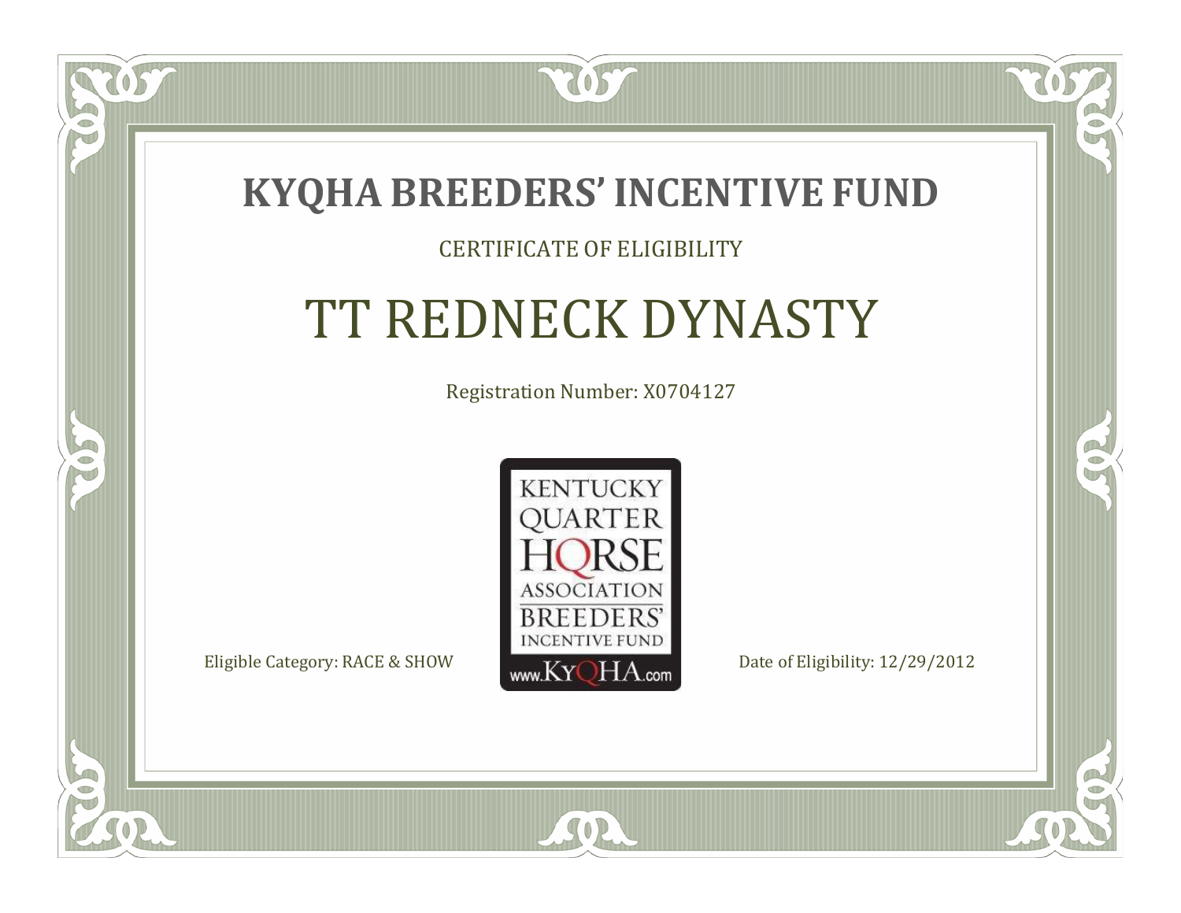# KYQHA BREEDERS' INCENTIVE FUND

CERTIFICATE OF ELIGIBILITY

## TT REDNECK DYNASTY

Registration Number: X0704127

KENTUCKY QUARTER HORSE ASSOCIATION BREEDERS' INCENTIVE FUND www.KyQHA.com

Eligible Category: RACE & SHOW

Date of Eligibility: 12/29/2012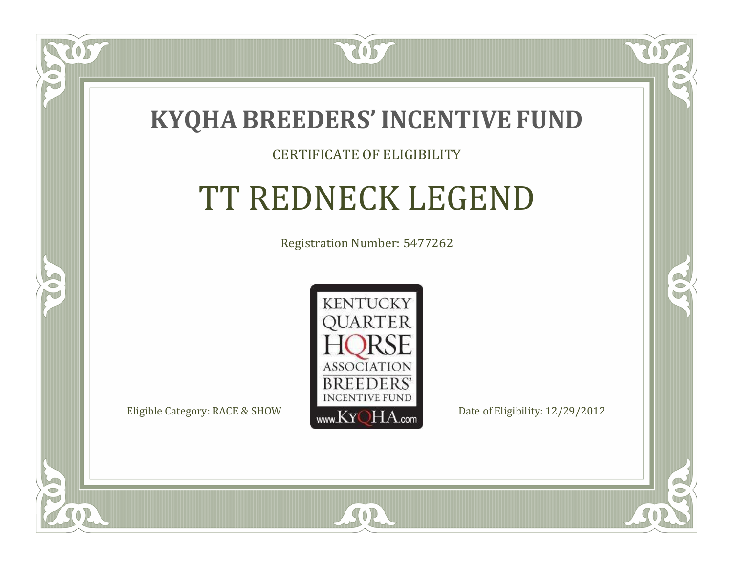# KYQHA BREEDERS' INCENTIVE FUND

CERTIFICATE OF ELIGIBILITY

## TT REDNECK LEGEND

Registration Number: 5477262

KENTUCKY QUARTER HORSE ASSOCIATION BREEDERS' INCENTIVE FUND www.KyQHA.com

Eligible Category: RACE & SHOW

Date of Eligibility: 12/29/2012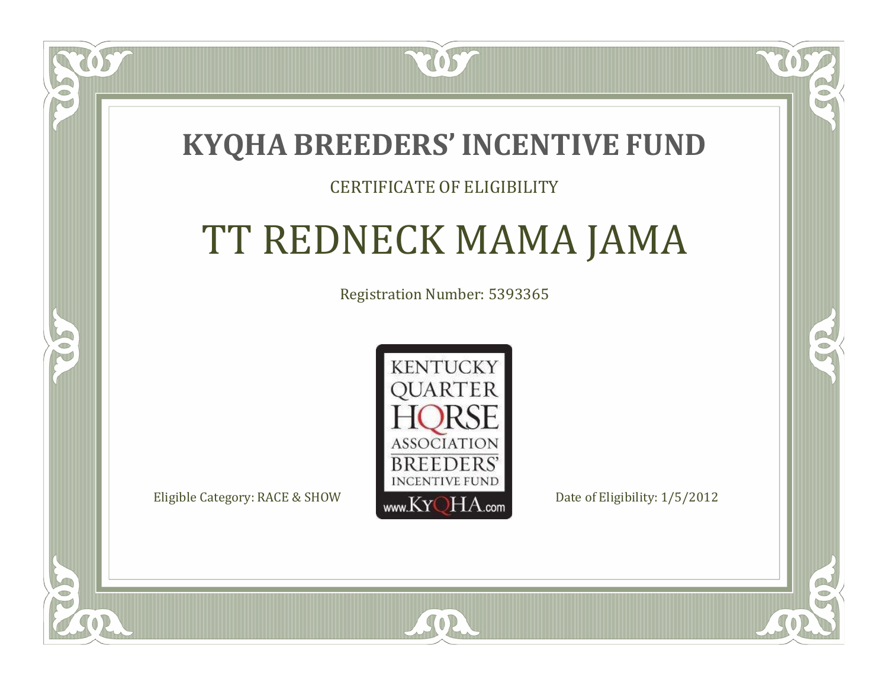# KYQHA BREEDERS' INCENTIVE FUND

CERTIFICATE OF ELIGIBILITY

## TT REDNECK MAMA JAMA

Registration Number: 5393365

KENTUCKY QUARTER HORSE ASSOCIATION BREEDERS' INCENTIVE FUND www.KyQHA.com

Eligible Category: RACE & SHOW

Date of Eligibility: 1/5/2012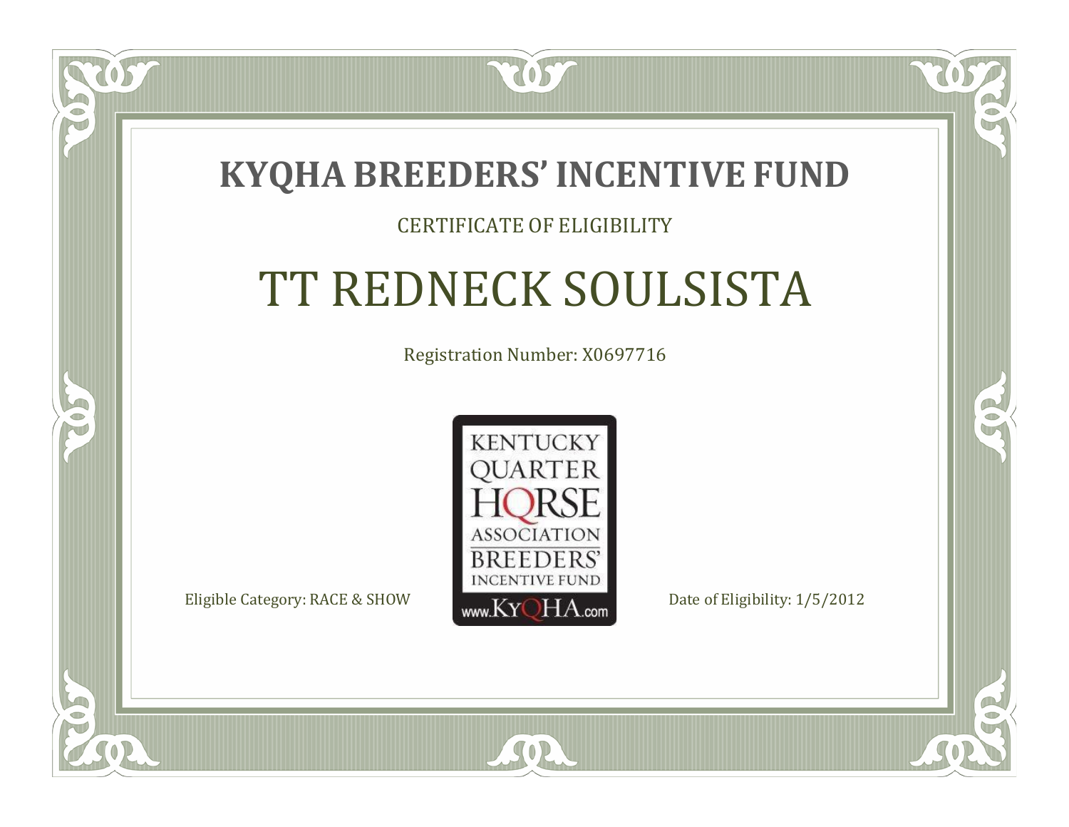# KYQHA BREEDERS' INCENTIVE FUND

CERTIFICATE OF ELIGIBILITY

## TT REDNECK SOULSISTA

Registration Number: X0697716

KENTUCKY QUARTER HORSE ASSOCIATION BREEDERS' INCENTIVE FUND www.KyQHA.com

Eligible Category: RACE & SHOW

Date of Eligibility: 1/5/2012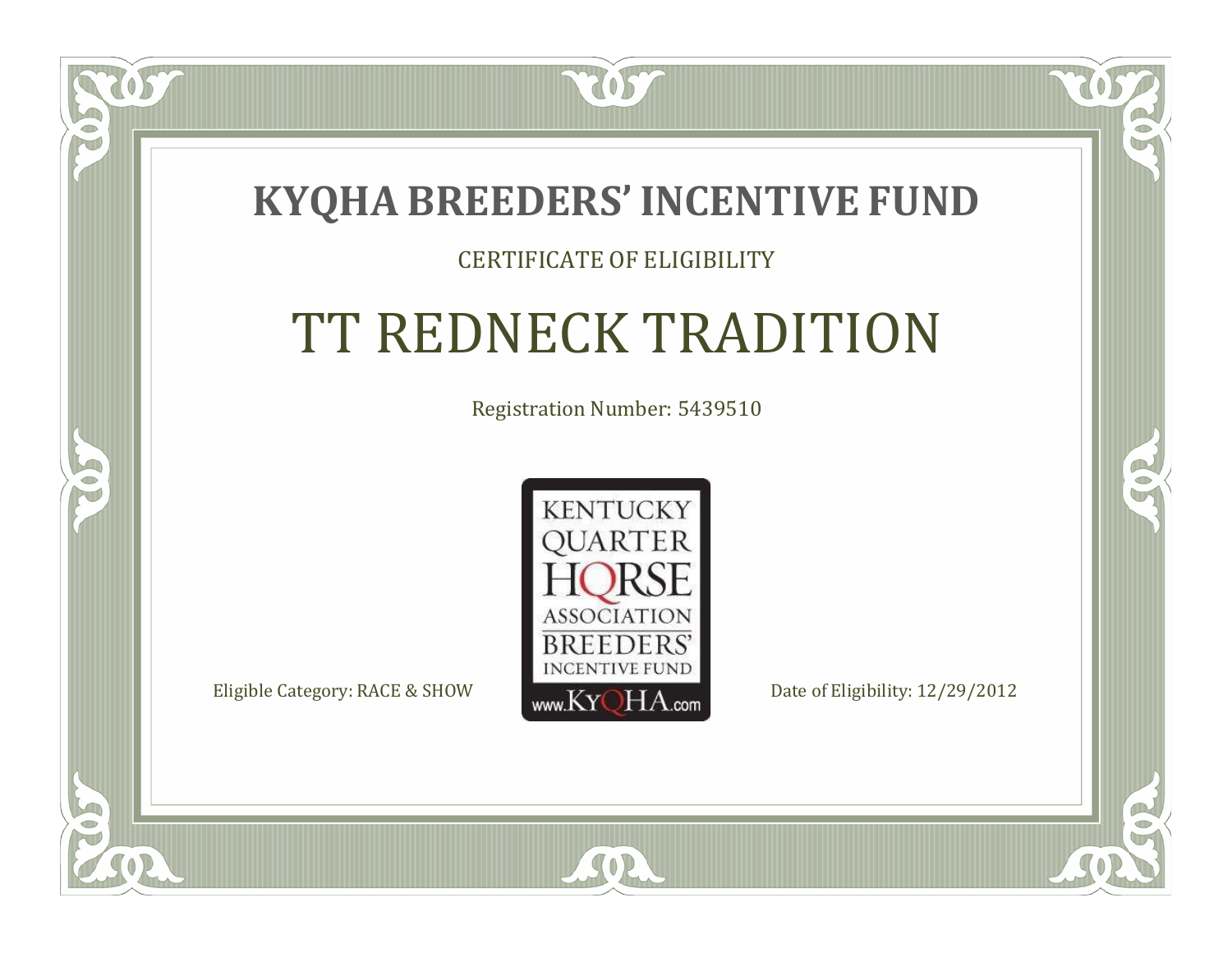# KYQHA BREEDERS' INCENTIVE FUND

CERTIFICATE OF ELIGIBILITY

## TT REDNECK TRADITION

Registration Number: 5439510

KENTUCKY QUARTER HORSE ASSOCIATION BREEDERS' INCENTIVE FUND www.KyQHA.com

Eligible Category: RACE & SHOW

Date of Eligibility: 12/29/2012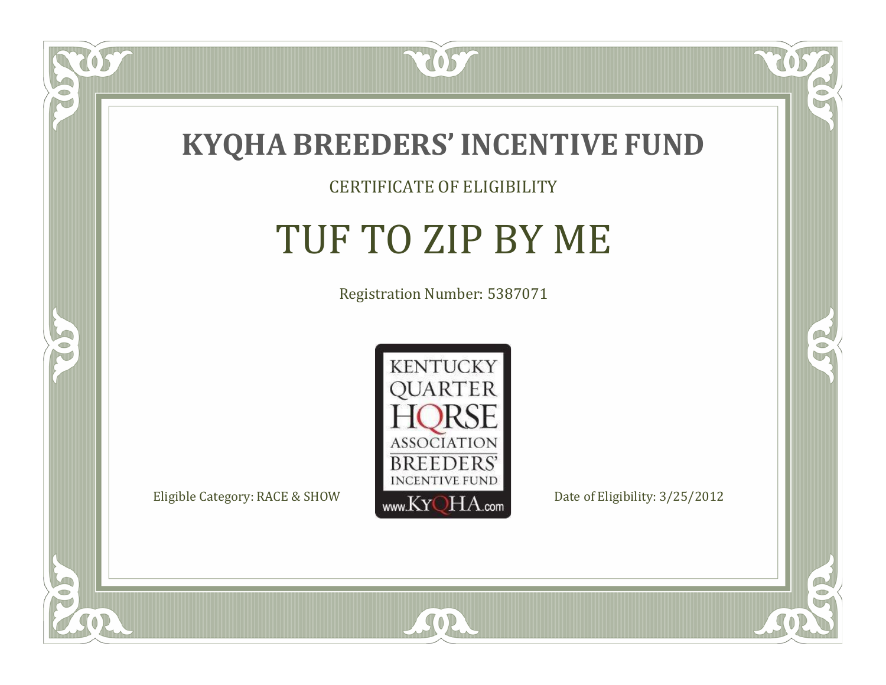# KYQHA BREEDERS' INCENTIVE FUND

CERTIFICATE OF ELIGIBILITY

## TUF TO ZIP BY ME

Registration Number: 5387071

KENTUCKY QUARTER HORSE ASSOCIATION BREEDERS' INCENTIVE FUND
www.KyQHA.com

Eligible Category: RACE & SHOW

Date of Eligibility: 3/25/2012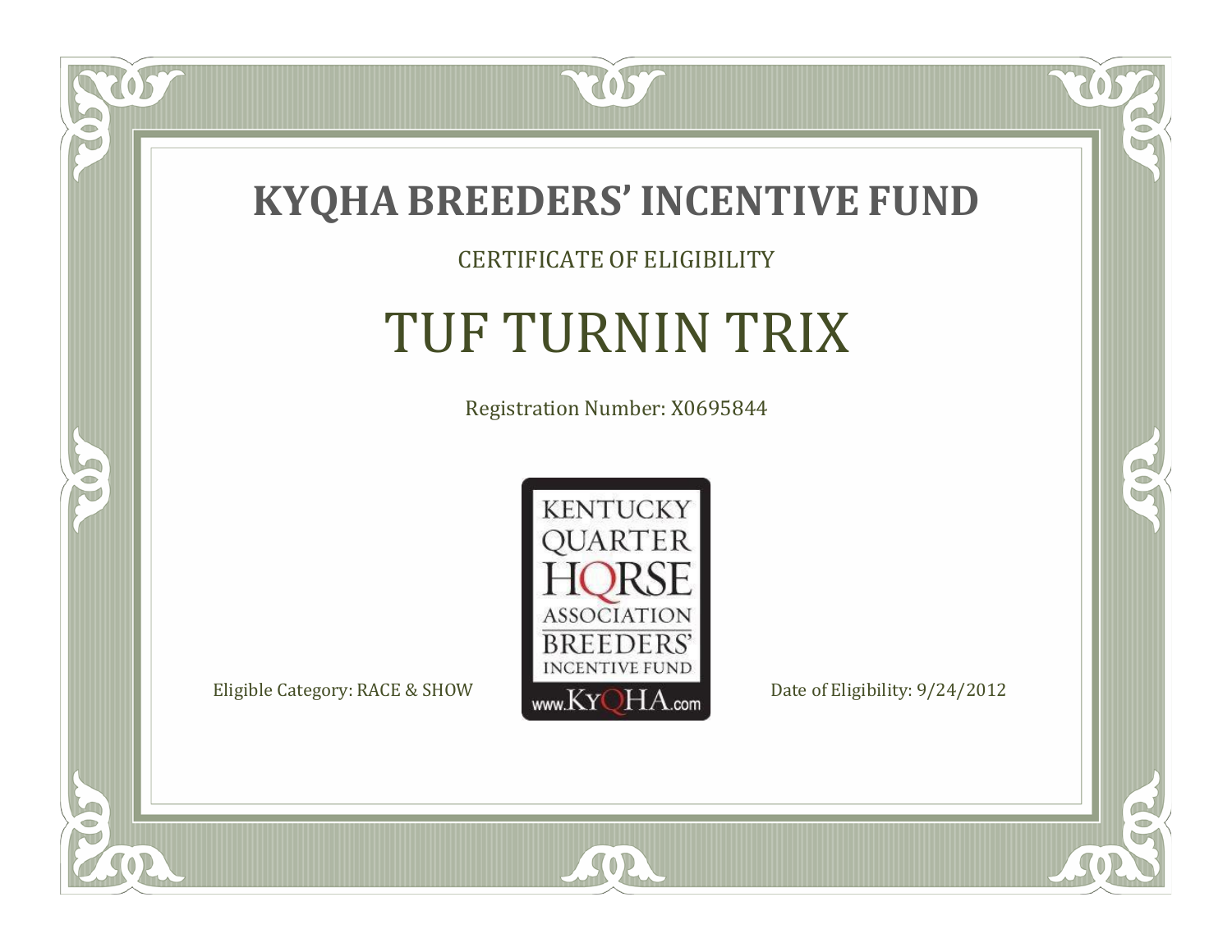# KYQHA BREEDERS' INCENTIVE FUND

CERTIFICATE OF ELIGIBILITY

## TUF TURNIN TRIX

Registration Number: X0695844

KENTUCKY QUARTER HORSE ASSOCIATION BREEDERS' INCENTIVE FUND www.KyQHA.com

Eligible Category: RACE & SHOW

Date of Eligibility: 9/24/2012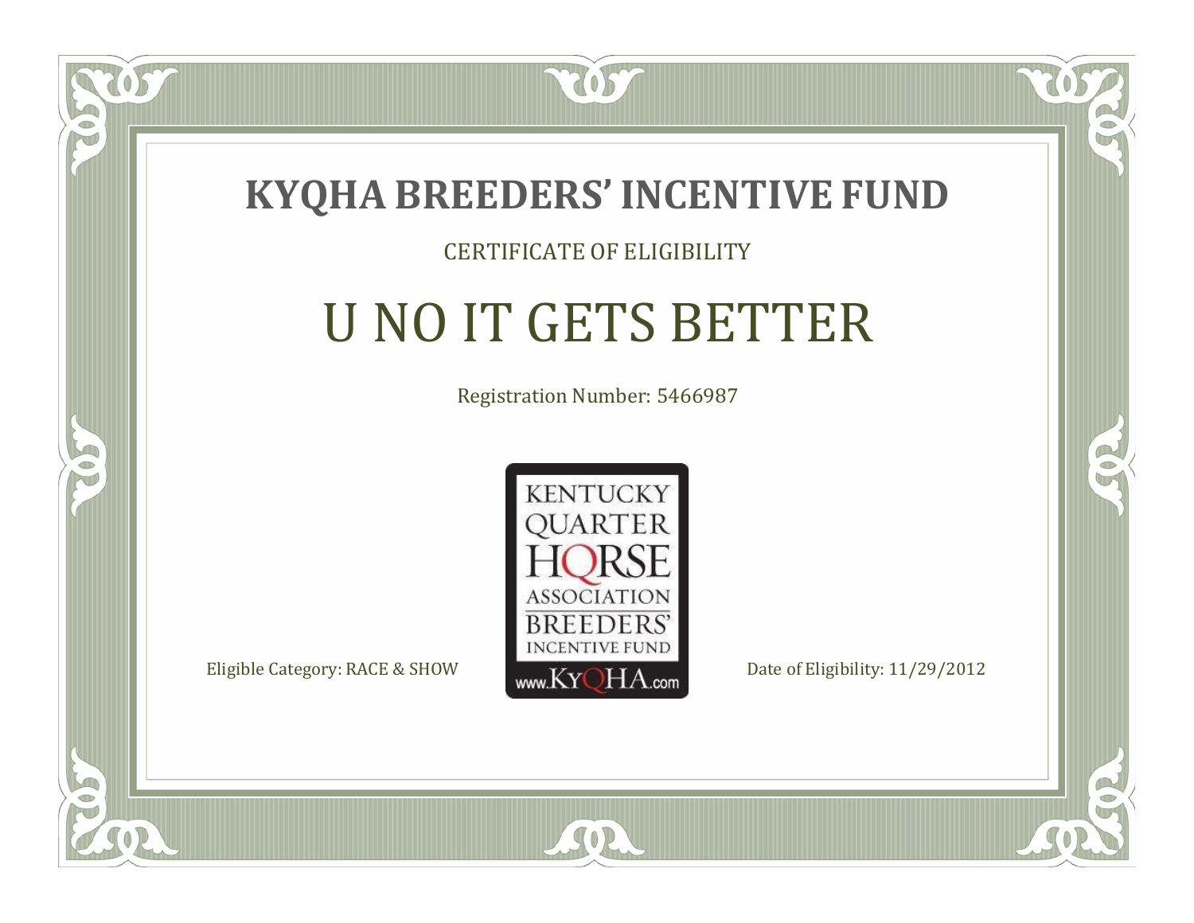# KYQHA BREEDERS' INCENTIVE FUND

CERTIFICATE OF ELIGIBILITY

## U NO IT GETS BETTER

Registration Number: 5466987

KENTUCKY QUARTER HORSE ASSOCIATION BREEDERS' INCENTIVE FUND www.KyQHA.com

Eligible Category: RACE & SHOW

Date of Eligibility: 11/29/2012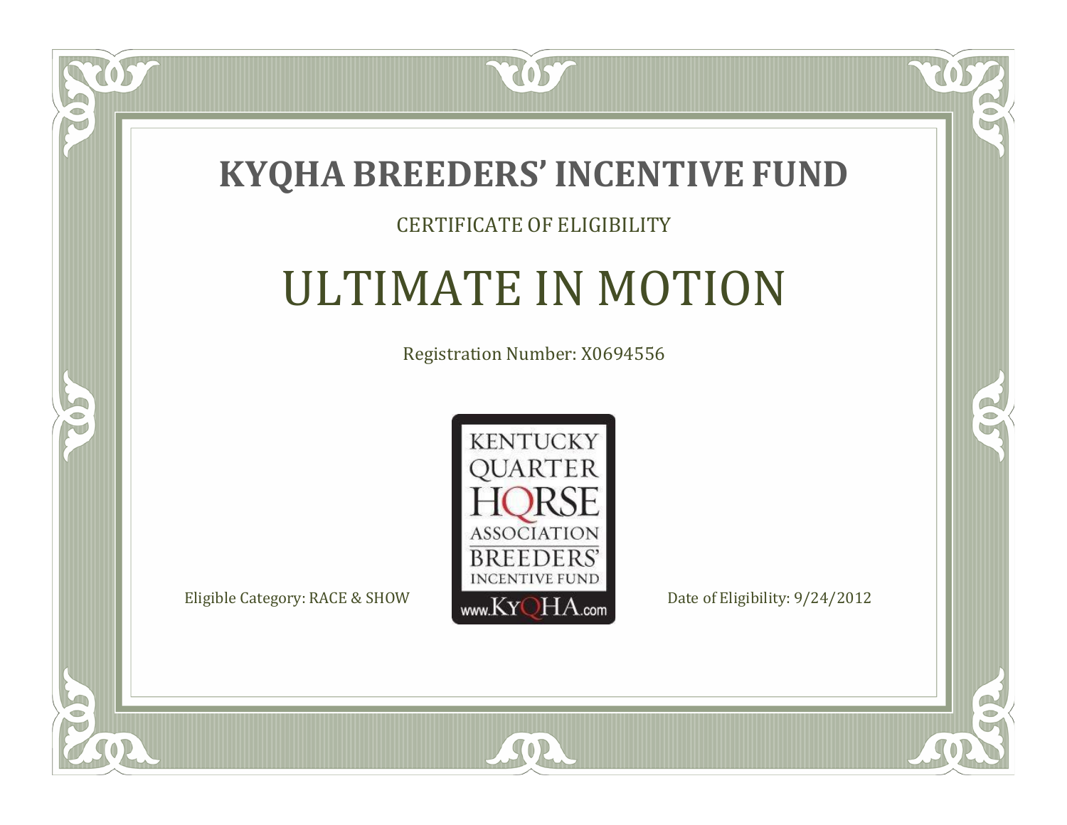# KYQHA BREEDERS' INCENTIVE FUND

CERTIFICATE OF ELIGIBILITY

## ULTIMATE IN MOTION

Registration Number: X0694556

KENTUCKY QUARTER HORSE ASSOCIATION BREEDERS' INCENTIVE FUND www.KyQHA.com

Eligible Category: RACE & SHOW

Date of Eligibility: 9/24/2012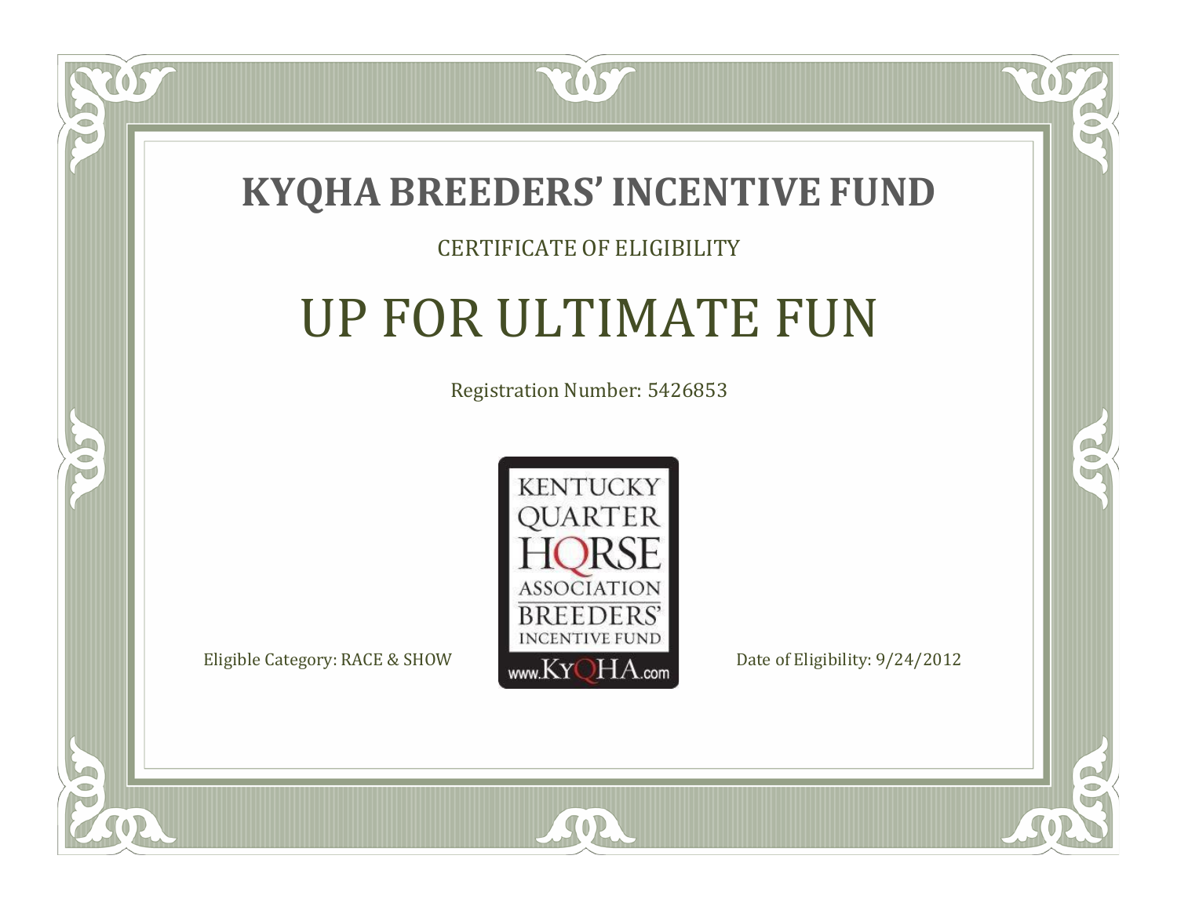# KYQHA BREEDERS' INCENTIVE FUND

CERTIFICATE OF ELIGIBILITY

## UP FOR ULTIMATE FUN

Registration Number: 5426853

KENTUCKY QUARTER HORSE ASSOCIATION BREEDERS' INCENTIVE FUND www.KyQHA.com

Eligible Category: RACE & SHOW

Date of Eligibility: 9/24/2012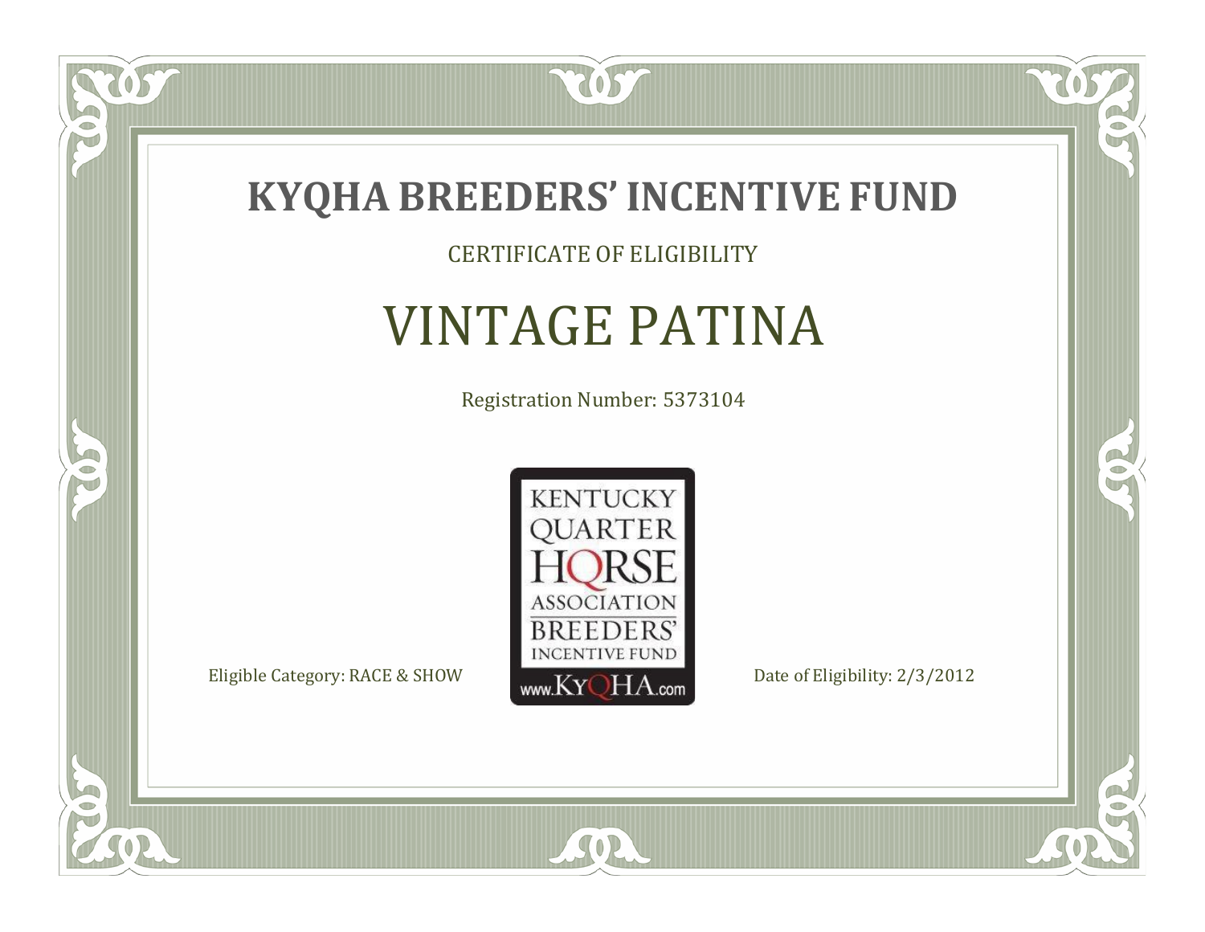# KYQHA BREEDERS' INCENTIVE FUND

CERTIFICATE OF ELIGIBILITY

## VINTAGE PATINA

Registration Number: 5373104

KENTUCKY QUARTER HORSE ASSOCIATION BREEDERS' INCENTIVE FUND www.KyQHA.com

Eligible Category: RACE & SHOW

Date of Eligibility: 2/3/2012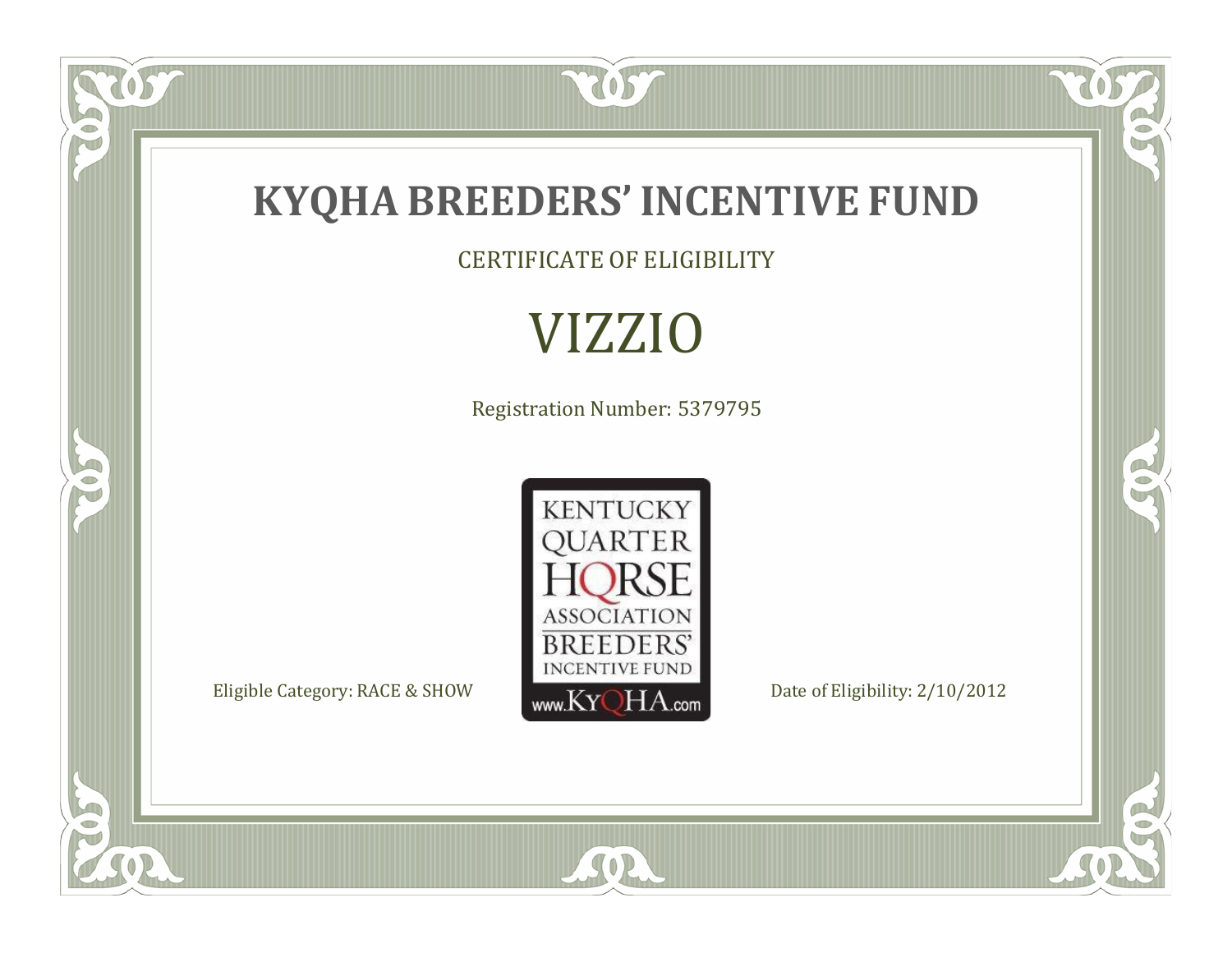# KYQHA BREEDERS' INCENTIVE FUND

CERTIFICATE OF ELIGIBILITY

## VIZZIO

Registration Number: 5379795

KENTUCKY QUARTER HORSE ASSOCIATION BREEDERS' INCENTIVE FUND www.KyQHA.com

Eligible Category: RACE & SHOW

Date of Eligibility: 2/10/2012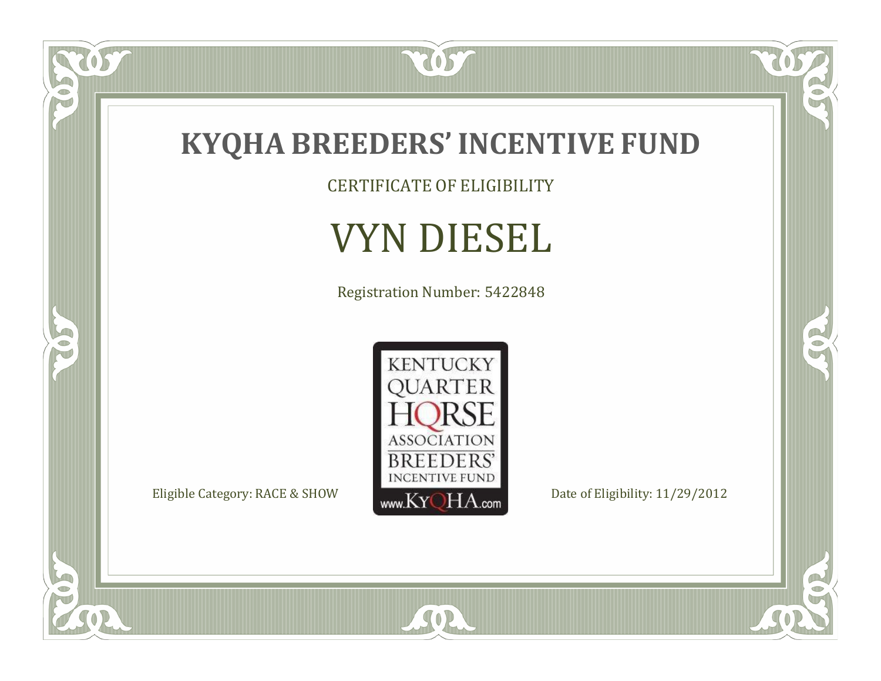# KYQHA BREEDERS' INCENTIVE FUND

CERTIFICATE OF ELIGIBILITY

## VYN DIESEL

Registration Number: 5422848

KENTUCKY QUARTER HORSE ASSOCIATION BREEDERS' INCENTIVE FUND www.KyQHA.com

Eligible Category: RACE & SHOW

Date of Eligibility: 11/29/2012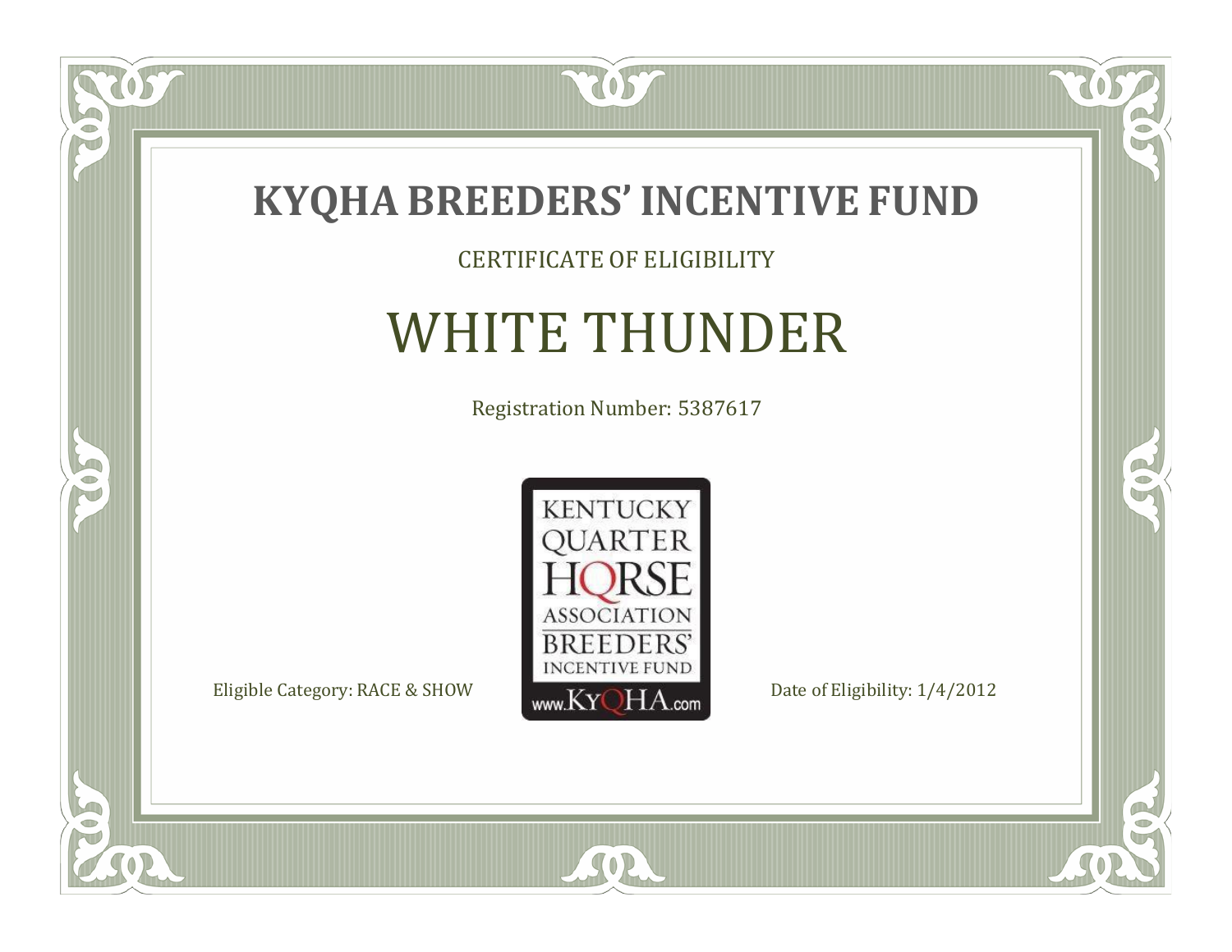# KYQHA BREEDERS' INCENTIVE FUND

CERTIFICATE OF ELIGIBILITY

## WHITE THUNDER

Registration Number: 5387617

KENTUCKY QUARTER HORSE ASSOCIATION BREEDERS' INCENTIVE FUND www.KyQHA.com

Eligible Category: RACE & SHOW

Date of Eligibility: 1/4/2012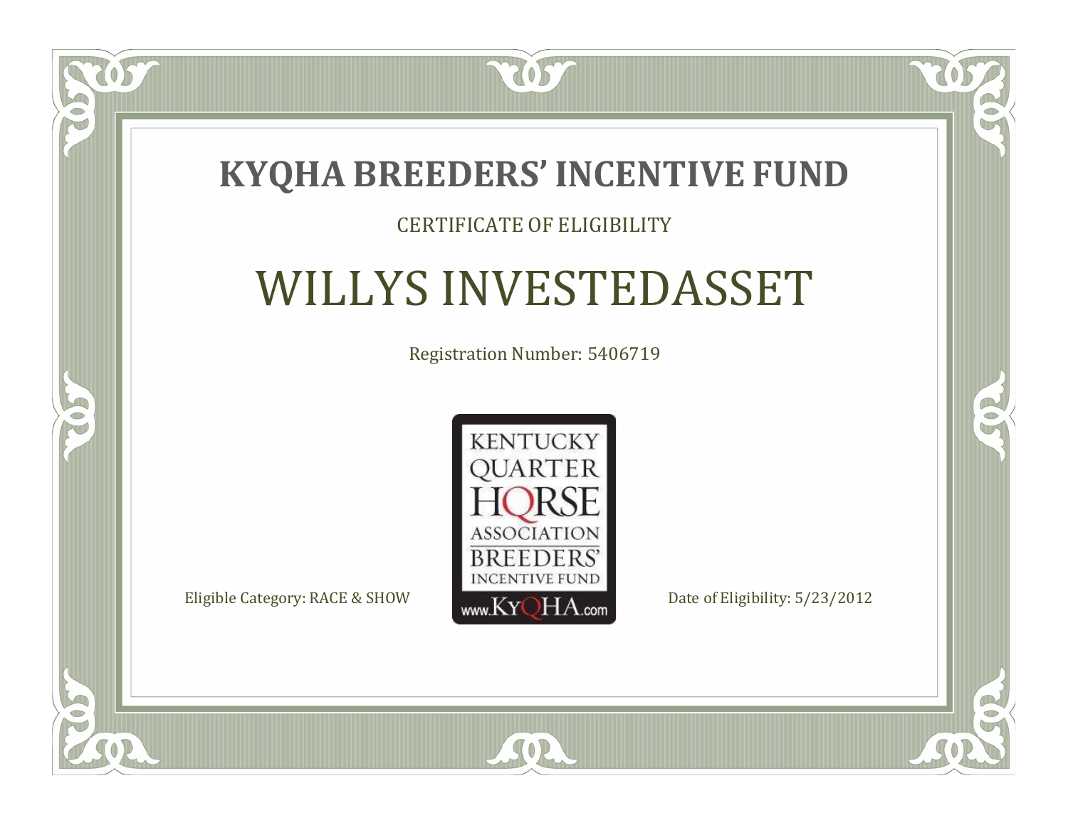# KYQHA BREEDERS' INCENTIVE FUND

CERTIFICATE OF ELIGIBILITY

## WILLYS INVESTEDASSET

Registration Number: 5406719

KENTUCKY QUARTER HORSE ASSOCIATION BREEDERS' INCENTIVE FUND www.KyQHA.com

Eligible Category: RACE & SHOW

Date of Eligibility: 5/23/2012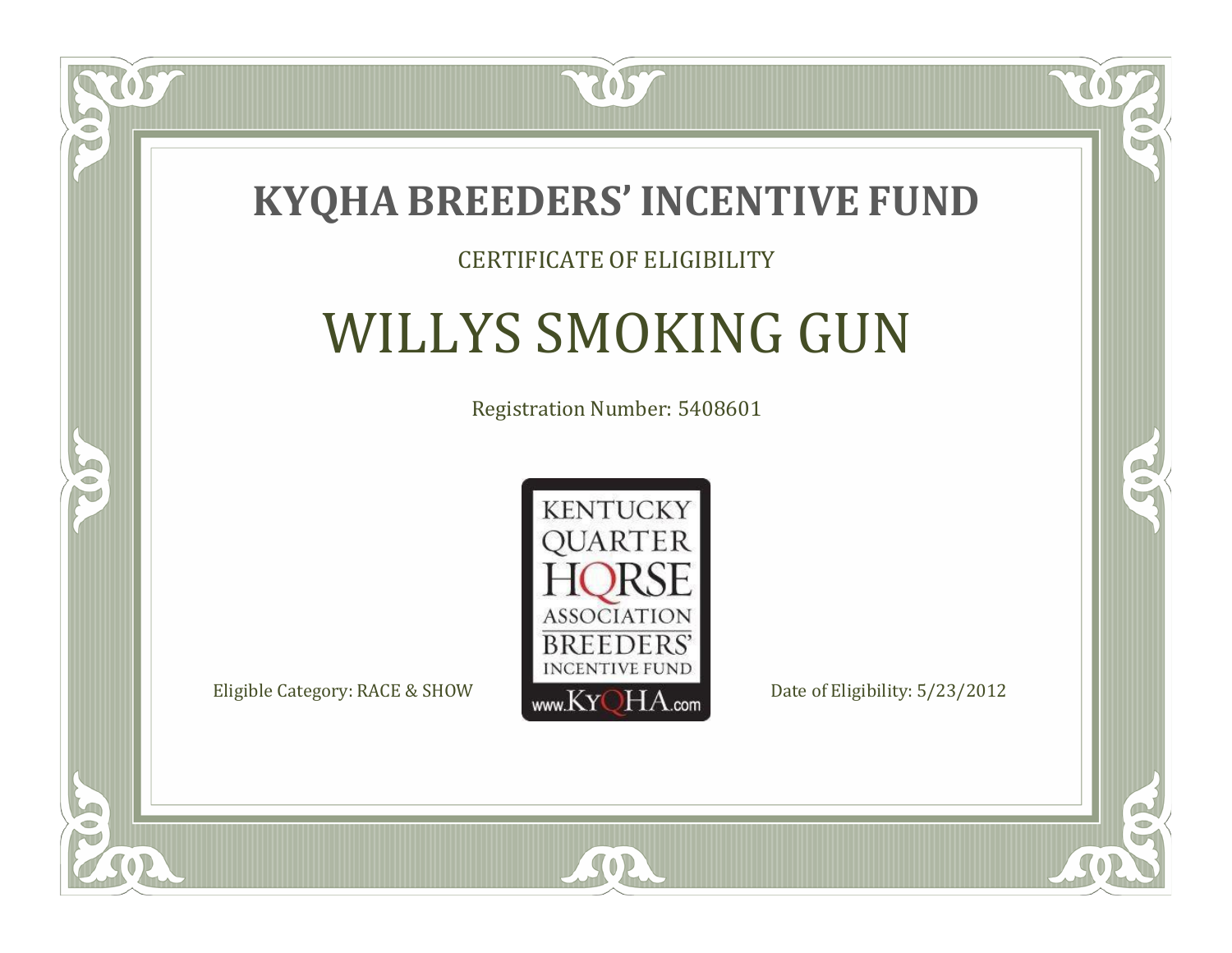# KYQHA BREEDERS' INCENTIVE FUND

CERTIFICATE OF ELIGIBILITY

## WILLYS SMOKING GUN

Registration Number: 5408601

KENTUCKY QUARTER HORSE ASSOCIATION BREEDERS' INCENTIVE FUND www.KyQHA.com

Eligible Category: RACE & SHOW

Date of Eligibility: 5/23/2012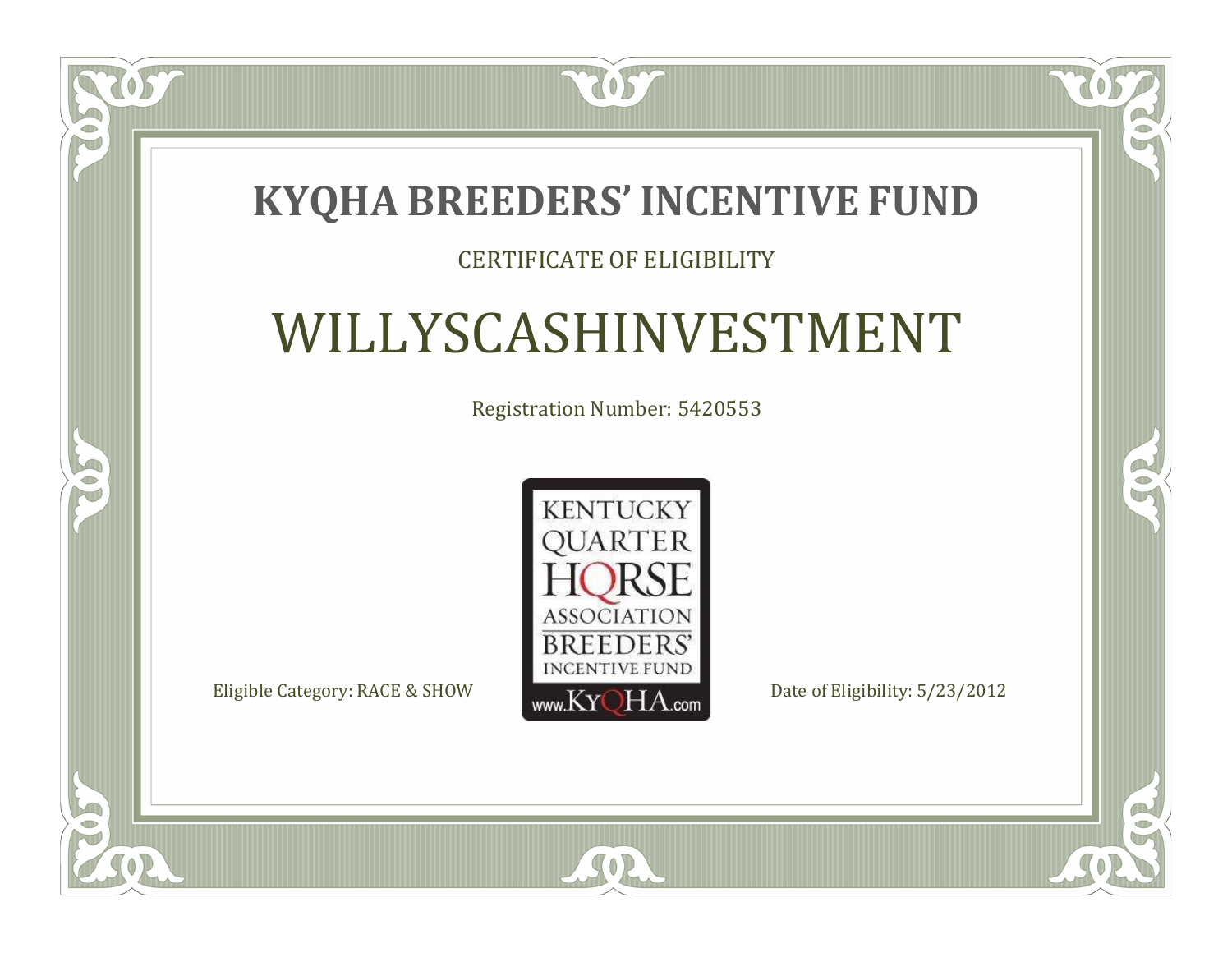# KYQHA BREEDERS' INCENTIVE FUND

CERTIFICATE OF ELIGIBILITY

## WILLYSCASHINVESTMENT

Registration Number: 5420553

KENTUCKY QUARTER HORSE ASSOCIATION BREEDERS' INCENTIVE FUND www.KyQHA.com

Eligible Category: RACE & SHOW

Date of Eligibility: 5/23/2012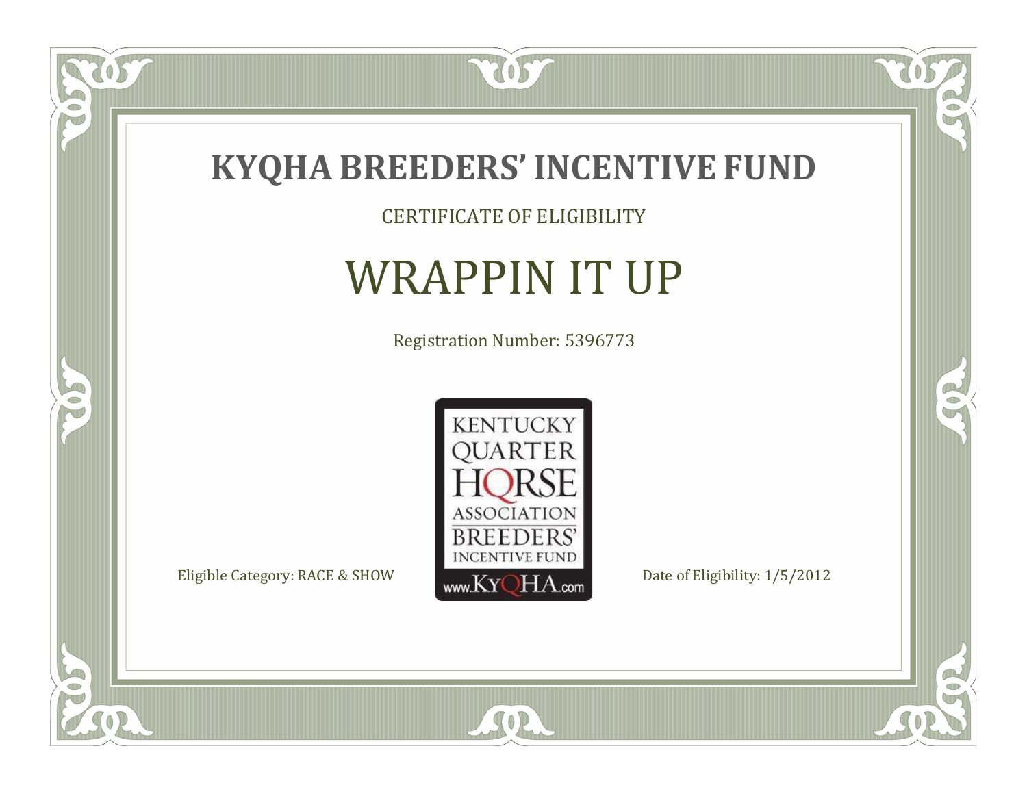# KYQHA BREEDERS' INCENTIVE FUND

CERTIFICATE OF ELIGIBILITY

## WRAPPIN IT UP

Registration Number: 5396773

KENTUCKY QUARTER HORSE ASSOCIATION BREEDERS' INCENTIVE FUND www.KyQHA.com

Eligible Category: RACE & SHOW

Date of Eligibility: 1/5/2012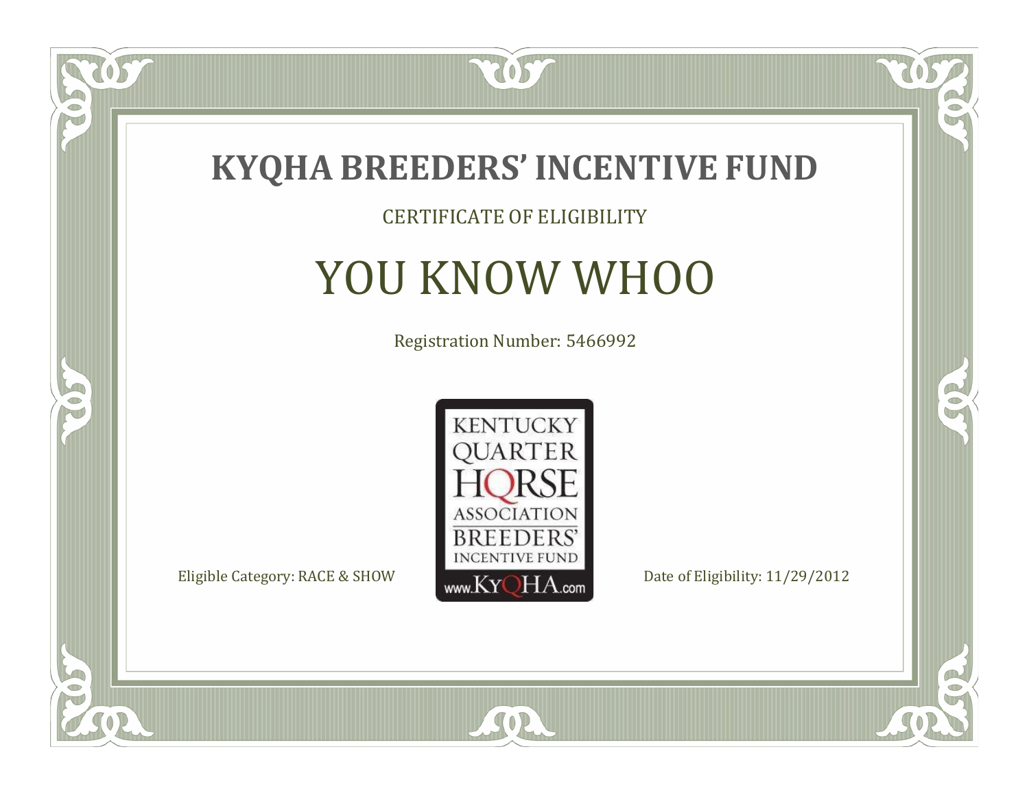# KYQHA BREEDERS' INCENTIVE FUND

CERTIFICATE OF ELIGIBILITY

## YOU KNOW WHOO

Registration Number: 5466992

KENTUCKY QUARTER HORSE ASSOCIATION BREEDERS' INCENTIVE FUND www.KyQHA.com

Eligible Category: RACE & SHOW

Date of Eligibility: 11/29/2012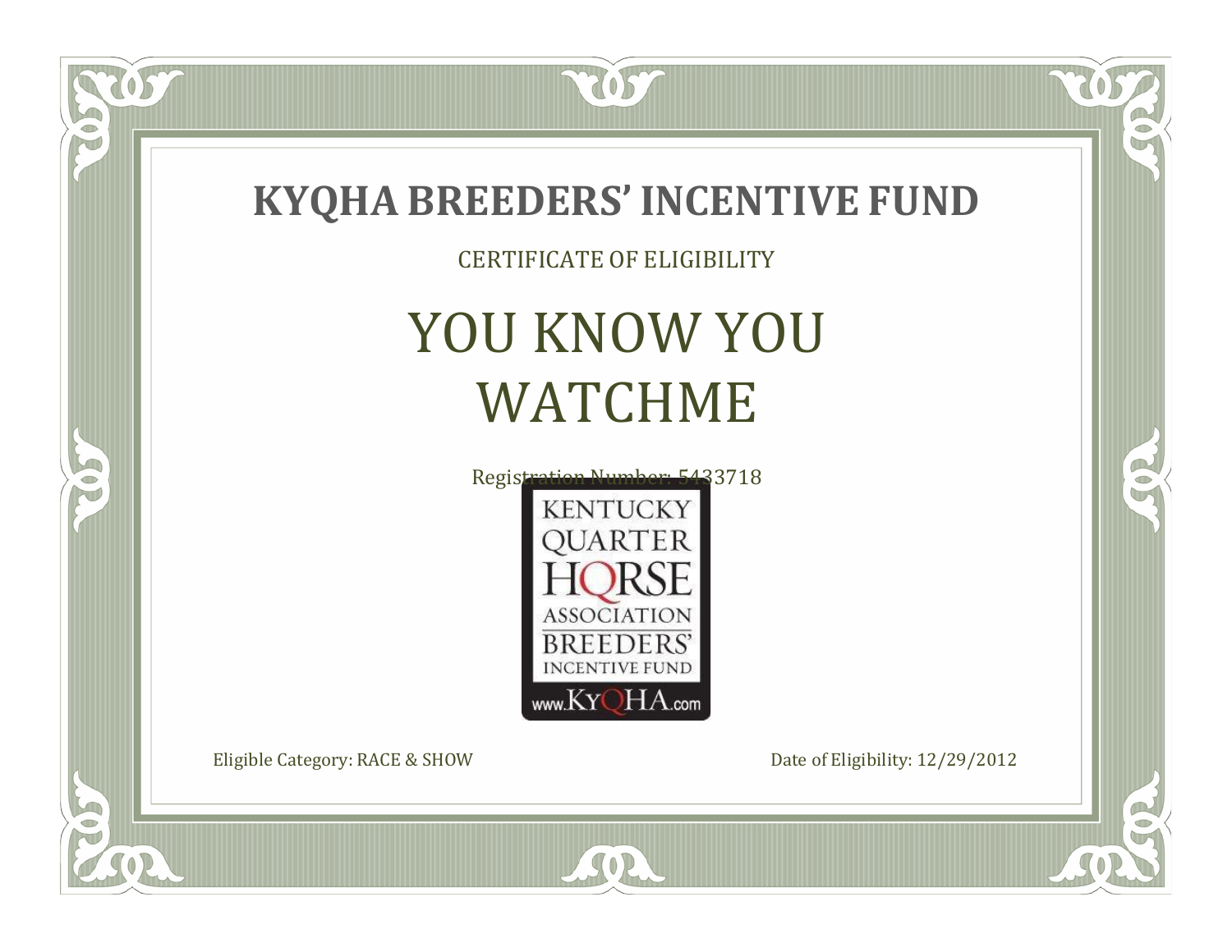# KYQHA BREEDERS' INCENTIVE FUND

CERTIFICATE OF ELIGIBILITY

## YOU KNOW YOU WATCHME

Registration Number: 5433718

KENTUCKY QUARTER HORSE ASSOCIATION BREEDERS' INCENTIVE FUND

www.KyQHA.com

Eligible Category: RACE & SHOW

Date of Eligibility: 12/29/2012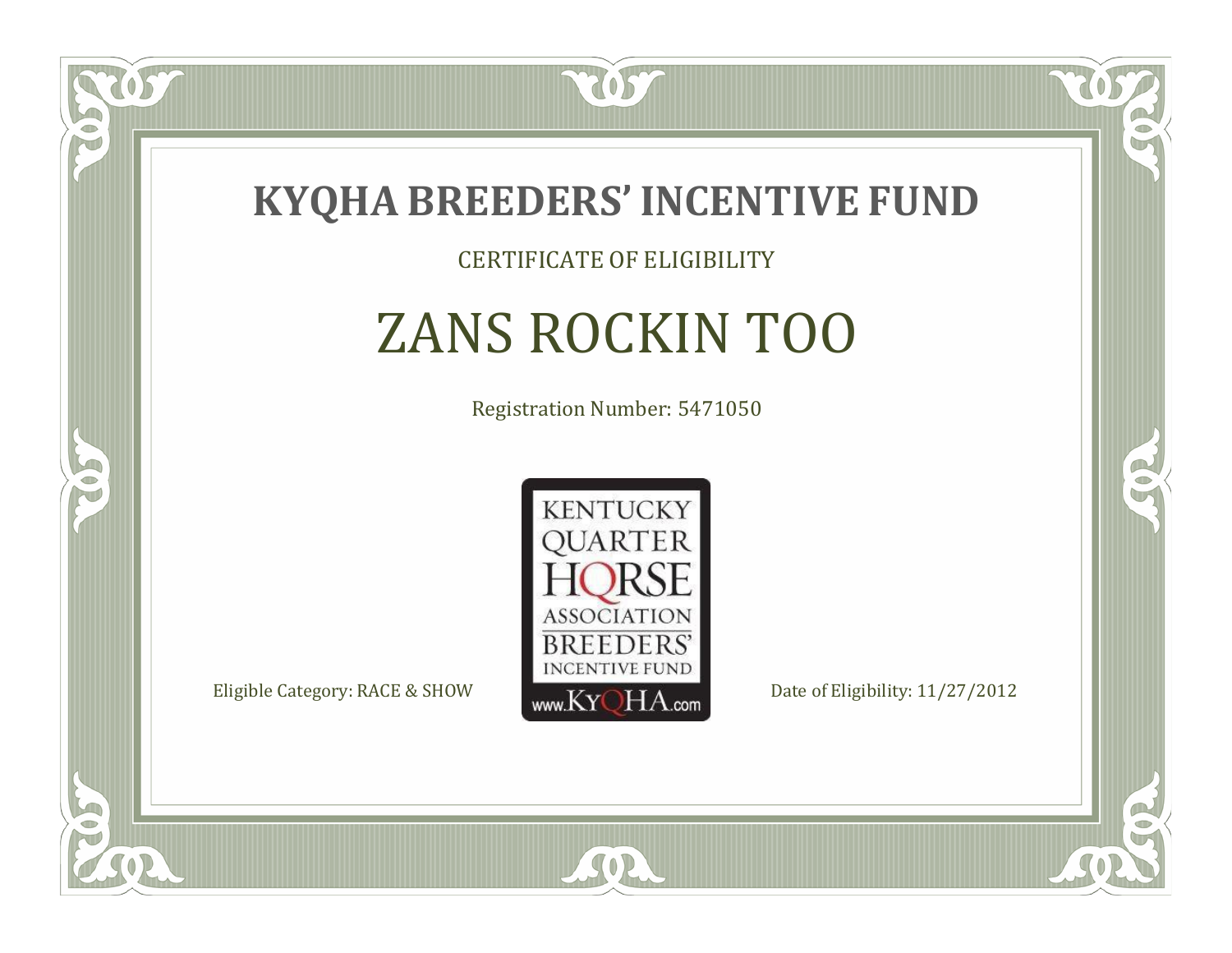# KYQHA BREEDERS' INCENTIVE FUND

CERTIFICATE OF ELIGIBILITY

## ZANS ROCKIN TOO

Registration Number: 5471050

KENTUCKY QUARTER HORSE ASSOCIATION BREEDERS' INCENTIVE FUND www.KyQHA.com

Eligible Category: RACE & SHOW

Date of Eligibility: 11/27/2012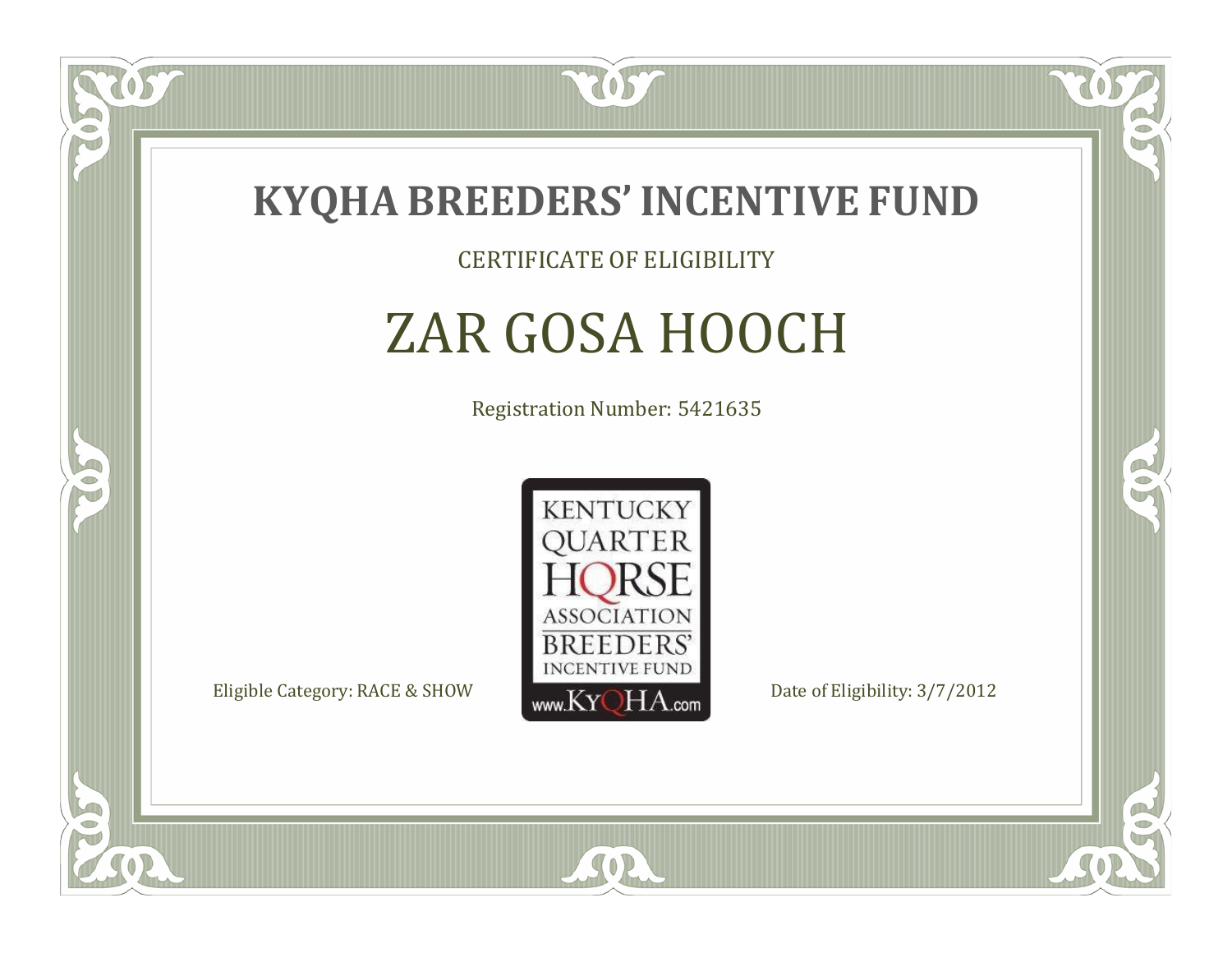# KYQHA BREEDERS' INCENTIVE FUND

CERTIFICATE OF ELIGIBILITY

## ZAR GOSA HOOCH

Registration Number: 5421635

KENTUCKY QUARTER HORSE ASSOCIATION BREEDERS' INCENTIVE FUND www.KyQHA.com

Eligible Category: RACE & SHOW

Date of Eligibility: 3/7/2012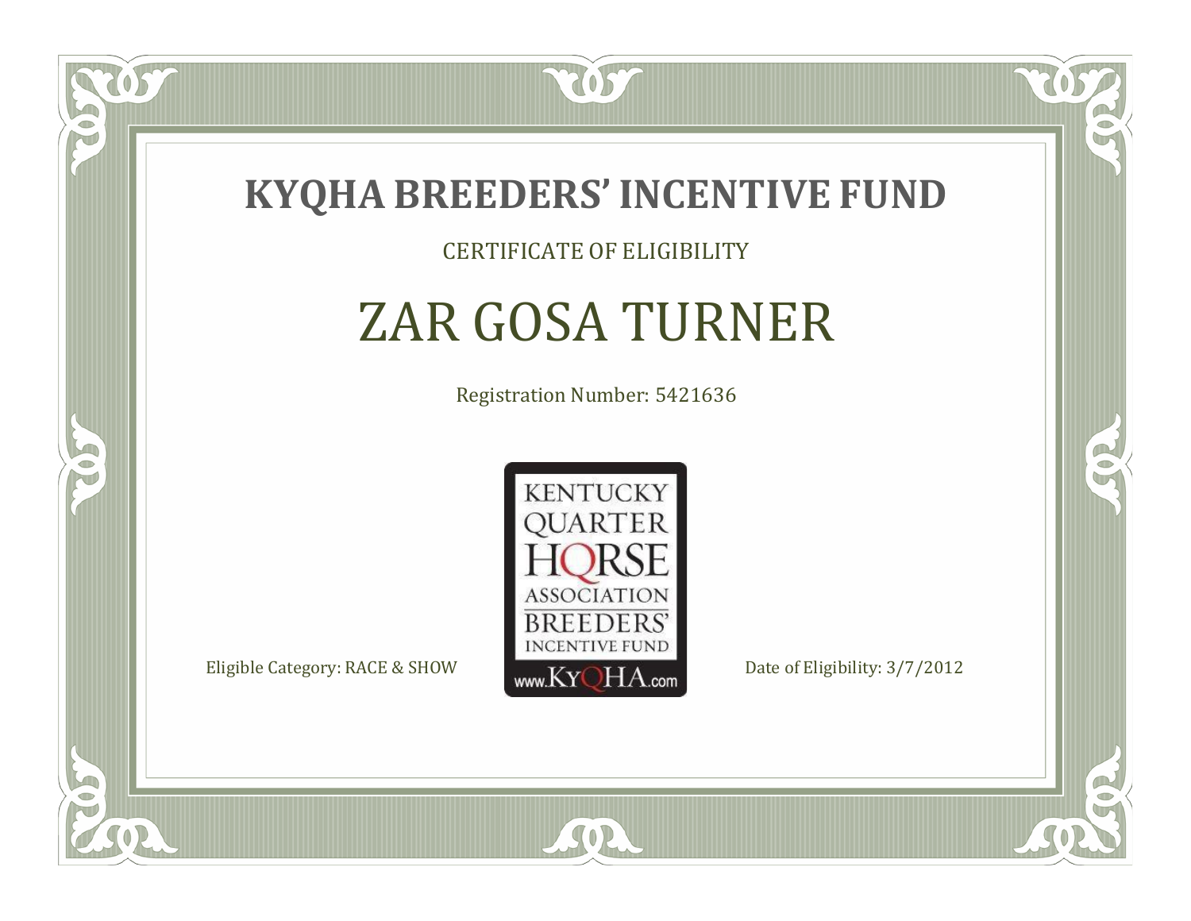# KYQHA BREEDERS' INCENTIVE FUND

CERTIFICATE OF ELIGIBILITY

## ZAR GOSA TURNER

Registration Number: 5421636

KENTUCKY QUARTER HORSE ASSOCIATION BREEDERS' INCENTIVE FUND www.KyQHA.com

Eligible Category: RACE & SHOW

Date of Eligibility: 3/7/2012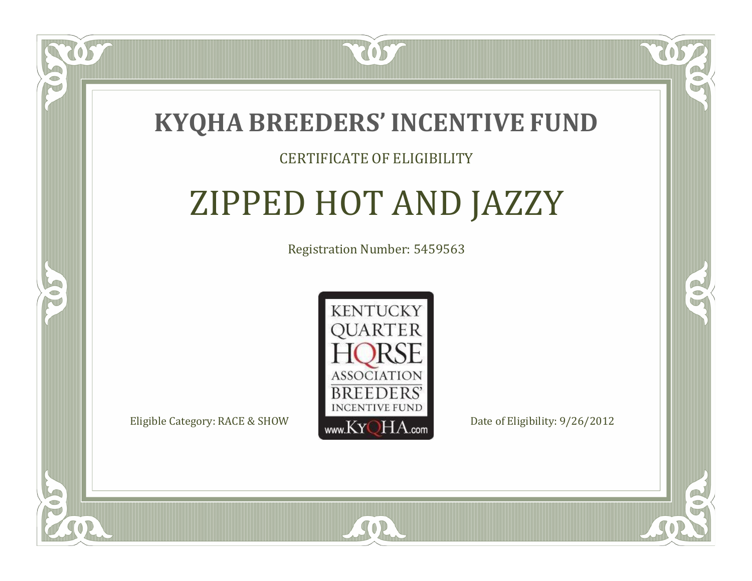# KYQHA BREEDERS' INCENTIVE FUND

CERTIFICATE OF ELIGIBILITY

## ZIPPED HOT AND JAZZY

Registration Number: 5459563

KENTUCKY QUARTER HORSE ASSOCIATION BREEDERS' INCENTIVE FUND www.KyQHA.com

Eligible Category: RACE & SHOW

Date of Eligibility: 9/26/2012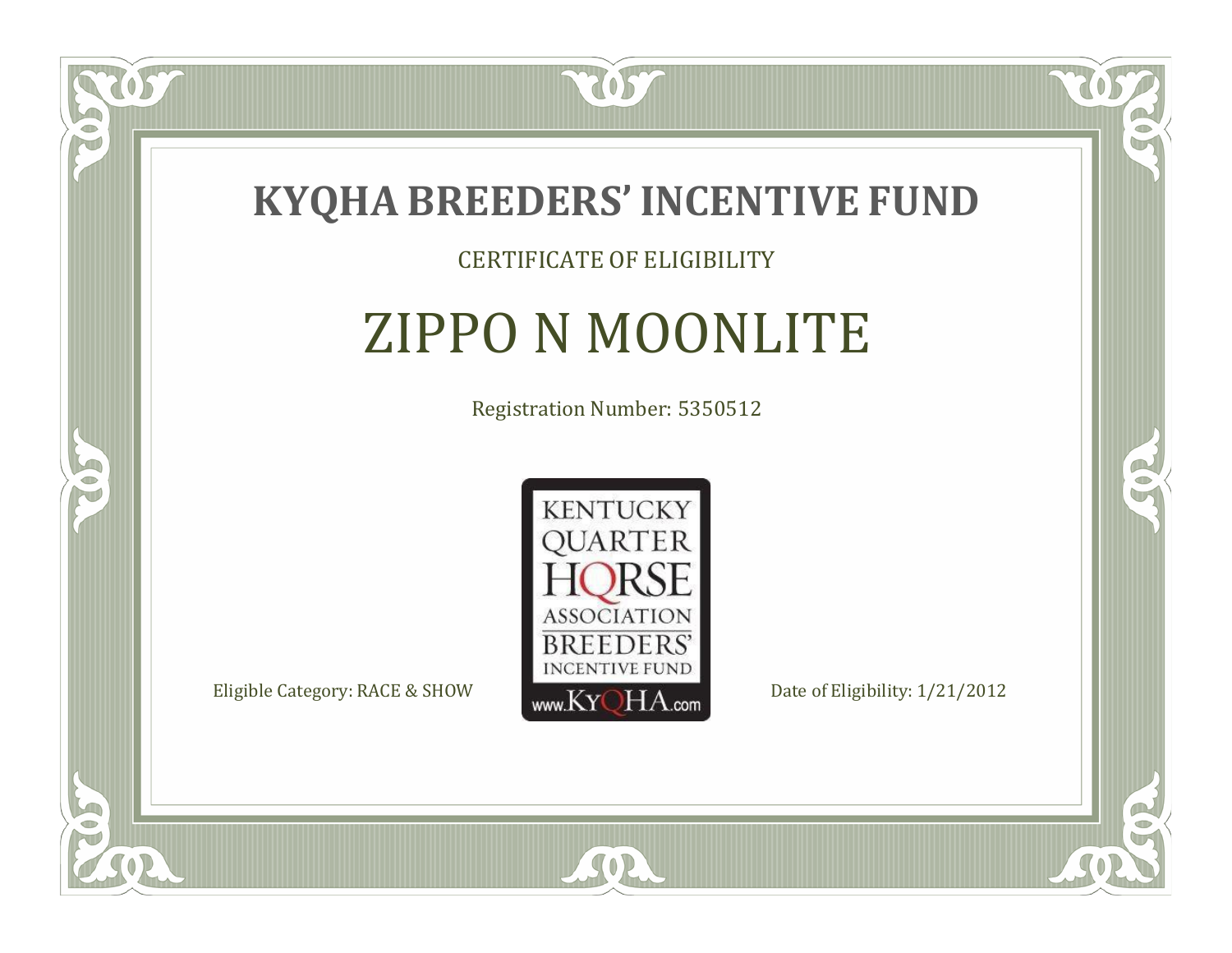# KYQHA BREEDERS' INCENTIVE FUND

CERTIFICATE OF ELIGIBILITY

## ZIPPO N MOONLITE

Registration Number: 5350512

KENTUCKY QUARTER HORSE ASSOCIATION BREEDERS' INCENTIVE FUND www.KyQHA.com

Eligible Category: RACE & SHOW

Date of Eligibility: 1/21/2012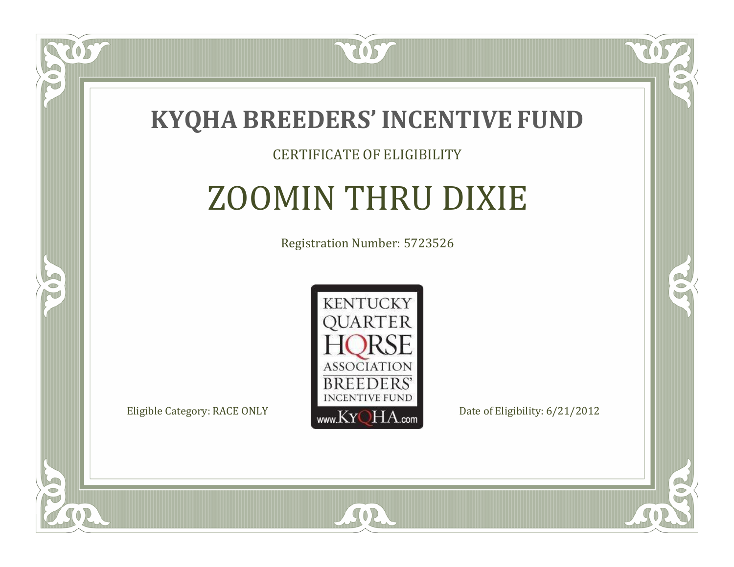# KYQHA BREEDERS' INCENTIVE FUND

CERTIFICATE OF ELIGIBILITY

## ZOOMIN THRU DIXIE

Registration Number: 5723526

KENTUCKY QUARTER HORSE ASSOCIATION BREEDERS' INCENTIVE FUND www.KyQHA.com

Eligible Category: RACE ONLY

Date of Eligibility: 6/21/2012